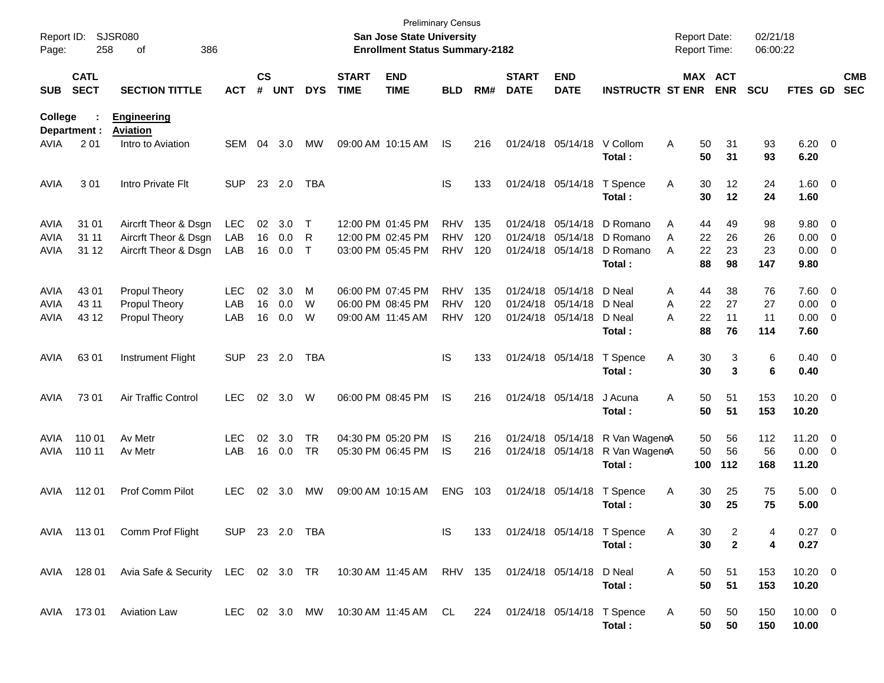Preliminary Census

**San Jose State University**

**Enrollment Status Summary-2182**

Report ID: SJSR080

Report Date: 02/21/18

Report Time: 06:00:22

**College : Engineering**

**Department : Aviation**

| SUB | CATL SECT | SECTION TITTLE | ACT | CS # | UNT | DYS | START TIME | END TIME | BLD | RM# | START DATE | END DATE | INSTRUCTR | ST | MAX ENR | ACT ENR | SCU | FTES | GD | CMB SEC |
|---|---|---|---|---|---|---|---|---|---|---|---|---|---|---|---|---|---|---|---|---|
| AVIA | 2 01 | Intro to Aviation | SEM | 04 | 3.0 | MW | 09:00 AM | 10:15 AM | IS | 216 | 01/24/18 | 05/14/18 | V Collom | A | 50 | 31 | 93 | 6.20 | 0 | |
| | | | | | | | | | | | | | **Total :** | | **50** | **31** | **93** | **6.20** | | |
| AVIA | 3 01 | Intro Private Flt | SUP | 23 | 2.0 | TBA | | | IS | 133 | 01/24/18 | 05/14/18 | T Spence | A | 30 | 12 | 24 | 1.60 | 0 | |
| | | | | | | | | | | | | | **Total :** | | **30** | **12** | **24** | **1.60** | | |
| AVIA | 31 01 | Aircrft Theor & Dsgn | LEC | 02 | 3.0 | T | 12:00 PM | 01:45 PM | RHV | 135 | 01/24/18 | 05/14/18 | D Romano | A | 44 | 49 | 98 | 9.80 | 0 | |
| AVIA | 31 11 | Aircrft Theor & Dsgn | LAB | 16 | 0.0 | R | 12:00 PM | 02:45 PM | RHV | 120 | 01/24/18 | 05/14/18 | D Romano | A | 22 | 26 | 26 | 0.00 | 0 | |
| AVIA | 31 12 | Aircrft Theor & Dsgn | LAB | 16 | 0.0 | T | 03:00 PM | 05:45 PM | RHV | 120 | 01/24/18 | 05/14/18 | D Romano | A | 22 | 23 | 23 | 0.00 | 0 | |
| | | | | | | | | | | | | | **Total :** | | **88** | **98** | **147** | **9.80** | | |
| AVIA | 43 01 | Propul Theory | LEC | 02 | 3.0 | M | 06:00 PM | 07:45 PM | RHV | 135 | 01/24/18 | 05/14/18 | D Neal | A | 44 | 38 | 76 | 7.60 | 0 | |
| AVIA | 43 11 | Propul Theory | LAB | 16 | 0.0 | W | 06:00 PM | 08:45 PM | RHV | 120 | 01/24/18 | 05/14/18 | D Neal | A | 22 | 27 | 27 | 0.00 | 0 | |
| AVIA | 43 12 | Propul Theory | LAB | 16 | 0.0 | W | 09:00 AM | 11:45 AM | RHV | 120 | 01/24/18 | 05/14/18 | D Neal | A | 22 | 11 | 11 | 0.00 | 0 | |
| | | | | | | | | | | | | | **Total :** | | **88** | **76** | **114** | **7.60** | | |
| AVIA | 63 01 | Instrument Flight | SUP | 23 | 2.0 | TBA | | | IS | 133 | 01/24/18 | 05/14/18 | T Spence | A | 30 | 3 | 6 | 0.40 | 0 | |
| | | | | | | | | | | | | | **Total :** | | **30** | **3** | **6** | **0.40** | | |
| AVIA | 73 01 | Air Traffic Control | LEC | 02 | 3.0 | W | 06:00 PM | 08:45 PM | IS | 216 | 01/24/18 | 05/14/18 | J Acuna | A | 50 | 51 | 153 | 10.20 | 0 | |
| | | | | | | | | | | | | | **Total :** | | **50** | **51** | **153** | **10.20** | | |
| AVIA | 110 01 | Av Metr | LEC | 02 | 3.0 | TR | 04:30 PM | 05:20 PM | IS | 216 | 01/24/18 | 05/14/18 | R Van Wagene | A | 50 | 56 | 112 | 11.20 | 0 | |
| AVIA | 110 11 | Av Metr | LAB | 16 | 0.0 | TR | 05:30 PM | 06:45 PM | IS | 216 | 01/24/18 | 05/14/18 | R Van Wagene | A | 50 | 56 | 56 | 0.00 | 0 | |
| | | | | | | | | | | | | | **Total :** | | **100** | **112** | **168** | **11.20** | | |
| AVIA | 112 01 | Prof Comm Pilot | LEC | 02 | 3.0 | MW | 09:00 AM | 10:15 AM | ENG | 103 | 01/24/18 | 05/14/18 | T Spence | A | 30 | 25 | 75 | 5.00 | 0 | |
| | | | | | | | | | | | | | **Total :** | | **30** | **25** | **75** | **5.00** | | |
| AVIA | 113 01 | Comm Prof Flight | SUP | 23 | 2.0 | TBA | | | IS | 133 | 01/24/18 | 05/14/18 | T Spence | A | 30 | 2 | 4 | 0.27 | 0 | |
| | | | | | | | | | | | | | **Total :** | | **30** | **2** | **4** | **0.27** | | |
| AVIA | 128 01 | Avia Safe & Security | LEC | 02 | 3.0 | TR | 10:30 AM | 11:45 AM | RHV | 135 | 01/24/18 | 05/14/18 | D Neal | A | 50 | 51 | 153 | 10.20 | 0 | |
| | | | | | | | | | | | | | **Total :** | | **50** | **51** | **153** | **10.20** | | |
| AVIA | 173 01 | Aviation Law | LEC | 02 | 3.0 | MW | 10:30 AM | 11:45 AM | CL | 224 | 01/24/18 | 05/14/18 | T Spence | A | 50 | 50 | 150 | 10.00 | 0 | |
| | | | | | | | | | | | | | **Total :** | | **50** | **50** | **150** | **10.00** | | |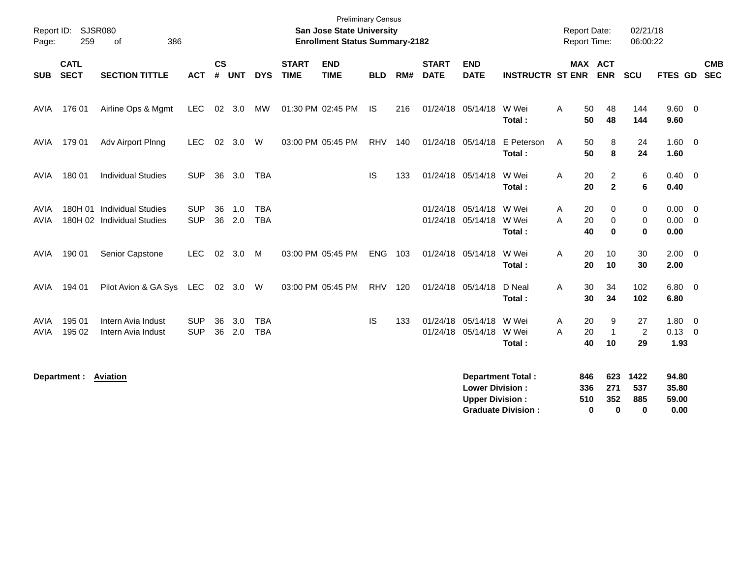Preliminary Census
**San Jose State University**
**Enrollment Status Summary-2182**

Report ID: SJSR080
Report Date: 02/21/18
Report Time: 06:00:22

| SUB | CATL SECT | SECTION TITTLE | ACT | CS # | UNT | DYS | START TIME | END TIME | BLD | RM# | START DATE | END DATE | INSTRUCTR | ST | MAX ENR | ACT ENR | SCU | FTES | GD | CMB SEC |
|---|---|---|---|---|---|---|---|---|---|---|---|---|---|---|---|---|---|---|---|---|
| AVIA | 176 01 | Airline Ops & Mgmt | LEC | 02 | 3.0 | MW | 01:30 PM | 02:45 PM | IS | 216 | 01/24/18 | 05/14/18 | W Wei | A | 50 | 48 | 144 | 9.60 | 0 | |
| | | | | | | | | | | | | | **Total :** | | **50** | **48** | **144** | **9.60** | | |
| AVIA | 179 01 | Adv Airport Plnng | LEC | 02 | 3.0 | W | 03:00 PM | 05:45 PM | RHV | 140 | 01/24/18 | 05/14/18 | E Peterson | A | 50 | 8 | 24 | 1.60 | 0 | |
| | | | | | | | | | | | | | **Total :** | | **50** | **8** | **24** | **1.60** | | |
| AVIA | 180 01 | Individual Studies | SUP | 36 | 3.0 | TBA | | | IS | 133 | 01/24/18 | 05/14/18 | W Wei | A | 20 | 2 | 6 | 0.40 | 0 | |
| | | | | | | | | | | | | | **Total :** | | **20** | **2** | **6** | **0.40** | | |
| AVIA | 180H 01 | Individual Studies | SUP | 36 | 1.0 | TBA | | | | | 01/24/18 | 05/14/18 | W Wei | A | 20 | 0 | 0 | 0.00 | 0 | |
| AVIA | 180H 02 | Individual Studies | SUP | 36 | 2.0 | TBA | | | | | 01/24/18 | 05/14/18 | W Wei | A | 20 | 0 | 0 | 0.00 | 0 | |
| | | | | | | | | | | | | | **Total :** | | **40** | **0** | **0** | **0.00** | | |
| AVIA | 190 01 | Senior Capstone | LEC | 02 | 3.0 | M | 03:00 PM | 05:45 PM | ENG | 103 | 01/24/18 | 05/14/18 | W Wei | A | 20 | 10 | 30 | 2.00 | 0 | |
| | | | | | | | | | | | | | **Total :** | | **20** | **10** | **30** | **2.00** | | |
| AVIA | 194 01 | Pilot Avion & GA Sys | LEC | 02 | 3.0 | W | 03:00 PM | 05:45 PM | RHV | 120 | 01/24/18 | 05/14/18 | D Neal | A | 30 | 34 | 102 | 6.80 | 0 | |
| | | | | | | | | | | | | | **Total :** | | **30** | **34** | **102** | **6.80** | | |
| AVIA | 195 01 | Intern Avia Indust | SUP | 36 | 3.0 | TBA | | | IS | 133 | 01/24/18 | 05/14/18 | W Wei | A | 20 | 9 | 27 | 1.80 | 0 | |
| AVIA | 195 02 | Intern Avia Indust | SUP | 36 | 2.0 | TBA | | | | | 01/24/18 | 05/14/18 | W Wei | A | 20 | 1 | 2 | 0.13 | 0 | |
| | | | | | | | | | | | | | **Total :** | | **40** | **10** | **29** | **1.93** | | |

**Department :** **Aviation**

| | MAX ENR | ACT ENR | SCU | FTES |
|---|---|---|---|---|
| **Department Total :** | **846** | **623** | **1422** | **94.80** |
| **Lower Division :** | **336** | **271** | **537** | **35.80** |
| **Upper Division :** | **510** | **352** | **885** | **59.00** |
| **Graduate Division :** | **0** | **0** | **0** | **0.00** |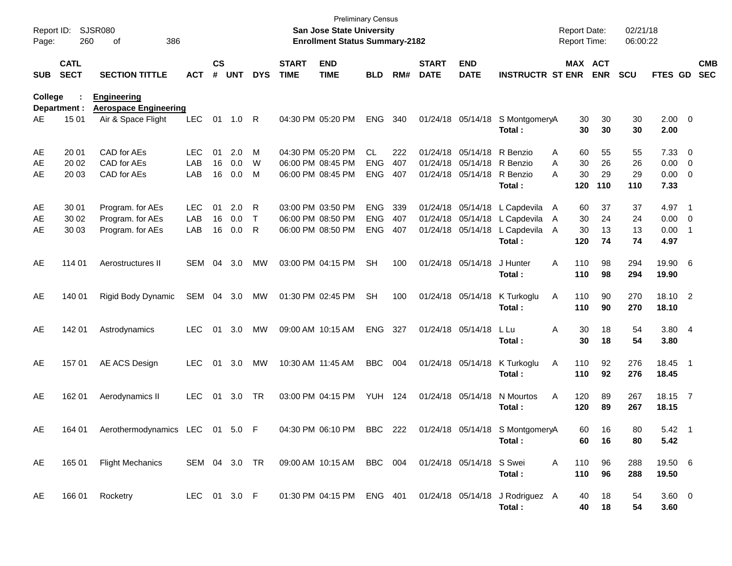Preliminary Census
**San Jose State University**
**Enrollment Status Summary-2182**

Report ID: SJSR080
Report Date: 02/21/18
Report Time: 06:00:22

**College : Engineering**
**Department : Aerospace Engineering**

| SUB | CATL SECT | SECTION TITTLE | ACT | CS # | UNT | DYS | START TIME | END TIME | BLD | RM# | START DATE | END DATE | INSTRUCTR | ST | MAX ENR | ACT ENR | SCU | FTES | GD | CMB SEC |
|---|---|---|---|---|---|---|---|---|---|---|---|---|---|---|---|---|---|---|---|---|
| AE | 15 01 | Air & Space Flight | LEC | 01 | 1.0 | R | 04:30 PM | 05:20 PM | ENG | 340 | 01/24/18 | 05/14/18 | S Montgomery | A | 30 | 30 | 30 | 2.00 | 0 | |
| | | | | | | | | | | | | | **Total :** | | **30** | **30** | **30** | **2.00** | | |
| AE | 20 01 | CAD for AEs | LEC | 01 | 2.0 | M | 04:30 PM | 05:20 PM | CL | 222 | 01/24/18 | 05/14/18 | R Benzio | A | 60 | 55 | 55 | 7.33 | 0 | |
| AE | 20 02 | CAD for AEs | LAB | 16 | 0.0 | W | 06:00 PM | 08:45 PM | ENG | 407 | 01/24/18 | 05/14/18 | R Benzio | A | 30 | 26 | 26 | 0.00 | 0 | |
| AE | 20 03 | CAD for AEs | LAB | 16 | 0.0 | M | 06:00 PM | 08:45 PM | ENG | 407 | 01/24/18 | 05/14/18 | R Benzio | A | 30 | 29 | 29 | 0.00 | 0 | |
| | | | | | | | | | | | | | **Total :** | | **120** | **110** | **110** | **7.33** | | |
| AE | 30 01 | Program. for AEs | LEC | 01 | 2.0 | R | 03:00 PM | 03:50 PM | ENG | 339 | 01/24/18 | 05/14/18 | L Capdevila | A | 60 | 37 | 37 | 4.97 | 1 | |
| AE | 30 02 | Program. for AEs | LAB | 16 | 0.0 | T | 06:00 PM | 08:50 PM | ENG | 407 | 01/24/18 | 05/14/18 | L Capdevila | A | 30 | 24 | 24 | 0.00 | 0 | |
| AE | 30 03 | Program. for AEs | LAB | 16 | 0.0 | R | 06:00 PM | 08:50 PM | ENG | 407 | 01/24/18 | 05/14/18 | L Capdevila | A | 30 | 13 | 13 | 0.00 | 1 | |
| | | | | | | | | | | | | | **Total :** | | **120** | **74** | **74** | **4.97** | | |
| AE | 114 01 | Aerostructures II | SEM | 04 | 3.0 | MW | 03:00 PM | 04:15 PM | SH | 100 | 01/24/18 | 05/14/18 | J Hunter | A | 110 | 98 | 294 | 19.90 | 6 | |
| | | | | | | | | | | | | | **Total :** | | **110** | **98** | **294** | **19.90** | | |
| AE | 140 01 | Rigid Body Dynamic | SEM | 04 | 3.0 | MW | 01:30 PM | 02:45 PM | SH | 100 | 01/24/18 | 05/14/18 | K Turkoglu | A | 110 | 90 | 270 | 18.10 | 2 | |
| | | | | | | | | | | | | | **Total :** | | **110** | **90** | **270** | **18.10** | | |
| AE | 142 01 | Astrodynamics | LEC | 01 | 3.0 | MW | 09:00 AM | 10:15 AM | ENG | 327 | 01/24/18 | 05/14/18 | L Lu | A | 30 | 18 | 54 | 3.80 | 4 | |
| | | | | | | | | | | | | | **Total :** | | **30** | **18** | **54** | **3.80** | | |
| AE | 157 01 | AE ACS Design | LEC | 01 | 3.0 | MW | 10:30 AM | 11:45 AM | BBC | 004 | 01/24/18 | 05/14/18 | K Turkoglu | A | 110 | 92 | 276 | 18.45 | 1 | |
| | | | | | | | | | | | | | **Total :** | | **110** | **92** | **276** | **18.45** | | |
| AE | 162 01 | Aerodynamics II | LEC | 01 | 3.0 | TR | 03:00 PM | 04:15 PM | YUH | 124 | 01/24/18 | 05/14/18 | N Mourtos | A | 120 | 89 | 267 | 18.15 | 7 | |
| | | | | | | | | | | | | | **Total :** | | **120** | **89** | **267** | **18.15** | | |
| AE | 164 01 | Aerothermodynamics | LEC | 01 | 5.0 | F | 04:30 PM | 06:10 PM | BBC | 222 | 01/24/18 | 05/14/18 | S Montgomery | A | 60 | 16 | 80 | 5.42 | 1 | |
| | | | | | | | | | | | | | **Total :** | | **60** | **16** | **80** | **5.42** | | |
| AE | 165 01 | Flight Mechanics | SEM | 04 | 3.0 | TR | 09:00 AM | 10:15 AM | BBC | 004 | 01/24/18 | 05/14/18 | S Swei | A | 110 | 96 | 288 | 19.50 | 6 | |
| | | | | | | | | | | | | | **Total :** | | **110** | **96** | **288** | **19.50** | | |
| AE | 166 01 | Rocketry | LEC | 01 | 3.0 | F | 01:30 PM | 04:15 PM | ENG | 401 | 01/24/18 | 05/14/18 | J Rodriguez | A | 40 | 18 | 54 | 3.60 | 0 | |
| | | | | | | | | | | | | | **Total :** | | **40** | **18** | **54** | **3.60** | | |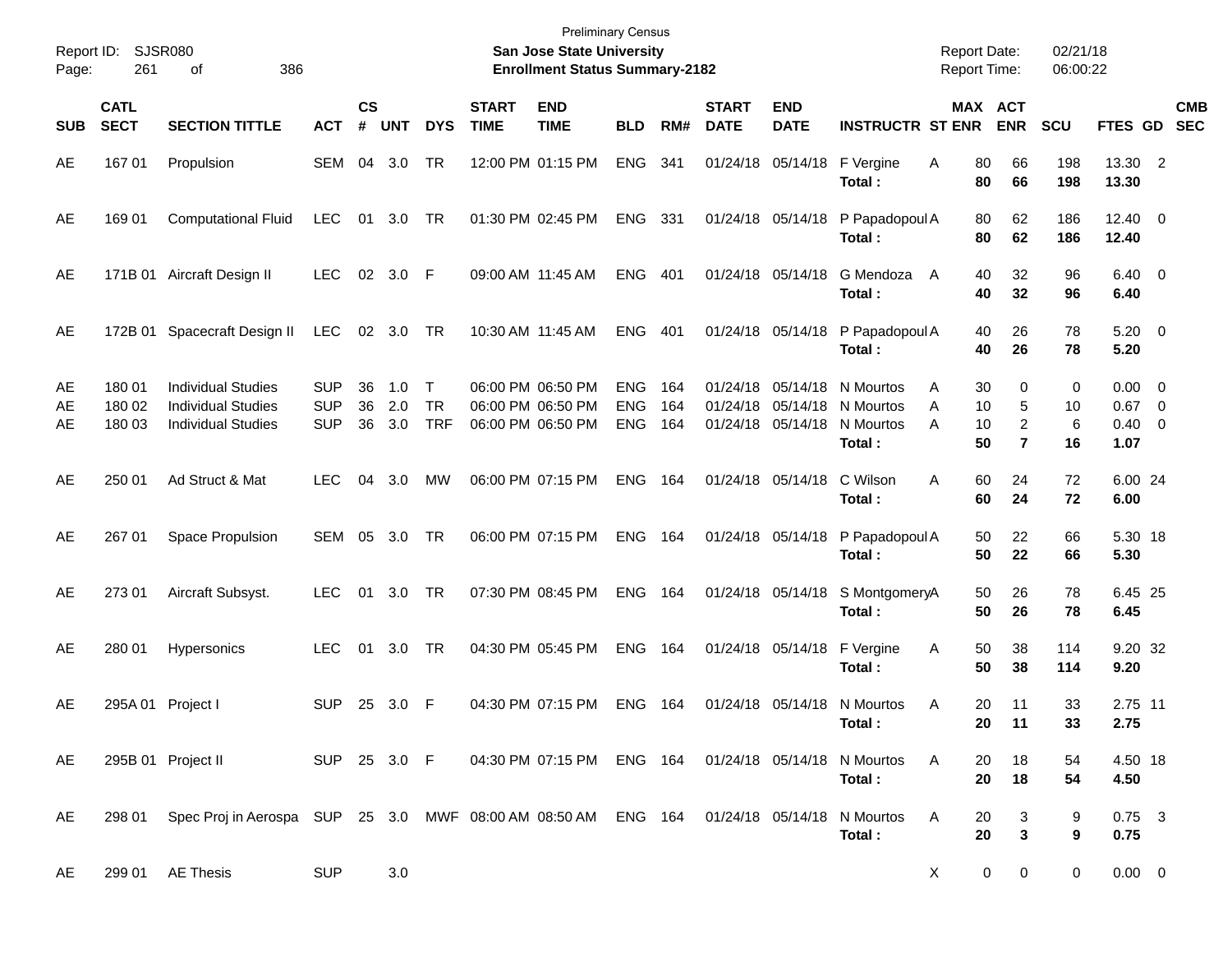Preliminary Census
**San Jose State University**
**Enrollment Status Summary-2182**

Report ID: SJSR080 | Report Date: 02/21/18 | Report Time: 06:00:22

| SUB | CATL SECT | SECTION TITTLE | ACT | CS # | UNT | DYS | START TIME | END TIME | BLD | RM# | START DATE | END DATE | INSTRUCTR | ST | MAX ENR | ACT ENR | SCU | FTES | GD | CMB SEC |
|---|---|---|---|---|---|---|---|---|---|---|---|---|---|---|---|---|---|---|---|---|
| AE | 167 01 | Propulsion | SEM | 04 | 3.0 | TR | 12:00 PM | 01:15 PM | ENG | 341 | 01/24/18 | 05/14/18 | F Vergine | A | 80 | 66 | 198 | 13.30 | 2 | |
| | | | | | | | | | | | | | **Total :** | | **80** | **66** | **198** | **13.30** | | |
| AE | 169 01 | Computational Fluid | LEC | 01 | 3.0 | TR | 01:30 PM | 02:45 PM | ENG | 331 | 01/24/18 | 05/14/18 | P Papadopoul | A | 80 | 62 | 186 | 12.40 | 0 | |
| | | | | | | | | | | | | | **Total :** | | **80** | **62** | **186** | **12.40** | | |
| AE | 171B 01 | Aircraft Design II | LEC | 02 | 3.0 | F | 09:00 AM | 11:45 AM | ENG | 401 | 01/24/18 | 05/14/18 | G Mendoza | A | 40 | 32 | 96 | 6.40 | 0 | |
| | | | | | | | | | | | | | **Total :** | | **40** | **32** | **96** | **6.40** | | |
| AE | 172B 01 | Spacecraft Design II | LEC | 02 | 3.0 | TR | 10:30 AM | 11:45 AM | ENG | 401 | 01/24/18 | 05/14/18 | P Papadopoul | A | 40 | 26 | 78 | 5.20 | 0 | |
| | | | | | | | | | | | | | **Total :** | | **40** | **26** | **78** | **5.20** | | |
| AE | 180 01 | Individual Studies | SUP | 36 | 1.0 | T | 06:00 PM | 06:50 PM | ENG | 164 | 01/24/18 | 05/14/18 | N Mourtos | A | 30 | 0 | 0 | 0.00 | 0 | |
| AE | 180 02 | Individual Studies | SUP | 36 | 2.0 | TR | 06:00 PM | 06:50 PM | ENG | 164 | 01/24/18 | 05/14/18 | N Mourtos | A | 10 | 5 | 10 | 0.67 | 0 | |
| AE | 180 03 | Individual Studies | SUP | 36 | 3.0 | TRF | 06:00 PM | 06:50 PM | ENG | 164 | 01/24/18 | 05/14/18 | N Mourtos | A | 10 | 2 | 6 | 0.40 | 0 | |
| | | | | | | | | | | | | | **Total :** | | **50** | **7** | **16** | **1.07** | | |
| AE | 250 01 | Ad Struct & Mat | LEC | 04 | 3.0 | MW | 06:00 PM | 07:15 PM | ENG | 164 | 01/24/18 | 05/14/18 | C Wilson | A | 60 | 24 | 72 | 6.00 | 24 | |
| | | | | | | | | | | | | | **Total :** | | **60** | **24** | **72** | **6.00** | | |
| AE | 267 01 | Space Propulsion | SEM | 05 | 3.0 | TR | 06:00 PM | 07:15 PM | ENG | 164 | 01/24/18 | 05/14/18 | P Papadopoul | A | 50 | 22 | 66 | 5.30 | 18 | |
| | | | | | | | | | | | | | **Total :** | | **50** | **22** | **66** | **5.30** | | |
| AE | 273 01 | Aircraft Subsyst. | LEC | 01 | 3.0 | TR | 07:30 PM | 08:45 PM | ENG | 164 | 01/24/18 | 05/14/18 | S Montgomery | A | 50 | 26 | 78 | 6.45 | 25 | |
| | | | | | | | | | | | | | **Total :** | | **50** | **26** | **78** | **6.45** | | |
| AE | 280 01 | Hypersonics | LEC | 01 | 3.0 | TR | 04:30 PM | 05:45 PM | ENG | 164 | 01/24/18 | 05/14/18 | F Vergine | A | 50 | 38 | 114 | 9.20 | 32 | |
| | | | | | | | | | | | | | **Total :** | | **50** | **38** | **114** | **9.20** | | |
| AE | 295A 01 | Project I | SUP | 25 | 3.0 | F | 04:30 PM | 07:15 PM | ENG | 164 | 01/24/18 | 05/14/18 | N Mourtos | A | 20 | 11 | 33 | 2.75 | 11 | |
| | | | | | | | | | | | | | **Total :** | | **20** | **11** | **33** | **2.75** | | |
| AE | 295B 01 | Project II | SUP | 25 | 3.0 | F | 04:30 PM | 07:15 PM | ENG | 164 | 01/24/18 | 05/14/18 | N Mourtos | A | 20 | 18 | 54 | 4.50 | 18 | |
| | | | | | | | | | | | | | **Total :** | | **20** | **18** | **54** | **4.50** | | |
| AE | 298 01 | Spec Proj in Aerospa | SUP | 25 | 3.0 | MWF | 08:00 AM | 08:50 AM | ENG | 164 | 01/24/18 | 05/14/18 | N Mourtos | A | 20 | 3 | 9 | 0.75 | 3 | |
| | | | | | | | | | | | | | **Total :** | | **20** | **3** | **9** | **0.75** | | |
| AE | 299 01 | AE Thesis | SUP | | 3.0 | | | | | | | | | X | 0 | 0 | 0 | 0.00 | 0 | |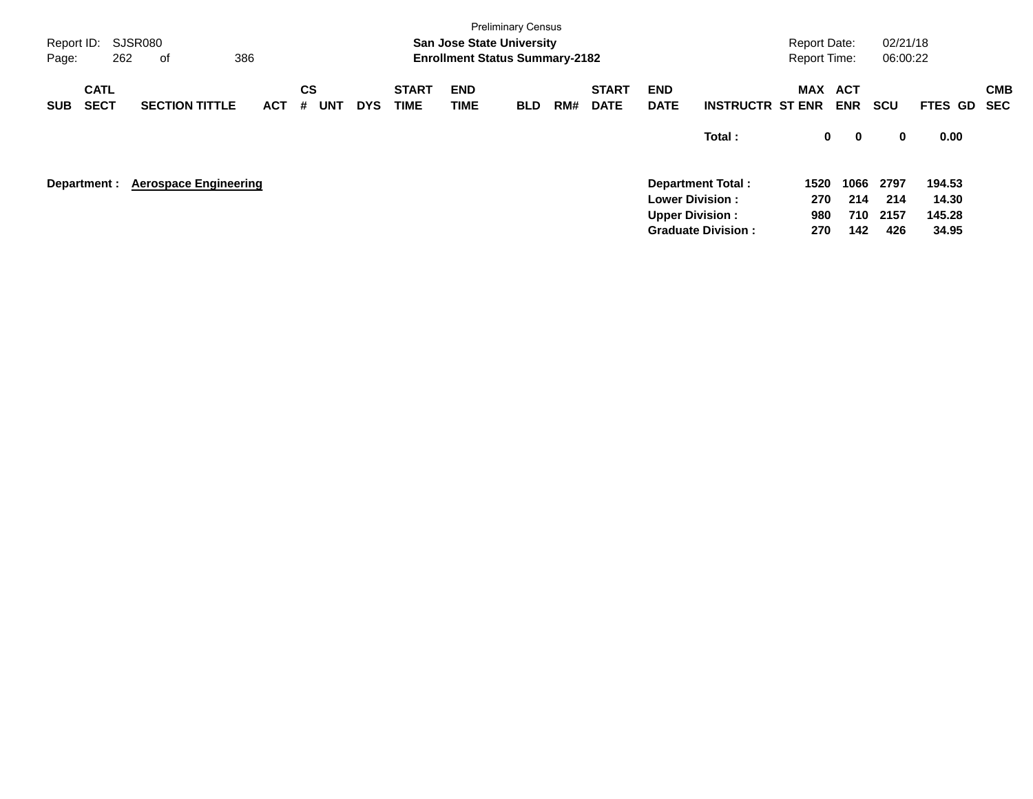Preliminary Census

**San Jose State University**
**Enrollment Status Summary-2182**

Report ID: SJSR080
Report Date: 02/21/18
Report Time: 06:00:22

| SUB | CATL SECT | SECTION TITTLE | ACT | CS # | UNT | DYS | START TIME | END TIME | BLD | RM# | START DATE | END DATE | INSTRUCTR | MAX ST ENR | ACT ENR | SCU | FTES | GD | CMB SEC |
|---|---|---|---|---|---|---|---|---|---|---|---|---|---|---|---|---|---|---|---|
| | | | | | | | | | | | | | **Total :** | **0** | **0** | **0** | **0.00** | | |

**Department : Aerospace Engineering**

| | MAX ST ENR | ACT ENR | SCU | FTES |
|---|---|---|---|---|
| **Department Total :** | **1520** | **1066** | **2797** | **194.53** |
| **Lower Division :** | **270** | **214** | **214** | **14.30** |
| **Upper Division :** | **980** | **710** | **2157** | **145.28** |
| **Graduate Division :** | **270** | **142** | **426** | **34.95** |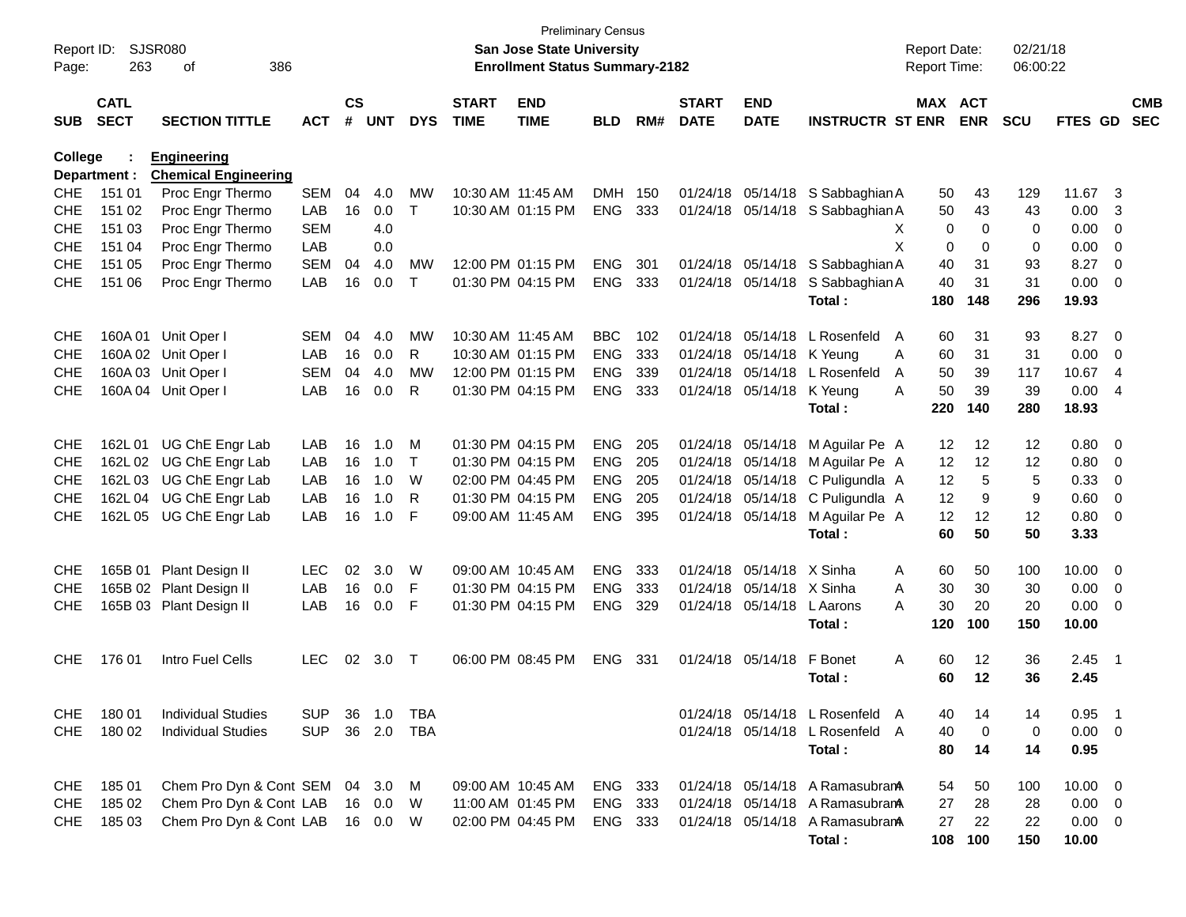Preliminary Census
**San Jose State University**
**Enrollment Status Summary-2182**

Report ID: SJSR080
Report Date: 02/21/18
Report Time: 06:00:22

**College : Engineering**
**Department : Chemical Engineering**

| SUB | CATL SECT | SECTION TITTLE | ACT | CS # | UNT | DYS | START TIME | END TIME | BLD | RM# | START DATE | END DATE | INSTRUCTR | ST | MAX ENR | ACT ENR | SCU | FTES | GD | CMB SEC |
|---|---|---|---|---|---|---|---|---|---|---|---|---|---|---|---|---|---|---|---|---|
| CHE | 151 01 | Proc Engr Thermo | SEM | 04 | 4.0 | MW | 10:30 AM | 11:45 AM | DMH | 150 | 01/24/18 | 05/14/18 | S Sabbaghian | A | 50 | 43 | 129 | 11.67 | 3 | |
| CHE | 151 02 | Proc Engr Thermo | LAB | 16 | 0.0 | T | 10:30 AM | 01:15 PM | ENG | 333 | 01/24/18 | 05/14/18 | S Sabbaghian | A | 50 | 43 | 43 | 0.00 | 3 | |
| CHE | 151 03 | Proc Engr Thermo | SEM | | 4.0 | | | | | | | | | X | 0 | 0 | 0 | 0.00 | 0 | |
| CHE | 151 04 | Proc Engr Thermo | LAB | | 0.0 | | | | | | | | | X | 0 | 0 | 0 | 0.00 | 0 | |
| CHE | 151 05 | Proc Engr Thermo | SEM | 04 | 4.0 | MW | 12:00 PM | 01:15 PM | ENG | 301 | 01/24/18 | 05/14/18 | S Sabbaghian | A | 40 | 31 | 93 | 8.27 | 0 | |
| CHE | 151 06 | Proc Engr Thermo | LAB | 16 | 0.0 | T | 01:30 PM | 04:15 PM | ENG | 333 | 01/24/18 | 05/14/18 | S Sabbaghian | A | 40 | 31 | 31 | 0.00 | 0 | |
| | | | | | | | | | | | | | **Total :** | | **180** | **148** | **296** | **19.93** | | |
| CHE | 160A 01 | Unit Oper I | SEM | 04 | 4.0 | MW | 10:30 AM | 11:45 AM | BBC | 102 | 01/24/18 | 05/14/18 | L Rosenfeld | A | 60 | 31 | 93 | 8.27 | 0 | |
| CHE | 160A 02 | Unit Oper I | LAB | 16 | 0.0 | R | 10:30 AM | 01:15 PM | ENG | 333 | 01/24/18 | 05/14/18 | K Yeung | A | 60 | 31 | 31 | 0.00 | 0 | |
| CHE | 160A 03 | Unit Oper I | SEM | 04 | 4.0 | MW | 12:00 PM | 01:15 PM | ENG | 339 | 01/24/18 | 05/14/18 | L Rosenfeld | A | 50 | 39 | 117 | 10.67 | 4 | |
| CHE | 160A 04 | Unit Oper I | LAB | 16 | 0.0 | R | 01:30 PM | 04:15 PM | ENG | 333 | 01/24/18 | 05/14/18 | K Yeung | A | 50 | 39 | 39 | 0.00 | 4 | |
| | | | | | | | | | | | | | **Total :** | | **220** | **140** | **280** | **18.93** | | |
| CHE | 162L 01 | UG ChE Engr Lab | LAB | 16 | 1.0 | M | 01:30 PM | 04:15 PM | ENG | 205 | 01/24/18 | 05/14/18 | M Aguilar Pe | A | 12 | 12 | 12 | 0.80 | 0 | |
| CHE | 162L 02 | UG ChE Engr Lab | LAB | 16 | 1.0 | T | 01:30 PM | 04:15 PM | ENG | 205 | 01/24/18 | 05/14/18 | M Aguilar Pe | A | 12 | 12 | 12 | 0.80 | 0 | |
| CHE | 162L 03 | UG ChE Engr Lab | LAB | 16 | 1.0 | W | 02:00 PM | 04:45 PM | ENG | 205 | 01/24/18 | 05/14/18 | C Puligundla | A | 12 | 5 | 5 | 0.33 | 0 | |
| CHE | 162L 04 | UG ChE Engr Lab | LAB | 16 | 1.0 | R | 01:30 PM | 04:15 PM | ENG | 205 | 01/24/18 | 05/14/18 | C Puligundla | A | 12 | 9 | 9 | 0.60 | 0 | |
| CHE | 162L 05 | UG ChE Engr Lab | LAB | 16 | 1.0 | F | 09:00 AM | 11:45 AM | ENG | 395 | 01/24/18 | 05/14/18 | M Aguilar Pe | A | 12 | 12 | 12 | 0.80 | 0 | |
| | | | | | | | | | | | | | **Total :** | | **60** | **50** | **50** | **3.33** | | |
| CHE | 165B 01 | Plant Design II | LEC | 02 | 3.0 | W | 09:00 AM | 10:45 AM | ENG | 333 | 01/24/18 | 05/14/18 | X Sinha | A | 60 | 50 | 100 | 10.00 | 0 | |
| CHE | 165B 02 | Plant Design II | LAB | 16 | 0.0 | F | 01:30 PM | 04:15 PM | ENG | 333 | 01/24/18 | 05/14/18 | X Sinha | A | 30 | 30 | 30 | 0.00 | 0 | |
| CHE | 165B 03 | Plant Design II | LAB | 16 | 0.0 | F | 01:30 PM | 04:15 PM | ENG | 329 | 01/24/18 | 05/14/18 | L Aarons | A | 30 | 20 | 20 | 0.00 | 0 | |
| | | | | | | | | | | | | | **Total :** | | **120** | **100** | **150** | **10.00** | | |
| CHE | 176 01 | Intro Fuel Cells | LEC | 02 | 3.0 | T | 06:00 PM | 08:45 PM | ENG | 331 | 01/24/18 | 05/14/18 | F Bonet | A | 60 | 12 | 36 | 2.45 | 1 | |
| | | | | | | | | | | | | | **Total :** | | **60** | **12** | **36** | **2.45** | | |
| CHE | 180 01 | Individual Studies | SUP | 36 | 1.0 | TBA | | | | | 01/24/18 | 05/14/18 | L Rosenfeld | A | 40 | 14 | 14 | 0.95 | 1 | |
| CHE | 180 02 | Individual Studies | SUP | 36 | 2.0 | TBA | | | | | 01/24/18 | 05/14/18 | L Rosenfeld | A | 40 | 0 | 0 | 0.00 | 0 | |
| | | | | | | | | | | | | | **Total :** | | **80** | **14** | **14** | **0.95** | | |
| CHE | 185 01 | Chem Pro Dyn & Cont | SEM | 04 | 3.0 | M | 09:00 AM | 10:45 AM | ENG | 333 | 01/24/18 | 05/14/18 | A Ramasubram | A | 54 | 50 | 100 | 10.00 | 0 | |
| CHE | 185 02 | Chem Pro Dyn & Cont | LAB | 16 | 0.0 | W | 11:00 AM | 01:45 PM | ENG | 333 | 01/24/18 | 05/14/18 | A Ramasubram | A | 27 | 28 | 28 | 0.00 | 0 | |
| CHE | 185 03 | Chem Pro Dyn & Cont | LAB | 16 | 0.0 | W | 02:00 PM | 04:45 PM | ENG | 333 | 01/24/18 | 05/14/18 | A Ramasubram | A | 27 | 22 | 22 | 0.00 | 0 | |
| | | | | | | | | | | | | | **Total :** | | **108** | **100** | **150** | **10.00** | | |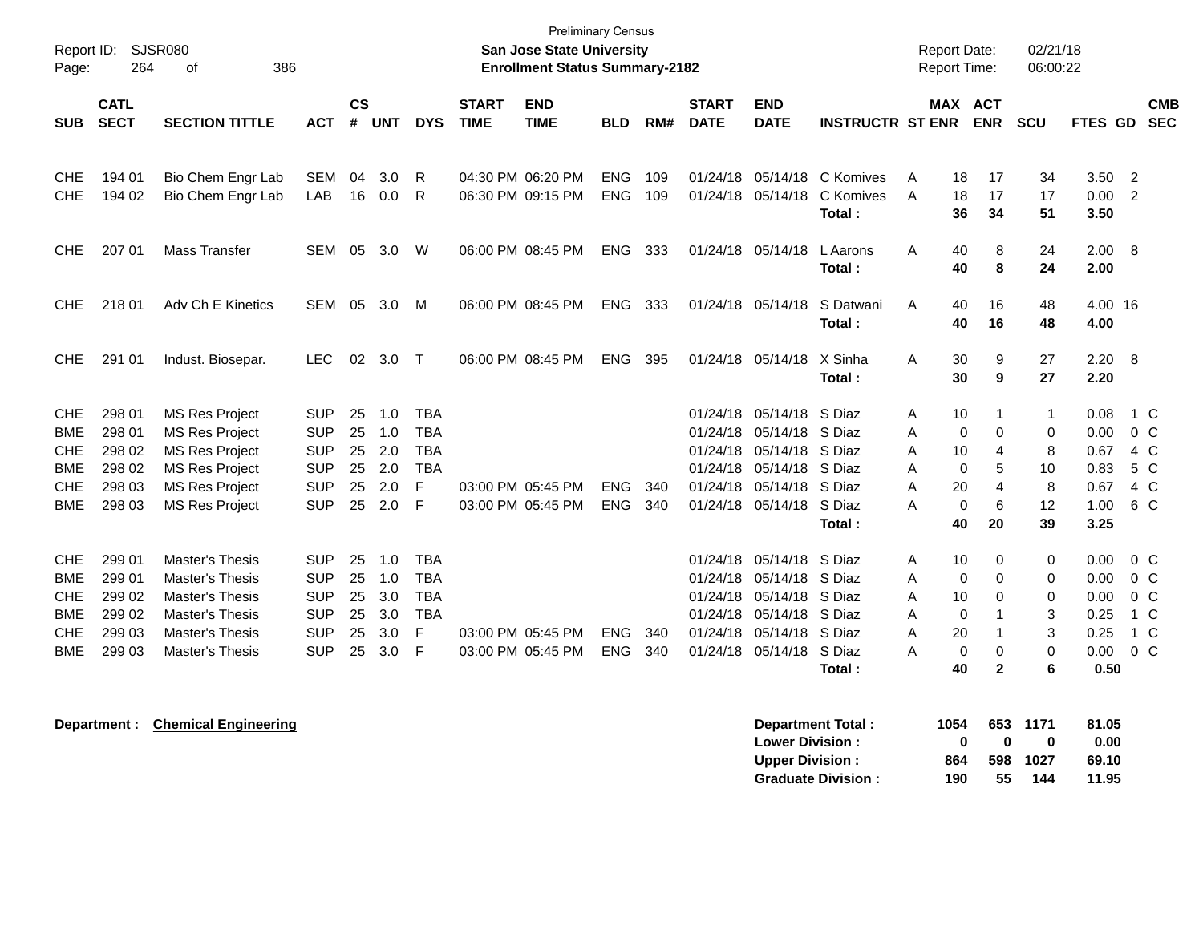Preliminary Census

**San Jose State University**

**Enrollment Status Summary-2182**

Report ID: SJSR080
Report Date: 02/21/18
Report Time: 06:00:22

| SUB | CATL SECT | SECTION TITTLE | ACT | CS # | UNT | DYS | START TIME | END TIME | BLD | RM# | START DATE | END DATE | INSTRUCTR | ST | MAX ENR | ACT ENR | SCU | FTES | GD | CMB SEC |
|---|---|---|---|---|---|---|---|---|---|---|---|---|---|---|---|---|---|---|---|---|
| CHE | 194 01 | Bio Chem Engr Lab | SEM | 04 | 3.0 | R | 04:30 PM | 06:20 PM | ENG | 109 | 01/24/18 | 05/14/18 | C Komives | A | 18 | 17 | 34 | 3.50 | 2 | |
| CHE | 194 02 | Bio Chem Engr Lab | LAB | 16 | 0.0 | R | 06:30 PM | 09:15 PM | ENG | 109 | 01/24/18 | 05/14/18 | C Komives | A | 18 | 17 | 17 | 0.00 | 2 | |
| | | | | | | | | | | | | | **Total :** | | **36** | **34** | **51** | **3.50** | | |
| CHE | 207 01 | Mass Transfer | SEM | 05 | 3.0 | W | 06:00 PM | 08:45 PM | ENG | 333 | 01/24/18 | 05/14/18 | L Aarons | A | 40 | 8 | 24 | 2.00 | 8 | |
| | | | | | | | | | | | | | **Total :** | | **40** | **8** | **24** | **2.00** | | |
| CHE | 218 01 | Adv Ch E Kinetics | SEM | 05 | 3.0 | M | 06:00 PM | 08:45 PM | ENG | 333 | 01/24/18 | 05/14/18 | S Datwani | A | 40 | 16 | 48 | 4.00 | 16 | |
| | | | | | | | | | | | | | **Total :** | | **40** | **16** | **48** | **4.00** | | |
| CHE | 291 01 | Indust. Biosepar. | LEC | 02 | 3.0 | T | 06:00 PM | 08:45 PM | ENG | 395 | 01/24/18 | 05/14/18 | X Sinha | A | 30 | 9 | 27 | 2.20 | 8 | |
| | | | | | | | | | | | | | **Total :** | | **30** | **9** | **27** | **2.20** | | |
| CHE | 298 01 | MS Res Project | SUP | 25 | 1.0 | TBA | | | | | 01/24/18 | 05/14/18 | S Diaz | A | 10 | 1 | 1 | 0.08 | 1 | C |
| BME | 298 01 | MS Res Project | SUP | 25 | 1.0 | TBA | | | | | 01/24/18 | 05/14/18 | S Diaz | A | 0 | 0 | 0 | 0.00 | 0 | C |
| CHE | 298 02 | MS Res Project | SUP | 25 | 2.0 | TBA | | | | | 01/24/18 | 05/14/18 | S Diaz | A | 10 | 4 | 8 | 0.67 | 4 | C |
| BME | 298 02 | MS Res Project | SUP | 25 | 2.0 | TBA | | | | | 01/24/18 | 05/14/18 | S Diaz | A | 0 | 5 | 10 | 0.83 | 5 | C |
| CHE | 298 03 | MS Res Project | SUP | 25 | 2.0 | F | 03:00 PM | 05:45 PM | ENG | 340 | 01/24/18 | 05/14/18 | S Diaz | A | 20 | 4 | 8 | 0.67 | 4 | C |
| BME | 298 03 | MS Res Project | SUP | 25 | 2.0 | F | 03:00 PM | 05:45 PM | ENG | 340 | 01/24/18 | 05/14/18 | S Diaz | A | 0 | 6 | 12 | 1.00 | 6 | C |
| | | | | | | | | | | | | | **Total :** | | **40** | **20** | **39** | **3.25** | | |
| CHE | 299 01 | Master's Thesis | SUP | 25 | 1.0 | TBA | | | | | 01/24/18 | 05/14/18 | S Diaz | A | 10 | 0 | 0 | 0.00 | 0 | C |
| BME | 299 01 | Master's Thesis | SUP | 25 | 1.0 | TBA | | | | | 01/24/18 | 05/14/18 | S Diaz | A | 0 | 0 | 0 | 0.00 | 0 | C |
| CHE | 299 02 | Master's Thesis | SUP | 25 | 3.0 | TBA | | | | | 01/24/18 | 05/14/18 | S Diaz | A | 10 | 0 | 0 | 0.00 | 0 | C |
| BME | 299 02 | Master's Thesis | SUP | 25 | 3.0 | TBA | | | | | 01/24/18 | 05/14/18 | S Diaz | A | 0 | 1 | 3 | 0.25 | 1 | C |
| CHE | 299 03 | Master's Thesis | SUP | 25 | 3.0 | F | 03:00 PM | 05:45 PM | ENG | 340 | 01/24/18 | 05/14/18 | S Diaz | A | 20 | 1 | 3 | 0.25 | 1 | C |
| BME | 299 03 | Master's Thesis | SUP | 25 | 3.0 | F | 03:00 PM | 05:45 PM | ENG | 340 | 01/24/18 | 05/14/18 | S Diaz | A | 0 | 0 | 0 | 0.00 | 0 | C |
| | | | | | | | | | | | | | **Total :** | | **40** | **2** | **6** | **0.50** | | |

**Department : Chemical Engineering**

| | MAX ENR | ACT ENR | SCU | FTES |
|---|---|---|---|---|
| **Department Total :** | **1054** | **653** | **1171** | **81.05** |
| **Lower Division :** | **0** | **0** | **0** | **0.00** |
| **Upper Division :** | **864** | **598** | **1027** | **69.10** |
| **Graduate Division :** | **190** | **55** | **144** | **11.95** |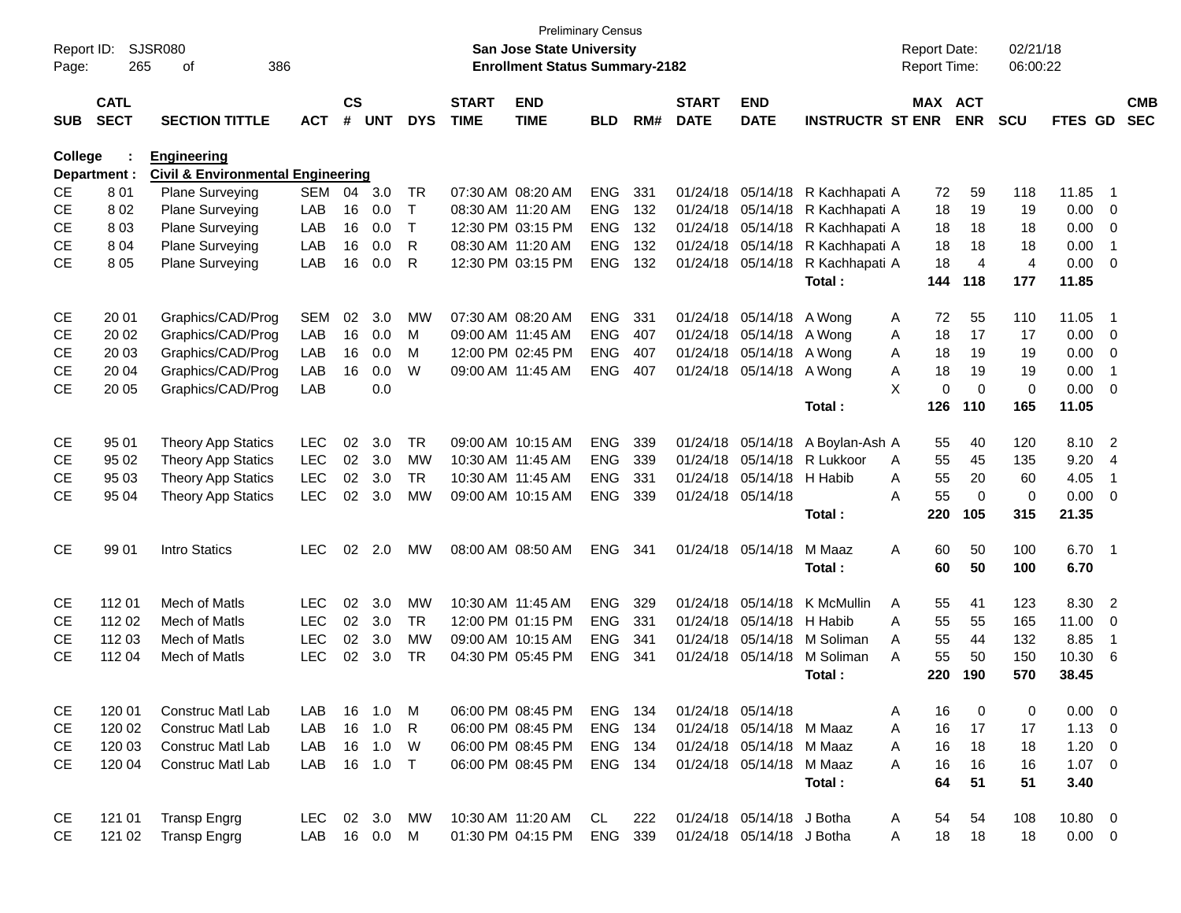Preliminary Census

**San Jose State University**
**Enrollment Status Summary-2182**

Report ID: SJSR080
Report Date: 02/21/18
Report Time: 06:00:22

**College : Engineering**
**Department : Civil & Environmental Engineering**

| SUB | CATL SECT | SECTION TITTLE | ACT | CS # | UNT | DYS | START TIME | END TIME | BLD | RM# | START DATE | END DATE | INSTRUCTR | ST | MAX ENR | ACT ENR | SCU | FTES | GD | CMB SEC |
|---|---|---|---|---|---|---|---|---|---|---|---|---|---|---|---|---|---|---|---|---|
| CE | 8 01 | Plane Surveying | SEM | 04 | 3.0 | TR | 07:30 AM | 08:20 AM | ENG | 331 | 01/24/18 | 05/14/18 | R Kachhapati | A | 72 | 59 | 118 | 11.85 | 1 | |
| CE | 8 02 | Plane Surveying | LAB | 16 | 0.0 | T | 08:30 AM | 11:20 AM | ENG | 132 | 01/24/18 | 05/14/18 | R Kachhapati | A | 18 | 19 | 19 | 0.00 | 0 | |
| CE | 8 03 | Plane Surveying | LAB | 16 | 0.0 | T | 12:30 PM | 03:15 PM | ENG | 132 | 01/24/18 | 05/14/18 | R Kachhapati | A | 18 | 18 | 18 | 0.00 | 0 | |
| CE | 8 04 | Plane Surveying | LAB | 16 | 0.0 | R | 08:30 AM | 11:20 AM | ENG | 132 | 01/24/18 | 05/14/18 | R Kachhapati | A | 18 | 18 | 18 | 0.00 | 1 | |
| CE | 8 05 | Plane Surveying | LAB | 16 | 0.0 | R | 12:30 PM | 03:15 PM | ENG | 132 | 01/24/18 | 05/14/18 | R Kachhapati | A | 18 | 4 | 4 | 0.00 | 0 | |
| | | | | | | | | | | | | | **Total :** | | **144** | **118** | **177** | **11.85** | | |
| CE | 20 01 | Graphics/CAD/Prog | SEM | 02 | 3.0 | MW | 07:30 AM | 08:20 AM | ENG | 331 | 01/24/18 | 05/14/18 | A Wong | A | 72 | 55 | 110 | 11.05 | 1 | |
| CE | 20 02 | Graphics/CAD/Prog | LAB | 16 | 0.0 | M | 09:00 AM | 11:45 AM | ENG | 407 | 01/24/18 | 05/14/18 | A Wong | A | 18 | 17 | 17 | 0.00 | 0 | |
| CE | 20 03 | Graphics/CAD/Prog | LAB | 16 | 0.0 | M | 12:00 PM | 02:45 PM | ENG | 407 | 01/24/18 | 05/14/18 | A Wong | A | 18 | 19 | 19 | 0.00 | 0 | |
| CE | 20 04 | Graphics/CAD/Prog | LAB | 16 | 0.0 | W | 09:00 AM | 11:45 AM | ENG | 407 | 01/24/18 | 05/14/18 | A Wong | A | 18 | 19 | 19 | 0.00 | 1 | |
| CE | 20 05 | Graphics/CAD/Prog | LAB | | 0.0 | | | | | | | | | X | 0 | 0 | 0 | 0.00 | 0 | |
| | | | | | | | | | | | | | **Total :** | | **126** | **110** | **165** | **11.05** | | |
| CE | 95 01 | Theory App Statics | LEC | 02 | 3.0 | TR | 09:00 AM | 10:15 AM | ENG | 339 | 01/24/18 | 05/14/18 | A Boylan-Ash | A | 55 | 40 | 120 | 8.10 | 2 | |
| CE | 95 02 | Theory App Statics | LEC | 02 | 3.0 | MW | 10:30 AM | 11:45 AM | ENG | 339 | 01/24/18 | 05/14/18 | R Lukkoor | A | 55 | 45 | 135 | 9.20 | 4 | |
| CE | 95 03 | Theory App Statics | LEC | 02 | 3.0 | TR | 10:30 AM | 11:45 AM | ENG | 331 | 01/24/18 | 05/14/18 | H Habib | A | 55 | 20 | 60 | 4.05 | 1 | |
| CE | 95 04 | Theory App Statics | LEC | 02 | 3.0 | MW | 09:00 AM | 10:15 AM | ENG | 339 | 01/24/18 | 05/14/18 | | A | 55 | 0 | 0 | 0.00 | 0 | |
| | | | | | | | | | | | | | **Total :** | | **220** | **105** | **315** | **21.35** | | |
| CE | 99 01 | Intro Statics | LEC | 02 | 2.0 | MW | 08:00 AM | 08:50 AM | ENG | 341 | 01/24/18 | 05/14/18 | M Maaz | A | 60 | 50 | 100 | 6.70 | 1 | |
| | | | | | | | | | | | | | **Total :** | | **60** | **50** | **100** | **6.70** | | |
| CE | 112 01 | Mech of Matls | LEC | 02 | 3.0 | MW | 10:30 AM | 11:45 AM | ENG | 329 | 01/24/18 | 05/14/18 | K McMullin | A | 55 | 41 | 123 | 8.30 | 2 | |
| CE | 112 02 | Mech of Matls | LEC | 02 | 3.0 | TR | 12:00 PM | 01:15 PM | ENG | 331 | 01/24/18 | 05/14/18 | H Habib | A | 55 | 55 | 165 | 11.00 | 0 | |
| CE | 112 03 | Mech of Matls | LEC | 02 | 3.0 | MW | 09:00 AM | 10:15 AM | ENG | 341 | 01/24/18 | 05/14/18 | M Soliman | A | 55 | 44 | 132 | 8.85 | 1 | |
| CE | 112 04 | Mech of Matls | LEC | 02 | 3.0 | TR | 04:30 PM | 05:45 PM | ENG | 341 | 01/24/18 | 05/14/18 | M Soliman | A | 55 | 50 | 150 | 10.30 | 6 | |
| | | | | | | | | | | | | | **Total :** | | **220** | **190** | **570** | **38.45** | | |
| CE | 120 01 | Construc Matl Lab | LAB | 16 | 1.0 | M | 06:00 PM | 08:45 PM | ENG | 134 | 01/24/18 | 05/14/18 | | A | 16 | 0 | 0 | 0.00 | 0 | |
| CE | 120 02 | Construc Matl Lab | LAB | 16 | 1.0 | R | 06:00 PM | 08:45 PM | ENG | 134 | 01/24/18 | 05/14/18 | M Maaz | A | 16 | 17 | 17 | 1.13 | 0 | |
| CE | 120 03 | Construc Matl Lab | LAB | 16 | 1.0 | W | 06:00 PM | 08:45 PM | ENG | 134 | 01/24/18 | 05/14/18 | M Maaz | A | 16 | 18 | 18 | 1.20 | 0 | |
| CE | 120 04 | Construc Matl Lab | LAB | 16 | 1.0 | T | 06:00 PM | 08:45 PM | ENG | 134 | 01/24/18 | 05/14/18 | M Maaz | A | 16 | 16 | 16 | 1.07 | 0 | |
| | | | | | | | | | | | | | **Total :** | | **64** | **51** | **51** | **3.40** | | |
| CE | 121 01 | Transp Engrg | LEC | 02 | 3.0 | MW | 10:30 AM | 11:20 AM | CL | 222 | 01/24/18 | 05/14/18 | J Botha | A | 54 | 54 | 108 | 10.80 | 0 | |
| CE | 121 02 | Transp Engrg | LAB | 16 | 0.0 | M | 01:30 PM | 04:15 PM | ENG | 339 | 01/24/18 | 05/14/18 | J Botha | A | 18 | 18 | 18 | 0.00 | 0 | |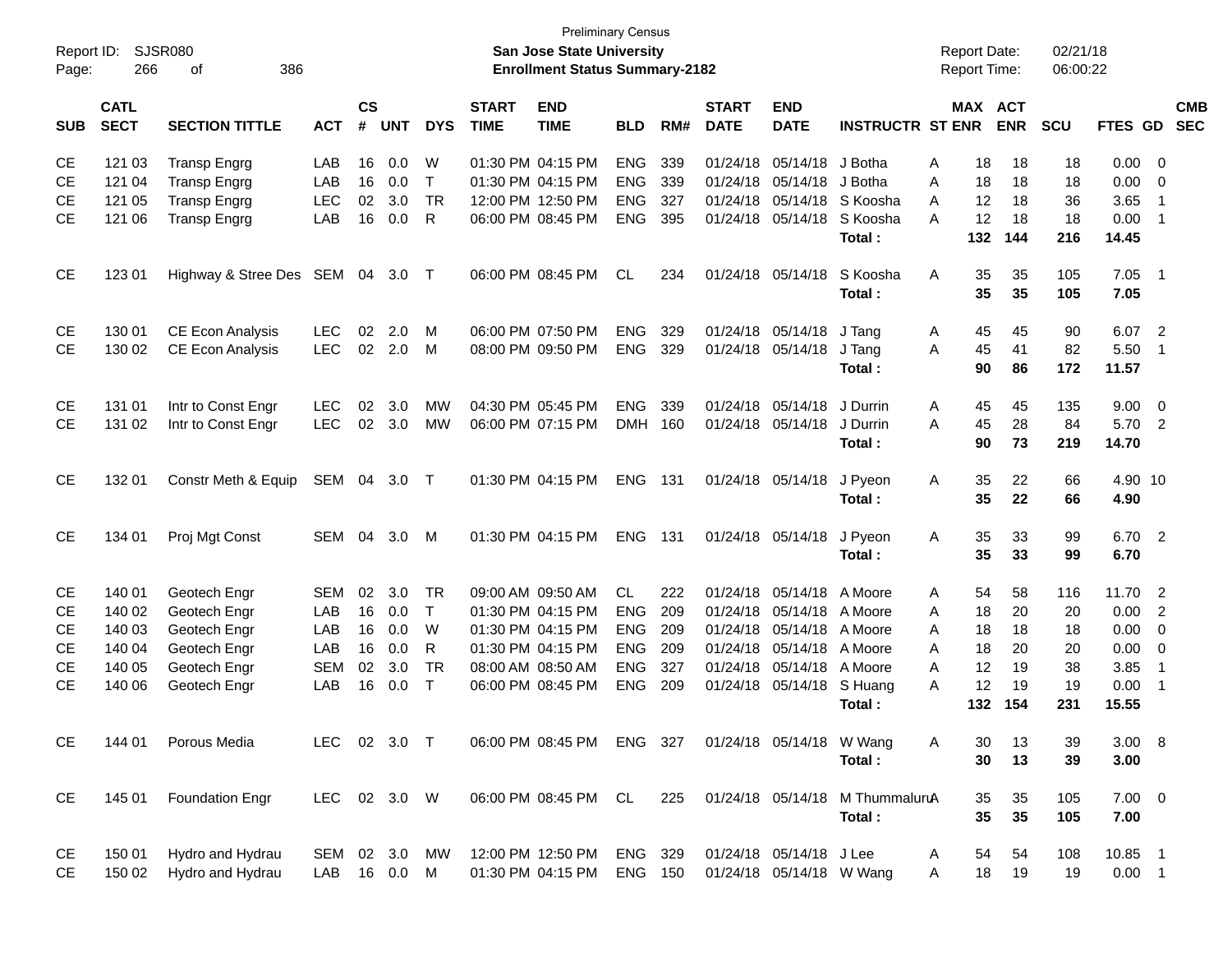Preliminary Census
**San Jose State University**
**Enrollment Status Summary-2182**

Report ID: SJSR080
Report Date: 02/21/18
Report Time: 06:00:22

| SUB | CATL SECT | SECTION TITTLE | ACT | CS # | UNT | DYS | START TIME | END TIME | BLD | RM# | START DATE | END DATE | INSTRUCTR | ST | MAX ENR | ACT ENR | SCU | FTES | GD | CMB SEC |
|---|---|---|---|---|---|---|---|---|---|---|---|---|---|---|---|---|---|---|---|---|
| CE | 121 03 | Transp Engrg | LAB | 16 | 0.0 | W | 01:30 PM | 04:15 PM | ENG | 339 | 01/24/18 | 05/14/18 | J Botha | A | 18 | 18 | 18 | 0.00 | 0 | |
| CE | 121 04 | Transp Engrg | LAB | 16 | 0.0 | T | 01:30 PM | 04:15 PM | ENG | 339 | 01/24/18 | 05/14/18 | J Botha | A | 18 | 18 | 18 | 0.00 | 0 | |
| CE | 121 05 | Transp Engrg | LEC | 02 | 3.0 | TR | 12:00 PM | 12:50 PM | ENG | 327 | 01/24/18 | 05/14/18 | S Koosha | A | 12 | 18 | 36 | 3.65 | 1 | |
| CE | 121 06 | Transp Engrg | LAB | 16 | 0.0 | R | 06:00 PM | 08:45 PM | ENG | 395 | 01/24/18 | 05/14/18 | S Koosha | A | 12 | 18 | 18 | 0.00 | 1 | |
| | | | | | | | | | | | | | **Total :** | | **132** | **144** | **216** | **14.45** | | |
| CE | 123 01 | Highway & Stree Des | SEM | 04 | 3.0 | T | 06:00 PM | 08:45 PM | CL | 234 | 01/24/18 | 05/14/18 | S Koosha | A | 35 | 35 | 105 | 7.05 | 1 | |
| | | | | | | | | | | | | | **Total :** | | **35** | **35** | **105** | **7.05** | | |
| CE | 130 01 | CE Econ Analysis | LEC | 02 | 2.0 | M | 06:00 PM | 07:50 PM | ENG | 329 | 01/24/18 | 05/14/18 | J Tang | A | 45 | 45 | 90 | 6.07 | 2 | |
| CE | 130 02 | CE Econ Analysis | LEC | 02 | 2.0 | M | 08:00 PM | 09:50 PM | ENG | 329 | 01/24/18 | 05/14/18 | J Tang | A | 45 | 41 | 82 | 5.50 | 1 | |
| | | | | | | | | | | | | | **Total :** | | **90** | **86** | **172** | **11.57** | | |
| CE | 131 01 | Intr to Const Engr | LEC | 02 | 3.0 | MW | 04:30 PM | 05:45 PM | ENG | 339 | 01/24/18 | 05/14/18 | J Durrin | A | 45 | 45 | 135 | 9.00 | 0 | |
| CE | 131 02 | Intr to Const Engr | LEC | 02 | 3.0 | MW | 06:00 PM | 07:15 PM | DMH | 160 | 01/24/18 | 05/14/18 | J Durrin | A | 45 | 28 | 84 | 5.70 | 2 | |
| | | | | | | | | | | | | | **Total :** | | **90** | **73** | **219** | **14.70** | | |
| CE | 132 01 | Constr Meth & Equip | SEM | 04 | 3.0 | T | 01:30 PM | 04:15 PM | ENG | 131 | 01/24/18 | 05/14/18 | J Pyeon | A | 35 | 22 | 66 | 4.90 | 10 | |
| | | | | | | | | | | | | | **Total :** | | **35** | **22** | **66** | **4.90** | | |
| CE | 134 01 | Proj Mgt Const | SEM | 04 | 3.0 | M | 01:30 PM | 04:15 PM | ENG | 131 | 01/24/18 | 05/14/18 | J Pyeon | A | 35 | 33 | 99 | 6.70 | 2 | |
| | | | | | | | | | | | | | **Total :** | | **35** | **33** | **99** | **6.70** | | |
| CE | 140 01 | Geotech Engr | SEM | 02 | 3.0 | TR | 09:00 AM | 09:50 AM | CL | 222 | 01/24/18 | 05/14/18 | A Moore | A | 54 | 58 | 116 | 11.70 | 2 | |
| CE | 140 02 | Geotech Engr | LAB | 16 | 0.0 | T | 01:30 PM | 04:15 PM | ENG | 209 | 01/24/18 | 05/14/18 | A Moore | A | 18 | 20 | 20 | 0.00 | 2 | |
| CE | 140 03 | Geotech Engr | LAB | 16 | 0.0 | W | 01:30 PM | 04:15 PM | ENG | 209 | 01/24/18 | 05/14/18 | A Moore | A | 18 | 18 | 18 | 0.00 | 0 | |
| CE | 140 04 | Geotech Engr | LAB | 16 | 0.0 | R | 01:30 PM | 04:15 PM | ENG | 209 | 01/24/18 | 05/14/18 | A Moore | A | 18 | 20 | 20 | 0.00 | 0 | |
| CE | 140 05 | Geotech Engr | SEM | 02 | 3.0 | TR | 08:00 AM | 08:50 AM | ENG | 327 | 01/24/18 | 05/14/18 | A Moore | A | 12 | 19 | 38 | 3.85 | 1 | |
| CE | 140 06 | Geotech Engr | LAB | 16 | 0.0 | T | 06:00 PM | 08:45 PM | ENG | 209 | 01/24/18 | 05/14/18 | S Huang | A | 12 | 19 | 19 | 0.00 | 1 | |
| | | | | | | | | | | | | | **Total :** | | **132** | **154** | **231** | **15.55** | | |
| CE | 144 01 | Porous Media | LEC | 02 | 3.0 | T | 06:00 PM | 08:45 PM | ENG | 327 | 01/24/18 | 05/14/18 | W Wang | A | 30 | 13 | 39 | 3.00 | 8 | |
| | | | | | | | | | | | | | **Total :** | | **30** | **13** | **39** | **3.00** | | |
| CE | 145 01 | Foundation Engr | LEC | 02 | 3.0 | W | 06:00 PM | 08:45 PM | CL | 225 | 01/24/18 | 05/14/18 | M Thummalur | A | 35 | 35 | 105 | 7.00 | 0 | |
| | | | | | | | | | | | | | **Total :** | | **35** | **35** | **105** | **7.00** | | |
| CE | 150 01 | Hydro and Hydrau | SEM | 02 | 3.0 | MW | 12:00 PM | 12:50 PM | ENG | 329 | 01/24/18 | 05/14/18 | J Lee | A | 54 | 54 | 108 | 10.85 | 1 | |
| CE | 150 02 | Hydro and Hydrau | LAB | 16 | 0.0 | M | 01:30 PM | 04:15 PM | ENG | 150 | 01/24/18 | 05/14/18 | W Wang | A | 18 | 19 | 19 | 0.00 | 1 | |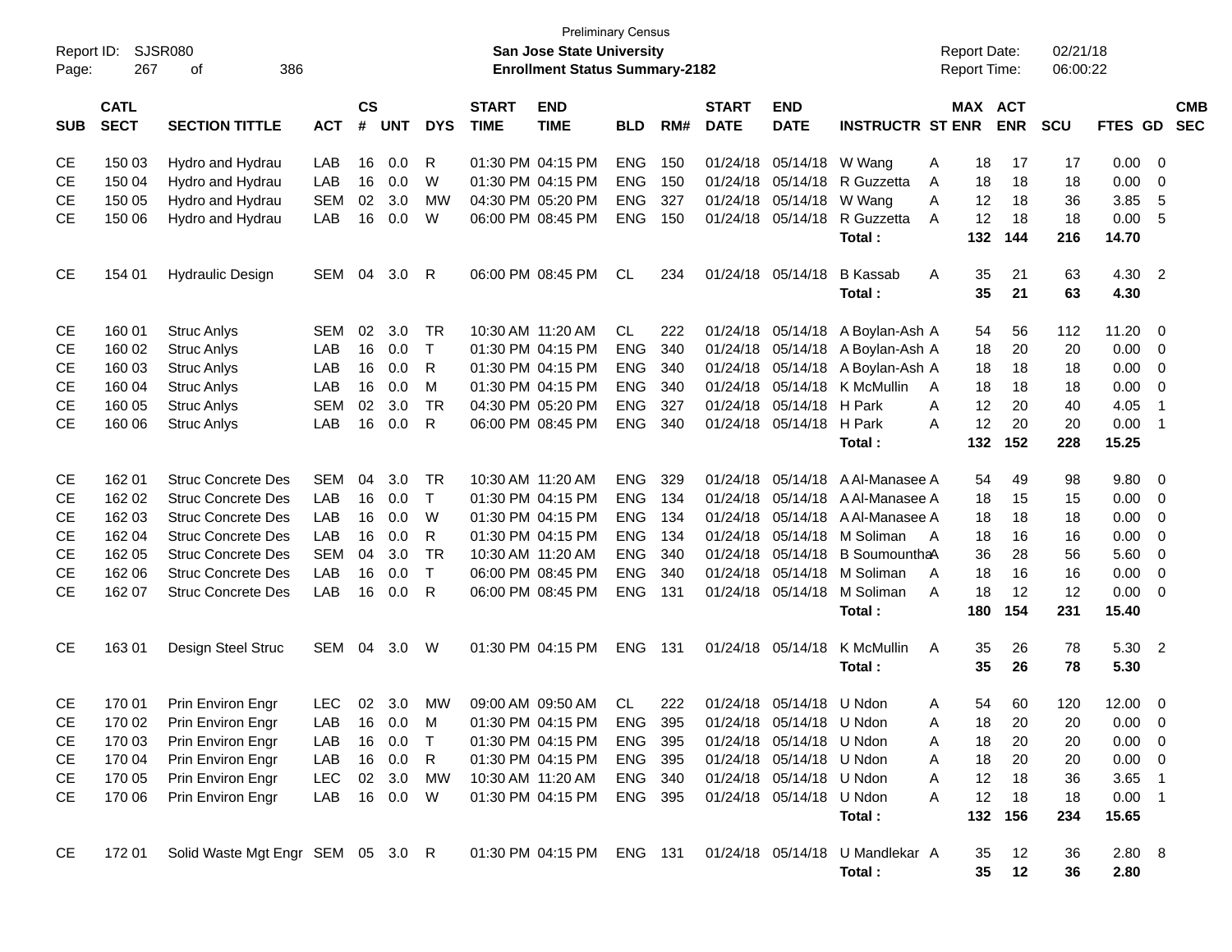Preliminary Census

**San Jose State University**

**Enrollment Status Summary-2182**

Report ID: SJSR080

Report Date: 02/21/18

Report Time: 06:00:22

| SUB | CATL SECT | SECTION TITTLE | ACT | CS # | UNT | DYS | START TIME | END TIME | BLD | RM# | START DATE | END DATE | INSTRUCTR | ST | MAX ENR | ACT ENR | SCU | FTES | GD | CMB SEC |
|---|---|---|---|---|---|---|---|---|---|---|---|---|---|---|---|---|---|---|---|---|
| CE | 150 03 | Hydro and Hydrau | LAB | 16 | 0.0 | R | 01:30 PM | 04:15 PM | ENG | 150 | 01/24/18 | 05/14/18 | W Wang | A | 18 | 17 | 17 | 0.00 | 0 | |
| CE | 150 04 | Hydro and Hydrau | LAB | 16 | 0.0 | W | 01:30 PM | 04:15 PM | ENG | 150 | 01/24/18 | 05/14/18 | R Guzzetta | A | 18 | 18 | 18 | 0.00 | 0 | |
| CE | 150 05 | Hydro and Hydrau | SEM | 02 | 3.0 | MW | 04:30 PM | 05:20 PM | ENG | 327 | 01/24/18 | 05/14/18 | W Wang | A | 12 | 18 | 36 | 3.85 | 5 | |
| CE | 150 06 | Hydro and Hydrau | LAB | 16 | 0.0 | W | 06:00 PM | 08:45 PM | ENG | 150 | 01/24/18 | 05/14/18 | R Guzzetta | A | 12 | 18 | 18 | 0.00 | 5 | |
| | | | | | | | | | | | | | **Total :** | | **132** | **144** | **216** | **14.70** | | |
| CE | 154 01 | Hydraulic Design | SEM | 04 | 3.0 | R | 06:00 PM | 08:45 PM | CL | 234 | 01/24/18 | 05/14/18 | B Kassab | A | 35 | 21 | 63 | 4.30 | 2 | |
| | | | | | | | | | | | | | **Total :** | | **35** | **21** | **63** | **4.30** | | |
| CE | 160 01 | Struc Anlys | SEM | 02 | 3.0 | TR | 10:30 AM | 11:20 AM | CL | 222 | 01/24/18 | 05/14/18 | A Boylan-Ash | A | 54 | 56 | 112 | 11.20 | 0 | |
| CE | 160 02 | Struc Anlys | LAB | 16 | 0.0 | T | 01:30 PM | 04:15 PM | ENG | 340 | 01/24/18 | 05/14/18 | A Boylan-Ash | A | 18 | 20 | 20 | 0.00 | 0 | |
| CE | 160 03 | Struc Anlys | LAB | 16 | 0.0 | R | 01:30 PM | 04:15 PM | ENG | 340 | 01/24/18 | 05/14/18 | A Boylan-Ash | A | 18 | 18 | 18 | 0.00 | 0 | |
| CE | 160 04 | Struc Anlys | LAB | 16 | 0.0 | M | 01:30 PM | 04:15 PM | ENG | 340 | 01/24/18 | 05/14/18 | K McMullin | A | 18 | 18 | 18 | 0.00 | 0 | |
| CE | 160 05 | Struc Anlys | SEM | 02 | 3.0 | TR | 04:30 PM | 05:20 PM | ENG | 327 | 01/24/18 | 05/14/18 | H Park | A | 12 | 20 | 40 | 4.05 | 1 | |
| CE | 160 06 | Struc Anlys | LAB | 16 | 0.0 | R | 06:00 PM | 08:45 PM | ENG | 340 | 01/24/18 | 05/14/18 | H Park | A | 12 | 20 | 20 | 0.00 | 1 | |
| | | | | | | | | | | | | | **Total :** | | **132** | **152** | **228** | **15.25** | | |
| CE | 162 01 | Struc Concrete Des | SEM | 04 | 3.0 | TR | 10:30 AM | 11:20 AM | ENG | 329 | 01/24/18 | 05/14/18 | A Al-Manasee | A | 54 | 49 | 98 | 9.80 | 0 | |
| CE | 162 02 | Struc Concrete Des | LAB | 16 | 0.0 | T | 01:30 PM | 04:15 PM | ENG | 134 | 01/24/18 | 05/14/18 | A Al-Manasee | A | 18 | 15 | 15 | 0.00 | 0 | |
| CE | 162 03 | Struc Concrete Des | LAB | 16 | 0.0 | W | 01:30 PM | 04:15 PM | ENG | 134 | 01/24/18 | 05/14/18 | A Al-Manasee | A | 18 | 18 | 18 | 0.00 | 0 | |
| CE | 162 04 | Struc Concrete Des | LAB | 16 | 0.0 | R | 01:30 PM | 04:15 PM | ENG | 134 | 01/24/18 | 05/14/18 | M Soliman | A | 18 | 16 | 16 | 0.00 | 0 | |
| CE | 162 05 | Struc Concrete Des | SEM | 04 | 3.0 | TR | 10:30 AM | 11:20 AM | ENG | 340 | 01/24/18 | 05/14/18 | B Soumountha | A | 36 | 28 | 56 | 5.60 | 0 | |
| CE | 162 06 | Struc Concrete Des | LAB | 16 | 0.0 | T | 06:00 PM | 08:45 PM | ENG | 340 | 01/24/18 | 05/14/18 | M Soliman | A | 18 | 16 | 16 | 0.00 | 0 | |
| CE | 162 07 | Struc Concrete Des | LAB | 16 | 0.0 | R | 06:00 PM | 08:45 PM | ENG | 131 | 01/24/18 | 05/14/18 | M Soliman | A | 18 | 12 | 12 | 0.00 | 0 | |
| | | | | | | | | | | | | | **Total :** | | **180** | **154** | **231** | **15.40** | | |
| CE | 163 01 | Design Steel Struc | SEM | 04 | 3.0 | W | 01:30 PM | 04:15 PM | ENG | 131 | 01/24/18 | 05/14/18 | K McMullin | A | 35 | 26 | 78 | 5.30 | 2 | |
| | | | | | | | | | | | | | **Total :** | | **35** | **26** | **78** | **5.30** | | |
| CE | 170 01 | Prin Environ Engr | LEC | 02 | 3.0 | MW | 09:00 AM | 09:50 AM | CL | 222 | 01/24/18 | 05/14/18 | U Ndon | A | 54 | 60 | 120 | 12.00 | 0 | |
| CE | 170 02 | Prin Environ Engr | LAB | 16 | 0.0 | M | 01:30 PM | 04:15 PM | ENG | 395 | 01/24/18 | 05/14/18 | U Ndon | A | 18 | 20 | 20 | 0.00 | 0 | |
| CE | 170 03 | Prin Environ Engr | LAB | 16 | 0.0 | T | 01:30 PM | 04:15 PM | ENG | 395 | 01/24/18 | 05/14/18 | U Ndon | A | 18 | 20 | 20 | 0.00 | 0 | |
| CE | 170 04 | Prin Environ Engr | LAB | 16 | 0.0 | R | 01:30 PM | 04:15 PM | ENG | 395 | 01/24/18 | 05/14/18 | U Ndon | A | 18 | 20 | 20 | 0.00 | 0 | |
| CE | 170 05 | Prin Environ Engr | LEC | 02 | 3.0 | MW | 10:30 AM | 11:20 AM | ENG | 340 | 01/24/18 | 05/14/18 | U Ndon | A | 12 | 18 | 36 | 3.65 | 1 | |
| CE | 170 06 | Prin Environ Engr | LAB | 16 | 0.0 | W | 01:30 PM | 04:15 PM | ENG | 395 | 01/24/18 | 05/14/18 | U Ndon | A | 12 | 18 | 18 | 0.00 | 1 | |
| | | | | | | | | | | | | | **Total :** | | **132** | **156** | **234** | **15.65** | | |
| CE | 172 01 | Solid Waste Mgt Engr | SEM | 05 | 3.0 | R | 01:30 PM | 04:15 PM | ENG | 131 | 01/24/18 | 05/14/18 | U Mandlekar | A | 35 | 12 | 36 | 2.80 | 8 | |
| | | | | | | | | | | | | | **Total :** | | **35** | **12** | **36** | **2.80** | | |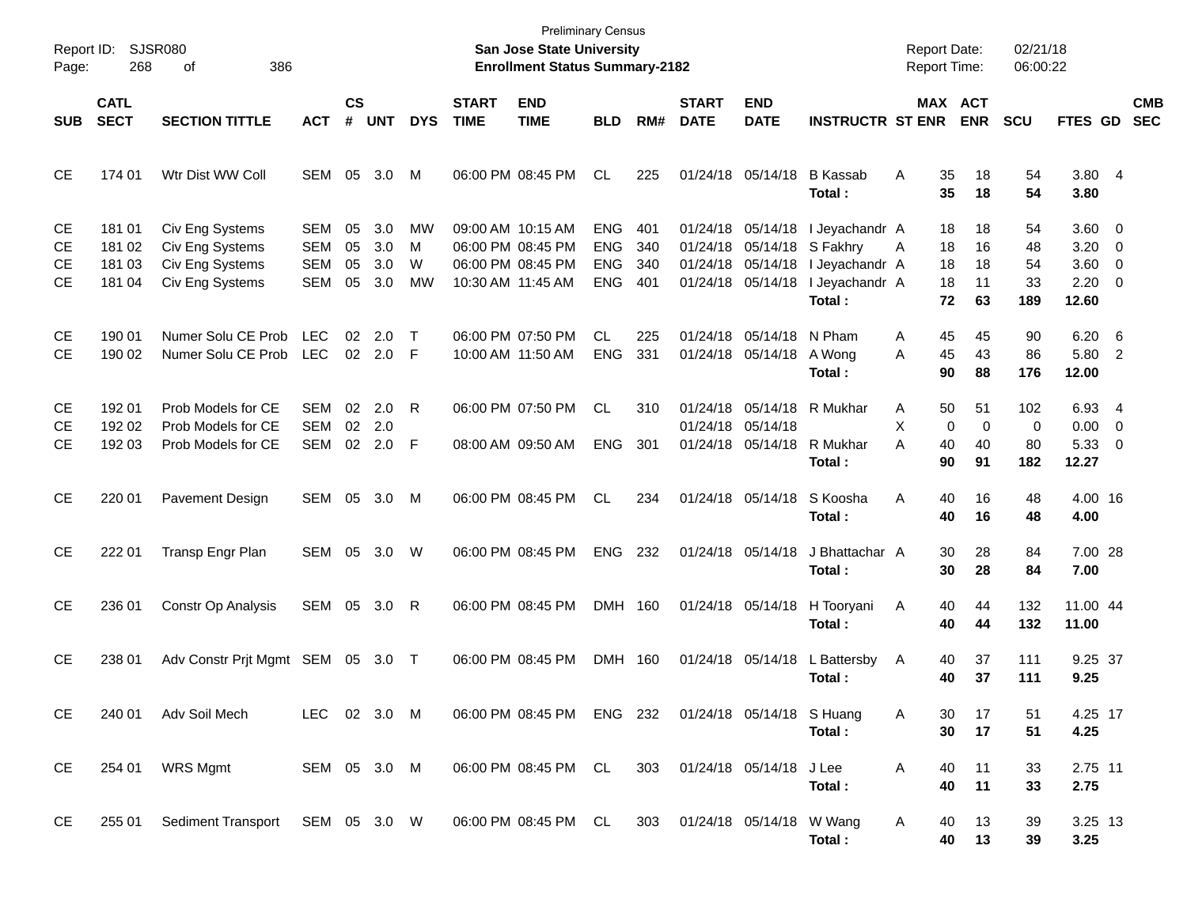Preliminary Census

**San Jose State University**

**Enrollment Status Summary-2182**

Report ID: SJSR080
Report Date: 02/21/18
Report Time: 06:00:22

| SUB | CATL SECT | SECTION TITTLE | ACT | CS # | UNT | DYS | START TIME | END TIME | BLD | RM# | START DATE | END DATE | INSTRUCTR | ST | MAX ENR | ACT ENR | SCU | FTES | GD | CMB SEC |
|---|---|---|---|---|---|---|---|---|---|---|---|---|---|---|---|---|---|---|---|---|
| CE | 174 01 | Wtr Dist WW Coll | SEM | 05 | 3.0 | M | 06:00 PM | 08:45 PM | CL | 225 | 01/24/18 | 05/14/18 | B Kassab | A | 35 | 18 | 54 | 3.80 | 4 | |
| | | | | | | | | | | | | | **Total :** | | **35** | **18** | **54** | **3.80** | | |
| CE | 181 01 | Civ Eng Systems | SEM | 05 | 3.0 | MW | 09:00 AM | 10:15 AM | ENG | 401 | 01/24/18 | 05/14/18 | I Jeyachandr | A | 18 | 18 | 54 | 3.60 | 0 | |
| CE | 181 02 | Civ Eng Systems | SEM | 05 | 3.0 | M | 06:00 PM | 08:45 PM | ENG | 340 | 01/24/18 | 05/14/18 | S Fakhry | A | 18 | 16 | 48 | 3.20 | 0 | |
| CE | 181 03 | Civ Eng Systems | SEM | 05 | 3.0 | W | 06:00 PM | 08:45 PM | ENG | 340 | 01/24/18 | 05/14/18 | I Jeyachandr | A | 18 | 18 | 54 | 3.60 | 0 | |
| CE | 181 04 | Civ Eng Systems | SEM | 05 | 3.0 | MW | 10:30 AM | 11:45 AM | ENG | 401 | 01/24/18 | 05/14/18 | I Jeyachandr | A | 18 | 11 | 33 | 2.20 | 0 | |
| | | | | | | | | | | | | | **Total :** | | **72** | **63** | **189** | **12.60** | | |
| CE | 190 01 | Numer Solu CE Prob | LEC | 02 | 2.0 | T | 06:00 PM | 07:50 PM | CL | 225 | 01/24/18 | 05/14/18 | N Pham | A | 45 | 45 | 90 | 6.20 | 6 | |
| CE | 190 02 | Numer Solu CE Prob | LEC | 02 | 2.0 | F | 10:00 AM | 11:50 AM | ENG | 331 | 01/24/18 | 05/14/18 | A Wong | A | 45 | 43 | 86 | 5.80 | 2 | |
| | | | | | | | | | | | | | **Total :** | | **90** | **88** | **176** | **12.00** | | |
| CE | 192 01 | Prob Models for CE | SEM | 02 | 2.0 | R | 06:00 PM | 07:50 PM | CL | 310 | 01/24/18 | 05/14/18 | R Mukhar | A | 50 | 51 | 102 | 6.93 | 4 | |
| CE | 192 02 | Prob Models for CE | SEM | 02 | 2.0 | | | | | | 01/24/18 | 05/14/18 | | X | 0 | 0 | 0 | 0.00 | 0 | |
| CE | 192 03 | Prob Models for CE | SEM | 02 | 2.0 | F | 08:00 AM | 09:50 AM | ENG | 301 | 01/24/18 | 05/14/18 | R Mukhar | A | 40 | 40 | 80 | 5.33 | 0 | |
| | | | | | | | | | | | | | **Total :** | | **90** | **91** | **182** | **12.27** | | |
| CE | 220 01 | Pavement Design | SEM | 05 | 3.0 | M | 06:00 PM | 08:45 PM | CL | 234 | 01/24/18 | 05/14/18 | S Koosha | A | 40 | 16 | 48 | 4.00 | 16 | |
| | | | | | | | | | | | | | **Total :** | | **40** | **16** | **48** | **4.00** | | |
| CE | 222 01 | Transp Engr Plan | SEM | 05 | 3.0 | W | 06:00 PM | 08:45 PM | ENG | 232 | 01/24/18 | 05/14/18 | J Bhattachar | A | 30 | 28 | 84 | 7.00 | 28 | |
| | | | | | | | | | | | | | **Total :** | | **30** | **28** | **84** | **7.00** | | |
| CE | 236 01 | Constr Op Analysis | SEM | 05 | 3.0 | R | 06:00 PM | 08:45 PM | DMH | 160 | 01/24/18 | 05/14/18 | H Tooryani | A | 40 | 44 | 132 | 11.00 | 44 | |
| | | | | | | | | | | | | | **Total :** | | **40** | **44** | **132** | **11.00** | | |
| CE | 238 01 | Adv Constr Prjt Mgmt | SEM | 05 | 3.0 | T | 06:00 PM | 08:45 PM | DMH | 160 | 01/24/18 | 05/14/18 | L Battersby | A | 40 | 37 | 111 | 9.25 | 37 | |
| | | | | | | | | | | | | | **Total :** | | **40** | **37** | **111** | **9.25** | | |
| CE | 240 01 | Adv Soil Mech | LEC | 02 | 3.0 | M | 06:00 PM | 08:45 PM | ENG | 232 | 01/24/18 | 05/14/18 | S Huang | A | 30 | 17 | 51 | 4.25 | 17 | |
| | | | | | | | | | | | | | **Total :** | | **30** | **17** | **51** | **4.25** | | |
| CE | 254 01 | WRS Mgmt | SEM | 05 | 3.0 | M | 06:00 PM | 08:45 PM | CL | 303 | 01/24/18 | 05/14/18 | J Lee | A | 40 | 11 | 33 | 2.75 | 11 | |
| | | | | | | | | | | | | | **Total :** | | **40** | **11** | **33** | **2.75** | | |
| CE | 255 01 | Sediment Transport | SEM | 05 | 3.0 | W | 06:00 PM | 08:45 PM | CL | 303 | 01/24/18 | 05/14/18 | W Wang | A | 40 | 13 | 39 | 3.25 | 13 | |
| | | | | | | | | | | | | | **Total :** | | **40** | **13** | **39** | **3.25** | | |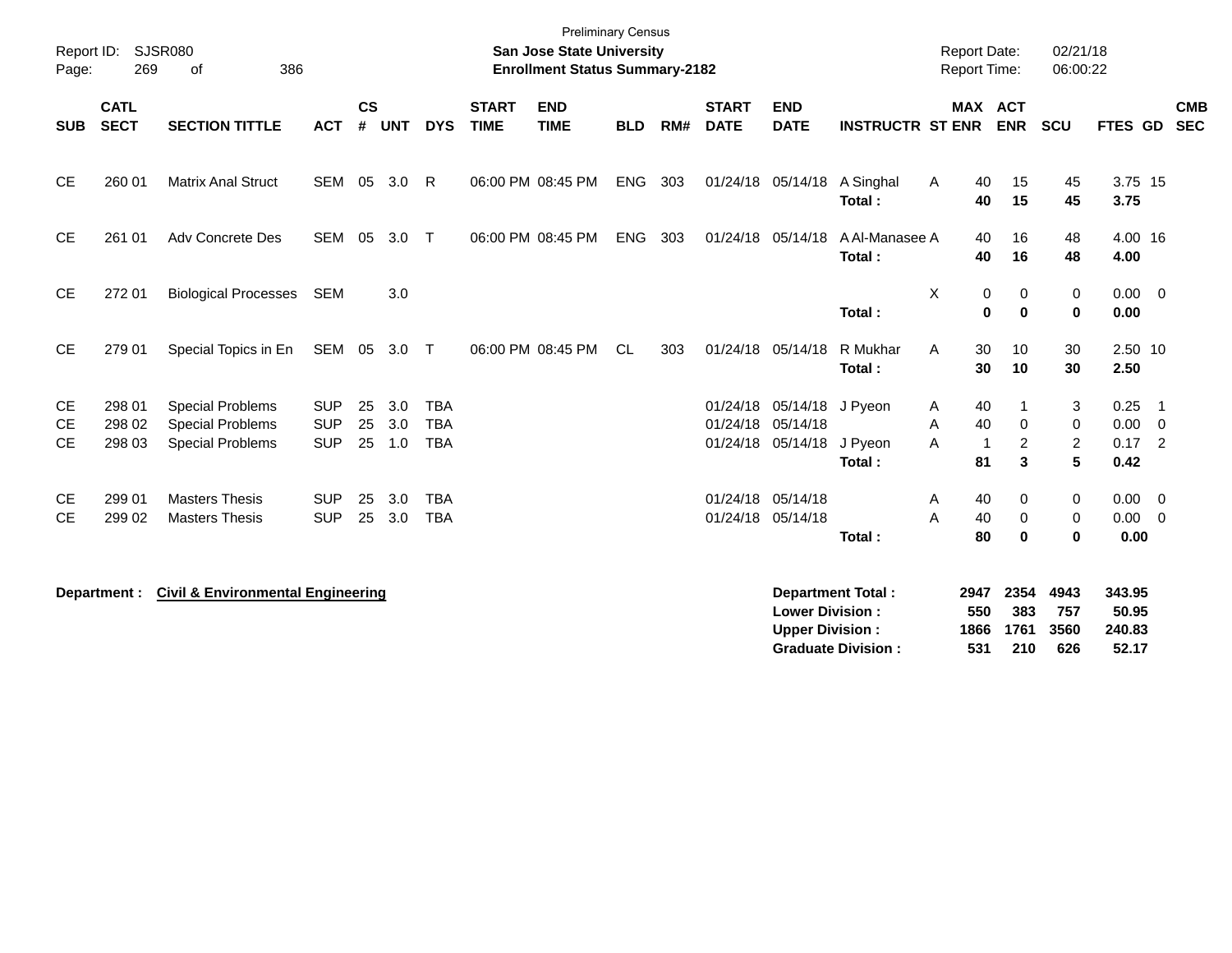Preliminary Census

**San Jose State University**

**Enrollment Status Summary-2182**

Report ID: SJSR080

Report Date: 02/21/18

Report Time: 06:00:22

| SUB | CATL SECT | SECTION TITTLE | ACT | CS # | UNT | DYS | START TIME | END TIME | BLD | RM# | START DATE | END DATE | INSTRUCTR | ST | MAX ENR | ACT ENR | SCU | FTES | GD | CMB SEC |
|---|---|---|---|---|---|---|---|---|---|---|---|---|---|---|---|---|---|---|---|---|
| CE | 260 01 | Matrix Anal Struct | SEM | 05 | 3.0 | R | 06:00 PM | 08:45 PM | ENG | 303 | 01/24/18 | 05/14/18 | A Singhal | A | 40 | 15 | 45 | 3.75 | 15 | |
| | | | | | | | | | | | | | **Total :** | | **40** | **15** | **45** | **3.75** | | |
| CE | 261 01 | Adv Concrete Des | SEM | 05 | 3.0 | T | 06:00 PM | 08:45 PM | ENG | 303 | 01/24/18 | 05/14/18 | A Al-Manasee | A | 40 | 16 | 48 | 4.00 | 16 | |
| | | | | | | | | | | | | | **Total :** | | **40** | **16** | **48** | **4.00** | | |
| CE | 272 01 | Biological Processes | SEM | | 3.0 | | | | | | | | | X | 0 | 0 | 0 | 0.00 | 0 | |
| | | | | | | | | | | | | | **Total :** | | **0** | **0** | **0** | **0.00** | | |
| CE | 279 01 | Special Topics in En | SEM | 05 | 3.0 | T | 06:00 PM | 08:45 PM | CL | 303 | 01/24/18 | 05/14/18 | R Mukhar | A | 30 | 10 | 30 | 2.50 | 10 | |
| | | | | | | | | | | | | | **Total :** | | **30** | **10** | **30** | **2.50** | | |
| CE | 298 01 | Special Problems | SUP | 25 | 3.0 | TBA | | | | | 01/24/18 | 05/14/18 | J Pyeon | A | 40 | 1 | 3 | 0.25 | 1 | |
| CE | 298 02 | Special Problems | SUP | 25 | 3.0 | TBA | | | | | 01/24/18 | 05/14/18 | | A | 40 | 0 | 0 | 0.00 | 0 | |
| CE | 298 03 | Special Problems | SUP | 25 | 1.0 | TBA | | | | | 01/24/18 | 05/14/18 | J Pyeon | A | 1 | 2 | 2 | 0.17 | 2 | |
| | | | | | | | | | | | | | **Total :** | | **81** | **3** | **5** | **0.42** | | |
| CE | 299 01 | Masters Thesis | SUP | 25 | 3.0 | TBA | | | | | 01/24/18 | 05/14/18 | | A | 40 | 0 | 0 | 0.00 | 0 | |
| CE | 299 02 | Masters Thesis | SUP | 25 | 3.0 | TBA | | | | | 01/24/18 | 05/14/18 | | A | 40 | 0 | 0 | 0.00 | 0 | |
| | | | | | | | | | | | | | **Total :** | | **80** | **0** | **0** | **0.00** | | |

**Department :** **Civil & Environmental Engineering**

| | MAX ENR | ACT ENR | SCU | FTES |
|---|---|---|---|---|
| **Department Total :** | **2947** | **2354** | **4943** | **343.95** |
| **Lower Division :** | **550** | **383** | **757** | **50.95** |
| **Upper Division :** | **1866** | **1761** | **3560** | **240.83** |
| **Graduate Division :** | **531** | **210** | **626** | **52.17** |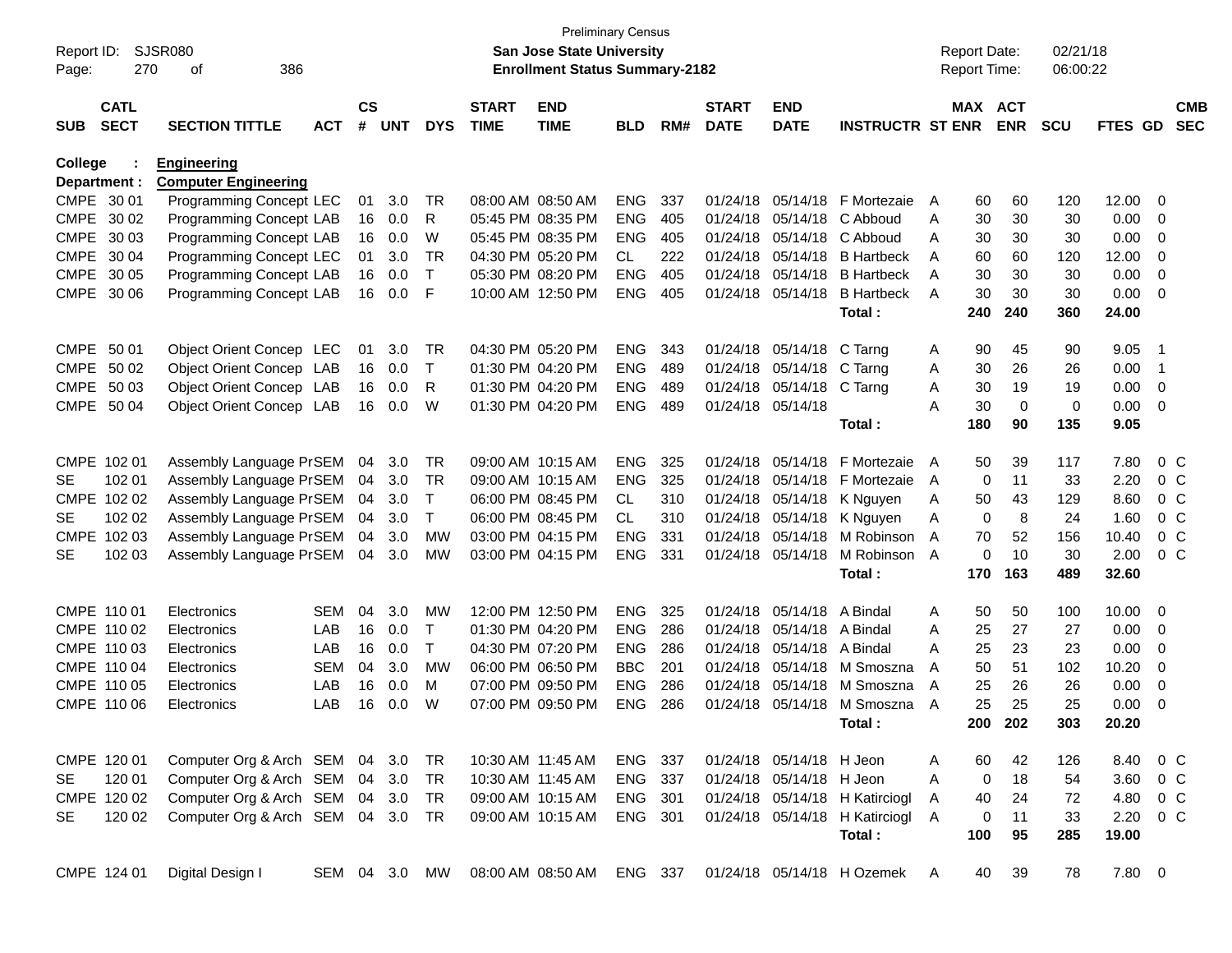Preliminary Census

Report ID: SJSR080

**San Jose State University**

**Enrollment Status Summary-2182**

Report Date: 02/21/18

Report Time: 06:00:22

**College : Engineering**

**Department : Computer Engineering**

| SUB | CATL SECT | SECTION TITTLE | ACT | CS # | UNT | DYS | START TIME | END TIME | BLD | RM# | START DATE | END DATE | INSTRUCTR | ST | MAX ENR | ACT ENR | SCU | FTES | GD | CMB SEC |
|---|---|---|---|---|---|---|---|---|---|---|---|---|---|---|---|---|---|---|---|---|
| CMPE | 30 01 | Programming Concept | LEC | 01 | 3.0 | TR | 08:00 AM | 08:50 AM | ENG | 337 | 01/24/18 | 05/14/18 | F Mortezaie | A | 60 | 60 | 120 | 12.00 | 0 | |
| CMPE | 30 02 | Programming Concept | LAB | 16 | 0.0 | R | 05:45 PM | 08:35 PM | ENG | 405 | 01/24/18 | 05/14/18 | C Abboud | A | 30 | 30 | 30 | 0.00 | 0 | |
| CMPE | 30 03 | Programming Concept | LAB | 16 | 0.0 | W | 05:45 PM | 08:35 PM | ENG | 405 | 01/24/18 | 05/14/18 | C Abboud | A | 30 | 30 | 30 | 0.00 | 0 | |
| CMPE | 30 04 | Programming Concept | LEC | 01 | 3.0 | TR | 04:30 PM | 05:20 PM | CL | 222 | 01/24/18 | 05/14/18 | B Hartbeck | A | 60 | 60 | 120 | 12.00 | 0 | |
| CMPE | 30 05 | Programming Concept | LAB | 16 | 0.0 | T | 05:30 PM | 08:20 PM | ENG | 405 | 01/24/18 | 05/14/18 | B Hartbeck | A | 30 | 30 | 30 | 0.00 | 0 | |
| CMPE | 30 06 | Programming Concept | LAB | 16 | 0.0 | F | 10:00 AM | 12:50 PM | ENG | 405 | 01/24/18 | 05/14/18 | B Hartbeck | A | 30 | 30 | 30 | 0.00 | 0 | |
| | | | | | | | | | | | | | **Total :** | | **240** | **240** | **360** | **24.00** | | |
| CMPE | 50 01 | Object Orient Concep | LEC | 01 | 3.0 | TR | 04:30 PM | 05:20 PM | ENG | 343 | 01/24/18 | 05/14/18 | C Tarng | A | 90 | 45 | 90 | 9.05 | 1 | |
| CMPE | 50 02 | Object Orient Concep | LAB | 16 | 0.0 | T | 01:30 PM | 04:20 PM | ENG | 489 | 01/24/18 | 05/14/18 | C Tarng | A | 30 | 26 | 26 | 0.00 | 1 | |
| CMPE | 50 03 | Object Orient Concep | LAB | 16 | 0.0 | R | 01:30 PM | 04:20 PM | ENG | 489 | 01/24/18 | 05/14/18 | C Tarng | A | 30 | 19 | 19 | 0.00 | 0 | |
| CMPE | 50 04 | Object Orient Concep | LAB | 16 | 0.0 | W | 01:30 PM | 04:20 PM | ENG | 489 | 01/24/18 | 05/14/18 | | A | 30 | 0 | 0 | 0.00 | 0 | |
| | | | | | | | | | | | | | **Total :** | | **180** | **90** | **135** | **9.05** | | |
| CMPE | 102 01 | Assembly Language Pr | SEM | 04 | 3.0 | TR | 09:00 AM | 10:15 AM | ENG | 325 | 01/24/18 | 05/14/18 | F Mortezaie | A | 50 | 39 | 117 | 7.80 | 0 | C |
| SE | 102 01 | Assembly Language Pr | SEM | 04 | 3.0 | TR | 09:00 AM | 10:15 AM | ENG | 325 | 01/24/18 | 05/14/18 | F Mortezaie | A | 0 | 11 | 33 | 2.20 | 0 | C |
| CMPE | 102 02 | Assembly Language Pr | SEM | 04 | 3.0 | T | 06:00 PM | 08:45 PM | CL | 310 | 01/24/18 | 05/14/18 | K Nguyen | A | 50 | 43 | 129 | 8.60 | 0 | C |
| SE | 102 02 | Assembly Language Pr | SEM | 04 | 3.0 | T | 06:00 PM | 08:45 PM | CL | 310 | 01/24/18 | 05/14/18 | K Nguyen | A | 0 | 8 | 24 | 1.60 | 0 | C |
| CMPE | 102 03 | Assembly Language Pr | SEM | 04 | 3.0 | MW | 03:00 PM | 04:15 PM | ENG | 331 | 01/24/18 | 05/14/18 | M Robinson | A | 70 | 52 | 156 | 10.40 | 0 | C |
| SE | 102 03 | Assembly Language Pr | SEM | 04 | 3.0 | MW | 03:00 PM | 04:15 PM | ENG | 331 | 01/24/18 | 05/14/18 | M Robinson | A | 0 | 10 | 30 | 2.00 | 0 | C |
| | | | | | | | | | | | | | **Total :** | | **170** | **163** | **489** | **32.60** | | |
| CMPE | 110 01 | Electronics | SEM | 04 | 3.0 | MW | 12:00 PM | 12:50 PM | ENG | 325 | 01/24/18 | 05/14/18 | A Bindal | A | 50 | 50 | 100 | 10.00 | 0 | |
| CMPE | 110 02 | Electronics | LAB | 16 | 0.0 | T | 01:30 PM | 04:20 PM | ENG | 286 | 01/24/18 | 05/14/18 | A Bindal | A | 25 | 27 | 27 | 0.00 | 0 | |
| CMPE | 110 03 | Electronics | LAB | 16 | 0.0 | T | 04:30 PM | 07:20 PM | ENG | 286 | 01/24/18 | 05/14/18 | A Bindal | A | 25 | 23 | 23 | 0.00 | 0 | |
| CMPE | 110 04 | Electronics | SEM | 04 | 3.0 | MW | 06:00 PM | 06:50 PM | BBC | 201 | 01/24/18 | 05/14/18 | M Smoszna | A | 50 | 51 | 102 | 10.20 | 0 | |
| CMPE | 110 05 | Electronics | LAB | 16 | 0.0 | M | 07:00 PM | 09:50 PM | ENG | 286 | 01/24/18 | 05/14/18 | M Smoszna | A | 25 | 26 | 26 | 0.00 | 0 | |
| CMPE | 110 06 | Electronics | LAB | 16 | 0.0 | W | 07:00 PM | 09:50 PM | ENG | 286 | 01/24/18 | 05/14/18 | M Smoszna | A | 25 | 25 | 25 | 0.00 | 0 | |
| | | | | | | | | | | | | | **Total :** | | **200** | **202** | **303** | **20.20** | | |
| CMPE | 120 01 | Computer Org & Arch | SEM | 04 | 3.0 | TR | 10:30 AM | 11:45 AM | ENG | 337 | 01/24/18 | 05/14/18 | H Jeon | A | 60 | 42 | 126 | 8.40 | 0 | C |
| SE | 120 01 | Computer Org & Arch | SEM | 04 | 3.0 | TR | 10:30 AM | 11:45 AM | ENG | 337 | 01/24/18 | 05/14/18 | H Jeon | A | 0 | 18 | 54 | 3.60 | 0 | C |
| CMPE | 120 02 | Computer Org & Arch | SEM | 04 | 3.0 | TR | 09:00 AM | 10:15 AM | ENG | 301 | 01/24/18 | 05/14/18 | H Katirciogl | A | 40 | 24 | 72 | 4.80 | 0 | C |
| SE | 120 02 | Computer Org & Arch | SEM | 04 | 3.0 | TR | 09:00 AM | 10:15 AM | ENG | 301 | 01/24/18 | 05/14/18 | H Katirciogl | A | 0 | 11 | 33 | 2.20 | 0 | C |
| | | | | | | | | | | | | | **Total :** | | **100** | **95** | **285** | **19.00** | | |
| CMPE | 124 01 | Digital Design I | SEM | 04 | 3.0 | MW | 08:00 AM | 08:50 AM | ENG | 337 | 01/24/18 | 05/14/18 | H Ozemek | A | 40 | 39 | 78 | 7.80 | 0 | |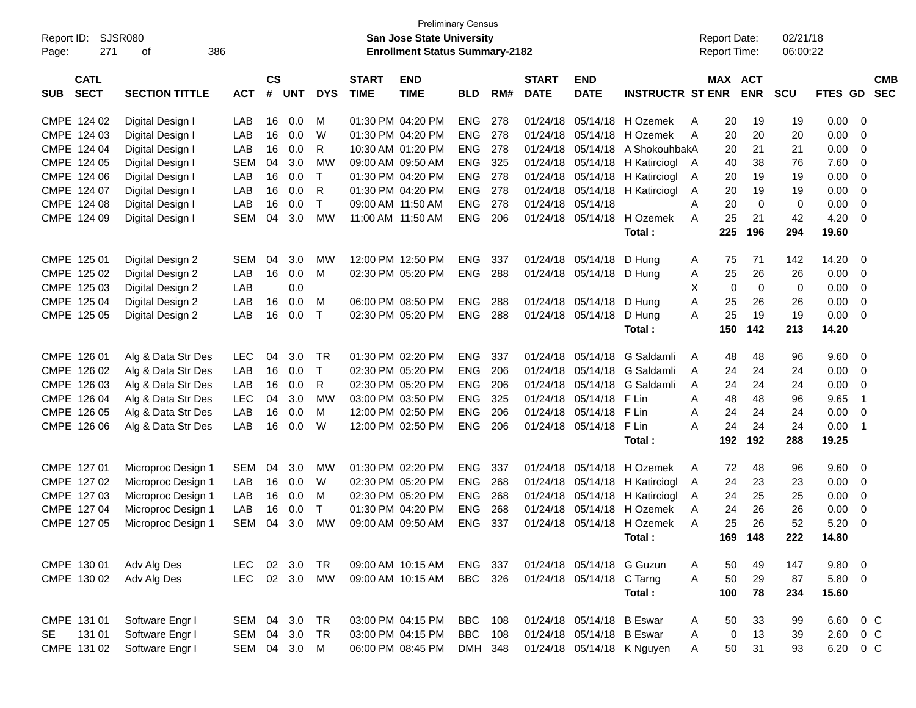Preliminary Census

**San Jose State University**

**Enrollment Status Summary-2182**

Report ID: SJSR080 | Report Date: 02/21/18 | Report Time: 06:00:22

| SUB | CATL SECT | SECTION TITTLE | ACT | CS # | UNT | DYS | START TIME | END TIME | BLD | RM# | START DATE | END DATE | INSTRUCTR | ST | MAX ENR | ACT ENR | SCU | FTES | GD | CMB SEC |
|---|---|---|---|---|---|---|---|---|---|---|---|---|---|---|---|---|---|---|---|---|
| CMPE | 124 02 | Digital Design I | LAB | 16 | 0.0 | M | 01:30 PM | 04:20 PM | ENG | 278 | 01/24/18 | 05/14/18 | H Ozemek | A | 20 | 19 | 19 | 0.00 | 0 | |
| CMPE | 124 03 | Digital Design I | LAB | 16 | 0.0 | W | 01:30 PM | 04:20 PM | ENG | 278 | 01/24/18 | 05/14/18 | H Ozemek | A | 20 | 20 | 20 | 0.00 | 0 | |
| CMPE | 124 04 | Digital Design I | LAB | 16 | 0.0 | R | 10:30 AM | 01:20 PM | ENG | 278 | 01/24/18 | 05/14/18 | A Shokouhbak | A | 20 | 21 | 21 | 0.00 | 0 | |
| CMPE | 124 05 | Digital Design I | SEM | 04 | 3.0 | MW | 09:00 AM | 09:50 AM | ENG | 325 | 01/24/18 | 05/14/18 | H Katirciogl | A | 40 | 38 | 76 | 7.60 | 0 | |
| CMPE | 124 06 | Digital Design I | LAB | 16 | 0.0 | T | 01:30 PM | 04:20 PM | ENG | 278 | 01/24/18 | 05/14/18 | H Katirciogl | A | 20 | 19 | 19 | 0.00 | 0 | |
| CMPE | 124 07 | Digital Design I | LAB | 16 | 0.0 | R | 01:30 PM | 04:20 PM | ENG | 278 | 01/24/18 | 05/14/18 | H Katirciogl | A | 20 | 19 | 19 | 0.00 | 0 | |
| CMPE | 124 08 | Digital Design I | LAB | 16 | 0.0 | T | 09:00 AM | 11:50 AM | ENG | 278 | 01/24/18 | 05/14/18 | | A | 20 | 0 | 0 | 0.00 | 0 | |
| CMPE | 124 09 | Digital Design I | SEM | 04 | 3.0 | MW | 11:00 AM | 11:50 AM | ENG | 206 | 01/24/18 | 05/14/18 | H Ozemek | A | 25 | 21 | 42 | 4.20 | 0 | |
| | | | | | | | | | | | | | **Total :** | | **225** | **196** | **294** | **19.60** | | |
| CMPE | 125 01 | Digital Design 2 | SEM | 04 | 3.0 | MW | 12:00 PM | 12:50 PM | ENG | 337 | 01/24/18 | 05/14/18 | D Hung | A | 75 | 71 | 142 | 14.20 | 0 | |
| CMPE | 125 02 | Digital Design 2 | LAB | 16 | 0.0 | M | 02:30 PM | 05:20 PM | ENG | 288 | 01/24/18 | 05/14/18 | D Hung | A | 25 | 26 | 26 | 0.00 | 0 | |
| CMPE | 125 03 | Digital Design 2 | LAB | | 0.0 | | | | | | | | | X | 0 | 0 | 0 | 0.00 | 0 | |
| CMPE | 125 04 | Digital Design 2 | LAB | 16 | 0.0 | M | 06:00 PM | 08:50 PM | ENG | 288 | 01/24/18 | 05/14/18 | D Hung | A | 25 | 26 | 26 | 0.00 | 0 | |
| CMPE | 125 05 | Digital Design 2 | LAB | 16 | 0.0 | T | 02:30 PM | 05:20 PM | ENG | 288 | 01/24/18 | 05/14/18 | D Hung | A | 25 | 19 | 19 | 0.00 | 0 | |
| | | | | | | | | | | | | | **Total :** | | **150** | **142** | **213** | **14.20** | | |
| CMPE | 126 01 | Alg & Data Str Des | LEC | 04 | 3.0 | TR | 01:30 PM | 02:20 PM | ENG | 337 | 01/24/18 | 05/14/18 | G Saldamli | A | 48 | 48 | 96 | 9.60 | 0 | |
| CMPE | 126 02 | Alg & Data Str Des | LAB | 16 | 0.0 | T | 02:30 PM | 05:20 PM | ENG | 206 | 01/24/18 | 05/14/18 | G Saldamli | A | 24 | 24 | 24 | 0.00 | 0 | |
| CMPE | 126 03 | Alg & Data Str Des | LAB | 16 | 0.0 | R | 02:30 PM | 05:20 PM | ENG | 206 | 01/24/18 | 05/14/18 | G Saldamli | A | 24 | 24 | 24 | 0.00 | 0 | |
| CMPE | 126 04 | Alg & Data Str Des | LEC | 04 | 3.0 | MW | 03:00 PM | 03:50 PM | ENG | 325 | 01/24/18 | 05/14/18 | F Lin | A | 48 | 48 | 96 | 9.65 | 1 | |
| CMPE | 126 05 | Alg & Data Str Des | LAB | 16 | 0.0 | M | 12:00 PM | 02:50 PM | ENG | 206 | 01/24/18 | 05/14/18 | F Lin | A | 24 | 24 | 24 | 0.00 | 0 | |
| CMPE | 126 06 | Alg & Data Str Des | LAB | 16 | 0.0 | W | 12:00 PM | 02:50 PM | ENG | 206 | 01/24/18 | 05/14/18 | F Lin | A | 24 | 24 | 24 | 0.00 | 1 | |
| | | | | | | | | | | | | | **Total :** | | **192** | **192** | **288** | **19.25** | | |
| CMPE | 127 01 | Microproc Design 1 | SEM | 04 | 3.0 | MW | 01:30 PM | 02:20 PM | ENG | 337 | 01/24/18 | 05/14/18 | H Ozemek | A | 72 | 48 | 96 | 9.60 | 0 | |
| CMPE | 127 02 | Microproc Design 1 | LAB | 16 | 0.0 | W | 02:30 PM | 05:20 PM | ENG | 268 | 01/24/18 | 05/14/18 | H Katirciogl | A | 24 | 23 | 23 | 0.00 | 0 | |
| CMPE | 127 03 | Microproc Design 1 | LAB | 16 | 0.0 | M | 02:30 PM | 05:20 PM | ENG | 268 | 01/24/18 | 05/14/18 | H Katirciogl | A | 24 | 25 | 25 | 0.00 | 0 | |
| CMPE | 127 04 | Microproc Design 1 | LAB | 16 | 0.0 | T | 01:30 PM | 04:20 PM | ENG | 268 | 01/24/18 | 05/14/18 | H Ozemek | A | 24 | 26 | 26 | 0.00 | 0 | |
| CMPE | 127 05 | Microproc Design 1 | SEM | 04 | 3.0 | MW | 09:00 AM | 09:50 AM | ENG | 337 | 01/24/18 | 05/14/18 | H Ozemek | A | 25 | 26 | 52 | 5.20 | 0 | |
| | | | | | | | | | | | | | **Total :** | | **169** | **148** | **222** | **14.80** | | |
| CMPE | 130 01 | Adv Alg Des | LEC | 02 | 3.0 | TR | 09:00 AM | 10:15 AM | ENG | 337 | 01/24/18 | 05/14/18 | G Guzun | A | 50 | 49 | 147 | 9.80 | 0 | |
| CMPE | 130 02 | Adv Alg Des | LEC | 02 | 3.0 | MW | 09:00 AM | 10:15 AM | BBC | 326 | 01/24/18 | 05/14/18 | C Tarng | A | 50 | 29 | 87 | 5.80 | 0 | |
| | | | | | | | | | | | | | **Total :** | | **100** | **78** | **234** | **15.60** | | |
| CMPE | 131 01 | Software Engr I | SEM | 04 | 3.0 | TR | 03:00 PM | 04:15 PM | BBC | 108 | 01/24/18 | 05/14/18 | B Eswar | A | 50 | 33 | 99 | 6.60 | 0 | C |
| SE | 131 01 | Software Engr I | SEM | 04 | 3.0 | TR | 03:00 PM | 04:15 PM | BBC | 108 | 01/24/18 | 05/14/18 | B Eswar | A | 0 | 13 | 39 | 2.60 | 0 | C |
| CMPE | 131 02 | Software Engr I | SEM | 04 | 3.0 | M | 06:00 PM | 08:45 PM | DMH | 348 | 01/24/18 | 05/14/18 | K Nguyen | A | 50 | 31 | 93 | 6.20 | 0 | C |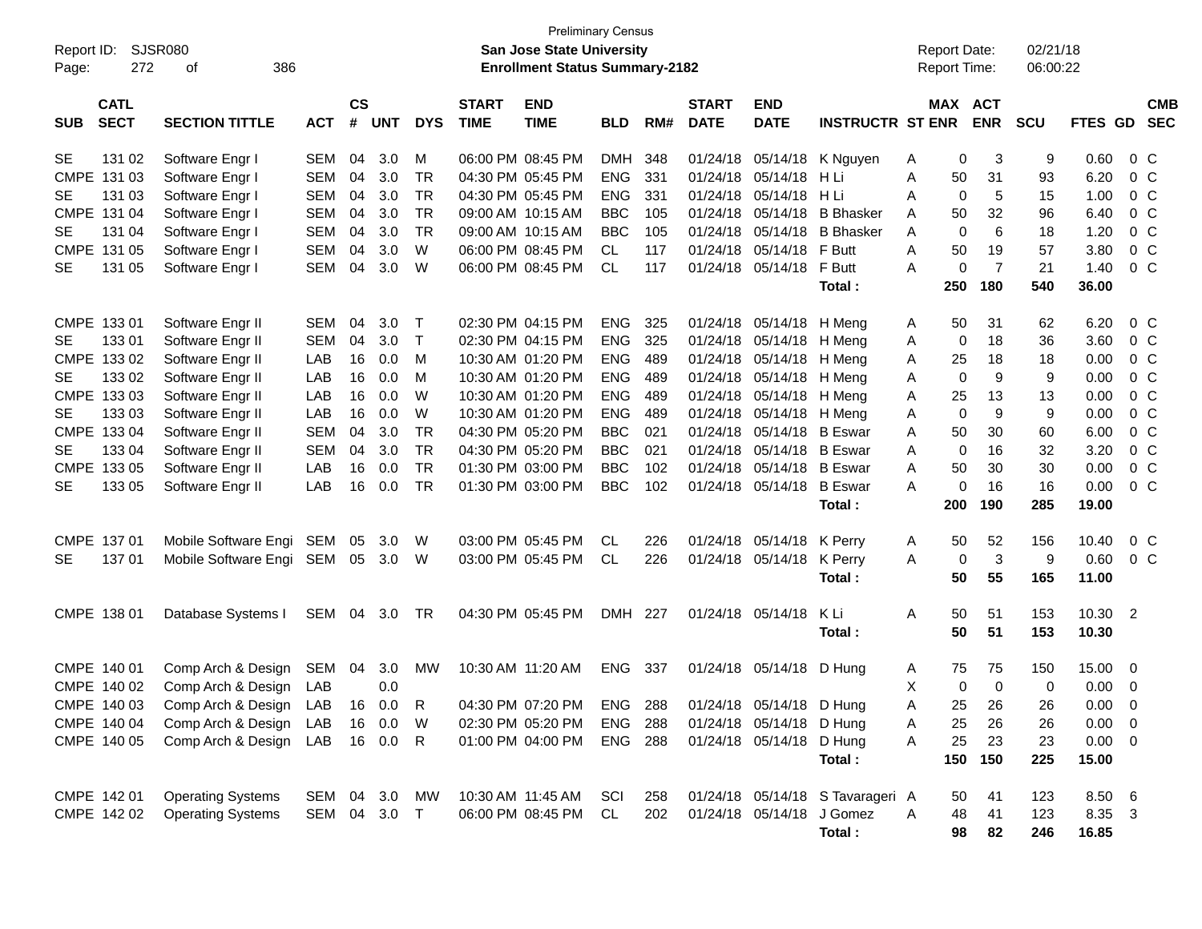Preliminary Census

**San Jose State University**

**Enrollment Status Summary-2182**

Report ID: SJSR080

Report Date: 02/21/18
Report Time: 06:00:22

| SUB | CATL SECT | SECTION TITTLE | ACT | CS # | UNT | DYS | START TIME | END TIME | BLD | RM# | START DATE | END DATE | INSTRUCTR | ST | MAX ENR | ACT ENR | SCU | FTES | GD | CMB SEC |
|---|---|---|---|---|---|---|---|---|---|---|---|---|---|---|---|---|---|---|---|---|
| SE | 131 02 | Software Engr I | SEM | 04 | 3.0 | M | 06:00 PM | 08:45 PM | DMH | 348 | 01/24/18 | 05/14/18 | K Nguyen | A | 0 | 3 | 9 | 0.60 | 0 | C |
| CMPE | 131 03 | Software Engr I | SEM | 04 | 3.0 | TR | 04:30 PM | 05:45 PM | ENG | 331 | 01/24/18 | 05/14/18 | H Li | A | 50 | 31 | 93 | 6.20 | 0 | C |
| SE | 131 03 | Software Engr I | SEM | 04 | 3.0 | TR | 04:30 PM | 05:45 PM | ENG | 331 | 01/24/18 | 05/14/18 | H Li | A | 0 | 5 | 15 | 1.00 | 0 | C |
| CMPE | 131 04 | Software Engr I | SEM | 04 | 3.0 | TR | 09:00 AM | 10:15 AM | BBC | 105 | 01/24/18 | 05/14/18 | B Bhasker | A | 50 | 32 | 96 | 6.40 | 0 | C |
| SE | 131 04 | Software Engr I | SEM | 04 | 3.0 | TR | 09:00 AM | 10:15 AM | BBC | 105 | 01/24/18 | 05/14/18 | B Bhasker | A | 0 | 6 | 18 | 1.20 | 0 | C |
| CMPE | 131 05 | Software Engr I | SEM | 04 | 3.0 | W | 06:00 PM | 08:45 PM | CL | 117 | 01/24/18 | 05/14/18 | F Butt | A | 50 | 19 | 57 | 3.80 | 0 | C |
| SE | 131 05 | Software Engr I | SEM | 04 | 3.0 | W | 06:00 PM | 08:45 PM | CL | 117 | 01/24/18 | 05/14/18 | F Butt | A | 0 | 7 | 21 | 1.40 | 0 | C |
| | | | | | | | | | | | | | **Total :** | | **250** | **180** | **540** | **36.00** | | |
| CMPE | 133 01 | Software Engr II | SEM | 04 | 3.0 | T | 02:30 PM | 04:15 PM | ENG | 325 | 01/24/18 | 05/14/18 | H Meng | A | 50 | 31 | 62 | 6.20 | 0 | C |
| SE | 133 01 | Software Engr II | SEM | 04 | 3.0 | T | 02:30 PM | 04:15 PM | ENG | 325 | 01/24/18 | 05/14/18 | H Meng | A | 0 | 18 | 36 | 3.60 | 0 | C |
| CMPE | 133 02 | Software Engr II | LAB | 16 | 0.0 | M | 10:30 AM | 01:20 PM | ENG | 489 | 01/24/18 | 05/14/18 | H Meng | A | 25 | 18 | 18 | 0.00 | 0 | C |
| SE | 133 02 | Software Engr II | LAB | 16 | 0.0 | M | 10:30 AM | 01:20 PM | ENG | 489 | 01/24/18 | 05/14/18 | H Meng | A | 0 | 9 | 9 | 0.00 | 0 | C |
| CMPE | 133 03 | Software Engr II | LAB | 16 | 0.0 | W | 10:30 AM | 01:20 PM | ENG | 489 | 01/24/18 | 05/14/18 | H Meng | A | 25 | 13 | 13 | 0.00 | 0 | C |
| SE | 133 03 | Software Engr II | LAB | 16 | 0.0 | W | 10:30 AM | 01:20 PM | ENG | 489 | 01/24/18 | 05/14/18 | H Meng | A | 0 | 9 | 9 | 0.00 | 0 | C |
| CMPE | 133 04 | Software Engr II | SEM | 04 | 3.0 | TR | 04:30 PM | 05:20 PM | BBC | 021 | 01/24/18 | 05/14/18 | B Eswar | A | 50 | 30 | 60 | 6.00 | 0 | C |
| SE | 133 04 | Software Engr II | SEM | 04 | 3.0 | TR | 04:30 PM | 05:20 PM | BBC | 021 | 01/24/18 | 05/14/18 | B Eswar | A | 0 | 16 | 32 | 3.20 | 0 | C |
| CMPE | 133 05 | Software Engr II | LAB | 16 | 0.0 | TR | 01:30 PM | 03:00 PM | BBC | 102 | 01/24/18 | 05/14/18 | B Eswar | A | 50 | 30 | 30 | 0.00 | 0 | C |
| SE | 133 05 | Software Engr II | LAB | 16 | 0.0 | TR | 01:30 PM | 03:00 PM | BBC | 102 | 01/24/18 | 05/14/18 | B Eswar | A | 0 | 16 | 16 | 0.00 | 0 | C |
| | | | | | | | | | | | | | **Total :** | | **200** | **190** | **285** | **19.00** | | |
| CMPE | 137 01 | Mobile Software Engi | SEM | 05 | 3.0 | W | 03:00 PM | 05:45 PM | CL | 226 | 01/24/18 | 05/14/18 | K Perry | A | 50 | 52 | 156 | 10.40 | 0 | C |
| SE | 137 01 | Mobile Software Engi | SEM | 05 | 3.0 | W | 03:00 PM | 05:45 PM | CL | 226 | 01/24/18 | 05/14/18 | K Perry | A | 0 | 3 | 9 | 0.60 | 0 | C |
| | | | | | | | | | | | | | **Total :** | | **50** | **55** | **165** | **11.00** | | |
| CMPE | 138 01 | Database Systems I | SEM | 04 | 3.0 | TR | 04:30 PM | 05:45 PM | DMH | 227 | 01/24/18 | 05/14/18 | K Li | A | 50 | 51 | 153 | 10.30 | 2 | |
| | | | | | | | | | | | | | **Total :** | | **50** | **51** | **153** | **10.30** | | |
| CMPE | 140 01 | Comp Arch & Design | SEM | 04 | 3.0 | MW | 10:30 AM | 11:20 AM | ENG | 337 | 01/24/18 | 05/14/18 | D Hung | A | 75 | 75 | 150 | 15.00 | 0 | |
| CMPE | 140 02 | Comp Arch & Design | LAB | | 0.0 | | | | | | | | | X | 0 | 0 | 0 | 0.00 | 0 | |
| CMPE | 140 03 | Comp Arch & Design | LAB | 16 | 0.0 | R | 04:30 PM | 07:20 PM | ENG | 288 | 01/24/18 | 05/14/18 | D Hung | A | 25 | 26 | 26 | 0.00 | 0 | |
| CMPE | 140 04 | Comp Arch & Design | LAB | 16 | 0.0 | W | 02:30 PM | 05:20 PM | ENG | 288 | 01/24/18 | 05/14/18 | D Hung | A | 25 | 26 | 26 | 0.00 | 0 | |
| CMPE | 140 05 | Comp Arch & Design | LAB | 16 | 0.0 | R | 01:00 PM | 04:00 PM | ENG | 288 | 01/24/18 | 05/14/18 | D Hung | A | 25 | 23 | 23 | 0.00 | 0 | |
| | | | | | | | | | | | | | **Total :** | | **150** | **150** | **225** | **15.00** | | |
| CMPE | 142 01 | Operating Systems | SEM | 04 | 3.0 | MW | 10:30 AM | 11:45 AM | SCI | 258 | 01/24/18 | 05/14/18 | S Tavarageri | A | 50 | 41 | 123 | 8.50 | 6 | |
| CMPE | 142 02 | Operating Systems | SEM | 04 | 3.0 | T | 06:00 PM | 08:45 PM | CL | 202 | 01/24/18 | 05/14/18 | J Gomez | A | 48 | 41 | 123 | 8.35 | 3 | |
| | | | | | | | | | | | | | **Total :** | | **98** | **82** | **246** | **16.85** | | |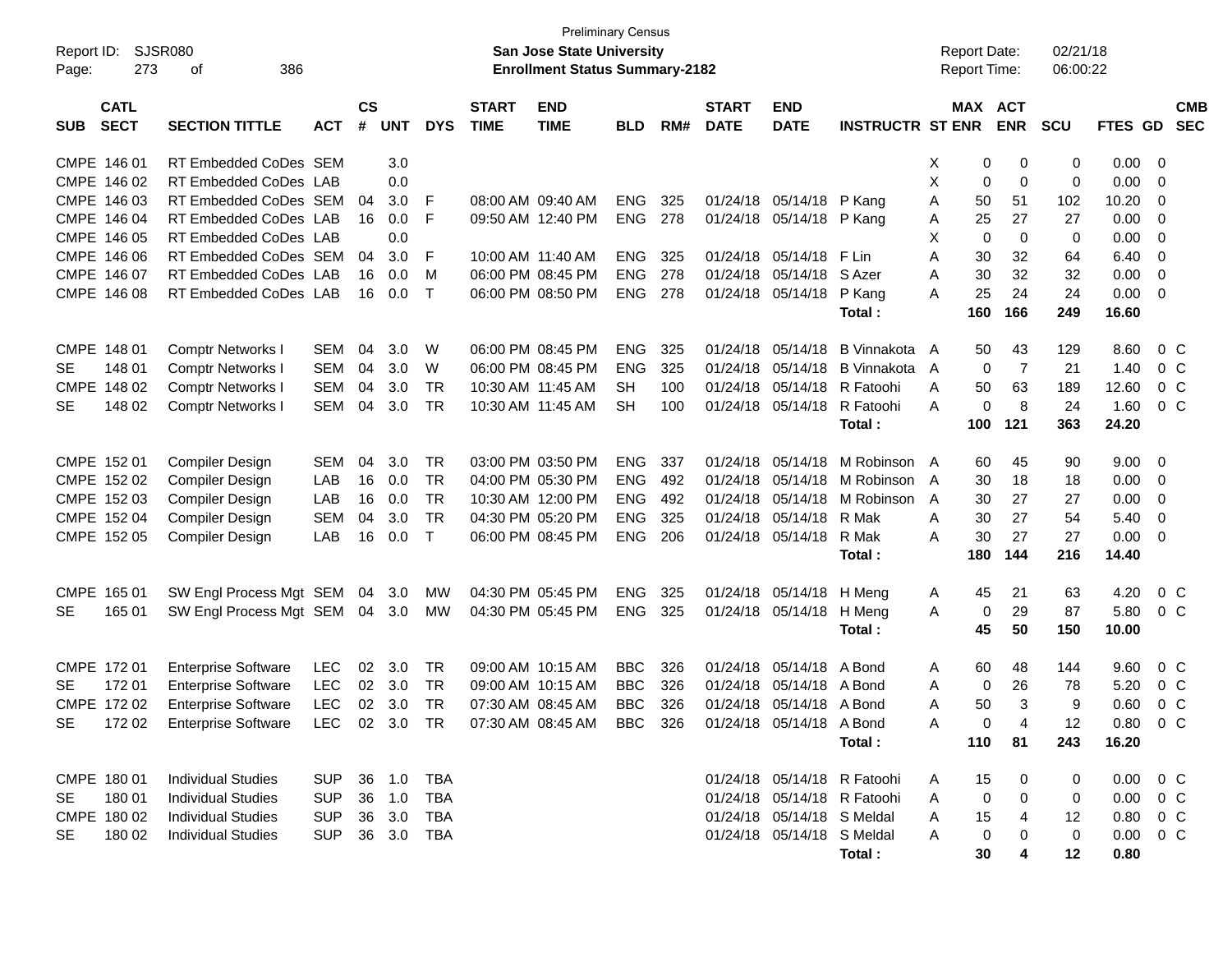Preliminary Census

Report ID: SJSR080 | **San Jose State University** | Report Date: 02/21/18
Page: 273 of 386 | **Enrollment Status Summary-2182** | Report Time: 06:00:22

| SUB | CATL SECT | SECTION TITTLE | ACT | CS # | UNT | DYS | START TIME | END TIME | BLD | RM# | START DATE | END DATE | INSTRUCTR | ST | MAX ENR | ACT ENR | SCU | FTES | GD | CMB SEC |
|---|---|---|---|---|---|---|---|---|---|---|---|---|---|---|---|---|---|---|---|---|
| CMPE | 146 01 | RT Embedded CoDes | SEM | | 3.0 | | | | | | | | | X | 0 | 0 | 0 | 0.00 | 0 | |
| CMPE | 146 02 | RT Embedded CoDes | LAB | | 0.0 | | | | | | | | | X | 0 | 0 | 0 | 0.00 | 0 | |
| CMPE | 146 03 | RT Embedded CoDes | SEM | 04 | 3.0 | F | 08:00 AM | 09:40 AM | ENG | 325 | 01/24/18 | 05/14/18 | P Kang | A | 50 | 51 | 102 | 10.20 | 0 | |
| CMPE | 146 04 | RT Embedded CoDes | LAB | 16 | 0.0 | F | 09:50 AM | 12:40 PM | ENG | 278 | 01/24/18 | 05/14/18 | P Kang | A | 25 | 27 | 27 | 0.00 | 0 | |
| CMPE | 146 05 | RT Embedded CoDes | LAB | | 0.0 | | | | | | | | | X | 0 | 0 | 0 | 0.00 | 0 | |
| CMPE | 146 06 | RT Embedded CoDes | SEM | 04 | 3.0 | F | 10:00 AM | 11:40 AM | ENG | 325 | 01/24/18 | 05/14/18 | F Lin | A | 30 | 32 | 64 | 6.40 | 0 | |
| CMPE | 146 07 | RT Embedded CoDes | LAB | 16 | 0.0 | M | 06:00 PM | 08:45 PM | ENG | 278 | 01/24/18 | 05/14/18 | S Azer | A | 30 | 32 | 32 | 0.00 | 0 | |
| CMPE | 146 08 | RT Embedded CoDes | LAB | 16 | 0.0 | T | 06:00 PM | 08:50 PM | ENG | 278 | 01/24/18 | 05/14/18 | P Kang | A | 25 | 24 | 24 | 0.00 | 0 | |
| | | | | | | | | | | | | | **Total :** | | **160** | **166** | **249** | **16.60** | | |
| CMPE | 148 01 | Comptr Networks I | SEM | 04 | 3.0 | W | 06:00 PM | 08:45 PM | ENG | 325 | 01/24/18 | 05/14/18 | B Vinnakota | A | 50 | 43 | 129 | 8.60 | 0 | C |
| SE | 148 01 | Comptr Networks I | SEM | 04 | 3.0 | W | 06:00 PM | 08:45 PM | ENG | 325 | 01/24/18 | 05/14/18 | B Vinnakota | A | 0 | 7 | 21 | 1.40 | 0 | C |
| CMPE | 148 02 | Comptr Networks I | SEM | 04 | 3.0 | TR | 10:30 AM | 11:45 AM | SH | 100 | 01/24/18 | 05/14/18 | R Fatoohi | A | 50 | 63 | 189 | 12.60 | 0 | C |
| SE | 148 02 | Comptr Networks I | SEM | 04 | 3.0 | TR | 10:30 AM | 11:45 AM | SH | 100 | 01/24/18 | 05/14/18 | R Fatoohi | A | 0 | 8 | 24 | 1.60 | 0 | C |
| | | | | | | | | | | | | | **Total :** | | **100** | **121** | **363** | **24.20** | | |
| CMPE | 152 01 | Compiler Design | SEM | 04 | 3.0 | TR | 03:00 PM | 03:50 PM | ENG | 337 | 01/24/18 | 05/14/18 | M Robinson | A | 60 | 45 | 90 | 9.00 | 0 | |
| CMPE | 152 02 | Compiler Design | LAB | 16 | 0.0 | TR | 04:00 PM | 05:30 PM | ENG | 492 | 01/24/18 | 05/14/18 | M Robinson | A | 30 | 18 | 18 | 0.00 | 0 | |
| CMPE | 152 03 | Compiler Design | LAB | 16 | 0.0 | TR | 10:30 AM | 12:00 PM | ENG | 492 | 01/24/18 | 05/14/18 | M Robinson | A | 30 | 27 | 27 | 0.00 | 0 | |
| CMPE | 152 04 | Compiler Design | SEM | 04 | 3.0 | TR | 04:30 PM | 05:20 PM | ENG | 325 | 01/24/18 | 05/14/18 | R Mak | A | 30 | 27 | 54 | 5.40 | 0 | |
| CMPE | 152 05 | Compiler Design | LAB | 16 | 0.0 | T | 06:00 PM | 08:45 PM | ENG | 206 | 01/24/18 | 05/14/18 | R Mak | A | 30 | 27 | 27 | 0.00 | 0 | |
| | | | | | | | | | | | | | **Total :** | | **180** | **144** | **216** | **14.40** | | |
| CMPE | 165 01 | SW Engl Process Mgt | SEM | 04 | 3.0 | MW | 04:30 PM | 05:45 PM | ENG | 325 | 01/24/18 | 05/14/18 | H Meng | A | 45 | 21 | 63 | 4.20 | 0 | C |
| SE | 165 01 | SW Engl Process Mgt | SEM | 04 | 3.0 | MW | 04:30 PM | 05:45 PM | ENG | 325 | 01/24/18 | 05/14/18 | H Meng | A | 0 | 29 | 87 | 5.80 | 0 | C |
| | | | | | | | | | | | | | **Total :** | | **45** | **50** | **150** | **10.00** | | |
| CMPE | 172 01 | Enterprise Software | LEC | 02 | 3.0 | TR | 09:00 AM | 10:15 AM | BBC | 326 | 01/24/18 | 05/14/18 | A Bond | A | 60 | 48 | 144 | 9.60 | 0 | C |
| SE | 172 01 | Enterprise Software | LEC | 02 | 3.0 | TR | 09:00 AM | 10:15 AM | BBC | 326 | 01/24/18 | 05/14/18 | A Bond | A | 0 | 26 | 78 | 5.20 | 0 | C |
| CMPE | 172 02 | Enterprise Software | LEC | 02 | 3.0 | TR | 07:30 AM | 08:45 AM | BBC | 326 | 01/24/18 | 05/14/18 | A Bond | A | 50 | 3 | 9 | 0.60 | 0 | C |
| SE | 172 02 | Enterprise Software | LEC | 02 | 3.0 | TR | 07:30 AM | 08:45 AM | BBC | 326 | 01/24/18 | 05/14/18 | A Bond | A | 0 | 4 | 12 | 0.80 | 0 | C |
| | | | | | | | | | | | | | **Total :** | | **110** | **81** | **243** | **16.20** | | |
| CMPE | 180 01 | Individual Studies | SUP | 36 | 1.0 | TBA | | | | | 01/24/18 | 05/14/18 | R Fatoohi | A | 15 | 0 | 0 | 0.00 | 0 | C |
| SE | 180 01 | Individual Studies | SUP | 36 | 1.0 | TBA | | | | | 01/24/18 | 05/14/18 | R Fatoohi | A | 0 | 0 | 0 | 0.00 | 0 | C |
| CMPE | 180 02 | Individual Studies | SUP | 36 | 3.0 | TBA | | | | | 01/24/18 | 05/14/18 | S Meldal | A | 15 | 4 | 12 | 0.80 | 0 | C |
| SE | 180 02 | Individual Studies | SUP | 36 | 3.0 | TBA | | | | | 01/24/18 | 05/14/18 | S Meldal | A | 0 | 0 | 0 | 0.00 | 0 | C |
| | | | | | | | | | | | | | **Total :** | | **30** | **4** | **12** | **0.80** | | |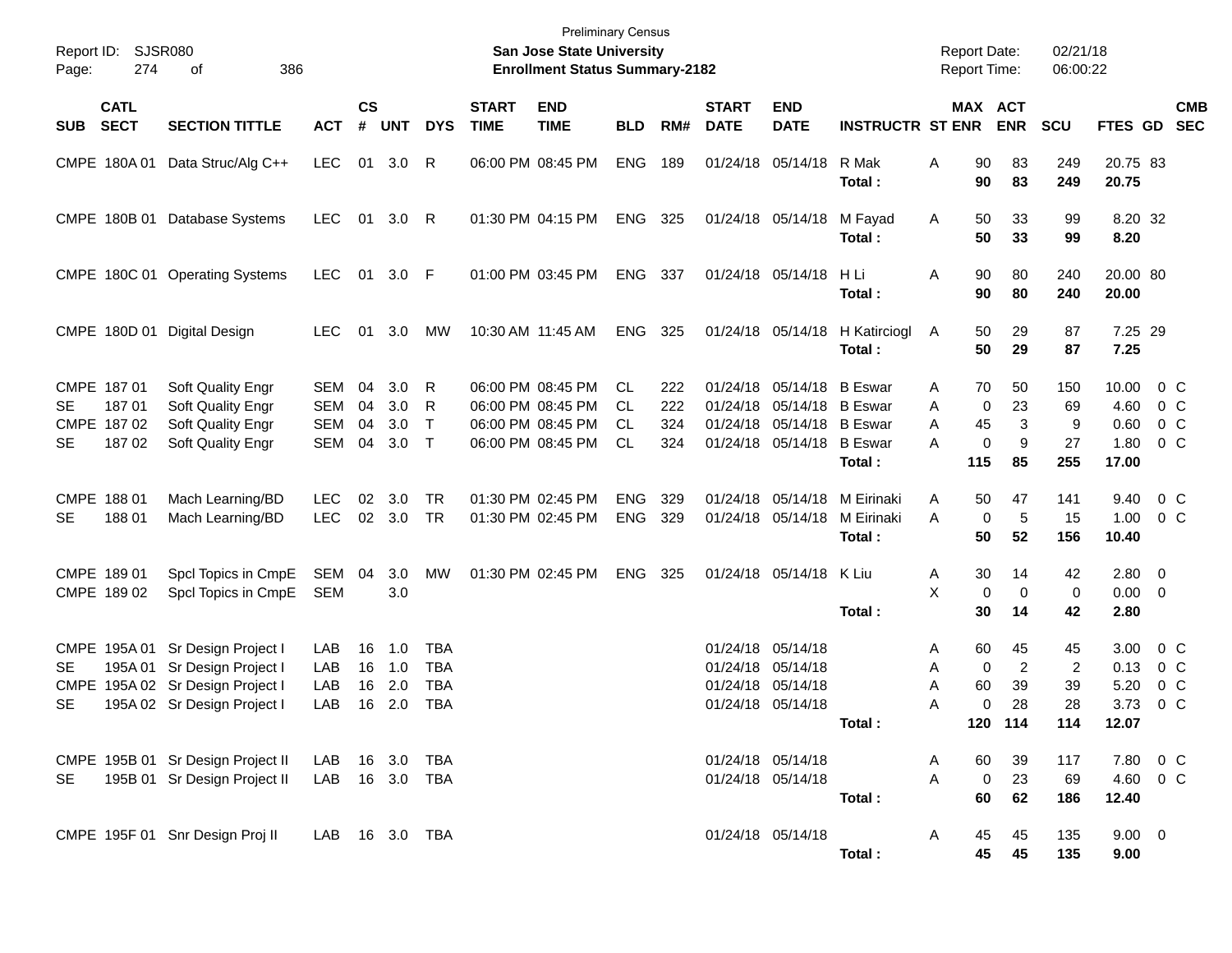Preliminary Census
**San Jose State University**
**Enrollment Status Summary-2182**

Report ID: SJSR080
Report Date: 02/21/18
Report Time: 06:00:22

| SUB | CATL SECT | SECTION TITTLE | ACT | CS # | UNT | DYS | START TIME | END TIME | BLD | RM# | START DATE | END DATE | INSTRUCTR | ST | MAX ENR | ACT ENR | SCU | FTES | GD | CMB SEC |
|---|---|---|---|---|---|---|---|---|---|---|---|---|---|---|---|---|---|---|---|---|
| CMPE | 180A 01 | Data Struc/Alg C++ | LEC | 01 | 3.0 | R | 06:00 PM | 08:45 PM | ENG | 189 | 01/24/18 | 05/14/18 | R Mak | A | 90 | 83 | 249 | 20.75 | 83 | |
| | | | | | | | | | | | | | **Total :** | | **90** | **83** | **249** | **20.75** | | |
| CMPE | 180B 01 | Database Systems | LEC | 01 | 3.0 | R | 01:30 PM | 04:15 PM | ENG | 325 | 01/24/18 | 05/14/18 | M Fayad | A | 50 | 33 | 99 | 8.20 | 32 | |
| | | | | | | | | | | | | | **Total :** | | **50** | **33** | **99** | **8.20** | | |
| CMPE | 180C 01 | Operating Systems | LEC | 01 | 3.0 | F | 01:00 PM | 03:45 PM | ENG | 337 | 01/24/18 | 05/14/18 | H Li | A | 90 | 80 | 240 | 20.00 | 80 | |
| | | | | | | | | | | | | | **Total :** | | **90** | **80** | **240** | **20.00** | | |
| CMPE | 180D 01 | Digital Design | LEC | 01 | 3.0 | MW | 10:30 AM | 11:45 AM | ENG | 325 | 01/24/18 | 05/14/18 | H Katircioglu | A | 50 | 29 | 87 | 7.25 | 29 | |
| | | | | | | | | | | | | | **Total :** | | **50** | **29** | **87** | **7.25** | | |
| CMPE | 187 01 | Soft Quality Engr | SEM | 04 | 3.0 | R | 06:00 PM | 08:45 PM | CL | 222 | 01/24/18 | 05/14/18 | B Eswar | A | 70 | 50 | 150 | 10.00 | 0 | C |
| SE | 187 01 | Soft Quality Engr | SEM | 04 | 3.0 | R | 06:00 PM | 08:45 PM | CL | 222 | 01/24/18 | 05/14/18 | B Eswar | A | 0 | 23 | 69 | 4.60 | 0 | C |
| CMPE | 187 02 | Soft Quality Engr | SEM | 04 | 3.0 | T | 06:00 PM | 08:45 PM | CL | 324 | 01/24/18 | 05/14/18 | B Eswar | A | 45 | 3 | 9 | 0.60 | 0 | C |
| SE | 187 02 | Soft Quality Engr | SEM | 04 | 3.0 | T | 06:00 PM | 08:45 PM | CL | 324 | 01/24/18 | 05/14/18 | B Eswar | A | 0 | 9 | 27 | 1.80 | 0 | C |
| | | | | | | | | | | | | | **Total :** | | **115** | **85** | **255** | **17.00** | | |
| CMPE | 188 01 | Mach Learning/BD | LEC | 02 | 3.0 | TR | 01:30 PM | 02:45 PM | ENG | 329 | 01/24/18 | 05/14/18 | M Eirinaki | A | 50 | 47 | 141 | 9.40 | 0 | C |
| SE | 188 01 | Mach Learning/BD | LEC | 02 | 3.0 | TR | 01:30 PM | 02:45 PM | ENG | 329 | 01/24/18 | 05/14/18 | M Eirinaki | A | 0 | 5 | 15 | 1.00 | 0 | C |
| | | | | | | | | | | | | | **Total :** | | **50** | **52** | **156** | **10.40** | | |
| CMPE | 189 01 | Spcl Topics in CmpE | SEM | 04 | 3.0 | MW | 01:30 PM | 02:45 PM | ENG | 325 | 01/24/18 | 05/14/18 | K Liu | A | 30 | 14 | 42 | 2.80 | 0 | |
| CMPE | 189 02 | Spcl Topics in CmpE | SEM | | 3.0 | | | | | | | | | X | 0 | 0 | 0 | 0.00 | 0 | |
| | | | | | | | | | | | | | **Total :** | | **30** | **14** | **42** | **2.80** | | |
| CMPE | 195A 01 | Sr Design Project I | LAB | 16 | 1.0 | TBA | | | | | 01/24/18 | 05/14/18 | | A | 60 | 45 | 45 | 3.00 | 0 | C |
| SE | 195A 01 | Sr Design Project I | LAB | 16 | 1.0 | TBA | | | | | 01/24/18 | 05/14/18 | | A | 0 | 2 | 2 | 0.13 | 0 | C |
| CMPE | 195A 02 | Sr Design Project I | LAB | 16 | 2.0 | TBA | | | | | 01/24/18 | 05/14/18 | | A | 60 | 39 | 39 | 5.20 | 0 | C |
| SE | 195A 02 | Sr Design Project I | LAB | 16 | 2.0 | TBA | | | | | 01/24/18 | 05/14/18 | | A | 0 | 28 | 28 | 3.73 | 0 | C |
| | | | | | | | | | | | | | **Total :** | | **120** | **114** | **114** | **12.07** | | |
| CMPE | 195B 01 | Sr Design Project II | LAB | 16 | 3.0 | TBA | | | | | 01/24/18 | 05/14/18 | | A | 60 | 39 | 117 | 7.80 | 0 | C |
| SE | 195B 01 | Sr Design Project II | LAB | 16 | 3.0 | TBA | | | | | 01/24/18 | 05/14/18 | | A | 0 | 23 | 69 | 4.60 | 0 | C |
| | | | | | | | | | | | | | **Total :** | | **60** | **62** | **186** | **12.40** | | |
| CMPE | 195F 01 | Snr Design Proj II | LAB | 16 | 3.0 | TBA | | | | | 01/24/18 | 05/14/18 | | A | 45 | 45 | 135 | 9.00 | 0 | |
| | | | | | | | | | | | | | **Total :** | | **45** | **45** | **135** | **9.00** | | |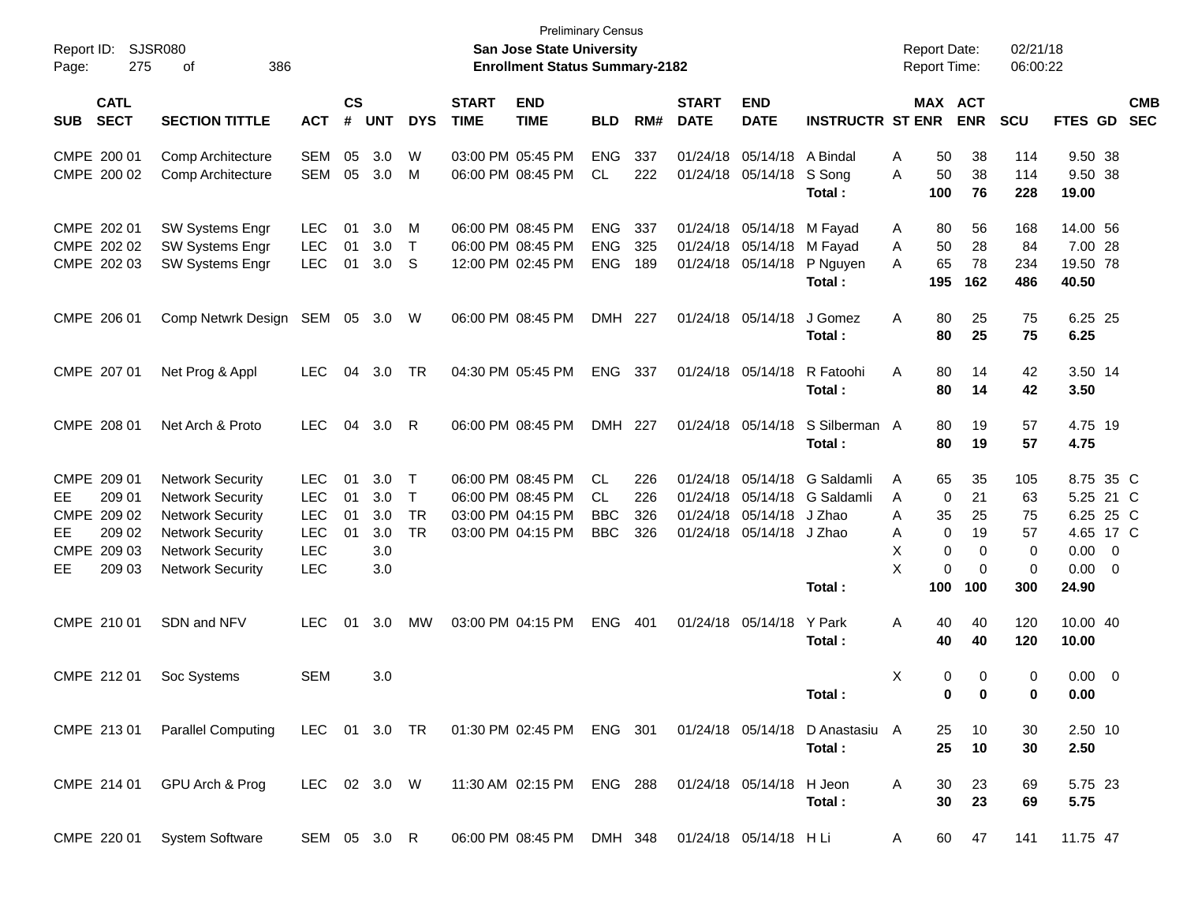| SUB | CATL SECT | SECTION TITTLE | ACT | CS # | UNT | DYS | START TIME | END TIME | BLD | RM# | START DATE | END DATE | INSTRUCTR | ST | MAX ENR | ACT ENR | SCU | FTES | GD | CMB SEC |
|---|---|---|---|---|---|---|---|---|---|---|---|---|---|---|---|---|---|---|---|---|
| CMPE | 200 01 | Comp Architecture | SEM | 05 | 3.0 | W | 03:00 PM | 05:45 PM | ENG | 337 | 01/24/18 | 05/14/18 | A Bindal | A | 50 | 38 | 114 | 9.50 | 38 | |
| CMPE | 200 02 | Comp Architecture | SEM | 05 | 3.0 | M | 06:00 PM | 08:45 PM | CL | 222 | 01/24/18 | 05/14/18 | S Song | A | 50 | 38 | 114 | 9.50 | 38 | |
| | | | | | | | | | | | | | **Total :** | | **100** | **76** | **228** | **19.00** | | |
| CMPE | 202 01 | SW Systems Engr | LEC | 01 | 3.0 | M | 06:00 PM | 08:45 PM | ENG | 337 | 01/24/18 | 05/14/18 | M Fayad | A | 80 | 56 | 168 | 14.00 | 56 | |
| CMPE | 202 02 | SW Systems Engr | LEC | 01 | 3.0 | T | 06:00 PM | 08:45 PM | ENG | 325 | 01/24/18 | 05/14/18 | M Fayad | A | 50 | 28 | 84 | 7.00 | 28 | |
| CMPE | 202 03 | SW Systems Engr | LEC | 01 | 3.0 | S | 12:00 PM | 02:45 PM | ENG | 189 | 01/24/18 | 05/14/18 | P Nguyen | A | 65 | 78 | 234 | 19.50 | 78 | |
| | | | | | | | | | | | | | **Total :** | | **195** | **162** | **486** | **40.50** | | |
| CMPE | 206 01 | Comp Netwrk Design | SEM | 05 | 3.0 | W | 06:00 PM | 08:45 PM | DMH | 227 | 01/24/18 | 05/14/18 | J Gomez | A | 80 | 25 | 75 | 6.25 | 25 | |
| | | | | | | | | | | | | | **Total :** | | **80** | **25** | **75** | **6.25** | | |
| CMPE | 207 01 | Net Prog & Appl | LEC | 04 | 3.0 | TR | 04:30 PM | 05:45 PM | ENG | 337 | 01/24/18 | 05/14/18 | R Fatoohi | A | 80 | 14 | 42 | 3.50 | 14 | |
| | | | | | | | | | | | | | **Total :** | | **80** | **14** | **42** | **3.50** | | |
| CMPE | 208 01 | Net Arch & Proto | LEC | 04 | 3.0 | R | 06:00 PM | 08:45 PM | DMH | 227 | 01/24/18 | 05/14/18 | S Silberman | A | 80 | 19 | 57 | 4.75 | 19 | |
| | | | | | | | | | | | | | **Total :** | | **80** | **19** | **57** | **4.75** | | |
| CMPE | 209 01 | Network Security | LEC | 01 | 3.0 | T | 06:00 PM | 08:45 PM | CL | 226 | 01/24/18 | 05/14/18 | G Saldamli | A | 65 | 35 | 105 | 8.75 | 35 | C |
| EE | 209 01 | Network Security | LEC | 01 | 3.0 | T | 06:00 PM | 08:45 PM | CL | 226 | 01/24/18 | 05/14/18 | G Saldamli | A | 0 | 21 | 63 | 5.25 | 21 | C |
| CMPE | 209 02 | Network Security | LEC | 01 | 3.0 | TR | 03:00 PM | 04:15 PM | BBC | 326 | 01/24/18 | 05/14/18 | J Zhao | A | 35 | 25 | 75 | 6.25 | 25 | C |
| EE | 209 02 | Network Security | LEC | 01 | 3.0 | TR | 03:00 PM | 04:15 PM | BBC | 326 | 01/24/18 | 05/14/18 | J Zhao | A | 0 | 19 | 57 | 4.65 | 17 | C |
| CMPE | 209 03 | Network Security | LEC | | 3.0 | | | | | | | | | X | 0 | 0 | 0 | 0.00 | 0 | |
| EE | 209 03 | Network Security | LEC | | 3.0 | | | | | | | | | X | 0 | 0 | 0 | 0.00 | 0 | |
| | | | | | | | | | | | | | **Total :** | | **100** | **100** | **300** | **24.90** | | |
| CMPE | 210 01 | SDN and NFV | LEC | 01 | 3.0 | MW | 03:00 PM | 04:15 PM | ENG | 401 | 01/24/18 | 05/14/18 | Y Park | A | 40 | 40 | 120 | 10.00 | 40 | |
| | | | | | | | | | | | | | **Total :** | | **40** | **40** | **120** | **10.00** | | |
| CMPE | 212 01 | Soc Systems | SEM | | 3.0 | | | | | | | | | X | 0 | 0 | 0 | 0.00 | 0 | |
| | | | | | | | | | | | | | **Total :** | | **0** | **0** | **0** | **0.00** | | |
| CMPE | 213 01 | Parallel Computing | LEC | 01 | 3.0 | TR | 01:30 PM | 02:45 PM | ENG | 301 | 01/24/18 | 05/14/18 | D Anastasiu | A | 25 | 10 | 30 | 2.50 | 10 | |
| | | | | | | | | | | | | | **Total :** | | **25** | **10** | **30** | **2.50** | | |
| CMPE | 214 01 | GPU Arch & Prog | LEC | 02 | 3.0 | W | 11:30 AM | 02:15 PM | ENG | 288 | 01/24/18 | 05/14/18 | H Jeon | A | 30 | 23 | 69 | 5.75 | 23 | |
| | | | | | | | | | | | | | **Total :** | | **30** | **23** | **69** | **5.75** | | |
| CMPE | 220 01 | System Software | SEM | 05 | 3.0 | R | 06:00 PM | 08:45 PM | DMH | 348 | 01/24/18 | 05/14/18 | H Li | A | 60 | 47 | 141 | 11.75 | 47 | |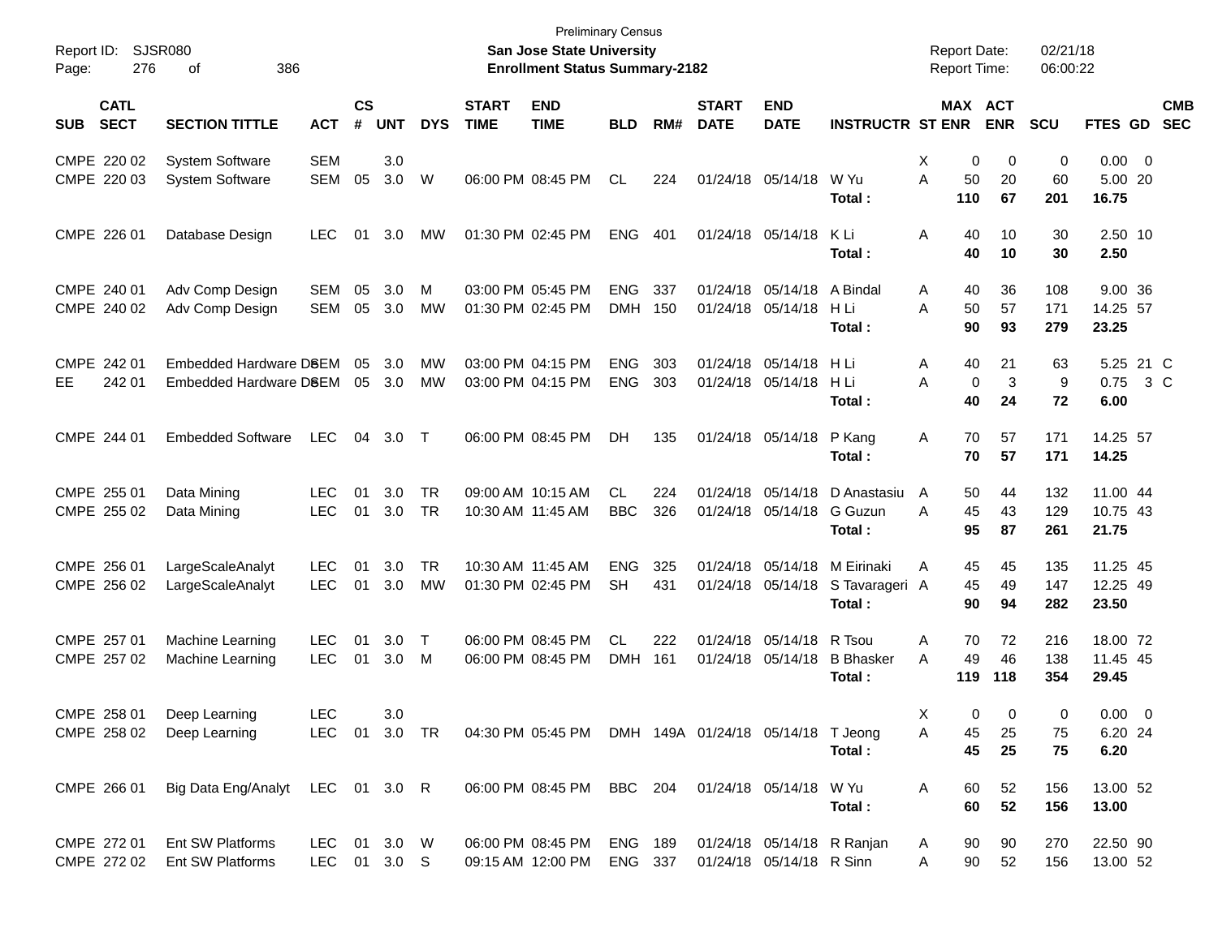Preliminary Census
**San Jose State University**
**Enrollment Status Summary-2182**

Report ID: SJSR080
Report Date: 02/21/18
Report Time: 06:00:22

| SUB | CATL SECT | SECTION TITTLE | ACT | CS # | UNT | DYS | START TIME | END TIME | BLD | RM# | START DATE | END DATE | INSTRUCTR | ST | MAX ENR | ACT ENR | SCU | FTES | GD | CMB SEC |
|---|---|---|---|---|---|---|---|---|---|---|---|---|---|---|---|---|---|---|---|---|
| CMPE | 220 02 | System Software | SEM | | 3.0 | | | | | | | | | X | 0 | 0 | 0 | 0.00 | 0 | |
| CMPE | 220 03 | System Software | SEM | 05 | 3.0 | W | 06:00 PM | 08:45 PM | CL | 224 | 01/24/18 | 05/14/18 | W Yu | A | 50 | 20 | 60 | 5.00 | 20 | |
| | | | | | | | | | | | | | **Total :** | | **110** | **67** | **201** | **16.75** | | |
| CMPE | 226 01 | Database Design | LEC | 01 | 3.0 | MW | 01:30 PM | 02:45 PM | ENG | 401 | 01/24/18 | 05/14/18 | K Li | A | 40 | 10 | 30 | 2.50 | 10 | |
| | | | | | | | | | | | | | **Total :** | | **40** | **10** | **30** | **2.50** | | |
| CMPE | 240 01 | Adv Comp Design | SEM | 05 | 3.0 | M | 03:00 PM | 05:45 PM | ENG | 337 | 01/24/18 | 05/14/18 | A Bindal | A | 40 | 36 | 108 | 9.00 | 36 | |
| CMPE | 240 02 | Adv Comp Design | SEM | 05 | 3.0 | MW | 01:30 PM | 02:45 PM | DMH | 150 | 01/24/18 | 05/14/18 | H Li | A | 50 | 57 | 171 | 14.25 | 57 | |
| | | | | | | | | | | | | | **Total :** | | **90** | **93** | **279** | **23.25** | | |
| CMPE | 242 01 | Embedded Hardware Des | SEM | 05 | 3.0 | MW | 03:00 PM | 04:15 PM | ENG | 303 | 01/24/18 | 05/14/18 | H Li | A | 40 | 21 | 63 | 5.25 | 21 | C |
| EE | 242 01 | Embedded Hardware Des | SEM | 05 | 3.0 | MW | 03:00 PM | 04:15 PM | ENG | 303 | 01/24/18 | 05/14/18 | H Li | A | 0 | 3 | 9 | 0.75 | 3 | C |
| | | | | | | | | | | | | | **Total :** | | **40** | **24** | **72** | **6.00** | | |
| CMPE | 244 01 | Embedded Software | LEC | 04 | 3.0 | T | 06:00 PM | 08:45 PM | DH | 135 | 01/24/18 | 05/14/18 | P Kang | A | 70 | 57 | 171 | 14.25 | 57 | |
| | | | | | | | | | | | | | **Total :** | | **70** | **57** | **171** | **14.25** | | |
| CMPE | 255 01 | Data Mining | LEC | 01 | 3.0 | TR | 09:00 AM | 10:15 AM | CL | 224 | 01/24/18 | 05/14/18 | D Anastasiu | A | 50 | 44 | 132 | 11.00 | 44 | |
| CMPE | 255 02 | Data Mining | LEC | 01 | 3.0 | TR | 10:30 AM | 11:45 AM | BBC | 326 | 01/24/18 | 05/14/18 | G Guzun | A | 45 | 43 | 129 | 10.75 | 43 | |
| | | | | | | | | | | | | | **Total :** | | **95** | **87** | **261** | **21.75** | | |
| CMPE | 256 01 | LargeScaleAnalyt | LEC | 01 | 3.0 | TR | 10:30 AM | 11:45 AM | ENG | 325 | 01/24/18 | 05/14/18 | M Eirinaki | A | 45 | 45 | 135 | 11.25 | 45 | |
| CMPE | 256 02 | LargeScaleAnalyt | LEC | 01 | 3.0 | MW | 01:30 PM | 02:45 PM | SH | 431 | 01/24/18 | 05/14/18 | S Tavarageri | A | 45 | 49 | 147 | 12.25 | 49 | |
| | | | | | | | | | | | | | **Total :** | | **90** | **94** | **282** | **23.50** | | |
| CMPE | 257 01 | Machine Learning | LEC | 01 | 3.0 | T | 06:00 PM | 08:45 PM | CL | 222 | 01/24/18 | 05/14/18 | R Tsou | A | 70 | 72 | 216 | 18.00 | 72 | |
| CMPE | 257 02 | Machine Learning | LEC | 01 | 3.0 | M | 06:00 PM | 08:45 PM | DMH | 161 | 01/24/18 | 05/14/18 | B Bhasker | A | 49 | 46 | 138 | 11.45 | 45 | |
| | | | | | | | | | | | | | **Total :** | | **119** | **118** | **354** | **29.45** | | |
| CMPE | 258 01 | Deep Learning | LEC | | 3.0 | | | | | | | | | X | 0 | 0 | 0 | 0.00 | 0 | |
| CMPE | 258 02 | Deep Learning | LEC | 01 | 3.0 | TR | 04:30 PM | 05:45 PM | DMH | 149A | 01/24/18 | 05/14/18 | T Jeong | A | 45 | 25 | 75 | 6.20 | 24 | |
| | | | | | | | | | | | | | **Total :** | | **45** | **25** | **75** | **6.20** | | |
| CMPE | 266 01 | Big Data Eng/Analyt | LEC | 01 | 3.0 | R | 06:00 PM | 08:45 PM | BBC | 204 | 01/24/18 | 05/14/18 | W Yu | A | 60 | 52 | 156 | 13.00 | 52 | |
| | | | | | | | | | | | | | **Total :** | | **60** | **52** | **156** | **13.00** | | |
| CMPE | 272 01 | Ent SW Platforms | LEC | 01 | 3.0 | W | 06:00 PM | 08:45 PM | ENG | 189 | 01/24/18 | 05/14/18 | R Ranjan | A | 90 | 90 | 270 | 22.50 | 90 | |
| CMPE | 272 02 | Ent SW Platforms | LEC | 01 | 3.0 | S | 09:15 AM | 12:00 PM | ENG | 337 | 01/24/18 | 05/14/18 | R Sinn | A | 90 | 52 | 156 | 13.00 | 52 | |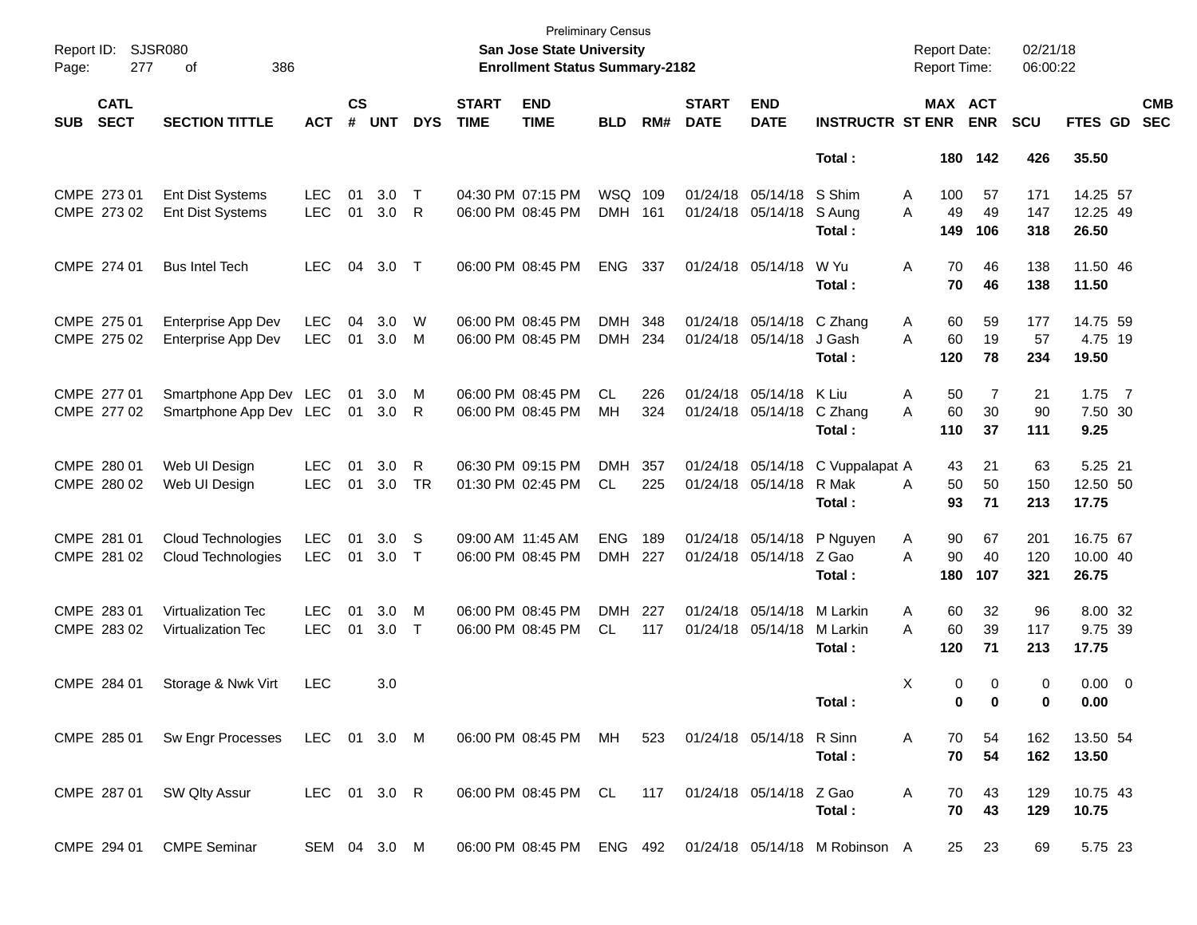Preliminary Census

**San Jose State University**

**Enrollment Status Summary-2182**

Report ID: SJSR080

Report Date: 02/21/18

Report Time: 06:00:22

| SUB | CATL SECT | SECTION TITTLE | ACT | CS # | UNT | DYS | START TIME | END TIME | BLD | RM# | START DATE | END DATE | INSTRUCTR | ST | MAX ENR | ACT ENR | SCU | FTES | GD | CMB SEC |
|---|---|---|---|---|---|---|---|---|---|---|---|---|---|---|---|---|---|---|---|---|
| | | | | | | | | | | | | | **Total :** | | **180** | **142** | **426** | **35.50** | | |
| CMPE | 273 01 | Ent Dist Systems | LEC | 01 | 3.0 | T | 04:30 PM | 07:15 PM | WSQ | 109 | 01/24/18 | 05/14/18 | S Shim | A | 100 | 57 | 171 | 14.25 | 57 | |
| CMPE | 273 02 | Ent Dist Systems | LEC | 01 | 3.0 | R | 06:00 PM | 08:45 PM | DMH | 161 | 01/24/18 | 05/14/18 | S Aung | A | 49 | 49 | 147 | 12.25 | 49 | |
| | | | | | | | | | | | | | **Total :** | | **149** | **106** | **318** | **26.50** | | |
| CMPE | 274 01 | Bus Intel Tech | LEC | 04 | 3.0 | T | 06:00 PM | 08:45 PM | ENG | 337 | 01/24/18 | 05/14/18 | W Yu | A | 70 | 46 | 138 | 11.50 | 46 | |
| | | | | | | | | | | | | | **Total :** | | **70** | **46** | **138** | **11.50** | | |
| CMPE | 275 01 | Enterprise App Dev | LEC | 04 | 3.0 | W | 06:00 PM | 08:45 PM | DMH | 348 | 01/24/18 | 05/14/18 | C Zhang | A | 60 | 59 | 177 | 14.75 | 59 | |
| CMPE | 275 02 | Enterprise App Dev | LEC | 01 | 3.0 | M | 06:00 PM | 08:45 PM | DMH | 234 | 01/24/18 | 05/14/18 | J Gash | A | 60 | 19 | 57 | 4.75 | 19 | |
| | | | | | | | | | | | | | **Total :** | | **120** | **78** | **234** | **19.50** | | |
| CMPE | 277 01 | Smartphone App Dev | LEC | 01 | 3.0 | M | 06:00 PM | 08:45 PM | CL | 226 | 01/24/18 | 05/14/18 | K Liu | A | 50 | 7 | 21 | 1.75 | 7 | |
| CMPE | 277 02 | Smartphone App Dev | LEC | 01 | 3.0 | R | 06:00 PM | 08:45 PM | MH | 324 | 01/24/18 | 05/14/18 | C Zhang | A | 60 | 30 | 90 | 7.50 | 30 | |
| | | | | | | | | | | | | | **Total :** | | **110** | **37** | **111** | **9.25** | | |
| CMPE | 280 01 | Web UI Design | LEC | 01 | 3.0 | R | 06:30 PM | 09:15 PM | DMH | 357 | 01/24/18 | 05/14/18 | C Vuppalapat | A | 43 | 21 | 63 | 5.25 | 21 | |
| CMPE | 280 02 | Web UI Design | LEC | 01 | 3.0 | TR | 01:30 PM | 02:45 PM | CL | 225 | 01/24/18 | 05/14/18 | R Mak | A | 50 | 50 | 150 | 12.50 | 50 | |
| | | | | | | | | | | | | | **Total :** | | **93** | **71** | **213** | **17.75** | | |
| CMPE | 281 01 | Cloud Technologies | LEC | 01 | 3.0 | S | 09:00 AM | 11:45 AM | ENG | 189 | 01/24/18 | 05/14/18 | P Nguyen | A | 90 | 67 | 201 | 16.75 | 67 | |
| CMPE | 281 02 | Cloud Technologies | LEC | 01 | 3.0 | T | 06:00 PM | 08:45 PM | DMH | 227 | 01/24/18 | 05/14/18 | Z Gao | A | 90 | 40 | 120 | 10.00 | 40 | |
| | | | | | | | | | | | | | **Total :** | | **180** | **107** | **321** | **26.75** | | |
| CMPE | 283 01 | Virtualization Tec | LEC | 01 | 3.0 | M | 06:00 PM | 08:45 PM | DMH | 227 | 01/24/18 | 05/14/18 | M Larkin | A | 60 | 32 | 96 | 8.00 | 32 | |
| CMPE | 283 02 | Virtualization Tec | LEC | 01 | 3.0 | T | 06:00 PM | 08:45 PM | CL | 117 | 01/24/18 | 05/14/18 | M Larkin | A | 60 | 39 | 117 | 9.75 | 39 | |
| | | | | | | | | | | | | | **Total :** | | **120** | **71** | **213** | **17.75** | | |
| CMPE | 284 01 | Storage & Nwk Virt | LEC | | 3.0 | | | | | | | | | X | 0 | 0 | 0 | 0.00 | 0 | |
| | | | | | | | | | | | | | **Total :** | | **0** | **0** | **0** | **0.00** | | |
| CMPE | 285 01 | Sw Engr Processes | LEC | 01 | 3.0 | M | 06:00 PM | 08:45 PM | MH | 523 | 01/24/18 | 05/14/18 | R Sinn | A | 70 | 54 | 162 | 13.50 | 54 | |
| | | | | | | | | | | | | | **Total :** | | **70** | **54** | **162** | **13.50** | | |
| CMPE | 287 01 | SW Qlty Assur | LEC | 01 | 3.0 | R | 06:00 PM | 08:45 PM | CL | 117 | 01/24/18 | 05/14/18 | Z Gao | A | 70 | 43 | 129 | 10.75 | 43 | |
| | | | | | | | | | | | | | **Total :** | | **70** | **43** | **129** | **10.75** | | |
| CMPE | 294 01 | CMPE Seminar | SEM | 04 | 3.0 | M | 06:00 PM | 08:45 PM | ENG | 492 | 01/24/18 | 05/14/18 | M Robinson | A | 25 | 23 | 69 | 5.75 | 23 | |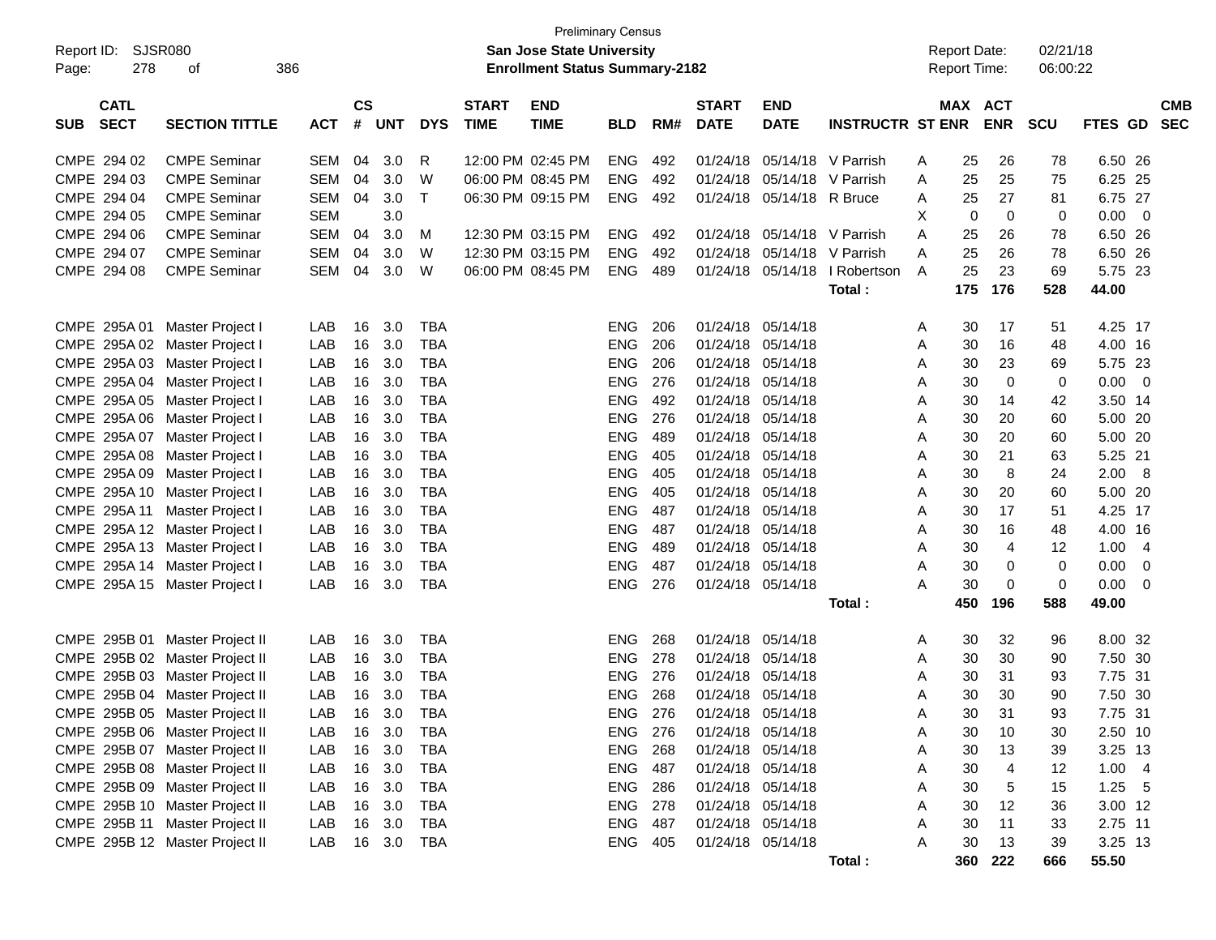Preliminary Census

Report ID: SJSR080

**San Jose State University**

**Enrollment Status Summary-2182**

Report Date: 02/21/18

Report Time: 06:00:22

| SUB | CATL SECT | SECTION TITTLE | ACT | CS # | UNT | DYS | START TIME | END TIME | BLD | RM# | START DATE | END DATE | INSTRUCTR | ST | MAX ENR | ACT ENR | SCU | FTES | GD | CMB SEC |
|---|---|---|---|---|---|---|---|---|---|---|---|---|---|---|---|---|---|---|---|---|
| CMPE | 294 02 | CMPE Seminar | SEM | 04 | 3.0 | R | 12:00 PM | 02:45 PM | ENG | 492 | 01/24/18 | 05/14/18 | V Parrish | A | 25 | 26 | 78 | 6.50 | 26 | |
| CMPE | 294 03 | CMPE Seminar | SEM | 04 | 3.0 | W | 06:00 PM | 08:45 PM | ENG | 492 | 01/24/18 | 05/14/18 | V Parrish | A | 25 | 25 | 75 | 6.25 | 25 | |
| CMPE | 294 04 | CMPE Seminar | SEM | 04 | 3.0 | T | 06:30 PM | 09:15 PM | ENG | 492 | 01/24/18 | 05/14/18 | R Bruce | A | 25 | 27 | 81 | 6.75 | 27 | |
| CMPE | 294 05 | CMPE Seminar | SEM | | 3.0 | | | | | | | | | X | 0 | 0 | 0 | 0.00 | 0 | |
| CMPE | 294 06 | CMPE Seminar | SEM | 04 | 3.0 | M | 12:30 PM | 03:15 PM | ENG | 492 | 01/24/18 | 05/14/18 | V Parrish | A | 25 | 26 | 78 | 6.50 | 26 | |
| CMPE | 294 07 | CMPE Seminar | SEM | 04 | 3.0 | W | 12:30 PM | 03:15 PM | ENG | 492 | 01/24/18 | 05/14/18 | V Parrish | A | 25 | 26 | 78 | 6.50 | 26 | |
| CMPE | 294 08 | CMPE Seminar | SEM | 04 | 3.0 | W | 06:00 PM | 08:45 PM | ENG | 489 | 01/24/18 | 05/14/18 | I Robertson | A | 25 | 23 | 69 | 5.75 | 23 | |
| | | | | | | | | | | | | | **Total :** | | **175** | **176** | **528** | **44.00** | | |
| CMPE | 295A 01 | Master Project I | LAB | 16 | 3.0 | TBA | | | ENG | 206 | 01/24/18 | 05/14/18 | | A | 30 | 17 | 51 | 4.25 | 17 | |
| CMPE | 295A 02 | Master Project I | LAB | 16 | 3.0 | TBA | | | ENG | 206 | 01/24/18 | 05/14/18 | | A | 30 | 16 | 48 | 4.00 | 16 | |
| CMPE | 295A 03 | Master Project I | LAB | 16 | 3.0 | TBA | | | ENG | 206 | 01/24/18 | 05/14/18 | | A | 30 | 23 | 69 | 5.75 | 23 | |
| CMPE | 295A 04 | Master Project I | LAB | 16 | 3.0 | TBA | | | ENG | 276 | 01/24/18 | 05/14/18 | | A | 30 | 0 | 0 | 0.00 | 0 | |
| CMPE | 295A 05 | Master Project I | LAB | 16 | 3.0 | TBA | | | ENG | 492 | 01/24/18 | 05/14/18 | | A | 30 | 14 | 42 | 3.50 | 14 | |
| CMPE | 295A 06 | Master Project I | LAB | 16 | 3.0 | TBA | | | ENG | 276 | 01/24/18 | 05/14/18 | | A | 30 | 20 | 60 | 5.00 | 20 | |
| CMPE | 295A 07 | Master Project I | LAB | 16 | 3.0 | TBA | | | ENG | 489 | 01/24/18 | 05/14/18 | | A | 30 | 20 | 60 | 5.00 | 20 | |
| CMPE | 295A 08 | Master Project I | LAB | 16 | 3.0 | TBA | | | ENG | 405 | 01/24/18 | 05/14/18 | | A | 30 | 21 | 63 | 5.25 | 21 | |
| CMPE | 295A 09 | Master Project I | LAB | 16 | 3.0 | TBA | | | ENG | 405 | 01/24/18 | 05/14/18 | | A | 30 | 8 | 24 | 2.00 | 8 | |
| CMPE | 295A 10 | Master Project I | LAB | 16 | 3.0 | TBA | | | ENG | 405 | 01/24/18 | 05/14/18 | | A | 30 | 20 | 60 | 5.00 | 20 | |
| CMPE | 295A 11 | Master Project I | LAB | 16 | 3.0 | TBA | | | ENG | 487 | 01/24/18 | 05/14/18 | | A | 30 | 17 | 51 | 4.25 | 17 | |
| CMPE | 295A 12 | Master Project I | LAB | 16 | 3.0 | TBA | | | ENG | 487 | 01/24/18 | 05/14/18 | | A | 30 | 16 | 48 | 4.00 | 16 | |
| CMPE | 295A 13 | Master Project I | LAB | 16 | 3.0 | TBA | | | ENG | 489 | 01/24/18 | 05/14/18 | | A | 30 | 4 | 12 | 1.00 | 4 | |
| CMPE | 295A 14 | Master Project I | LAB | 16 | 3.0 | TBA | | | ENG | 487 | 01/24/18 | 05/14/18 | | A | 30 | 0 | 0 | 0.00 | 0 | |
| CMPE | 295A 15 | Master Project I | LAB | 16 | 3.0 | TBA | | | ENG | 276 | 01/24/18 | 05/14/18 | | A | 30 | 0 | 0 | 0.00 | 0 | |
| | | | | | | | | | | | | | **Total :** | | **450** | **196** | **588** | **49.00** | | |
| CMPE | 295B 01 | Master Project II | LAB | 16 | 3.0 | TBA | | | ENG | 268 | 01/24/18 | 05/14/18 | | A | 30 | 32 | 96 | 8.00 | 32 | |
| CMPE | 295B 02 | Master Project II | LAB | 16 | 3.0 | TBA | | | ENG | 278 | 01/24/18 | 05/14/18 | | A | 30 | 30 | 90 | 7.50 | 30 | |
| CMPE | 295B 03 | Master Project II | LAB | 16 | 3.0 | TBA | | | ENG | 276 | 01/24/18 | 05/14/18 | | A | 30 | 31 | 93 | 7.75 | 31 | |
| CMPE | 295B 04 | Master Project II | LAB | 16 | 3.0 | TBA | | | ENG | 268 | 01/24/18 | 05/14/18 | | A | 30 | 30 | 90 | 7.50 | 30 | |
| CMPE | 295B 05 | Master Project II | LAB | 16 | 3.0 | TBA | | | ENG | 276 | 01/24/18 | 05/14/18 | | A | 30 | 31 | 93 | 7.75 | 31 | |
| CMPE | 295B 06 | Master Project II | LAB | 16 | 3.0 | TBA | | | ENG | 276 | 01/24/18 | 05/14/18 | | A | 30 | 10 | 30 | 2.50 | 10 | |
| CMPE | 295B 07 | Master Project II | LAB | 16 | 3.0 | TBA | | | ENG | 268 | 01/24/18 | 05/14/18 | | A | 30 | 13 | 39 | 3.25 | 13 | |
| CMPE | 295B 08 | Master Project II | LAB | 16 | 3.0 | TBA | | | ENG | 487 | 01/24/18 | 05/14/18 | | A | 30 | 4 | 12 | 1.00 | 4 | |
| CMPE | 295B 09 | Master Project II | LAB | 16 | 3.0 | TBA | | | ENG | 286 | 01/24/18 | 05/14/18 | | A | 30 | 5 | 15 | 1.25 | 5 | |
| CMPE | 295B 10 | Master Project II | LAB | 16 | 3.0 | TBA | | | ENG | 278 | 01/24/18 | 05/14/18 | | A | 30 | 12 | 36 | 3.00 | 12 | |
| CMPE | 295B 11 | Master Project II | LAB | 16 | 3.0 | TBA | | | ENG | 487 | 01/24/18 | 05/14/18 | | A | 30 | 11 | 33 | 2.75 | 11 | |
| CMPE | 295B 12 | Master Project II | LAB | 16 | 3.0 | TBA | | | ENG | 405 | 01/24/18 | 05/14/18 | | A | 30 | 13 | 39 | 3.25 | 13 | |
| | | | | | | | | | | | | | **Total :** | | **360** | **222** | **666** | **55.50** | | |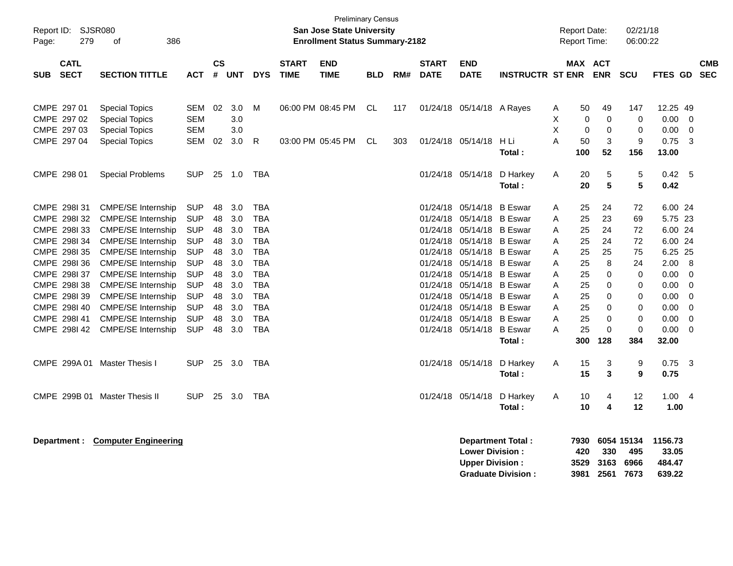Preliminary Census

Report ID: SJSR080

**San Jose State University**
**Enrollment Status Summary-2182**

Report Date: 02/21/18
Report Time: 06:00:22

| SUB | CATL SECT | SECTION TITTLE | ACT | CS # | UNT | DYS | START TIME | END TIME | BLD | RM# | START DATE | END DATE | INSTRUCTR | ST | MAX ENR | ACT ENR | SCU | FTES | GD | CMB SEC |
|---|---|---|---|---|---|---|---|---|---|---|---|---|---|---|---|---|---|---|---|---|
| CMPE | 297 01 | Special Topics | SEM | 02 | 3.0 | M | 06:00 PM | 08:45 PM | CL | 117 | 01/24/18 | 05/14/18 | A Rayes | A | 50 | 49 | 147 | 12.25 | 49 | |
| CMPE | 297 02 | Special Topics | SEM | | 3.0 | | | | | | | | | X | 0 | 0 | 0 | 0.00 | 0 | |
| CMPE | 297 03 | Special Topics | SEM | | 3.0 | | | | | | | | | X | 0 | 0 | 0 | 0.00 | 0 | |
| CMPE | 297 04 | Special Topics | SEM | 02 | 3.0 | R | 03:00 PM | 05:45 PM | CL | 303 | 01/24/18 | 05/14/18 | H Li | A | 50 | 3 | 9 | 0.75 | 3 | |
| | | | | | | | | | | | | | **Total :** | | **100** | **52** | **156** | **13.00** | | |
| CMPE | 298 01 | Special Problems | SUP | 25 | 1.0 | TBA | | | | | 01/24/18 | 05/14/18 | D Harkey | A | 20 | 5 | 5 | 0.42 | 5 | |
| | | | | | | | | | | | | | **Total :** | | **20** | **5** | **5** | **0.42** | | |
| CMPE | 298I 31 | CMPE/SE Internship | SUP | 48 | 3.0 | TBA | | | | | 01/24/18 | 05/14/18 | B Eswar | A | 25 | 24 | 72 | 6.00 | 24 | |
| CMPE | 298I 32 | CMPE/SE Internship | SUP | 48 | 3.0 | TBA | | | | | 01/24/18 | 05/14/18 | B Eswar | A | 25 | 23 | 69 | 5.75 | 23 | |
| CMPE | 298I 33 | CMPE/SE Internship | SUP | 48 | 3.0 | TBA | | | | | 01/24/18 | 05/14/18 | B Eswar | A | 25 | 24 | 72 | 6.00 | 24 | |
| CMPE | 298I 34 | CMPE/SE Internship | SUP | 48 | 3.0 | TBA | | | | | 01/24/18 | 05/14/18 | B Eswar | A | 25 | 24 | 72 | 6.00 | 24 | |
| CMPE | 298I 35 | CMPE/SE Internship | SUP | 48 | 3.0 | TBA | | | | | 01/24/18 | 05/14/18 | B Eswar | A | 25 | 25 | 75 | 6.25 | 25 | |
| CMPE | 298I 36 | CMPE/SE Internship | SUP | 48 | 3.0 | TBA | | | | | 01/24/18 | 05/14/18 | B Eswar | A | 25 | 8 | 24 | 2.00 | 8 | |
| CMPE | 298I 37 | CMPE/SE Internship | SUP | 48 | 3.0 | TBA | | | | | 01/24/18 | 05/14/18 | B Eswar | A | 25 | 0 | 0 | 0.00 | 0 | |
| CMPE | 298I 38 | CMPE/SE Internship | SUP | 48 | 3.0 | TBA | | | | | 01/24/18 | 05/14/18 | B Eswar | A | 25 | 0 | 0 | 0.00 | 0 | |
| CMPE | 298I 39 | CMPE/SE Internship | SUP | 48 | 3.0 | TBA | | | | | 01/24/18 | 05/14/18 | B Eswar | A | 25 | 0 | 0 | 0.00 | 0 | |
| CMPE | 298I 40 | CMPE/SE Internship | SUP | 48 | 3.0 | TBA | | | | | 01/24/18 | 05/14/18 | B Eswar | A | 25 | 0 | 0 | 0.00 | 0 | |
| CMPE | 298I 41 | CMPE/SE Internship | SUP | 48 | 3.0 | TBA | | | | | 01/24/18 | 05/14/18 | B Eswar | A | 25 | 0 | 0 | 0.00 | 0 | |
| CMPE | 298I 42 | CMPE/SE Internship | SUP | 48 | 3.0 | TBA | | | | | 01/24/18 | 05/14/18 | B Eswar | A | 25 | 0 | 0 | 0.00 | 0 | |
| | | | | | | | | | | | | | **Total :** | | **300** | **128** | **384** | **32.00** | | |
| CMPE | 299A 01 | Master Thesis I | SUP | 25 | 3.0 | TBA | | | | | 01/24/18 | 05/14/18 | D Harkey | A | 15 | 3 | 9 | 0.75 | 3 | |
| | | | | | | | | | | | | | **Total :** | | **15** | **3** | **9** | **0.75** | | |
| CMPE | 299B 01 | Master Thesis II | SUP | 25 | 3.0 | TBA | | | | | 01/24/18 | 05/14/18 | D Harkey | A | 10 | 4 | 12 | 1.00 | 4 | |
| | | | | | | | | | | | | | **Total :** | | **10** | **4** | **12** | **1.00** | | |

**Department :** **Computer Engineering**

| | MAX ENR | ACT ENR | SCU | FTES |
|---|---|---|---|---|
| **Department Total :** | **7930** | **6054** | **15134** | **1156.73** |
| **Lower Division :** | **420** | **330** | **495** | **33.05** |
| **Upper Division :** | **3529** | **3163** | **6966** | **484.47** |
| **Graduate Division :** | **3981** | **2561** | **7673** | **639.22** |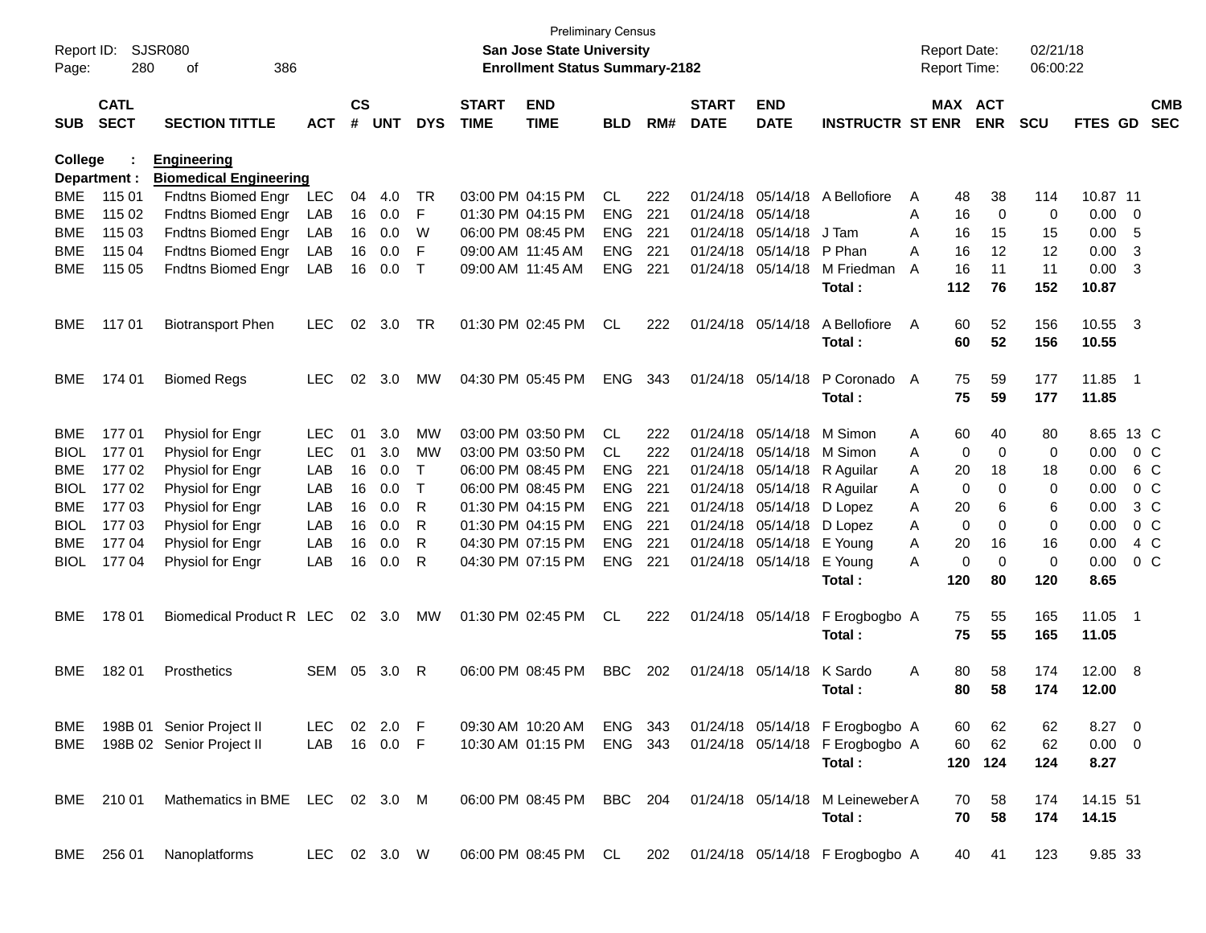Preliminary Census
**San Jose State University**
**Enrollment Status Summary-2182**

Report ID: SJSR080
Report Date: 02/21/18
Report Time: 06:00:22

**College : Engineering**
**Department : Biomedical Engineering**

| SUB | CATL SECT | SECTION TITTLE | ACT | CS # | UNT | DYS | START TIME | END TIME | BLD | RM# | START DATE | END DATE | INSTRUCTR | ST | MAX ENR | ACT ENR | SCU | FTES | GD | CMB SEC |
|---|---|---|---|---|---|---|---|---|---|---|---|---|---|---|---|---|---|---|---|---|
| BME | 115 01 | Fndtns Biomed Engr | LEC | 04 | 4.0 | TR | 03:00 PM | 04:15 PM | CL | 222 | 01/24/18 | 05/14/18 | A Bellofiore | A | 48 | 38 | 114 | 10.87 | 11 | |
| BME | 115 02 | Fndtns Biomed Engr | LAB | 16 | 0.0 | F | 01:30 PM | 04:15 PM | ENG | 221 | 01/24/18 | 05/14/18 | | A | 16 | 0 | 0 | 0.00 | 0 | |
| BME | 115 03 | Fndtns Biomed Engr | LAB | 16 | 0.0 | W | 06:00 PM | 08:45 PM | ENG | 221 | 01/24/18 | 05/14/18 | J Tam | A | 16 | 15 | 15 | 0.00 | 5 | |
| BME | 115 04 | Fndtns Biomed Engr | LAB | 16 | 0.0 | F | 09:00 AM | 11:45 AM | ENG | 221 | 01/24/18 | 05/14/18 | P Phan | A | 16 | 12 | 12 | 0.00 | 3 | |
| BME | 115 05 | Fndtns Biomed Engr | LAB | 16 | 0.0 | T | 09:00 AM | 11:45 AM | ENG | 221 | 01/24/18 | 05/14/18 | M Friedman | A | 16 | 11 | 11 | 0.00 | 3 | |
| | | | | | | | | | | | | | **Total :** | | **112** | **76** | **152** | **10.87** | | |
| BME | 117 01 | Biotransport Phen | LEC | 02 | 3.0 | TR | 01:30 PM | 02:45 PM | CL | 222 | 01/24/18 | 05/14/18 | A Bellofiore | A | 60 | 52 | 156 | 10.55 | 3 | |
| | | | | | | | | | | | | | **Total :** | | **60** | **52** | **156** | **10.55** | | |
| BME | 174 01 | Biomed Regs | LEC | 02 | 3.0 | MW | 04:30 PM | 05:45 PM | ENG | 343 | 01/24/18 | 05/14/18 | P Coronado | A | 75 | 59 | 177 | 11.85 | 1 | |
| | | | | | | | | | | | | | **Total :** | | **75** | **59** | **177** | **11.85** | | |
| BME | 177 01 | Physiol for Engr | LEC | 01 | 3.0 | MW | 03:00 PM | 03:50 PM | CL | 222 | 01/24/18 | 05/14/18 | M Simon | A | 60 | 40 | 80 | 8.65 | 13 | C |
| BIOL | 177 01 | Physiol for Engr | LEC | 01 | 3.0 | MW | 03:00 PM | 03:50 PM | CL | 222 | 01/24/18 | 05/14/18 | M Simon | A | 0 | 0 | 0 | 0.00 | 0 | C |
| BME | 177 02 | Physiol for Engr | LAB | 16 | 0.0 | T | 06:00 PM | 08:45 PM | ENG | 221 | 01/24/18 | 05/14/18 | R Aguilar | A | 20 | 18 | 18 | 0.00 | 6 | C |
| BIOL | 177 02 | Physiol for Engr | LAB | 16 | 0.0 | T | 06:00 PM | 08:45 PM | ENG | 221 | 01/24/18 | 05/14/18 | R Aguilar | A | 0 | 0 | 0 | 0.00 | 0 | C |
| BME | 177 03 | Physiol for Engr | LAB | 16 | 0.0 | R | 01:30 PM | 04:15 PM | ENG | 221 | 01/24/18 | 05/14/18 | D Lopez | A | 20 | 6 | 6 | 0.00 | 3 | C |
| BIOL | 177 03 | Physiol for Engr | LAB | 16 | 0.0 | R | 01:30 PM | 04:15 PM | ENG | 221 | 01/24/18 | 05/14/18 | D Lopez | A | 0 | 0 | 0 | 0.00 | 0 | C |
| BME | 177 04 | Physiol for Engr | LAB | 16 | 0.0 | R | 04:30 PM | 07:15 PM | ENG | 221 | 01/24/18 | 05/14/18 | E Young | A | 20 | 16 | 16 | 0.00 | 4 | C |
| BIOL | 177 04 | Physiol for Engr | LAB | 16 | 0.0 | R | 04:30 PM | 07:15 PM | ENG | 221 | 01/24/18 | 05/14/18 | E Young | A | 0 | 0 | 0 | 0.00 | 0 | C |
| | | | | | | | | | | | | | **Total :** | | **120** | **80** | **120** | **8.65** | | |
| BME | 178 01 | Biomedical Product R | LEC | 02 | 3.0 | MW | 01:30 PM | 02:45 PM | CL | 222 | 01/24/18 | 05/14/18 | F Erogbogbo | A | 75 | 55 | 165 | 11.05 | 1 | |
| | | | | | | | | | | | | | **Total :** | | **75** | **55** | **165** | **11.05** | | |
| BME | 182 01 | Prosthetics | SEM | 05 | 3.0 | R | 06:00 PM | 08:45 PM | BBC | 202 | 01/24/18 | 05/14/18 | K Sardo | A | 80 | 58 | 174 | 12.00 | 8 | |
| | | | | | | | | | | | | | **Total :** | | **80** | **58** | **174** | **12.00** | | |
| BME | 198B 01 | Senior Project II | LEC | 02 | 2.0 | F | 09:30 AM | 10:20 AM | ENG | 343 | 01/24/18 | 05/14/18 | F Erogbogbo | A | 60 | 62 | 62 | 8.27 | 0 | |
| BME | 198B 02 | Senior Project II | LAB | 16 | 0.0 | F | 10:30 AM | 01:15 PM | ENG | 343 | 01/24/18 | 05/14/18 | F Erogbogbo | A | 60 | 62 | 62 | 0.00 | 0 | |
| | | | | | | | | | | | | | **Total :** | | **120** | **124** | **124** | **8.27** | | |
| BME | 210 01 | Mathematics in BME | LEC | 02 | 3.0 | M | 06:00 PM | 08:45 PM | BBC | 204 | 01/24/18 | 05/14/18 | M Leineweber | A | 70 | 58 | 174 | 14.15 | 51 | |
| | | | | | | | | | | | | | **Total :** | | **70** | **58** | **174** | **14.15** | | |
| BME | 256 01 | Nanoplatforms | LEC | 02 | 3.0 | W | 06:00 PM | 08:45 PM | CL | 202 | 01/24/18 | 05/14/18 | F Erogbogbo | A | 40 | 41 | 123 | 9.85 | 33 | |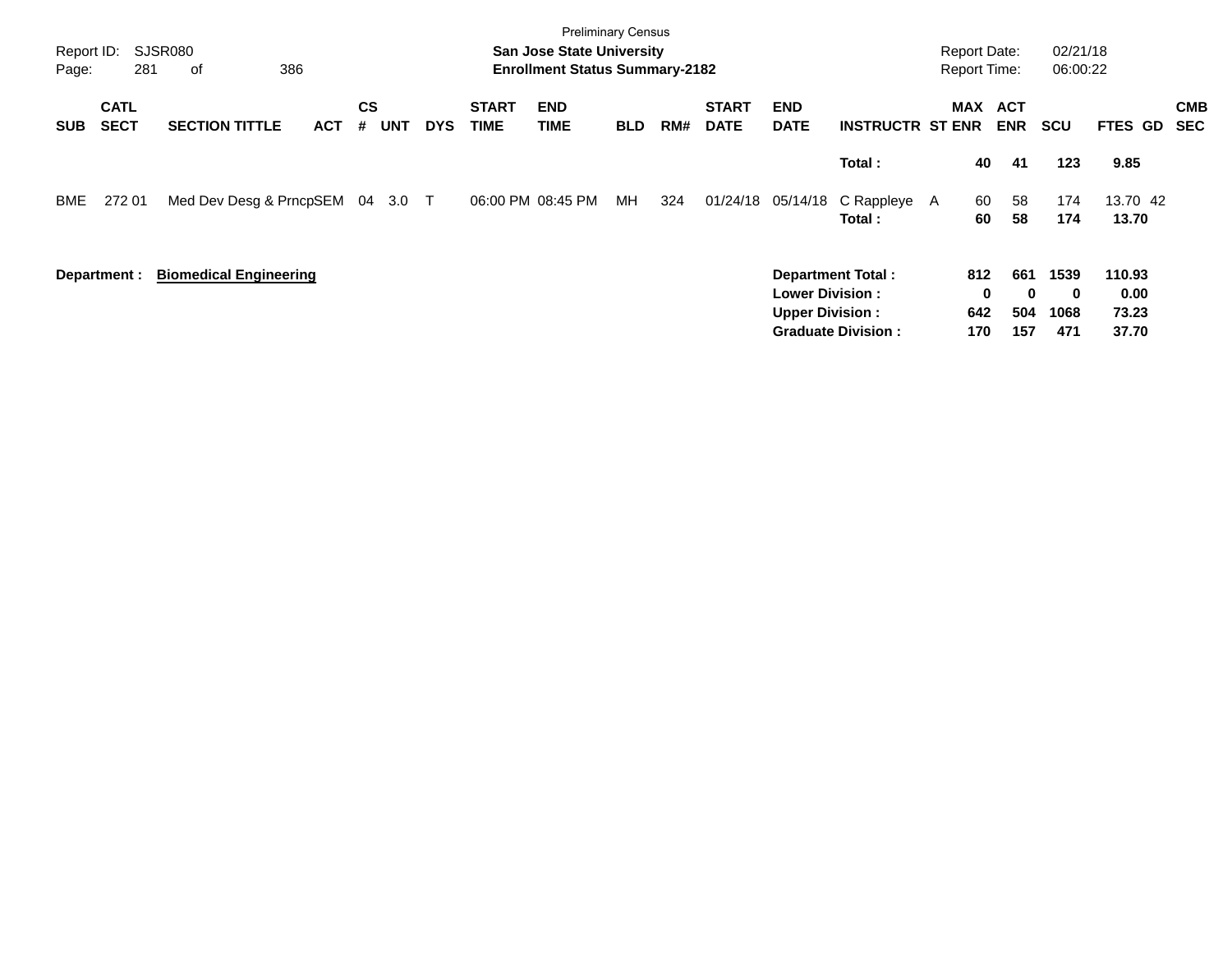Preliminary Census

**San Jose State University**

**Enrollment Status Summary-2182**

Report ID: SJSR080

Report Date: 02/21/18

Report Time: 06:00:22

| SUB | CATL SECT | SECTION TITTLE | ACT | CS # | UNT | DYS | START TIME | END TIME | BLD | RM# | START DATE | END DATE | INSTRUCTR | ST | MAX ENR | ACT ENR | SCU | FTES | GD | CMB SEC |
|---|---|---|---|---|---|---|---|---|---|---|---|---|---|---|---|---|---|---|---|---|
| | | | | | | | | | | | | | **Total :** | | **40** | **41** | **123** | **9.85** | | |
| BME | 272 01 | Med Dev Desg & Prncp | SEM | 04 | 3.0 | T | 06:00 PM | 08:45 PM | MH | 324 | 01/24/18 | 05/14/18 | C Rappleye | A | 60 | 58 | 174 | 13.70 | 42 | |
| | | | | | | | | | | | | | **Total :** | | **60** | **58** | **174** | **13.70** | | |

**Department :** **Biomedical Engineering**

| | MAX ENR | ACT ENR | SCU | FTES |
|---|---|---|---|---|
| **Department Total :** | **812** | **661** | **1539** | **110.93** |
| **Lower Division :** | **0** | **0** | **0** | **0.00** |
| **Upper Division :** | **642** | **504** | **1068** | **73.23** |
| **Graduate Division :** | **170** | **157** | **471** | **37.70** |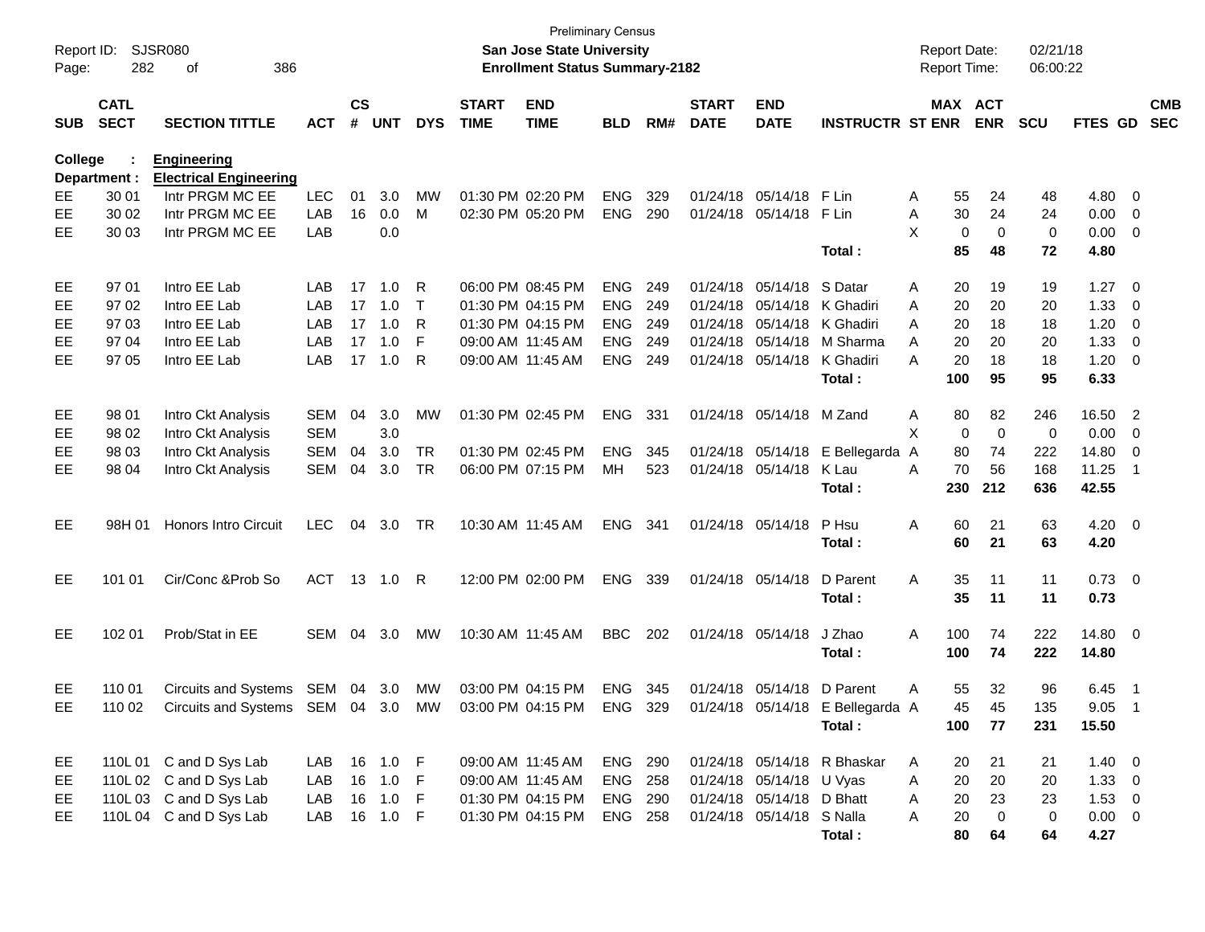Preliminary Census

**San Jose State University**

**Enrollment Status Summary-2182**

Report ID: SJSR080

Report Date: 02/21/18

Report Time: 06:00:22

**College : Engineering**

**Department : Electrical Engineering**

| SUB | CATL SECT | SECTION TITTLE | ACT | CS # | UNT | DYS | START TIME | END TIME | BLD | RM# | START DATE | END DATE | INSTRUCTR | ST | MAX ENR | ACT ENR | SCU | FTES | GD | CMB SEC |
|---|---|---|---|---|---|---|---|---|---|---|---|---|---|---|---|---|---|---|---|---|
| EE | 30 01 | Intr PRGM MC EE | LEC | 01 | 3.0 | MW | 01:30 PM | 02:20 PM | ENG | 329 | 01/24/18 | 05/14/18 | F Lin | A | 55 | 24 | 48 | 4.80 | 0 | |
| EE | 30 02 | Intr PRGM MC EE | LAB | 16 | 0.0 | M | 02:30 PM | 05:20 PM | ENG | 290 | 01/24/18 | 05/14/18 | F Lin | A | 30 | 24 | 24 | 0.00 | 0 | |
| EE | 30 03 | Intr PRGM MC EE | LAB | | 0.0 | | | | | | | | | X | 0 | 0 | 0 | 0.00 | 0 | |
| | | | | | | | | | | | | | **Total :** | | **85** | **48** | **72** | **4.80** | | |
| EE | 97 01 | Intro EE Lab | LAB | 17 | 1.0 | R | 06:00 PM | 08:45 PM | ENG | 249 | 01/24/18 | 05/14/18 | S Datar | A | 20 | 19 | 19 | 1.27 | 0 | |
| EE | 97 02 | Intro EE Lab | LAB | 17 | 1.0 | T | 01:30 PM | 04:15 PM | ENG | 249 | 01/24/18 | 05/14/18 | K Ghadiri | A | 20 | 20 | 20 | 1.33 | 0 | |
| EE | 97 03 | Intro EE Lab | LAB | 17 | 1.0 | R | 01:30 PM | 04:15 PM | ENG | 249 | 01/24/18 | 05/14/18 | K Ghadiri | A | 20 | 18 | 18 | 1.20 | 0 | |
| EE | 97 04 | Intro EE Lab | LAB | 17 | 1.0 | F | 09:00 AM | 11:45 AM | ENG | 249 | 01/24/18 | 05/14/18 | M Sharma | A | 20 | 20 | 20 | 1.33 | 0 | |
| EE | 97 05 | Intro EE Lab | LAB | 17 | 1.0 | R | 09:00 AM | 11:45 AM | ENG | 249 | 01/24/18 | 05/14/18 | K Ghadiri | A | 20 | 18 | 18 | 1.20 | 0 | |
| | | | | | | | | | | | | | **Total :** | | **100** | **95** | **95** | **6.33** | | |
| EE | 98 01 | Intro Ckt Analysis | SEM | 04 | 3.0 | MW | 01:30 PM | 02:45 PM | ENG | 331 | 01/24/18 | 05/14/18 | M Zand | A | 80 | 82 | 246 | 16.50 | 2 | |
| EE | 98 02 | Intro Ckt Analysis | SEM | | 3.0 | | | | | | | | | X | 0 | 0 | 0 | 0.00 | 0 | |
| EE | 98 03 | Intro Ckt Analysis | SEM | 04 | 3.0 | TR | 01:30 PM | 02:45 PM | ENG | 345 | 01/24/18 | 05/14/18 | E Bellegarda | A | 80 | 74 | 222 | 14.80 | 0 | |
| EE | 98 04 | Intro Ckt Analysis | SEM | 04 | 3.0 | TR | 06:00 PM | 07:15 PM | MH | 523 | 01/24/18 | 05/14/18 | K Lau | A | 70 | 56 | 168 | 11.25 | 1 | |
| | | | | | | | | | | | | | **Total :** | | **230** | **212** | **636** | **42.55** | | |
| EE | 98H 01 | Honors Intro Circuit | LEC | 04 | 3.0 | TR | 10:30 AM | 11:45 AM | ENG | 341 | 01/24/18 | 05/14/18 | P Hsu | A | 60 | 21 | 63 | 4.20 | 0 | |
| | | | | | | | | | | | | | **Total :** | | **60** | **21** | **63** | **4.20** | | |
| EE | 101 01 | Cir/Conc &Prob So | ACT | 13 | 1.0 | R | 12:00 PM | 02:00 PM | ENG | 339 | 01/24/18 | 05/14/18 | D Parent | A | 35 | 11 | 11 | 0.73 | 0 | |
| | | | | | | | | | | | | | **Total :** | | **35** | **11** | **11** | **0.73** | | |
| EE | 102 01 | Prob/Stat in EE | SEM | 04 | 3.0 | MW | 10:30 AM | 11:45 AM | BBC | 202 | 01/24/18 | 05/14/18 | J Zhao | A | 100 | 74 | 222 | 14.80 | 0 | |
| | | | | | | | | | | | | | **Total :** | | **100** | **74** | **222** | **14.80** | | |
| EE | 110 01 | Circuits and Systems | SEM | 04 | 3.0 | MW | 03:00 PM | 04:15 PM | ENG | 345 | 01/24/18 | 05/14/18 | D Parent | A | 55 | 32 | 96 | 6.45 | 1 | |
| EE | 110 02 | Circuits and Systems | SEM | 04 | 3.0 | MW | 03:00 PM | 04:15 PM | ENG | 329 | 01/24/18 | 05/14/18 | E Bellegarda | A | 45 | 45 | 135 | 9.05 | 1 | |
| | | | | | | | | | | | | | **Total :** | | **100** | **77** | **231** | **15.50** | | |
| EE | 110L 01 | C and D Sys Lab | LAB | 16 | 1.0 | F | 09:00 AM | 11:45 AM | ENG | 290 | 01/24/18 | 05/14/18 | R Bhaskar | A | 20 | 21 | 21 | 1.40 | 0 | |
| EE | 110L 02 | C and D Sys Lab | LAB | 16 | 1.0 | F | 09:00 AM | 11:45 AM | ENG | 258 | 01/24/18 | 05/14/18 | U Vyas | A | 20 | 20 | 20 | 1.33 | 0 | |
| EE | 110L 03 | C and D Sys Lab | LAB | 16 | 1.0 | F | 01:30 PM | 04:15 PM | ENG | 290 | 01/24/18 | 05/14/18 | D Bhatt | A | 20 | 23 | 23 | 1.53 | 0 | |
| EE | 110L 04 | C and D Sys Lab | LAB | 16 | 1.0 | F | 01:30 PM | 04:15 PM | ENG | 258 | 01/24/18 | 05/14/18 | S Nalla | A | 20 | 0 | 0 | 0.00 | 0 | |
| | | | | | | | | | | | | | **Total :** | | **80** | **64** | **64** | **4.27** | | |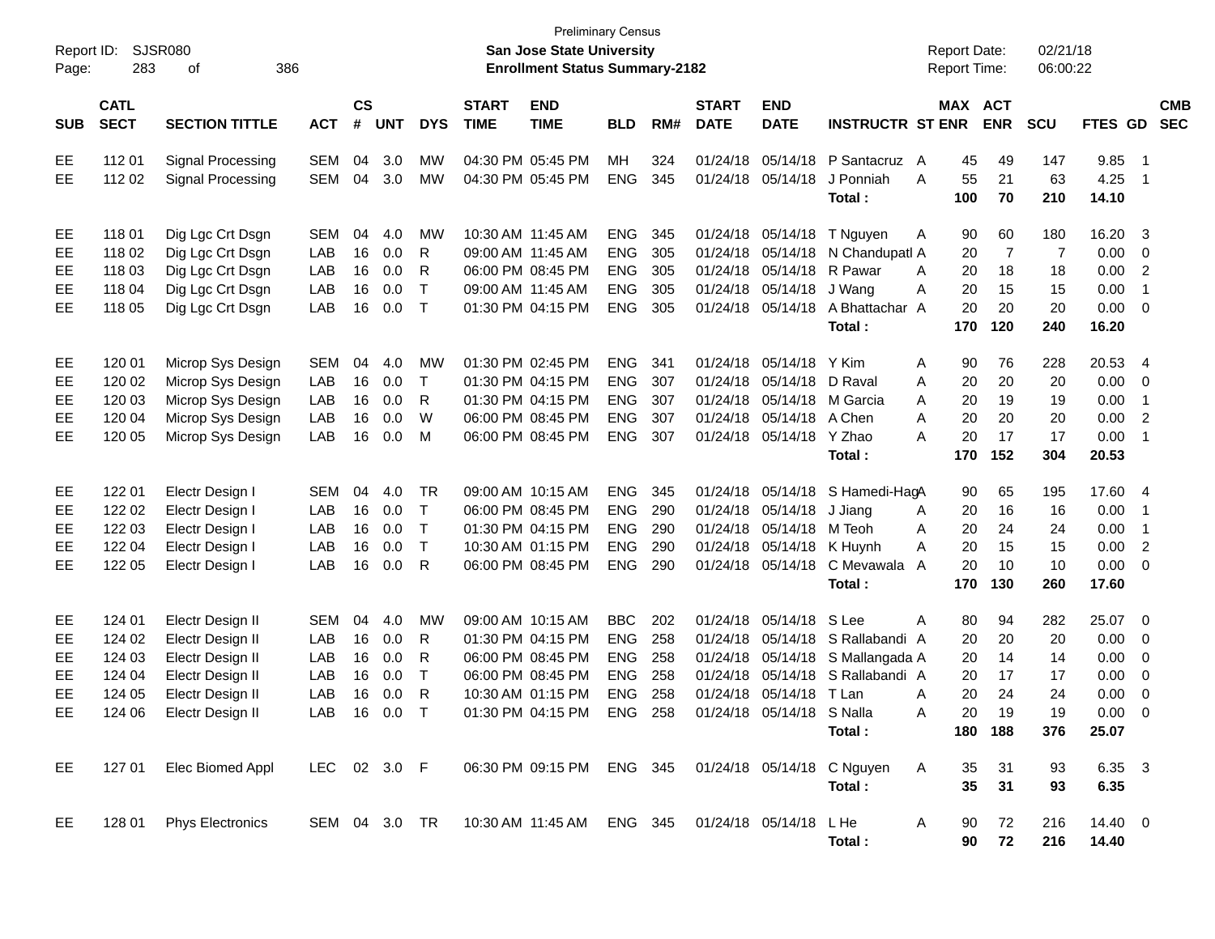Preliminary Census

**San Jose State University**

**Enrollment Status Summary-2182**

Report ID: SJSR080
Report Date: 02/21/18
Report Time: 06:00:22

| SUB | CATL SECT | SECTION TITTLE | ACT | CS # | UNT | DYS | START TIME | END TIME | BLD | RM# | START DATE | END DATE | INSTRUCTR | ST | MAX ENR | ACT ENR | SCU | FTES | GD | CMB SEC |
|---|---|---|---|---|---|---|---|---|---|---|---|---|---|---|---|---|---|---|---|---|
| EE | 112 01 | Signal Processing | SEM | 04 | 3.0 | MW | 04:30 PM | 05:45 PM | MH | 324 | 01/24/18 | 05/14/18 | P Santacruz | A | 45 | 49 | 147 | 9.85 | 1 | |
| EE | 112 02 | Signal Processing | SEM | 04 | 3.0 | MW | 04:30 PM | 05:45 PM | ENG | 345 | 01/24/18 | 05/14/18 | J Ponniah | A | 55 | 21 | 63 | 4.25 | 1 | |
| | | | | | | | | | | | | | **Total :** | | **100** | **70** | **210** | **14.10** | | |
| EE | 118 01 | Dig Lgc Crt Dsgn | SEM | 04 | 4.0 | MW | 10:30 AM | 11:45 AM | ENG | 345 | 01/24/18 | 05/14/18 | T Nguyen | A | 90 | 60 | 180 | 16.20 | 3 | |
| EE | 118 02 | Dig Lgc Crt Dsgn | LAB | 16 | 0.0 | R | 09:00 AM | 11:45 AM | ENG | 305 | 01/24/18 | 05/14/18 | N Chandupatl | A | 20 | 7 | 7 | 0.00 | 0 | |
| EE | 118 03 | Dig Lgc Crt Dsgn | LAB | 16 | 0.0 | R | 06:00 PM | 08:45 PM | ENG | 305 | 01/24/18 | 05/14/18 | R Pawar | A | 20 | 18 | 18 | 0.00 | 2 | |
| EE | 118 04 | Dig Lgc Crt Dsgn | LAB | 16 | 0.0 | T | 09:00 AM | 11:45 AM | ENG | 305 | 01/24/18 | 05/14/18 | J Wang | A | 20 | 15 | 15 | 0.00 | 1 | |
| EE | 118 05 | Dig Lgc Crt Dsgn | LAB | 16 | 0.0 | T | 01:30 PM | 04:15 PM | ENG | 305 | 01/24/18 | 05/14/18 | A Bhattachar | A | 20 | 20 | 20 | 0.00 | 0 | |
| | | | | | | | | | | | | | **Total :** | | **170** | **120** | **240** | **16.20** | | |
| EE | 120 01 | Microp Sys Design | SEM | 04 | 4.0 | MW | 01:30 PM | 02:45 PM | ENG | 341 | 01/24/18 | 05/14/18 | Y Kim | A | 90 | 76 | 228 | 20.53 | 4 | |
| EE | 120 02 | Microp Sys Design | LAB | 16 | 0.0 | T | 01:30 PM | 04:15 PM | ENG | 307 | 01/24/18 | 05/14/18 | D Raval | A | 20 | 20 | 20 | 0.00 | 0 | |
| EE | 120 03 | Microp Sys Design | LAB | 16 | 0.0 | R | 01:30 PM | 04:15 PM | ENG | 307 | 01/24/18 | 05/14/18 | M Garcia | A | 20 | 19 | 19 | 0.00 | 1 | |
| EE | 120 04 | Microp Sys Design | LAB | 16 | 0.0 | W | 06:00 PM | 08:45 PM | ENG | 307 | 01/24/18 | 05/14/18 | A Chen | A | 20 | 20 | 20 | 0.00 | 2 | |
| EE | 120 05 | Microp Sys Design | LAB | 16 | 0.0 | M | 06:00 PM | 08:45 PM | ENG | 307 | 01/24/18 | 05/14/18 | Y Zhao | A | 20 | 17 | 17 | 0.00 | 1 | |
| | | | | | | | | | | | | | **Total :** | | **170** | **152** | **304** | **20.53** | | |
| EE | 122 01 | Electr Design I | SEM | 04 | 4.0 | TR | 09:00 AM | 10:15 AM | ENG | 345 | 01/24/18 | 05/14/18 | S Hamedi-Hag | A | 90 | 65 | 195 | 17.60 | 4 | |
| EE | 122 02 | Electr Design I | LAB | 16 | 0.0 | T | 06:00 PM | 08:45 PM | ENG | 290 | 01/24/18 | 05/14/18 | J Jiang | A | 20 | 16 | 16 | 0.00 | 1 | |
| EE | 122 03 | Electr Design I | LAB | 16 | 0.0 | T | 01:30 PM | 04:15 PM | ENG | 290 | 01/24/18 | 05/14/18 | M Teoh | A | 20 | 24 | 24 | 0.00 | 1 | |
| EE | 122 04 | Electr Design I | LAB | 16 | 0.0 | T | 10:30 AM | 01:15 PM | ENG | 290 | 01/24/18 | 05/14/18 | K Huynh | A | 20 | 15 | 15 | 0.00 | 2 | |
| EE | 122 05 | Electr Design I | LAB | 16 | 0.0 | R | 06:00 PM | 08:45 PM | ENG | 290 | 01/24/18 | 05/14/18 | C Mevawala | A | 20 | 10 | 10 | 0.00 | 0 | |
| | | | | | | | | | | | | | **Total :** | | **170** | **130** | **260** | **17.60** | | |
| EE | 124 01 | Electr Design II | SEM | 04 | 4.0 | MW | 09:00 AM | 10:15 AM | BBC | 202 | 01/24/18 | 05/14/18 | S Lee | A | 80 | 94 | 282 | 25.07 | 0 | |
| EE | 124 02 | Electr Design II | LAB | 16 | 0.0 | R | 01:30 PM | 04:15 PM | ENG | 258 | 01/24/18 | 05/14/18 | S Rallabandi | A | 20 | 20 | 20 | 0.00 | 0 | |
| EE | 124 03 | Electr Design II | LAB | 16 | 0.0 | R | 06:00 PM | 08:45 PM | ENG | 258 | 01/24/18 | 05/14/18 | S Mallangada | A | 20 | 14 | 14 | 0.00 | 0 | |
| EE | 124 04 | Electr Design II | LAB | 16 | 0.0 | T | 06:00 PM | 08:45 PM | ENG | 258 | 01/24/18 | 05/14/18 | S Rallabandi | A | 20 | 17 | 17 | 0.00 | 0 | |
| EE | 124 05 | Electr Design II | LAB | 16 | 0.0 | R | 10:30 AM | 01:15 PM | ENG | 258 | 01/24/18 | 05/14/18 | T Lan | A | 20 | 24 | 24 | 0.00 | 0 | |
| EE | 124 06 | Electr Design II | LAB | 16 | 0.0 | T | 01:30 PM | 04:15 PM | ENG | 258 | 01/24/18 | 05/14/18 | S Nalla | A | 20 | 19 | 19 | 0.00 | 0 | |
| | | | | | | | | | | | | | **Total :** | | **180** | **188** | **376** | **25.07** | | |
| EE | 127 01 | Elec Biomed Appl | LEC | 02 | 3.0 | F | 06:30 PM | 09:15 PM | ENG | 345 | 01/24/18 | 05/14/18 | C Nguyen | A | 35 | 31 | 93 | 6.35 | 3 | |
| | | | | | | | | | | | | | **Total :** | | **35** | **31** | **93** | **6.35** | | |
| EE | 128 01 | Phys Electronics | SEM | 04 | 3.0 | TR | 10:30 AM | 11:45 AM | ENG | 345 | 01/24/18 | 05/14/18 | L He | A | 90 | 72 | 216 | 14.40 | 0 | |
| | | | | | | | | | | | | | **Total :** | | **90** | **72** | **216** | **14.40** | | |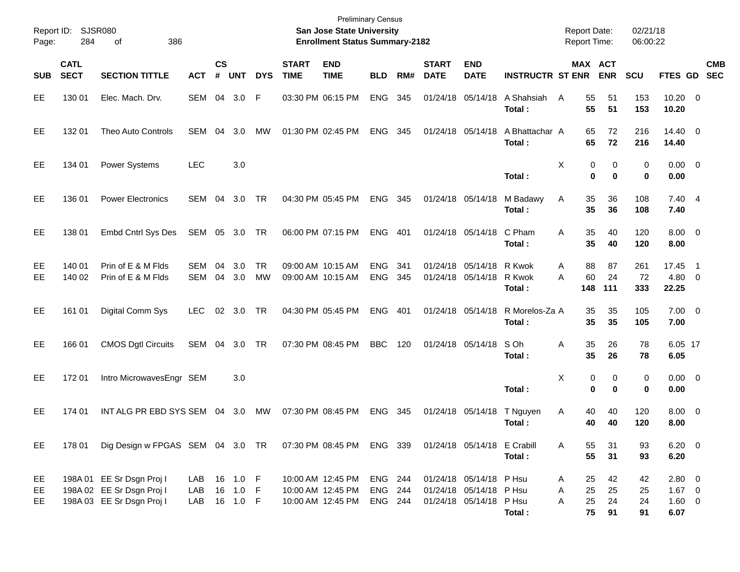Preliminary Census
**San Jose State University**
**Enrollment Status Summary-2182**

Report ID: SJSR080
Report Date: 02/21/18
Report Time: 06:00:22

| SUB | CATL SECT | SECTION TITTLE | ACT | CS # | UNT | DYS | START TIME | END TIME | BLD | RM# | START DATE | END DATE | INSTRUCTR | ST | MAX ENR | ACT ENR | SCU | FTES | GD | CMB SEC |
|---|---|---|---|---|---|---|---|---|---|---|---|---|---|---|---|---|---|---|---|---|
| EE | 130 01 | Elec. Mach. Drv. | SEM | 04 | 3.0 | F | 03:30 PM | 06:15 PM | ENG | 345 | 01/24/18 | 05/14/18 | A Shahsiah | A | 55 | 51 | 153 | 10.20 | 0 | |
| | | | | | | | | | | | | | **Total :** | | **55** | **51** | **153** | **10.20** | | |
| EE | 132 01 | Theo Auto Controls | SEM | 04 | 3.0 | MW | 01:30 PM | 02:45 PM | ENG | 345 | 01/24/18 | 05/14/18 | A Bhattachar | A | 65 | 72 | 216 | 14.40 | 0 | |
| | | | | | | | | | | | | | **Total :** | | **65** | **72** | **216** | **14.40** | | |
| EE | 134 01 | Power Systems | LEC | | 3.0 | | | | | | | | | X | 0 | 0 | 0 | 0.00 | 0 | |
| | | | | | | | | | | | | | **Total :** | | **0** | **0** | **0** | **0.00** | | |
| EE | 136 01 | Power Electronics | SEM | 04 | 3.0 | TR | 04:30 PM | 05:45 PM | ENG | 345 | 01/24/18 | 05/14/18 | M Badawy | A | 35 | 36 | 108 | 7.40 | 4 | |
| | | | | | | | | | | | | | **Total :** | | **35** | **36** | **108** | **7.40** | | |
| EE | 138 01 | Embd Cntrl Sys Des | SEM | 05 | 3.0 | TR | 06:00 PM | 07:15 PM | ENG | 401 | 01/24/18 | 05/14/18 | C Pham | A | 35 | 40 | 120 | 8.00 | 0 | |
| | | | | | | | | | | | | | **Total :** | | **35** | **40** | **120** | **8.00** | | |
| EE | 140 01 | Prin of E & M Flds | SEM | 04 | 3.0 | TR | 09:00 AM | 10:15 AM | ENG | 341 | 01/24/18 | 05/14/18 | R Kwok | A | 88 | 87 | 261 | 17.45 | 1 | |
| EE | 140 02 | Prin of E & M Flds | SEM | 04 | 3.0 | MW | 09:00 AM | 10:15 AM | ENG | 345 | 01/24/18 | 05/14/18 | R Kwok | A | 60 | 24 | 72 | 4.80 | 0 | |
| | | | | | | | | | | | | | **Total :** | | **148** | **111** | **333** | **22.25** | | |
| EE | 161 01 | Digital Comm Sys | LEC | 02 | 3.0 | TR | 04:30 PM | 05:45 PM | ENG | 401 | 01/24/18 | 05/14/18 | R Morelos-Za | A | 35 | 35 | 105 | 7.00 | 0 | |
| | | | | | | | | | | | | | **Total :** | | **35** | **35** | **105** | **7.00** | | |
| EE | 166 01 | CMOS Dgtl Circuits | SEM | 04 | 3.0 | TR | 07:30 PM | 08:45 PM | BBC | 120 | 01/24/18 | 05/14/18 | S Oh | A | 35 | 26 | 78 | 6.05 | 17 | |
| | | | | | | | | | | | | | **Total :** | | **35** | **26** | **78** | **6.05** | | |
| EE | 172 01 | Intro MicrowavesEngr | SEM | | 3.0 | | | | | | | | | X | 0 | 0 | 0 | 0.00 | 0 | |
| | | | | | | | | | | | | | **Total :** | | **0** | **0** | **0** | **0.00** | | |
| EE | 174 01 | INT ALG PR EBD SYS | SEM | 04 | 3.0 | MW | 07:30 PM | 08:45 PM | ENG | 345 | 01/24/18 | 05/14/18 | T Nguyen | A | 40 | 40 | 120 | 8.00 | 0 | |
| | | | | | | | | | | | | | **Total :** | | **40** | **40** | **120** | **8.00** | | |
| EE | 178 01 | Dig Design w FPGAS | SEM | 04 | 3.0 | TR | 07:30 PM | 08:45 PM | ENG | 339 | 01/24/18 | 05/14/18 | E Crabill | A | 55 | 31 | 93 | 6.20 | 0 | |
| | | | | | | | | | | | | | **Total :** | | **55** | **31** | **93** | **6.20** | | |
| EE | 198A 01 | EE Sr Dsgn Proj I | LAB | 16 | 1.0 | F | 10:00 AM | 12:45 PM | ENG | 244 | 01/24/18 | 05/14/18 | P Hsu | A | 25 | 42 | 42 | 2.80 | 0 | |
| EE | 198A 02 | EE Sr Dsgn Proj I | LAB | 16 | 1.0 | F | 10:00 AM | 12:45 PM | ENG | 244 | 01/24/18 | 05/14/18 | P Hsu | A | 25 | 25 | 25 | 1.67 | 0 | |
| EE | 198A 03 | EE Sr Dsgn Proj I | LAB | 16 | 1.0 | F | 10:00 AM | 12:45 PM | ENG | 244 | 01/24/18 | 05/14/18 | P Hsu | A | 25 | 24 | 24 | 1.60 | 0 | |
| | | | | | | | | | | | | | **Total :** | | **75** | **91** | **91** | **6.07** | | |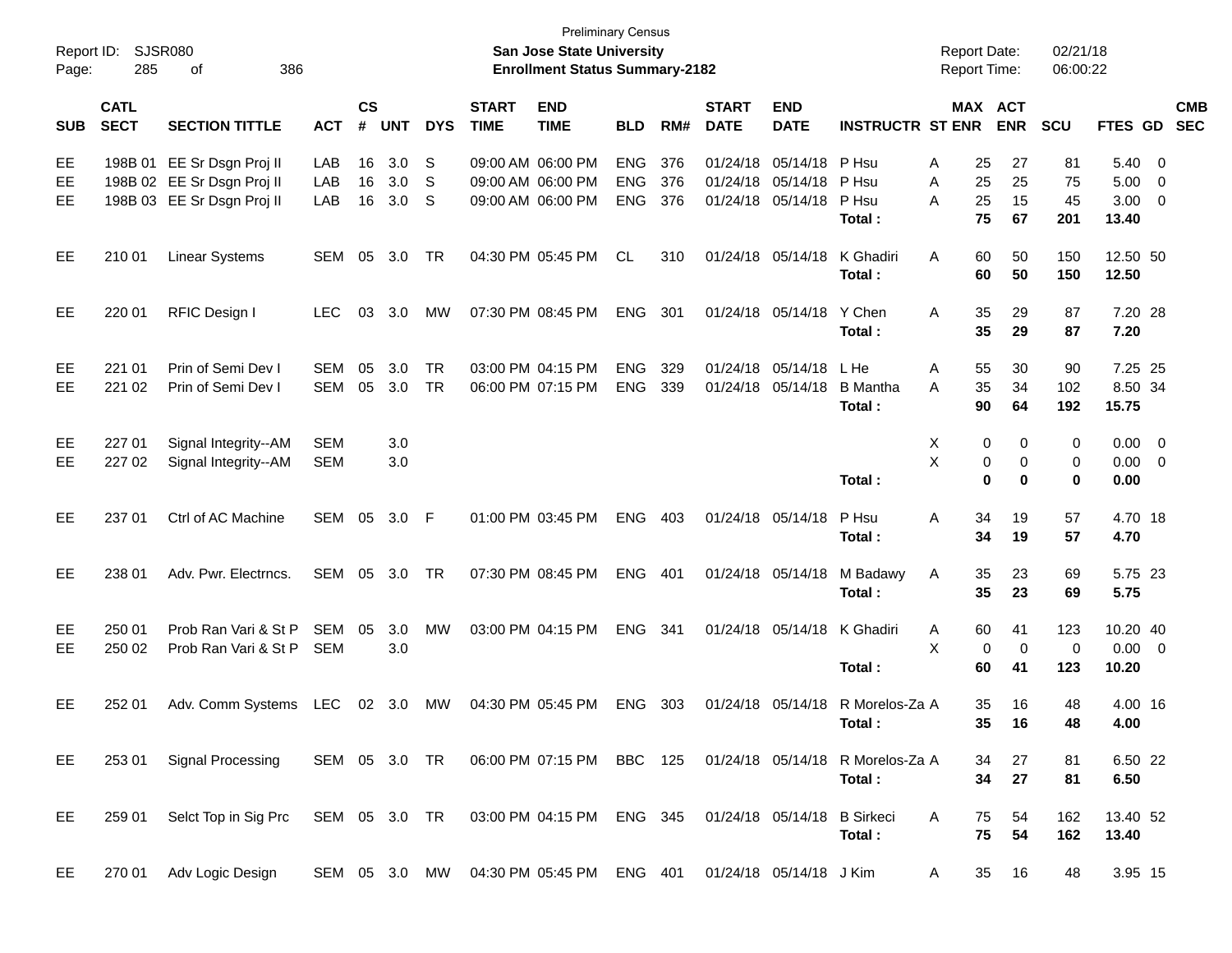Preliminary Census
**San Jose State University**
**Enrollment Status Summary-2182**

Report ID: SJSR080
Report Date: 02/21/18
Report Time: 06:00:22

| SUB | CATL SECT | SECTION TITTLE | ACT | CS # | UNT | DYS | START TIME | END TIME | BLD | RM# | START DATE | END DATE | INSTRUCTR | ST | MAX ENR | ACT ENR | SCU | FTES | GD | CMB SEC |
|---|---|---|---|---|---|---|---|---|---|---|---|---|---|---|---|---|---|---|---|---|
| EE | 198B 01 | EE Sr Dsgn Proj II | LAB | 16 | 3.0 | S | 09:00 AM | 06:00 PM | ENG | 376 | 01/24/18 | 05/14/18 | P Hsu | A | 25 | 27 | 81 | 5.40 | 0 | |
| EE | 198B 02 | EE Sr Dsgn Proj II | LAB | 16 | 3.0 | S | 09:00 AM | 06:00 PM | ENG | 376 | 01/24/18 | 05/14/18 | P Hsu | A | 25 | 25 | 75 | 5.00 | 0 | |
| EE | 198B 03 | EE Sr Dsgn Proj II | LAB | 16 | 3.0 | S | 09:00 AM | 06:00 PM | ENG | 376 | 01/24/18 | 05/14/18 | P Hsu | A | 25 | 15 | 45 | 3.00 | 0 | |
| | | | | | | | | | | | | | **Total :** | | **75** | **67** | **201** | **13.40** | | |
| EE | 210 01 | Linear Systems | SEM | 05 | 3.0 | TR | 04:30 PM | 05:45 PM | CL | 310 | 01/24/18 | 05/14/18 | K Ghadiri | A | 60 | 50 | 150 | 12.50 | 50 | |
| | | | | | | | | | | | | | **Total :** | | **60** | **50** | **150** | **12.50** | | |
| EE | 220 01 | RFIC Design I | LEC | 03 | 3.0 | MW | 07:30 PM | 08:45 PM | ENG | 301 | 01/24/18 | 05/14/18 | Y Chen | A | 35 | 29 | 87 | 7.20 | 28 | |
| | | | | | | | | | | | | | **Total :** | | **35** | **29** | **87** | **7.20** | | |
| EE | 221 01 | Prin of Semi Dev I | SEM | 05 | 3.0 | TR | 03:00 PM | 04:15 PM | ENG | 329 | 01/24/18 | 05/14/18 | L He | A | 55 | 30 | 90 | 7.25 | 25 | |
| EE | 221 02 | Prin of Semi Dev I | SEM | 05 | 3.0 | TR | 06:00 PM | 07:15 PM | ENG | 339 | 01/24/18 | 05/14/18 | B Mantha | A | 35 | 34 | 102 | 8.50 | 34 | |
| | | | | | | | | | | | | | **Total :** | | **90** | **64** | **192** | **15.75** | | |
| EE | 227 01 | Signal Integrity--AM | SEM | | 3.0 | | | | | | | | | X | 0 | 0 | 0 | 0.00 | 0 | |
| EE | 227 02 | Signal Integrity--AM | SEM | | 3.0 | | | | | | | | | X | 0 | 0 | 0 | 0.00 | 0 | |
| | | | | | | | | | | | | | **Total :** | | **0** | **0** | **0** | **0.00** | | |
| EE | 237 01 | Ctrl of AC Machine | SEM | 05 | 3.0 | F | 01:00 PM | 03:45 PM | ENG | 403 | 01/24/18 | 05/14/18 | P Hsu | A | 34 | 19 | 57 | 4.70 | 18 | |
| | | | | | | | | | | | | | **Total :** | | **34** | **19** | **57** | **4.70** | | |
| EE | 238 01 | Adv. Pwr. Electrncs. | SEM | 05 | 3.0 | TR | 07:30 PM | 08:45 PM | ENG | 401 | 01/24/18 | 05/14/18 | M Badawy | A | 35 | 23 | 69 | 5.75 | 23 | |
| | | | | | | | | | | | | | **Total :** | | **35** | **23** | **69** | **5.75** | | |
| EE | 250 01 | Prob Ran Vari & St P | SEM | 05 | 3.0 | MW | 03:00 PM | 04:15 PM | ENG | 341 | 01/24/18 | 05/14/18 | K Ghadiri | A | 60 | 41 | 123 | 10.20 | 40 | |
| EE | 250 02 | Prob Ran Vari & St P | SEM | | 3.0 | | | | | | | | | X | 0 | 0 | 0 | 0.00 | 0 | |
| | | | | | | | | | | | | | **Total :** | | **60** | **41** | **123** | **10.20** | | |
| EE | 252 01 | Adv. Comm Systems | LEC | 02 | 3.0 | MW | 04:30 PM | 05:45 PM | ENG | 303 | 01/24/18 | 05/14/18 | R Morelos-Za | A | 35 | 16 | 48 | 4.00 | 16 | |
| | | | | | | | | | | | | | **Total :** | | **35** | **16** | **48** | **4.00** | | |
| EE | 253 01 | Signal Processing | SEM | 05 | 3.0 | TR | 06:00 PM | 07:15 PM | BBC | 125 | 01/24/18 | 05/14/18 | R Morelos-Za | A | 34 | 27 | 81 | 6.50 | 22 | |
| | | | | | | | | | | | | | **Total :** | | **34** | **27** | **81** | **6.50** | | |
| EE | 259 01 | Selct Top in Sig Prc | SEM | 05 | 3.0 | TR | 03:00 PM | 04:15 PM | ENG | 345 | 01/24/18 | 05/14/18 | B Sirkeci | A | 75 | 54 | 162 | 13.40 | 52 | |
| | | | | | | | | | | | | | **Total :** | | **75** | **54** | **162** | **13.40** | | |
| EE | 270 01 | Adv Logic Design | SEM | 05 | 3.0 | MW | 04:30 PM | 05:45 PM | ENG | 401 | 01/24/18 | 05/14/18 | J Kim | A | 35 | 16 | 48 | 3.95 | 15 | |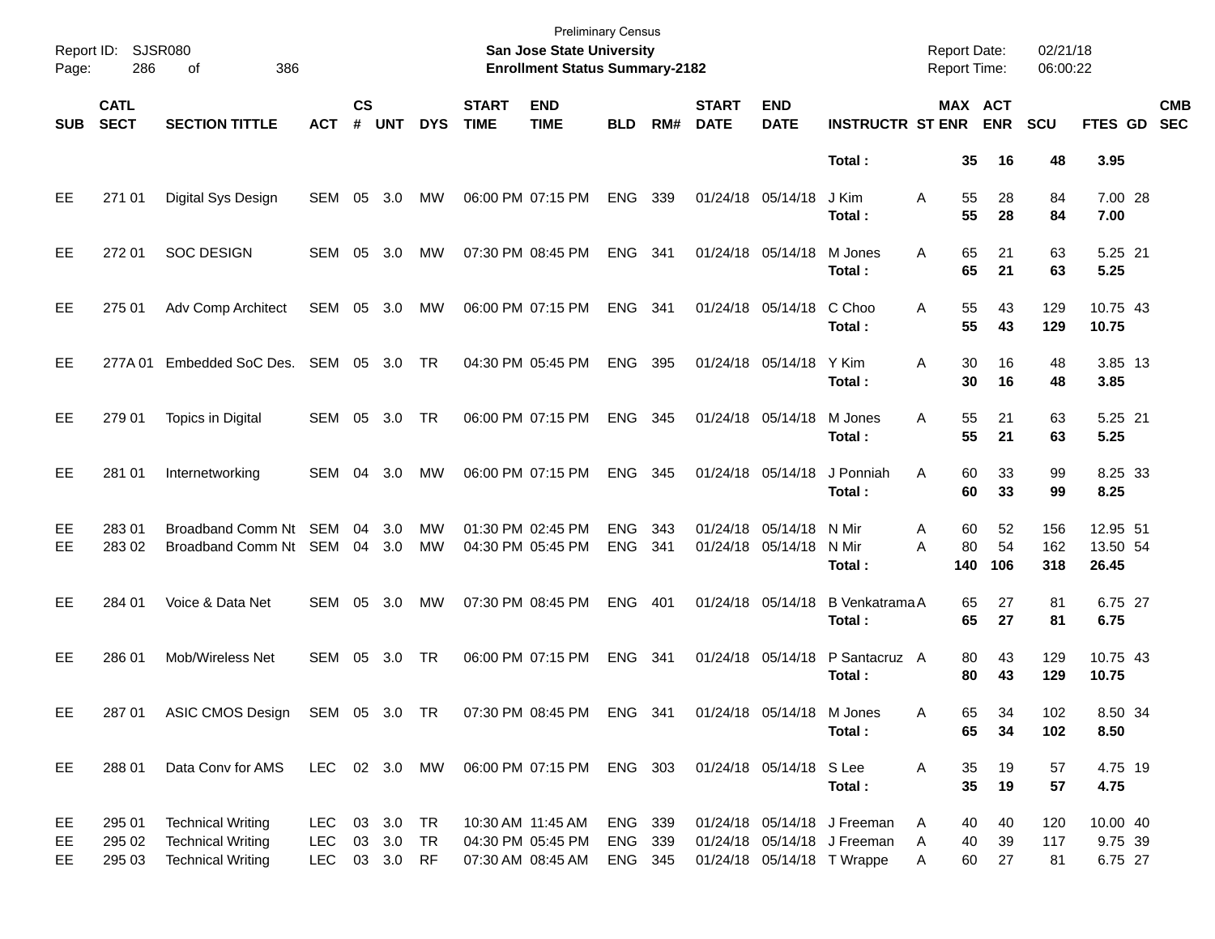| SUB | CATL SECT | SECTION TITTLE | ACT | CS # | UNT | DYS | START TIME | END TIME | BLD | RM# | START DATE | END DATE | INSTRUCTR | ST | MAX ENR | ACT ENR | SCU | FTES | GD | CMB SEC |
|---|---|---|---|---|---|---|---|---|---|---|---|---|---|---|---|---|---|---|---|---|
| | | | | | | | | | | | | | **Total :** | | **35** | **16** | **48** | **3.95** | | |
| EE | 271 01 | Digital Sys Design | SEM | 05 | 3.0 | MW | 06:00 PM | 07:15 PM | ENG | 339 | 01/24/18 | 05/14/18 | J Kim | A | 55 | 28 | 84 | 7.00 | 28 | |
| | | | | | | | | | | | | | **Total :** | | **55** | **28** | **84** | **7.00** | | |
| EE | 272 01 | SOC DESIGN | SEM | 05 | 3.0 | MW | 07:30 PM | 08:45 PM | ENG | 341 | 01/24/18 | 05/14/18 | M Jones | A | 65 | 21 | 63 | 5.25 | 21 | |
| | | | | | | | | | | | | | **Total :** | | **65** | **21** | **63** | **5.25** | | |
| EE | 275 01 | Adv Comp Architect | SEM | 05 | 3.0 | MW | 06:00 PM | 07:15 PM | ENG | 341 | 01/24/18 | 05/14/18 | C Choo | A | 55 | 43 | 129 | 10.75 | 43 | |
| | | | | | | | | | | | | | **Total :** | | **55** | **43** | **129** | **10.75** | | |
| EE | 277A 01 | Embedded SoC Des. | SEM | 05 | 3.0 | TR | 04:30 PM | 05:45 PM | ENG | 395 | 01/24/18 | 05/14/18 | Y Kim | A | 30 | 16 | 48 | 3.85 | 13 | |
| | | | | | | | | | | | | | **Total :** | | **30** | **16** | **48** | **3.85** | | |
| EE | 279 01 | Topics in Digital | SEM | 05 | 3.0 | TR | 06:00 PM | 07:15 PM | ENG | 345 | 01/24/18 | 05/14/18 | M Jones | A | 55 | 21 | 63 | 5.25 | 21 | |
| | | | | | | | | | | | | | **Total :** | | **55** | **21** | **63** | **5.25** | | |
| EE | 281 01 | Internetworking | SEM | 04 | 3.0 | MW | 06:00 PM | 07:15 PM | ENG | 345 | 01/24/18 | 05/14/18 | J Ponniah | A | 60 | 33 | 99 | 8.25 | 33 | |
| | | | | | | | | | | | | | **Total :** | | **60** | **33** | **99** | **8.25** | | |
| EE | 283 01 | Broadband Comm Nt | SEM | 04 | 3.0 | MW | 01:30 PM | 02:45 PM | ENG | 343 | 01/24/18 | 05/14/18 | N Mir | A | 60 | 52 | 156 | 12.95 | 51 | |
| EE | 283 02 | Broadband Comm Nt | SEM | 04 | 3.0 | MW | 04:30 PM | 05:45 PM | ENG | 341 | 01/24/18 | 05/14/18 | N Mir | A | 80 | 54 | 162 | 13.50 | 54 | |
| | | | | | | | | | | | | | **Total :** | | **140** | **106** | **318** | **26.45** | | |
| EE | 284 01 | Voice & Data Net | SEM | 05 | 3.0 | MW | 07:30 PM | 08:45 PM | ENG | 401 | 01/24/18 | 05/14/18 | B Venkatrama | A | 65 | 27 | 81 | 6.75 | 27 | |
| | | | | | | | | | | | | | **Total :** | | **65** | **27** | **81** | **6.75** | | |
| EE | 286 01 | Mob/Wireless Net | SEM | 05 | 3.0 | TR | 06:00 PM | 07:15 PM | ENG | 341 | 01/24/18 | 05/14/18 | P Santacruz | A | 80 | 43 | 129 | 10.75 | 43 | |
| | | | | | | | | | | | | | **Total :** | | **80** | **43** | **129** | **10.75** | | |
| EE | 287 01 | ASIC CMOS Design | SEM | 05 | 3.0 | TR | 07:30 PM | 08:45 PM | ENG | 341 | 01/24/18 | 05/14/18 | M Jones | A | 65 | 34 | 102 | 8.50 | 34 | |
| | | | | | | | | | | | | | **Total :** | | **65** | **34** | **102** | **8.50** | | |
| EE | 288 01 | Data Conv for AMS | LEC | 02 | 3.0 | MW | 06:00 PM | 07:15 PM | ENG | 303 | 01/24/18 | 05/14/18 | S Lee | A | 35 | 19 | 57 | 4.75 | 19 | |
| | | | | | | | | | | | | | **Total :** | | **35** | **19** | **57** | **4.75** | | |
| EE | 295 01 | Technical Writing | LEC | 03 | 3.0 | TR | 10:30 AM | 11:45 AM | ENG | 339 | 01/24/18 | 05/14/18 | J Freeman | A | 40 | 40 | 120 | 10.00 | 40 | |
| EE | 295 02 | Technical Writing | LEC | 03 | 3.0 | TR | 04:30 PM | 05:45 PM | ENG | 339 | 01/24/18 | 05/14/18 | J Freeman | A | 40 | 39 | 117 | 9.75 | 39 | |
| EE | 295 03 | Technical Writing | LEC | 03 | 3.0 | RF | 07:30 AM | 08:45 AM | ENG | 345 | 01/24/18 | 05/14/18 | T Wrappe | A | 60 | 27 | 81 | 6.75 | 27 | |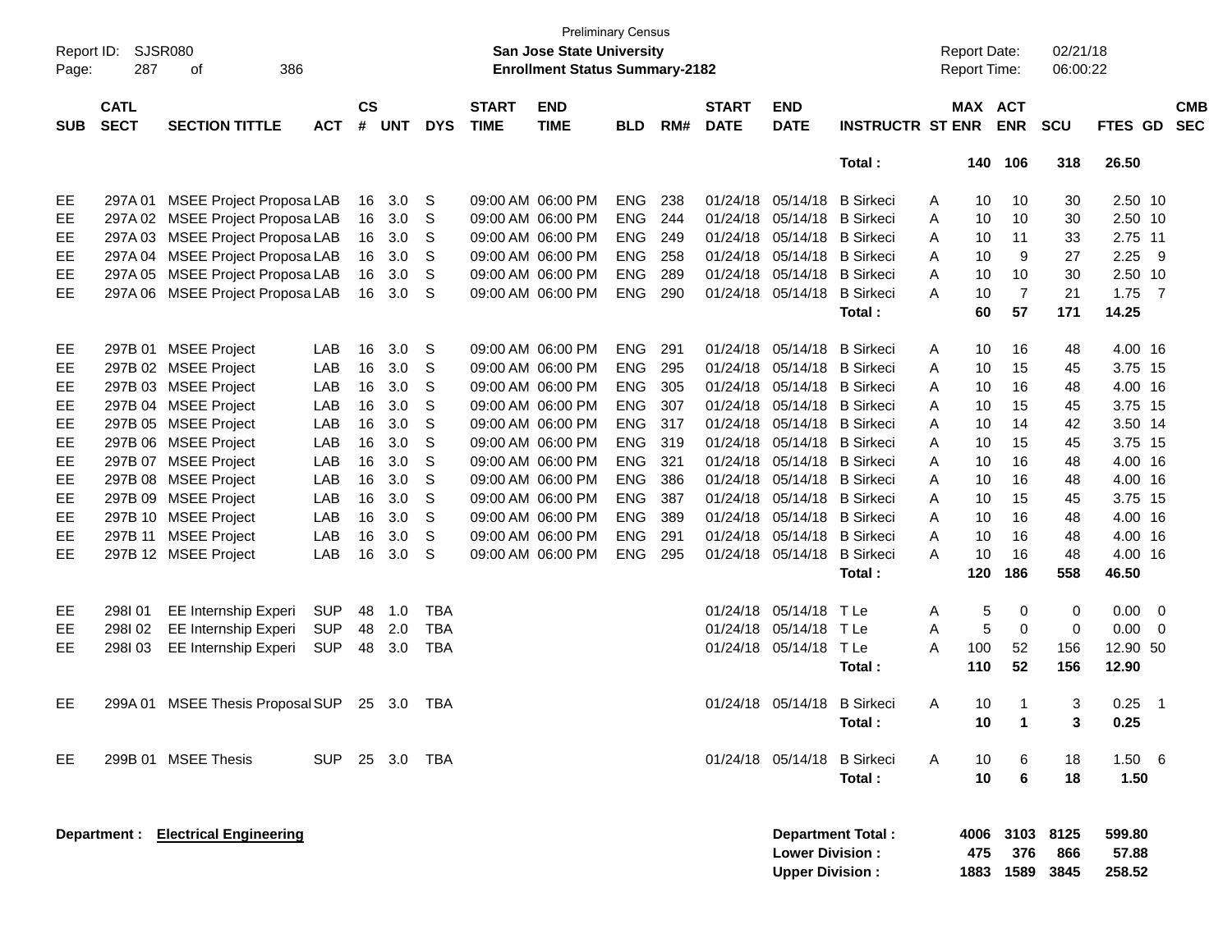Preliminary Census
**San Jose State University**
**Enrollment Status Summary-2182**

Report ID: SJSR080
Report Date: 02/21/18
Report Time: 06:00:22

| SUB | CATL SECT | SECTION TITTLE | ACT | CS # | UNT | DYS | START TIME | END TIME | BLD | RM# | START DATE | END DATE | INSTRUCTR | ST | MAX ENR | ACT ENR | SCU | FTES | GD | CMB SEC |
|---|---|---|---|---|---|---|---|---|---|---|---|---|---|---|---|---|---|---|---|---|
| | | | | | | | | | | | | | **Total :** | | **140** | **106** | **318** | **26.50** | | |
| EE | 297A 01 | MSEE Project Proposa | LAB | 16 | 3.0 | S | 09:00 AM | 06:00 PM | ENG | 238 | 01/24/18 | 05/14/18 | B Sirkeci | A | 10 | 10 | 30 | 2.50 | 10 | |
| EE | 297A 02 | MSEE Project Proposa | LAB | 16 | 3.0 | S | 09:00 AM | 06:00 PM | ENG | 244 | 01/24/18 | 05/14/18 | B Sirkeci | A | 10 | 10 | 30 | 2.50 | 10 | |
| EE | 297A 03 | MSEE Project Proposa | LAB | 16 | 3.0 | S | 09:00 AM | 06:00 PM | ENG | 249 | 01/24/18 | 05/14/18 | B Sirkeci | A | 10 | 11 | 33 | 2.75 | 11 | |
| EE | 297A 04 | MSEE Project Proposa | LAB | 16 | 3.0 | S | 09:00 AM | 06:00 PM | ENG | 258 | 01/24/18 | 05/14/18 | B Sirkeci | A | 10 | 9 | 27 | 2.25 | 9 | |
| EE | 297A 05 | MSEE Project Proposa | LAB | 16 | 3.0 | S | 09:00 AM | 06:00 PM | ENG | 289 | 01/24/18 | 05/14/18 | B Sirkeci | A | 10 | 10 | 30 | 2.50 | 10 | |
| EE | 297A 06 | MSEE Project Proposa | LAB | 16 | 3.0 | S | 09:00 AM | 06:00 PM | ENG | 290 | 01/24/18 | 05/14/18 | B Sirkeci | A | 10 | 7 | 21 | 1.75 | 7 | |
| | | | | | | | | | | | | | **Total :** | | **60** | **57** | **171** | **14.25** | | |
| EE | 297B 01 | MSEE Project | LAB | 16 | 3.0 | S | 09:00 AM | 06:00 PM | ENG | 291 | 01/24/18 | 05/14/18 | B Sirkeci | A | 10 | 16 | 48 | 4.00 | 16 | |
| EE | 297B 02 | MSEE Project | LAB | 16 | 3.0 | S | 09:00 AM | 06:00 PM | ENG | 295 | 01/24/18 | 05/14/18 | B Sirkeci | A | 10 | 15 | 45 | 3.75 | 15 | |
| EE | 297B 03 | MSEE Project | LAB | 16 | 3.0 | S | 09:00 AM | 06:00 PM | ENG | 305 | 01/24/18 | 05/14/18 | B Sirkeci | A | 10 | 16 | 48 | 4.00 | 16 | |
| EE | 297B 04 | MSEE Project | LAB | 16 | 3.0 | S | 09:00 AM | 06:00 PM | ENG | 307 | 01/24/18 | 05/14/18 | B Sirkeci | A | 10 | 15 | 45 | 3.75 | 15 | |
| EE | 297B 05 | MSEE Project | LAB | 16 | 3.0 | S | 09:00 AM | 06:00 PM | ENG | 317 | 01/24/18 | 05/14/18 | B Sirkeci | A | 10 | 14 | 42 | 3.50 | 14 | |
| EE | 297B 06 | MSEE Project | LAB | 16 | 3.0 | S | 09:00 AM | 06:00 PM | ENG | 319 | 01/24/18 | 05/14/18 | B Sirkeci | A | 10 | 15 | 45 | 3.75 | 15 | |
| EE | 297B 07 | MSEE Project | LAB | 16 | 3.0 | S | 09:00 AM | 06:00 PM | ENG | 321 | 01/24/18 | 05/14/18 | B Sirkeci | A | 10 | 16 | 48 | 4.00 | 16 | |
| EE | 297B 08 | MSEE Project | LAB | 16 | 3.0 | S | 09:00 AM | 06:00 PM | ENG | 386 | 01/24/18 | 05/14/18 | B Sirkeci | A | 10 | 16 | 48 | 4.00 | 16 | |
| EE | 297B 09 | MSEE Project | LAB | 16 | 3.0 | S | 09:00 AM | 06:00 PM | ENG | 387 | 01/24/18 | 05/14/18 | B Sirkeci | A | 10 | 15 | 45 | 3.75 | 15 | |
| EE | 297B 10 | MSEE Project | LAB | 16 | 3.0 | S | 09:00 AM | 06:00 PM | ENG | 389 | 01/24/18 | 05/14/18 | B Sirkeci | A | 10 | 16 | 48 | 4.00 | 16 | |
| EE | 297B 11 | MSEE Project | LAB | 16 | 3.0 | S | 09:00 AM | 06:00 PM | ENG | 291 | 01/24/18 | 05/14/18 | B Sirkeci | A | 10 | 16 | 48 | 4.00 | 16 | |
| EE | 297B 12 | MSEE Project | LAB | 16 | 3.0 | S | 09:00 AM | 06:00 PM | ENG | 295 | 01/24/18 | 05/14/18 | B Sirkeci | A | 10 | 16 | 48 | 4.00 | 16 | |
| | | | | | | | | | | | | | **Total :** | | **120** | **186** | **558** | **46.50** | | |
| EE | 298I 01 | EE Internship Experi | SUP | 48 | 1.0 | TBA | | | | | 01/24/18 | 05/14/18 | T Le | A | 5 | 0 | 0 | 0.00 | 0 | |
| EE | 298I 02 | EE Internship Experi | SUP | 48 | 2.0 | TBA | | | | | 01/24/18 | 05/14/18 | T Le | A | 5 | 0 | 0 | 0.00 | 0 | |
| EE | 298I 03 | EE Internship Experi | SUP | 48 | 3.0 | TBA | | | | | 01/24/18 | 05/14/18 | T Le | A | 100 | 52 | 156 | 12.90 | 50 | |
| | | | | | | | | | | | | | **Total :** | | **110** | **52** | **156** | **12.90** | | |
| EE | 299A 01 | MSEE Thesis Proposal | SUP | 25 | 3.0 | TBA | | | | | 01/24/18 | 05/14/18 | B Sirkeci | A | 10 | 1 | 3 | 0.25 | 1 | |
| | | | | | | | | | | | | | **Total :** | | **10** | **1** | **3** | **0.25** | | |
| EE | 299B 01 | MSEE Thesis | SUP | 25 | 3.0 | TBA | | | | | 01/24/18 | 05/14/18 | B Sirkeci | A | 10 | 6 | 18 | 1.50 | 6 | |
| | | | | | | | | | | | | | **Total :** | | **10** | **6** | **18** | **1.50** | | |

**Department : Electrical Engineering**

| | MAX ENR | ACT ENR | SCU | FTES |
|---|---|---|---|---|
| **Department Total :** | **4006** | **3103** | **8125** | **599.80** |
| **Lower Division :** | **475** | **376** | **866** | **57.88** |
| **Upper Division :** | **1883** | **1589** | **3845** | **258.52** |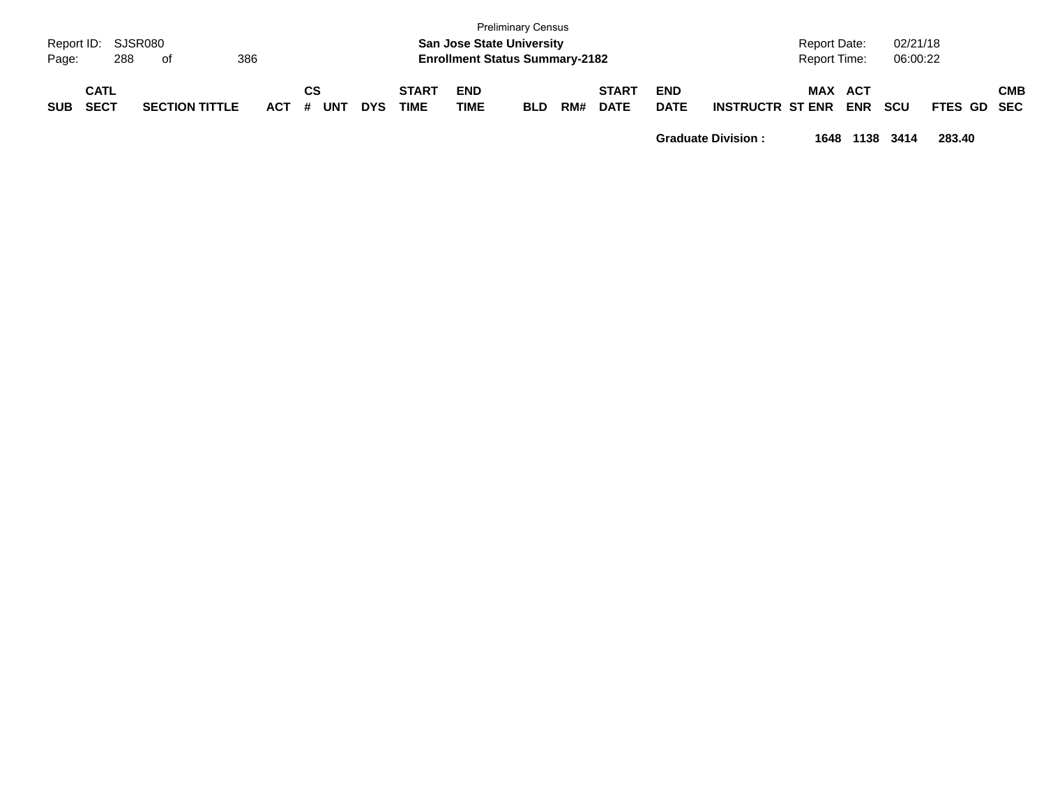| SUB | CATL SECT | SECTION TITTLE | ACT | CS # | UNT | DYS | START TIME | END TIME | BLD | RM# | START DATE | END DATE | INSTRUCTR | ST | MAX ENR | ACT ENR | SCU | FTES | GD | CMB SEC |
|---|---|---|---|---|---|---|---|---|---|---|---|---|---|---|---|---|---|---|---|---|
| | | | | | | | | | | | | **Graduate Division :** | | | **1648** | **1138** | **3414** | **283.40** | | |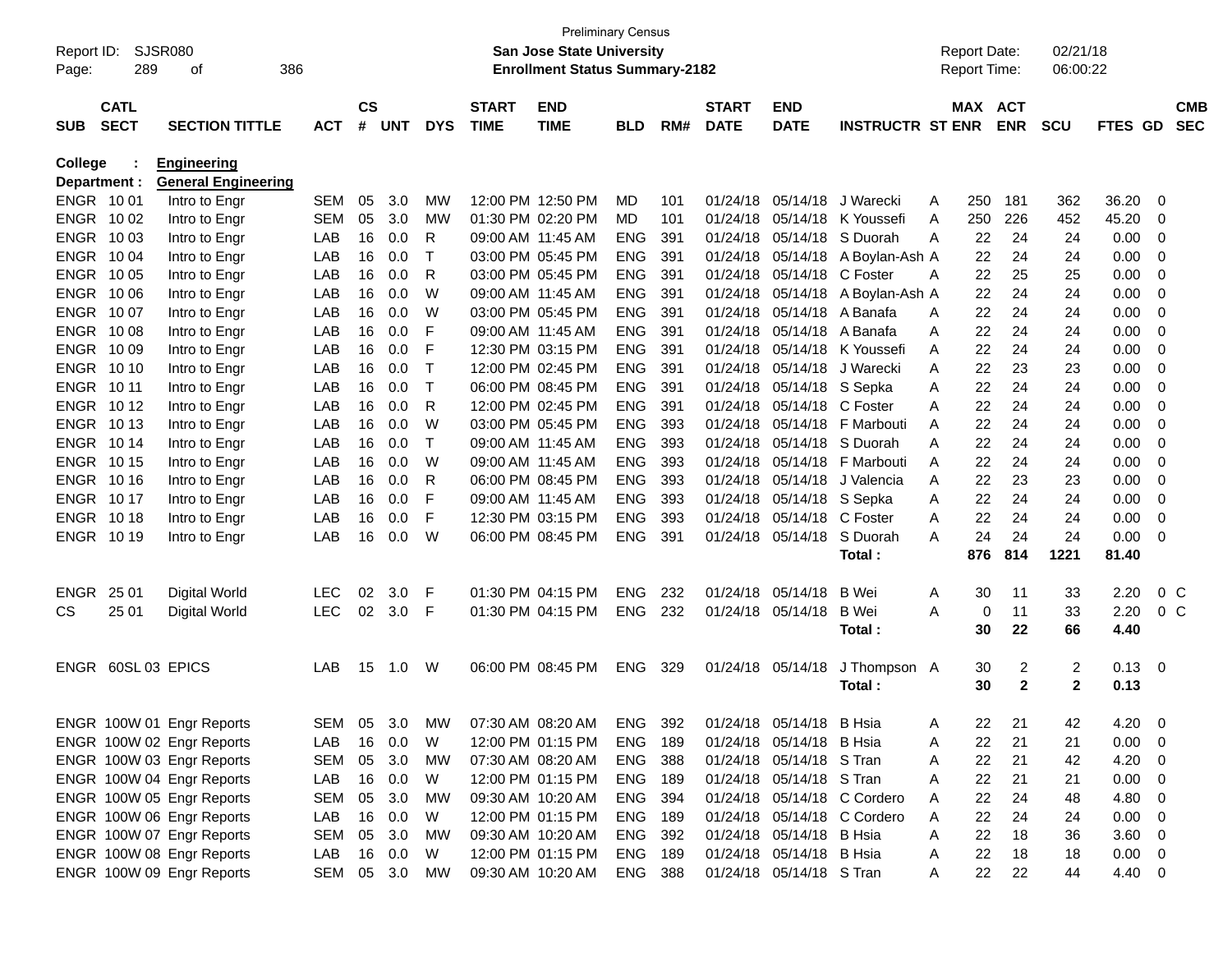Preliminary Census

**San Jose State University**

**Enrollment Status Summary-2182**

Report ID: SJSR080
Report Date: 02/21/18
Report Time: 06:00:22

**College : Engineering**

**Department : General Engineering**

| SUB | CATL SECT | SECTION TITTLE | ACT | CS # | UNT | DYS | START TIME | END TIME | BLD | RM# | START DATE | END DATE | INSTRUCTR | ST | MAX ENR | ACT ENR | SCU | FTES | GD | CMB SEC |
|---|---|---|---|---|---|---|---|---|---|---|---|---|---|---|---|---|---|---|---|---|
| ENGR | 10 01 | Intro to Engr | SEM | 05 | 3.0 | MW | 12:00 PM | 12:50 PM | MD | 101 | 01/24/18 | 05/14/18 | J Warecki | A | 250 | 181 | 362 | 36.20 | 0 | |
| ENGR | 10 02 | Intro to Engr | SEM | 05 | 3.0 | MW | 01:30 PM | 02:20 PM | MD | 101 | 01/24/18 | 05/14/18 | K Youssefi | A | 250 | 226 | 452 | 45.20 | 0 | |
| ENGR | 10 03 | Intro to Engr | LAB | 16 | 0.0 | R | 09:00 AM | 11:45 AM | ENG | 391 | 01/24/18 | 05/14/18 | S Duorah | A | 22 | 24 | 24 | 0.00 | 0 | |
| ENGR | 10 04 | Intro to Engr | LAB | 16 | 0.0 | T | 03:00 PM | 05:45 PM | ENG | 391 | 01/24/18 | 05/14/18 | A Boylan-Ash | A | 22 | 24 | 24 | 0.00 | 0 | |
| ENGR | 10 05 | Intro to Engr | LAB | 16 | 0.0 | R | 03:00 PM | 05:45 PM | ENG | 391 | 01/24/18 | 05/14/18 | C Foster | A | 22 | 25 | 25 | 0.00 | 0 | |
| ENGR | 10 06 | Intro to Engr | LAB | 16 | 0.0 | W | 09:00 AM | 11:45 AM | ENG | 391 | 01/24/18 | 05/14/18 | A Boylan-Ash | A | 22 | 24 | 24 | 0.00 | 0 | |
| ENGR | 10 07 | Intro to Engr | LAB | 16 | 0.0 | W | 03:00 PM | 05:45 PM | ENG | 391 | 01/24/18 | 05/14/18 | A Banafa | A | 22 | 24 | 24 | 0.00 | 0 | |
| ENGR | 10 08 | Intro to Engr | LAB | 16 | 0.0 | F | 09:00 AM | 11:45 AM | ENG | 391 | 01/24/18 | 05/14/18 | A Banafa | A | 22 | 24 | 24 | 0.00 | 0 | |
| ENGR | 10 09 | Intro to Engr | LAB | 16 | 0.0 | F | 12:30 PM | 03:15 PM | ENG | 391 | 01/24/18 | 05/14/18 | K Youssefi | A | 22 | 24 | 24 | 0.00 | 0 | |
| ENGR | 10 10 | Intro to Engr | LAB | 16 | 0.0 | T | 12:00 PM | 02:45 PM | ENG | 391 | 01/24/18 | 05/14/18 | J Warecki | A | 22 | 23 | 23 | 0.00 | 0 | |
| ENGR | 10 11 | Intro to Engr | LAB | 16 | 0.0 | T | 06:00 PM | 08:45 PM | ENG | 391 | 01/24/18 | 05/14/18 | S Sepka | A | 22 | 24 | 24 | 0.00 | 0 | |
| ENGR | 10 12 | Intro to Engr | LAB | 16 | 0.0 | R | 12:00 PM | 02:45 PM | ENG | 391 | 01/24/18 | 05/14/18 | C Foster | A | 22 | 24 | 24 | 0.00 | 0 | |
| ENGR | 10 13 | Intro to Engr | LAB | 16 | 0.0 | W | 03:00 PM | 05:45 PM | ENG | 393 | 01/24/18 | 05/14/18 | F Marbouti | A | 22 | 24 | 24 | 0.00 | 0 | |
| ENGR | 10 14 | Intro to Engr | LAB | 16 | 0.0 | T | 09:00 AM | 11:45 AM | ENG | 393 | 01/24/18 | 05/14/18 | S Duorah | A | 22 | 24 | 24 | 0.00 | 0 | |
| ENGR | 10 15 | Intro to Engr | LAB | 16 | 0.0 | W | 09:00 AM | 11:45 AM | ENG | 393 | 01/24/18 | 05/14/18 | F Marbouti | A | 22 | 24 | 24 | 0.00 | 0 | |
| ENGR | 10 16 | Intro to Engr | LAB | 16 | 0.0 | R | 06:00 PM | 08:45 PM | ENG | 393 | 01/24/18 | 05/14/18 | J Valencia | A | 22 | 23 | 23 | 0.00 | 0 | |
| ENGR | 10 17 | Intro to Engr | LAB | 16 | 0.0 | F | 09:00 AM | 11:45 AM | ENG | 393 | 01/24/18 | 05/14/18 | S Sepka | A | 22 | 24 | 24 | 0.00 | 0 | |
| ENGR | 10 18 | Intro to Engr | LAB | 16 | 0.0 | F | 12:30 PM | 03:15 PM | ENG | 393 | 01/24/18 | 05/14/18 | C Foster | A | 22 | 24 | 24 | 0.00 | 0 | |
| ENGR | 10 19 | Intro to Engr | LAB | 16 | 0.0 | W | 06:00 PM | 08:45 PM | ENG | 391 | 01/24/18 | 05/14/18 | S Duorah | A | 24 | 24 | 24 | 0.00 | 0 | |
| | | | | | | | | | | | | | **Total :** | | **876** | **814** | **1221** | **81.40** | | |
| ENGR | 25 01 | Digital World | LEC | 02 | 3.0 | F | 01:30 PM | 04:15 PM | ENG | 232 | 01/24/18 | 05/14/18 | B Wei | A | 30 | 11 | 33 | 2.20 | 0 | C |
| CS | 25 01 | Digital World | LEC | 02 | 3.0 | F | 01:30 PM | 04:15 PM | ENG | 232 | 01/24/18 | 05/14/18 | B Wei | A | 0 | 11 | 33 | 2.20 | 0 | C |
| | | | | | | | | | | | | | **Total :** | | **30** | **22** | **66** | **4.40** | | |
| ENGR | 60SL 03 | EPICS | LAB | 15 | 1.0 | W | 06:00 PM | 08:45 PM | ENG | 329 | 01/24/18 | 05/14/18 | J Thompson | A | 30 | 2 | 2 | 0.13 | 0 | |
| | | | | | | | | | | | | | **Total :** | | **30** | **2** | **2** | **0.13** | | |
| ENGR | 100W 01 | Engr Reports | SEM | 05 | 3.0 | MW | 07:30 AM | 08:20 AM | ENG | 392 | 01/24/18 | 05/14/18 | B Hsia | A | 22 | 21 | 42 | 4.20 | 0 | |
| ENGR | 100W 02 | Engr Reports | LAB | 16 | 0.0 | W | 12:00 PM | 01:15 PM | ENG | 189 | 01/24/18 | 05/14/18 | B Hsia | A | 22 | 21 | 21 | 0.00 | 0 | |
| ENGR | 100W 03 | Engr Reports | SEM | 05 | 3.0 | MW | 07:30 AM | 08:20 AM | ENG | 388 | 01/24/18 | 05/14/18 | S Tran | A | 22 | 21 | 42 | 4.20 | 0 | |
| ENGR | 100W 04 | Engr Reports | LAB | 16 | 0.0 | W | 12:00 PM | 01:15 PM | ENG | 189 | 01/24/18 | 05/14/18 | S Tran | A | 22 | 21 | 21 | 0.00 | 0 | |
| ENGR | 100W 05 | Engr Reports | SEM | 05 | 3.0 | MW | 09:30 AM | 10:20 AM | ENG | 394 | 01/24/18 | 05/14/18 | C Cordero | A | 22 | 24 | 48 | 4.80 | 0 | |
| ENGR | 100W 06 | Engr Reports | LAB | 16 | 0.0 | W | 12:00 PM | 01:15 PM | ENG | 189 | 01/24/18 | 05/14/18 | C Cordero | A | 22 | 24 | 24 | 0.00 | 0 | |
| ENGR | 100W 07 | Engr Reports | SEM | 05 | 3.0 | MW | 09:30 AM | 10:20 AM | ENG | 392 | 01/24/18 | 05/14/18 | B Hsia | A | 22 | 18 | 36 | 3.60 | 0 | |
| ENGR | 100W 08 | Engr Reports | LAB | 16 | 0.0 | W | 12:00 PM | 01:15 PM | ENG | 189 | 01/24/18 | 05/14/18 | B Hsia | A | 22 | 18 | 18 | 0.00 | 0 | |
| ENGR | 100W 09 | Engr Reports | SEM | 05 | 3.0 | MW | 09:30 AM | 10:20 AM | ENG | 388 | 01/24/18 | 05/14/18 | S Tran | A | 22 | 22 | 44 | 4.40 | 0 | |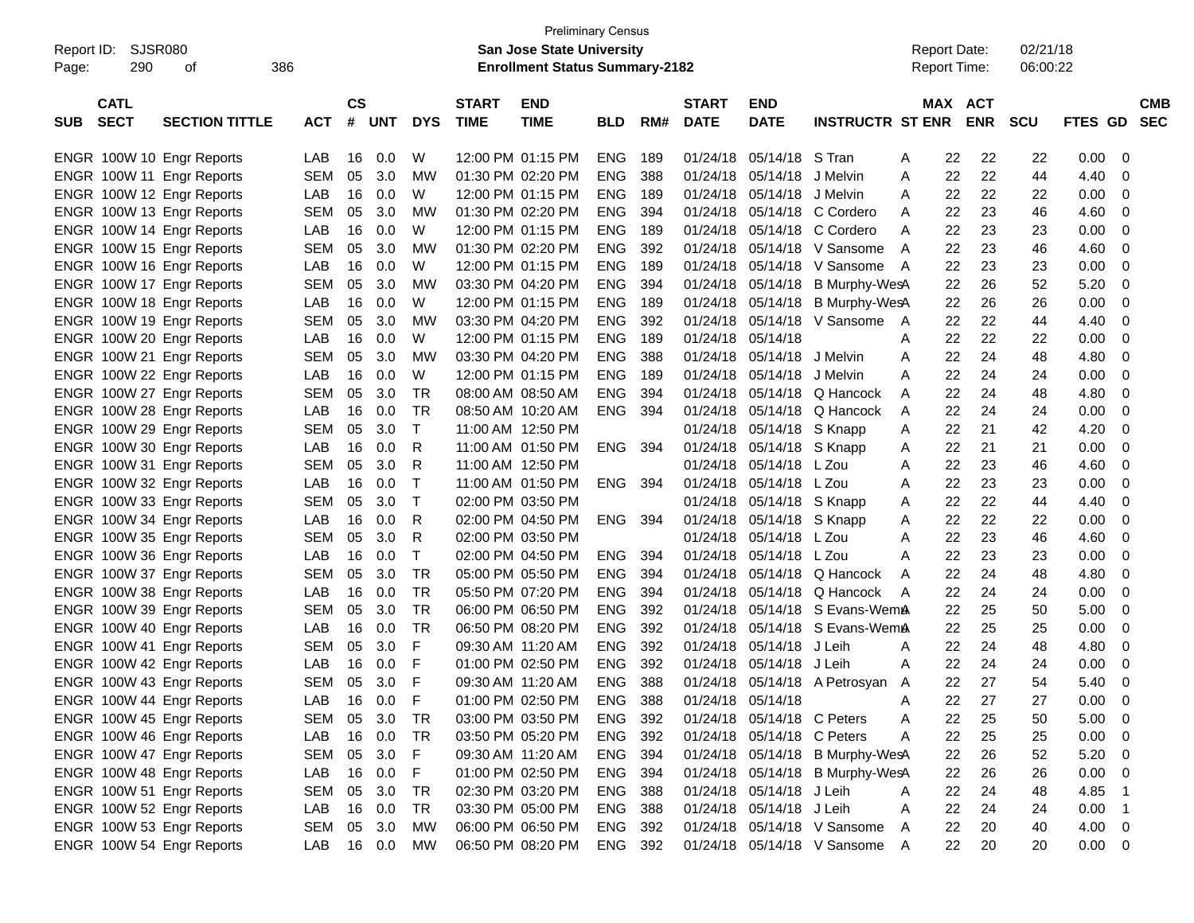Preliminary Census

Report ID: SJSR080
**San Jose State University**
**Enrollment Status Summary-2182**
Report Date: 02/21/18
Report Time: 06:00:22

| SUB | CATL SECT | SECTION TITTLE | ACT | CS # | UNT | DYS | START TIME | END TIME | BLD | RM# | START DATE | END DATE | INSTRUCTR | ST | MAX ENR | ACT ENR | SCU | FTES | GD | CMB SEC |
|---|---|---|---|---|---|---|---|---|---|---|---|---|---|---|---|---|---|---|---|---|
| ENGR | 100W 10 | Engr Reports | LAB | 16 | 0.0 | W | 12:00 PM | 01:15 PM | ENG | 189 | 01/24/18 | 05/14/18 | S Tran | A | 22 | 22 | 22 | 0.00 | 0 | |
| ENGR | 100W 11 | Engr Reports | SEM | 05 | 3.0 | MW | 01:30 PM | 02:20 PM | ENG | 388 | 01/24/18 | 05/14/18 | J Melvin | A | 22 | 22 | 44 | 4.40 | 0 | |
| ENGR | 100W 12 | Engr Reports | LAB | 16 | 0.0 | W | 12:00 PM | 01:15 PM | ENG | 189 | 01/24/18 | 05/14/18 | J Melvin | A | 22 | 22 | 22 | 0.00 | 0 | |
| ENGR | 100W 13 | Engr Reports | SEM | 05 | 3.0 | MW | 01:30 PM | 02:20 PM | ENG | 394 | 01/24/18 | 05/14/18 | C Cordero | A | 22 | 23 | 46 | 4.60 | 0 | |
| ENGR | 100W 14 | Engr Reports | LAB | 16 | 0.0 | W | 12:00 PM | 01:15 PM | ENG | 189 | 01/24/18 | 05/14/18 | C Cordero | A | 22 | 23 | 23 | 0.00 | 0 | |
| ENGR | 100W 15 | Engr Reports | SEM | 05 | 3.0 | MW | 01:30 PM | 02:20 PM | ENG | 392 | 01/24/18 | 05/14/18 | V Sansome | A | 22 | 23 | 46 | 4.60 | 0 | |
| ENGR | 100W 16 | Engr Reports | LAB | 16 | 0.0 | W | 12:00 PM | 01:15 PM | ENG | 189 | 01/24/18 | 05/14/18 | V Sansome | A | 22 | 23 | 23 | 0.00 | 0 | |
| ENGR | 100W 17 | Engr Reports | SEM | 05 | 3.0 | MW | 03:30 PM | 04:20 PM | ENG | 394 | 01/24/18 | 05/14/18 | B Murphy-Wes | A | 22 | 26 | 52 | 5.20 | 0 | |
| ENGR | 100W 18 | Engr Reports | LAB | 16 | 0.0 | W | 12:00 PM | 01:15 PM | ENG | 189 | 01/24/18 | 05/14/18 | B Murphy-Wes | A | 22 | 26 | 26 | 0.00 | 0 | |
| ENGR | 100W 19 | Engr Reports | SEM | 05 | 3.0 | MW | 03:30 PM | 04:20 PM | ENG | 392 | 01/24/18 | 05/14/18 | V Sansome | A | 22 | 22 | 44 | 4.40 | 0 | |
| ENGR | 100W 20 | Engr Reports | LAB | 16 | 0.0 | W | 12:00 PM | 01:15 PM | ENG | 189 | 01/24/18 | 05/14/18 | | A | 22 | 22 | 22 | 0.00 | 0 | |
| ENGR | 100W 21 | Engr Reports | SEM | 05 | 3.0 | MW | 03:30 PM | 04:20 PM | ENG | 388 | 01/24/18 | 05/14/18 | J Melvin | A | 22 | 24 | 48 | 4.80 | 0 | |
| ENGR | 100W 22 | Engr Reports | LAB | 16 | 0.0 | W | 12:00 PM | 01:15 PM | ENG | 189 | 01/24/18 | 05/14/18 | J Melvin | A | 22 | 24 | 24 | 0.00 | 0 | |
| ENGR | 100W 27 | Engr Reports | SEM | 05 | 3.0 | TR | 08:00 AM | 08:50 AM | ENG | 394 | 01/24/18 | 05/14/18 | Q Hancock | A | 22 | 24 | 48 | 4.80 | 0 | |
| ENGR | 100W 28 | Engr Reports | LAB | 16 | 0.0 | TR | 08:50 AM | 10:20 AM | ENG | 394 | 01/24/18 | 05/14/18 | Q Hancock | A | 22 | 24 | 24 | 0.00 | 0 | |
| ENGR | 100W 29 | Engr Reports | SEM | 05 | 3.0 | T | 11:00 AM | 12:50 PM | | | 01/24/18 | 05/14/18 | S Knapp | A | 22 | 21 | 42 | 4.20 | 0 | |
| ENGR | 100W 30 | Engr Reports | LAB | 16 | 0.0 | R | 11:00 AM | 01:50 PM | ENG | 394 | 01/24/18 | 05/14/18 | S Knapp | A | 22 | 21 | 21 | 0.00 | 0 | |
| ENGR | 100W 31 | Engr Reports | SEM | 05 | 3.0 | R | 11:00 AM | 12:50 PM | | | 01/24/18 | 05/14/18 | L Zou | A | 22 | 23 | 46 | 4.60 | 0 | |
| ENGR | 100W 32 | Engr Reports | LAB | 16 | 0.0 | T | 11:00 AM | 01:50 PM | ENG | 394 | 01/24/18 | 05/14/18 | L Zou | A | 22 | 23 | 23 | 0.00 | 0 | |
| ENGR | 100W 33 | Engr Reports | SEM | 05 | 3.0 | T | 02:00 PM | 03:50 PM | | | 01/24/18 | 05/14/18 | S Knapp | A | 22 | 22 | 44 | 4.40 | 0 | |
| ENGR | 100W 34 | Engr Reports | LAB | 16 | 0.0 | R | 02:00 PM | 04:50 PM | ENG | 394 | 01/24/18 | 05/14/18 | S Knapp | A | 22 | 22 | 22 | 0.00 | 0 | |
| ENGR | 100W 35 | Engr Reports | SEM | 05 | 3.0 | R | 02:00 PM | 03:50 PM | | | 01/24/18 | 05/14/18 | L Zou | A | 22 | 23 | 46 | 4.60 | 0 | |
| ENGR | 100W 36 | Engr Reports | LAB | 16 | 0.0 | T | 02:00 PM | 04:50 PM | ENG | 394 | 01/24/18 | 05/14/18 | L Zou | A | 22 | 23 | 23 | 0.00 | 0 | |
| ENGR | 100W 37 | Engr Reports | SEM | 05 | 3.0 | TR | 05:00 PM | 05:50 PM | ENG | 394 | 01/24/18 | 05/14/18 | Q Hancock | A | 22 | 24 | 48 | 4.80 | 0 | |
| ENGR | 100W 38 | Engr Reports | LAB | 16 | 0.0 | TR | 05:50 PM | 07:20 PM | ENG | 394 | 01/24/18 | 05/14/18 | Q Hancock | A | 22 | 24 | 24 | 0.00 | 0 | |
| ENGR | 100W 39 | Engr Reports | SEM | 05 | 3.0 | TR | 06:00 PM | 06:50 PM | ENG | 392 | 01/24/18 | 05/14/18 | S Evans-Wem | A | 22 | 25 | 50 | 5.00 | 0 | |
| ENGR | 100W 40 | Engr Reports | LAB | 16 | 0.0 | TR | 06:50 PM | 08:20 PM | ENG | 392 | 01/24/18 | 05/14/18 | S Evans-Wem | A | 22 | 25 | 25 | 0.00 | 0 | |
| ENGR | 100W 41 | Engr Reports | SEM | 05 | 3.0 | F | 09:30 AM | 11:20 AM | ENG | 392 | 01/24/18 | 05/14/18 | J Leih | A | 22 | 24 | 48 | 4.80 | 0 | |
| ENGR | 100W 42 | Engr Reports | LAB | 16 | 0.0 | F | 01:00 PM | 02:50 PM | ENG | 392 | 01/24/18 | 05/14/18 | J Leih | A | 22 | 24 | 24 | 0.00 | 0 | |
| ENGR | 100W 43 | Engr Reports | SEM | 05 | 3.0 | F | 09:30 AM | 11:20 AM | ENG | 388 | 01/24/18 | 05/14/18 | A Petrosyan | A | 22 | 27 | 54 | 5.40 | 0 | |
| ENGR | 100W 44 | Engr Reports | LAB | 16 | 0.0 | F | 01:00 PM | 02:50 PM | ENG | 388 | 01/24/18 | 05/14/18 | | A | 22 | 27 | 27 | 0.00 | 0 | |
| ENGR | 100W 45 | Engr Reports | SEM | 05 | 3.0 | TR | 03:00 PM | 03:50 PM | ENG | 392 | 01/24/18 | 05/14/18 | C Peters | A | 22 | 25 | 50 | 5.00 | 0 | |
| ENGR | 100W 46 | Engr Reports | LAB | 16 | 0.0 | TR | 03:50 PM | 05:20 PM | ENG | 392 | 01/24/18 | 05/14/18 | C Peters | A | 22 | 25 | 25 | 0.00 | 0 | |
| ENGR | 100W 47 | Engr Reports | SEM | 05 | 3.0 | F | 09:30 AM | 11:20 AM | ENG | 394 | 01/24/18 | 05/14/18 | B Murphy-Wes | A | 22 | 26 | 52 | 5.20 | 0 | |
| ENGR | 100W 48 | Engr Reports | LAB | 16 | 0.0 | F | 01:00 PM | 02:50 PM | ENG | 394 | 01/24/18 | 05/14/18 | B Murphy-Wes | A | 22 | 26 | 26 | 0.00 | 0 | |
| ENGR | 100W 51 | Engr Reports | SEM | 05 | 3.0 | TR | 02:30 PM | 03:20 PM | ENG | 388 | 01/24/18 | 05/14/18 | J Leih | A | 22 | 24 | 48 | 4.85 | 1 | |
| ENGR | 100W 52 | Engr Reports | LAB | 16 | 0.0 | TR | 03:30 PM | 05:00 PM | ENG | 388 | 01/24/18 | 05/14/18 | J Leih | A | 22 | 24 | 24 | 0.00 | 1 | |
| ENGR | 100W 53 | Engr Reports | SEM | 05 | 3.0 | MW | 06:00 PM | 06:50 PM | ENG | 392 | 01/24/18 | 05/14/18 | V Sansome | A | 22 | 20 | 40 | 4.00 | 0 | |
| ENGR | 100W 54 | Engr Reports | LAB | 16 | 0.0 | MW | 06:50 PM | 08:20 PM | ENG | 392 | 01/24/18 | 05/14/18 | V Sansome | A | 22 | 20 | 20 | 0.00 | 0 | |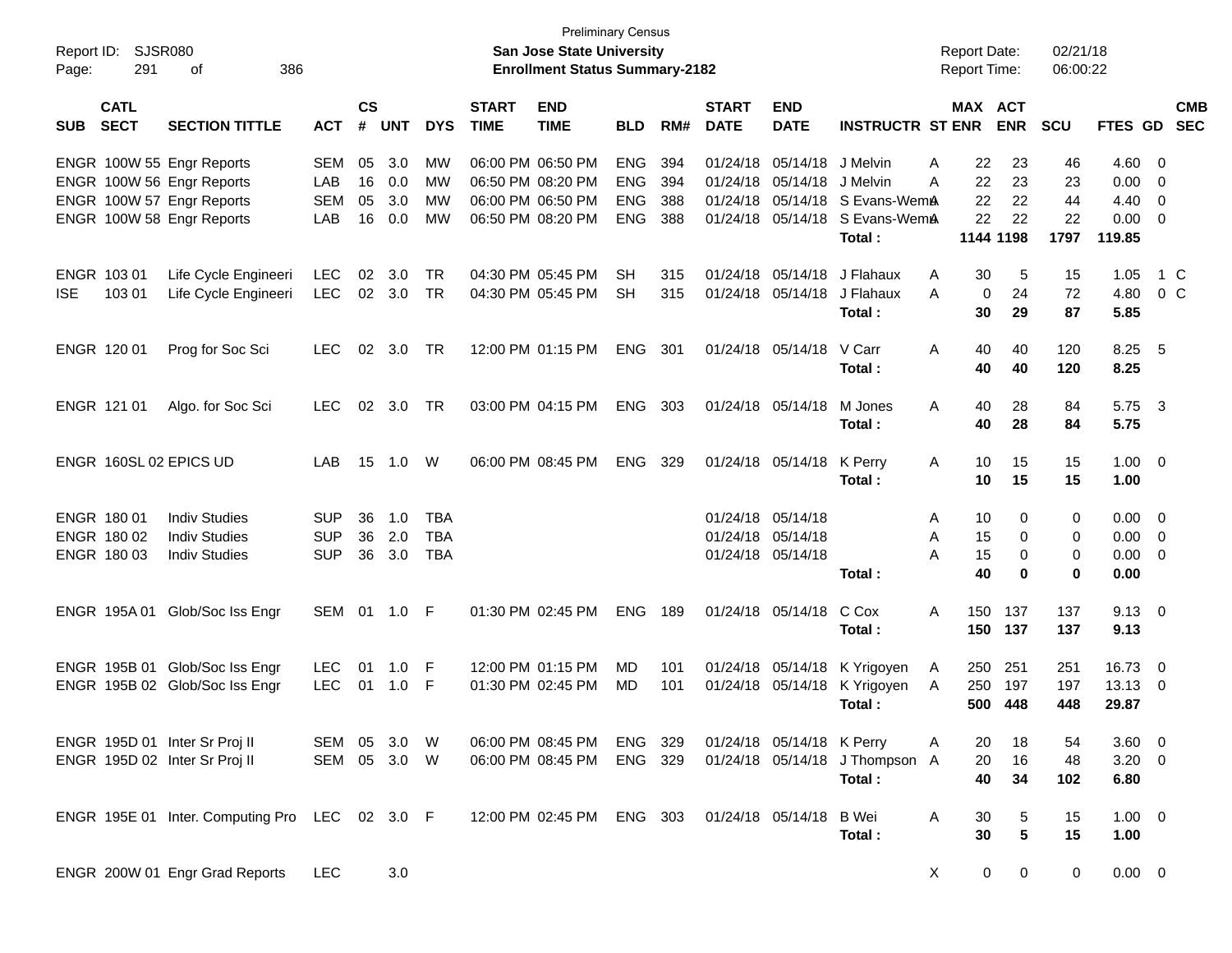Preliminary Census
**San Jose State University**
**Enrollment Status Summary-2182**

Report ID: SJSR080
Report Date: 02/21/18
Report Time: 06:00:22

| SUB | CATL SECT | SECTION TITTLE | ACT | CS # | UNT | DYS | START TIME | END TIME | BLD | RM# | START DATE | END DATE | INSTRUCTR | ST | MAX ENR | ACT ENR | SCU | FTES | GD | CMB SEC |
|---|---|---|---|---|---|---|---|---|---|---|---|---|---|---|---|---|---|---|---|---|
| ENGR | 100W 55 | Engr Reports | SEM | 05 | 3.0 | MW | 06:00 PM | 06:50 PM | ENG | 394 | 01/24/18 | 05/14/18 | J Melvin | A | 22 | 23 | 46 | 4.60 | 0 | |
| ENGR | 100W 56 | Engr Reports | LAB | 16 | 0.0 | MW | 06:50 PM | 08:20 PM | ENG | 394 | 01/24/18 | 05/14/18 | J Melvin | A | 22 | 23 | 23 | 0.00 | 0 | |
| ENGR | 100W 57 | Engr Reports | SEM | 05 | 3.0 | MW | 06:00 PM | 06:50 PM | ENG | 388 | 01/24/18 | 05/14/18 | S Evans-Wem | A | 22 | 22 | 44 | 4.40 | 0 | |
| ENGR | 100W 58 | Engr Reports | LAB | 16 | 0.0 | MW | 06:50 PM | 08:20 PM | ENG | 388 | 01/24/18 | 05/14/18 | S Evans-Wem | A | 22 | 22 | 22 | 0.00 | 0 | |
| | | | | | | | | | | | | | **Total :** | | **1144** | **1198** | **1797** | **119.85** | | |
| ENGR | 103 01 | Life Cycle Engineeri | LEC | 02 | 3.0 | TR | 04:30 PM | 05:45 PM | SH | 315 | 01/24/18 | 05/14/18 | J Flahaux | A | 30 | 5 | 15 | 1.05 | 1 | C |
| ISE | 103 01 | Life Cycle Engineeri | LEC | 02 | 3.0 | TR | 04:30 PM | 05:45 PM | SH | 315 | 01/24/18 | 05/14/18 | J Flahaux | A | 0 | 24 | 72 | 4.80 | 0 | C |
| | | | | | | | | | | | | | **Total :** | | **30** | **29** | **87** | **5.85** | | |
| ENGR | 120 01 | Prog for Soc Sci | LEC | 02 | 3.0 | TR | 12:00 PM | 01:15 PM | ENG | 301 | 01/24/18 | 05/14/18 | V Carr | A | 40 | 40 | 120 | 8.25 | 5 | |
| | | | | | | | | | | | | | **Total :** | | **40** | **40** | **120** | **8.25** | | |
| ENGR | 121 01 | Algo. for Soc Sci | LEC | 02 | 3.0 | TR | 03:00 PM | 04:15 PM | ENG | 303 | 01/24/18 | 05/14/18 | M Jones | A | 40 | 28 | 84 | 5.75 | 3 | |
| | | | | | | | | | | | | | **Total :** | | **40** | **28** | **84** | **5.75** | | |
| ENGR | 160SL 02 | EPICS UD | LAB | 15 | 1.0 | W | 06:00 PM | 08:45 PM | ENG | 329 | 01/24/18 | 05/14/18 | K Perry | A | 10 | 15 | 15 | 1.00 | 0 | |
| | | | | | | | | | | | | | **Total :** | | **10** | **15** | **15** | **1.00** | | |
| ENGR | 180 01 | Indiv Studies | SUP | 36 | 1.0 | TBA | | | | | 01/24/18 | 05/14/18 | | A | 10 | 0 | 0 | 0.00 | 0 | |
| ENGR | 180 02 | Indiv Studies | SUP | 36 | 2.0 | TBA | | | | | 01/24/18 | 05/14/18 | | A | 15 | 0 | 0 | 0.00 | 0 | |
| ENGR | 180 03 | Indiv Studies | SUP | 36 | 3.0 | TBA | | | | | 01/24/18 | 05/14/18 | | A | 15 | 0 | 0 | 0.00 | 0 | |
| | | | | | | | | | | | | | **Total :** | | **40** | **0** | **0** | **0.00** | | |
| ENGR | 195A 01 | Glob/Soc Iss Engr | SEM | 01 | 1.0 | F | 01:30 PM | 02:45 PM | ENG | 189 | 01/24/18 | 05/14/18 | C Cox | A | 150 | 137 | 137 | 9.13 | 0 | |
| | | | | | | | | | | | | | **Total :** | | **150** | **137** | **137** | **9.13** | | |
| ENGR | 195B 01 | Glob/Soc Iss Engr | LEC | 01 | 1.0 | F | 12:00 PM | 01:15 PM | MD | 101 | 01/24/18 | 05/14/18 | K Yrigoyen | A | 250 | 251 | 251 | 16.73 | 0 | |
| ENGR | 195B 02 | Glob/Soc Iss Engr | LEC | 01 | 1.0 | F | 01:30 PM | 02:45 PM | MD | 101 | 01/24/18 | 05/14/18 | K Yrigoyen | A | 250 | 197 | 197 | 13.13 | 0 | |
| | | | | | | | | | | | | | **Total :** | | **500** | **448** | **448** | **29.87** | | |
| ENGR | 195D 01 | Inter Sr Proj II | SEM | 05 | 3.0 | W | 06:00 PM | 08:45 PM | ENG | 329 | 01/24/18 | 05/14/18 | K Perry | A | 20 | 18 | 54 | 3.60 | 0 | |
| ENGR | 195D 02 | Inter Sr Proj II | SEM | 05 | 3.0 | W | 06:00 PM | 08:45 PM | ENG | 329 | 01/24/18 | 05/14/18 | J Thompson | A | 20 | 16 | 48 | 3.20 | 0 | |
| | | | | | | | | | | | | | **Total :** | | **40** | **34** | **102** | **6.80** | | |
| ENGR | 195E 01 | Inter. Computing Pro | LEC | 02 | 3.0 | F | 12:00 PM | 02:45 PM | ENG | 303 | 01/24/18 | 05/14/18 | B Wei | A | 30 | 5 | 15 | 1.00 | 0 | |
| | | | | | | | | | | | | | **Total :** | | **30** | **5** | **15** | **1.00** | | |
| ENGR | 200W 01 | Engr Grad Reports | LEC | | 3.0 | | | | | | | | | X | 0 | 0 | 0 | 0.00 | 0 | |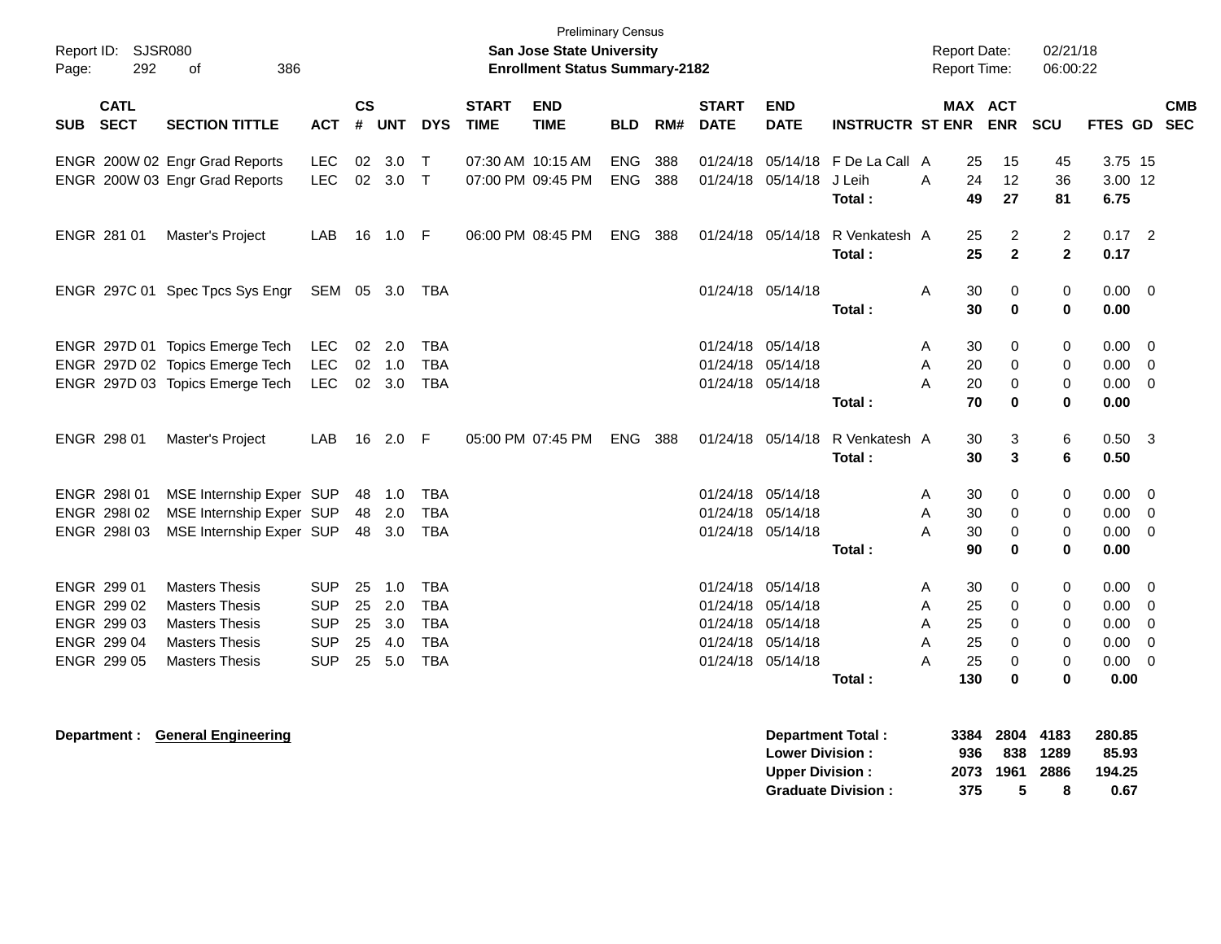Preliminary Census

**San Jose State University**

**Enrollment Status Summary-2182**

Report ID: SJSR080

Report Date: 02/21/18
Report Time: 06:00:22

| SUB | CATL SECT | SECTION TITTLE | ACT | CS # | UNT | DYS | START TIME | END TIME | BLD | RM# | START DATE | END DATE | INSTRUCTR | ST | MAX ENR | ACT ENR | SCU | FTES | GD | CMB SEC |
|---|---|---|---|---|---|---|---|---|---|---|---|---|---|---|---|---|---|---|---|---|
| ENGR | 200W 02 | Engr Grad Reports | LEC | 02 | 3.0 | T | 07:30 AM | 10:15 AM | ENG | 388 | 01/24/18 | 05/14/18 | F De La Call | A | 25 | 15 | 45 | 3.75 | 15 | |
| ENGR | 200W 03 | Engr Grad Reports | LEC | 02 | 3.0 | T | 07:00 PM | 09:45 PM | ENG | 388 | 01/24/18 | 05/14/18 | J Leih | A | 24 | 12 | 36 | 3.00 | 12 | |
| | | | | | | | | | | | | | **Total :** | | **49** | **27** | **81** | **6.75** | | |
| ENGR | 281 01 | Master's Project | LAB | 16 | 1.0 | F | 06:00 PM | 08:45 PM | ENG | 388 | 01/24/18 | 05/14/18 | R Venkatesh | A | 25 | 2 | 2 | 0.17 | 2 | |
| | | | | | | | | | | | | | **Total :** | | **25** | **2** | **2** | **0.17** | | |
| ENGR | 297C 01 | Spec Tpcs Sys Engr | SEM | 05 | 3.0 | TBA | | | | | 01/24/18 | 05/14/18 | | A | 30 | 0 | 0 | 0.00 | 0 | |
| | | | | | | | | | | | | | **Total :** | | **30** | **0** | **0** | **0.00** | | |
| ENGR | 297D 01 | Topics Emerge Tech | LEC | 02 | 2.0 | TBA | | | | | 01/24/18 | 05/14/18 | | A | 30 | 0 | 0 | 0.00 | 0 | |
| ENGR | 297D 02 | Topics Emerge Tech | LEC | 02 | 1.0 | TBA | | | | | 01/24/18 | 05/14/18 | | A | 20 | 0 | 0 | 0.00 | 0 | |
| ENGR | 297D 03 | Topics Emerge Tech | LEC | 02 | 3.0 | TBA | | | | | 01/24/18 | 05/14/18 | | A | 20 | 0 | 0 | 0.00 | 0 | |
| | | | | | | | | | | | | | **Total :** | | **70** | **0** | **0** | **0.00** | | |
| ENGR | 298 01 | Master's Project | LAB | 16 | 2.0 | F | 05:00 PM | 07:45 PM | ENG | 388 | 01/24/18 | 05/14/18 | R Venkatesh | A | 30 | 3 | 6 | 0.50 | 3 | |
| | | | | | | | | | | | | | **Total :** | | **30** | **3** | **6** | **0.50** | | |
| ENGR | 298I 01 | MSE Internship Exper | SUP | 48 | 1.0 | TBA | | | | | 01/24/18 | 05/14/18 | | A | 30 | 0 | 0 | 0.00 | 0 | |
| ENGR | 298I 02 | MSE Internship Exper | SUP | 48 | 2.0 | TBA | | | | | 01/24/18 | 05/14/18 | | A | 30 | 0 | 0 | 0.00 | 0 | |
| ENGR | 298I 03 | MSE Internship Exper | SUP | 48 | 3.0 | TBA | | | | | 01/24/18 | 05/14/18 | | A | 30 | 0 | 0 | 0.00 | 0 | |
| | | | | | | | | | | | | | **Total :** | | **90** | **0** | **0** | **0.00** | | |
| ENGR | 299 01 | Masters Thesis | SUP | 25 | 1.0 | TBA | | | | | 01/24/18 | 05/14/18 | | A | 30 | 0 | 0 | 0.00 | 0 | |
| ENGR | 299 02 | Masters Thesis | SUP | 25 | 2.0 | TBA | | | | | 01/24/18 | 05/14/18 | | A | 25 | 0 | 0 | 0.00 | 0 | |
| ENGR | 299 03 | Masters Thesis | SUP | 25 | 3.0 | TBA | | | | | 01/24/18 | 05/14/18 | | A | 25 | 0 | 0 | 0.00 | 0 | |
| ENGR | 299 04 | Masters Thesis | SUP | 25 | 4.0 | TBA | | | | | 01/24/18 | 05/14/18 | | A | 25 | 0 | 0 | 0.00 | 0 | |
| ENGR | 299 05 | Masters Thesis | SUP | 25 | 5.0 | TBA | | | | | 01/24/18 | 05/14/18 | | A | 25 | 0 | 0 | 0.00 | 0 | |
| | | | | | | | | | | | | | **Total :** | | **130** | **0** | **0** | **0.00** | | |

**Department :** **General Engineering**

| | MAX ENR | ACT ENR | SCU | FTES |
|---|---|---|---|---|
| **Department Total :** | **3384** | **2804** | **4183** | **280.85** |
| **Lower Division :** | **936** | **838** | **1289** | **85.93** |
| **Upper Division :** | **2073** | **1961** | **2886** | **194.25** |
| **Graduate Division :** | **375** | **5** | **8** | **0.67** |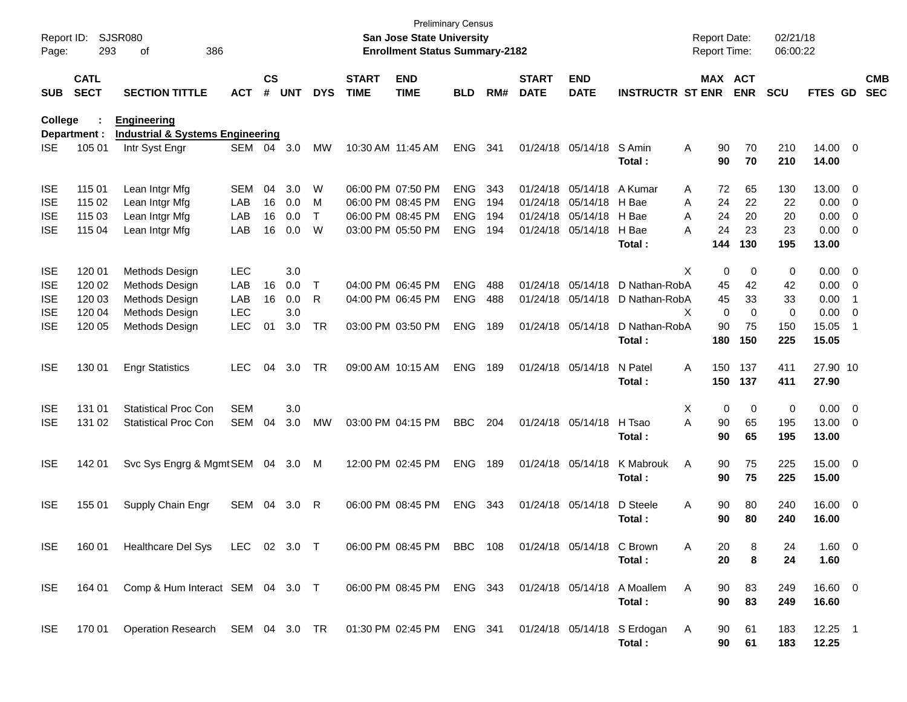Preliminary Census

**San Jose State University**

**Enrollment Status Summary-2182**

Report ID: SJSR080
Report Date: 02/21/18
Report Time: 06:00:22

**College : Engineering**

**Department : Industrial & Systems Engineering**

| SUB | CATL SECT | SECTION TITTLE | ACT | CS # | UNT | DYS | START TIME | END TIME | BLD | RM# | START DATE | END DATE | INSTRUCTR | ST | MAX ENR | ACT ENR | SCU | FTES | GD | CMB SEC |
|---|---|---|---|---|---|---|---|---|---|---|---|---|---|---|---|---|---|---|---|---|
| ISE | 105 01 | Intr Syst Engr | SEM | 04 | 3.0 | MW | 10:30 AM | 11:45 AM | ENG | 341 | 01/24/18 | 05/14/18 | S Amin | A | 90 | 70 | 210 | 14.00 | 0 | |
| | | | | | | | | | | | | | **Total :** | | **90** | **70** | **210** | **14.00** | | |
| ISE | 115 01 | Lean Intgr Mfg | SEM | 04 | 3.0 | W | 06:00 PM | 07:50 PM | ENG | 343 | 01/24/18 | 05/14/18 | A Kumar | A | 72 | 65 | 130 | 13.00 | 0 | |
| ISE | 115 02 | Lean Intgr Mfg | LAB | 16 | 0.0 | M | 06:00 PM | 08:45 PM | ENG | 194 | 01/24/18 | 05/14/18 | H Bae | A | 24 | 22 | 22 | 0.00 | 0 | |
| ISE | 115 03 | Lean Intgr Mfg | LAB | 16 | 0.0 | T | 06:00 PM | 08:45 PM | ENG | 194 | 01/24/18 | 05/14/18 | H Bae | A | 24 | 20 | 20 | 0.00 | 0 | |
| ISE | 115 04 | Lean Intgr Mfg | LAB | 16 | 0.0 | W | 03:00 PM | 05:50 PM | ENG | 194 | 01/24/18 | 05/14/18 | H Bae | A | 24 | 23 | 23 | 0.00 | 0 | |
| | | | | | | | | | | | | | **Total :** | | **144** | **130** | **195** | **13.00** | | |
| ISE | 120 01 | Methods Design | LEC | | 3.0 | | | | | | | | | X | 0 | 0 | 0 | 0.00 | 0 | |
| ISE | 120 02 | Methods Design | LAB | 16 | 0.0 | T | 04:00 PM | 06:45 PM | ENG | 488 | 01/24/18 | 05/14/18 | D Nathan-Rob | A | 45 | 42 | 42 | 0.00 | 0 | |
| ISE | 120 03 | Methods Design | LAB | 16 | 0.0 | R | 04:00 PM | 06:45 PM | ENG | 488 | 01/24/18 | 05/14/18 | D Nathan-Rob | A | 45 | 33 | 33 | 0.00 | 1 | |
| ISE | 120 04 | Methods Design | LEC | | 3.0 | | | | | | | | | X | 0 | 0 | 0 | 0.00 | 0 | |
| ISE | 120 05 | Methods Design | LEC | 01 | 3.0 | TR | 03:00 PM | 03:50 PM | ENG | 189 | 01/24/18 | 05/14/18 | D Nathan-Rob | A | 90 | 75 | 150 | 15.05 | 1 | |
| | | | | | | | | | | | | | **Total :** | | **180** | **150** | **225** | **15.05** | | |
| ISE | 130 01 | Engr Statistics | LEC | 04 | 3.0 | TR | 09:00 AM | 10:15 AM | ENG | 189 | 01/24/18 | 05/14/18 | N Patel | A | 150 | 137 | 411 | 27.90 | 10 | |
| | | | | | | | | | | | | | **Total :** | | **150** | **137** | **411** | **27.90** | | |
| ISE | 131 01 | Statistical Proc Con | SEM | | 3.0 | | | | | | | | | X | 0 | 0 | 0 | 0.00 | 0 | |
| ISE | 131 02 | Statistical Proc Con | SEM | 04 | 3.0 | MW | 03:00 PM | 04:15 PM | BBC | 204 | 01/24/18 | 05/14/18 | H Tsao | A | 90 | 65 | 195 | 13.00 | 0 | |
| | | | | | | | | | | | | | **Total :** | | **90** | **65** | **195** | **13.00** | | |
| ISE | 142 01 | Svc Sys Engrg & Mgmt | SEM | 04 | 3.0 | M | 12:00 PM | 02:45 PM | ENG | 189 | 01/24/18 | 05/14/18 | K Mabrouk | A | 90 | 75 | 225 | 15.00 | 0 | |
| | | | | | | | | | | | | | **Total :** | | **90** | **75** | **225** | **15.00** | | |
| ISE | 155 01 | Supply Chain Engr | SEM | 04 | 3.0 | R | 06:00 PM | 08:45 PM | ENG | 343 | 01/24/18 | 05/14/18 | D Steele | A | 90 | 80 | 240 | 16.00 | 0 | |
| | | | | | | | | | | | | | **Total :** | | **90** | **80** | **240** | **16.00** | | |
| ISE | 160 01 | Healthcare Del Sys | LEC | 02 | 3.0 | T | 06:00 PM | 08:45 PM | BBC | 108 | 01/24/18 | 05/14/18 | C Brown | A | 20 | 8 | 24 | 1.60 | 0 | |
| | | | | | | | | | | | | | **Total :** | | **20** | **8** | **24** | **1.60** | | |
| ISE | 164 01 | Comp & Hum Interact | SEM | 04 | 3.0 | T | 06:00 PM | 08:45 PM | ENG | 343 | 01/24/18 | 05/14/18 | A Moallem | A | 90 | 83 | 249 | 16.60 | 0 | |
| | | | | | | | | | | | | | **Total :** | | **90** | **83** | **249** | **16.60** | | |
| ISE | 170 01 | Operation Research | SEM | 04 | 3.0 | TR | 01:30 PM | 02:45 PM | ENG | 341 | 01/24/18 | 05/14/18 | S Erdogan | A | 90 | 61 | 183 | 12.25 | 1 | |
| | | | | | | | | | | | | | **Total :** | | **90** | **61** | **183** | **12.25** | | |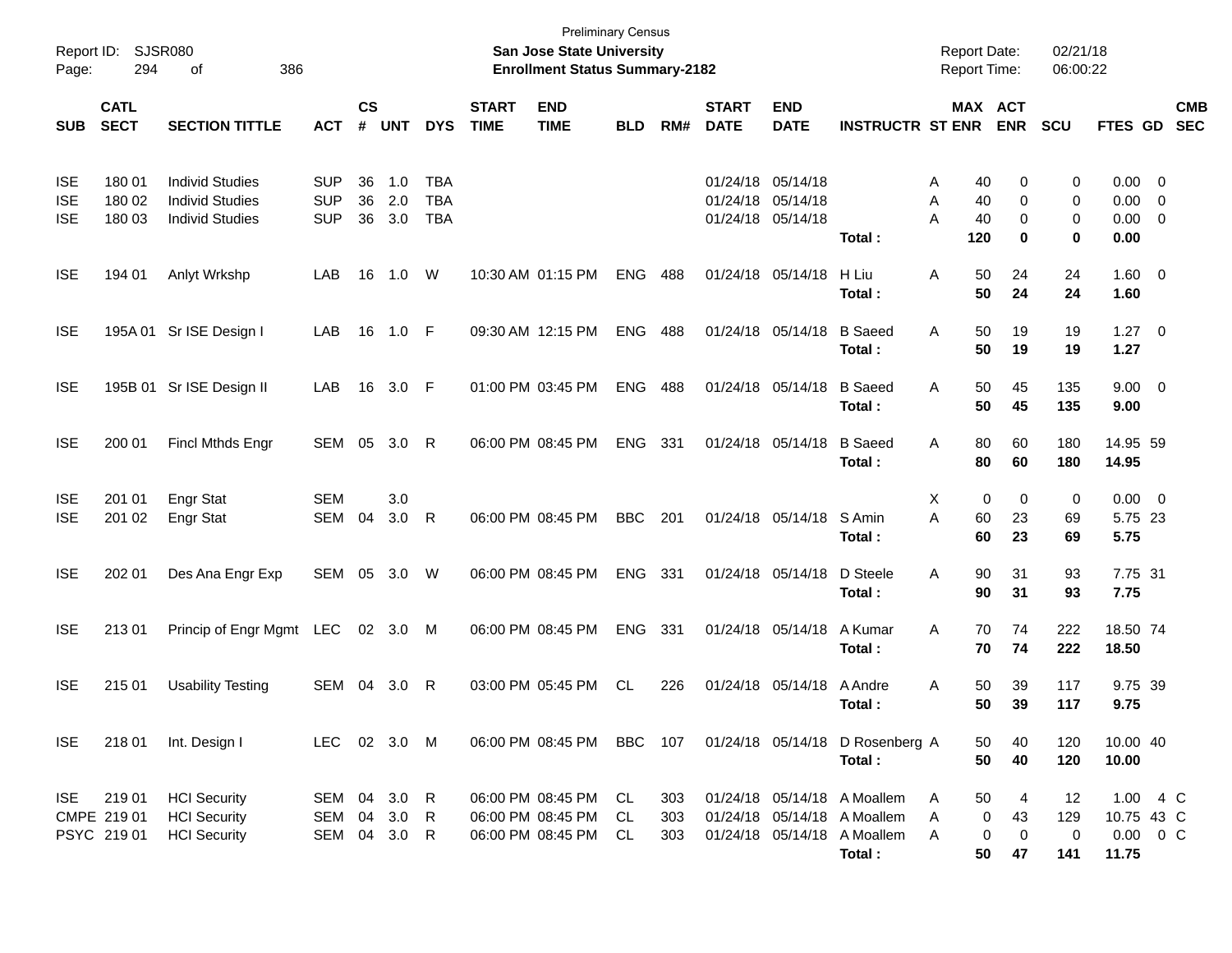Preliminary Census

**San Jose State University**

**Enrollment Status Summary-2182**

Report ID: SJSR080

Report Date: 02/21/18

Report Time: 06:00:22

| SUB | CATL SECT | SECTION TITTLE | ACT | CS # | UNT | DYS | START TIME | END TIME | BLD | RM# | START DATE | END DATE | INSTRUCTR | ST | MAX ENR | ACT ENR | SCU | FTES | GD | CMB SEC |
|---|---|---|---|---|---|---|---|---|---|---|---|---|---|---|---|---|---|---|---|---|
| ISE | 180 01 | Individ Studies | SUP | 36 | 1.0 | TBA | | | | | 01/24/18 | 05/14/18 | | A | 40 | 0 | 0 | 0.00 | 0 | |
| ISE | 180 02 | Individ Studies | SUP | 36 | 2.0 | TBA | | | | | 01/24/18 | 05/14/18 | | A | 40 | 0 | 0 | 0.00 | 0 | |
| ISE | 180 03 | Individ Studies | SUP | 36 | 3.0 | TBA | | | | | 01/24/18 | 05/14/18 | | A | 40 | 0 | 0 | 0.00 | 0 | |
| | | | | | | | | | | | | | **Total :** | | **120** | **0** | **0** | **0.00** | | |
| ISE | 194 01 | Anlyt Wrkshp | LAB | 16 | 1.0 | W | 10:30 AM | 01:15 PM | ENG | 488 | 01/24/18 | 05/14/18 | H Liu | A | 50 | 24 | 24 | 1.60 | 0 | |
| | | | | | | | | | | | | | **Total :** | | **50** | **24** | **24** | **1.60** | | |
| ISE | 195A 01 | Sr ISE Design I | LAB | 16 | 1.0 | F | 09:30 AM | 12:15 PM | ENG | 488 | 01/24/18 | 05/14/18 | B Saeed | A | 50 | 19 | 19 | 1.27 | 0 | |
| | | | | | | | | | | | | | **Total :** | | **50** | **19** | **19** | **1.27** | | |
| ISE | 195B 01 | Sr ISE Design II | LAB | 16 | 3.0 | F | 01:00 PM | 03:45 PM | ENG | 488 | 01/24/18 | 05/14/18 | B Saeed | A | 50 | 45 | 135 | 9.00 | 0 | |
| | | | | | | | | | | | | | **Total :** | | **50** | **45** | **135** | **9.00** | | |
| ISE | 200 01 | Fincl Mthds Engr | SEM | 05 | 3.0 | R | 06:00 PM | 08:45 PM | ENG | 331 | 01/24/18 | 05/14/18 | B Saeed | A | 80 | 60 | 180 | 14.95 | 59 | |
| | | | | | | | | | | | | | **Total :** | | **80** | **60** | **180** | **14.95** | | |
| ISE | 201 01 | Engr Stat | SEM | | 3.0 | | | | | | | | | X | 0 | 0 | 0 | 0.00 | 0 | |
| ISE | 201 02 | Engr Stat | SEM | 04 | 3.0 | R | 06:00 PM | 08:45 PM | BBC | 201 | 01/24/18 | 05/14/18 | S Amin | A | 60 | 23 | 69 | 5.75 | 23 | |
| | | | | | | | | | | | | | **Total :** | | **60** | **23** | **69** | **5.75** | | |
| ISE | 202 01 | Des Ana Engr Exp | SEM | 05 | 3.0 | W | 06:00 PM | 08:45 PM | ENG | 331 | 01/24/18 | 05/14/18 | D Steele | A | 90 | 31 | 93 | 7.75 | 31 | |
| | | | | | | | | | | | | | **Total :** | | **90** | **31** | **93** | **7.75** | | |
| ISE | 213 01 | Princip of Engr Mgmt | LEC | 02 | 3.0 | M | 06:00 PM | 08:45 PM | ENG | 331 | 01/24/18 | 05/14/18 | A Kumar | A | 70 | 74 | 222 | 18.50 | 74 | |
| | | | | | | | | | | | | | **Total :** | | **70** | **74** | **222** | **18.50** | | |
| ISE | 215 01 | Usability Testing | SEM | 04 | 3.0 | R | 03:00 PM | 05:45 PM | CL | 226 | 01/24/18 | 05/14/18 | A Andre | A | 50 | 39 | 117 | 9.75 | 39 | |
| | | | | | | | | | | | | | **Total :** | | **50** | **39** | **117** | **9.75** | | |
| ISE | 218 01 | Int. Design I | LEC | 02 | 3.0 | M | 06:00 PM | 08:45 PM | BBC | 107 | 01/24/18 | 05/14/18 | D Rosenberg | A | 50 | 40 | 120 | 10.00 | 40 | |
| | | | | | | | | | | | | | **Total :** | | **50** | **40** | **120** | **10.00** | | |
| ISE | 219 01 | HCI Security | SEM | 04 | 3.0 | R | 06:00 PM | 08:45 PM | CL | 303 | 01/24/18 | 05/14/18 | A Moallem | A | 50 | 4 | 12 | 1.00 | 4 | C |
| CMPE | 219 01 | HCI Security | SEM | 04 | 3.0 | R | 06:00 PM | 08:45 PM | CL | 303 | 01/24/18 | 05/14/18 | A Moallem | A | 0 | 43 | 129 | 10.75 | 43 | C |
| PSYC | 219 01 | HCI Security | SEM | 04 | 3.0 | R | 06:00 PM | 08:45 PM | CL | 303 | 01/24/18 | 05/14/18 | A Moallem | A | 0 | 0 | 0 | 0.00 | 0 | C |
| | | | | | | | | | | | | | **Total :** | | **50** | **47** | **141** | **11.75** | | |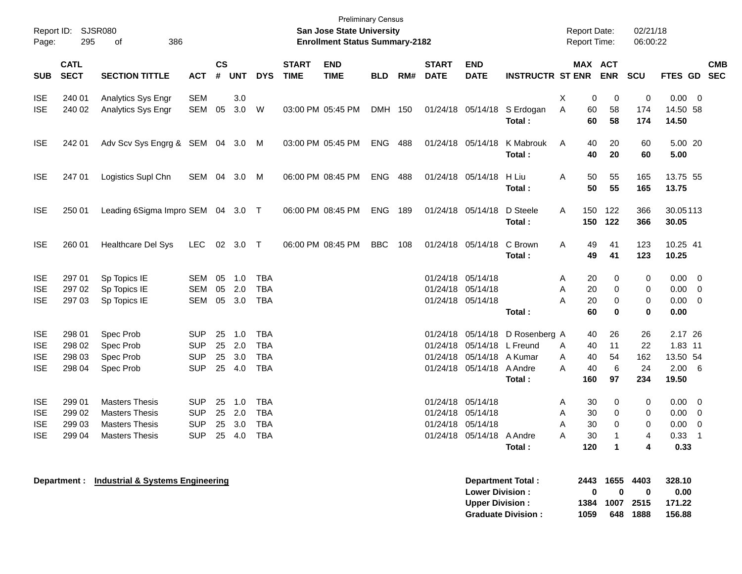Preliminary Census

**San Jose State University**

**Enrollment Status Summary-2182**

Report ID: SJSR080

Report Date: 02/21/18

Report Time: 06:00:22

| SUB | CATL SECT | SECTION TITTLE | ACT | CS # | UNT | DYS | START TIME | END TIME | BLD | RM# | START DATE | END DATE | INSTRUCTR | ST | MAX ENR | ACT ENR | SCU | FTES | GD | CMB SEC |
|---|---|---|---|---|---|---|---|---|---|---|---|---|---|---|---|---|---|---|---|---|
| ISE | 240 01 | Analytics Sys Engr | SEM | | 3.0 | | | | | | | | | X | 0 | 0 | 0 | 0.00 | 0 | |
| ISE | 240 02 | Analytics Sys Engr | SEM | 05 | 3.0 | W | 03:00 PM | 05:45 PM | DMH | 150 | 01/24/18 | 05/14/18 | S Erdogan | A | 60 | 58 | 174 | 14.50 | 58 | |
| | | | | | | | | | | | | | **Total :** | | **60** | **58** | **174** | **14.50** | | |
| ISE | 242 01 | Adv Scv Sys Engrg & | SEM | 04 | 3.0 | M | 03:00 PM | 05:45 PM | ENG | 488 | 01/24/18 | 05/14/18 | K Mabrouk | A | 40 | 20 | 60 | 5.00 | 20 | |
| | | | | | | | | | | | | | **Total :** | | **40** | **20** | **60** | **5.00** | | |
| ISE | 247 01 | Logistics Supl Chn | SEM | 04 | 3.0 | M | 06:00 PM | 08:45 PM | ENG | 488 | 01/24/18 | 05/14/18 | H Liu | A | 50 | 55 | 165 | 13.75 | 55 | |
| | | | | | | | | | | | | | **Total :** | | **50** | **55** | **165** | **13.75** | | |
| ISE | 250 01 | Leading 6Sigma Impro | SEM | 04 | 3.0 | T | 06:00 PM | 08:45 PM | ENG | 189 | 01/24/18 | 05/14/18 | D Steele | A | 150 | 122 | 366 | 30.05 | 113 | |
| | | | | | | | | | | | | | **Total :** | | **150** | **122** | **366** | **30.05** | | |
| ISE | 260 01 | Healthcare Del Sys | LEC | 02 | 3.0 | T | 06:00 PM | 08:45 PM | BBC | 108 | 01/24/18 | 05/14/18 | C Brown | A | 49 | 41 | 123 | 10.25 | 41 | |
| | | | | | | | | | | | | | **Total :** | | **49** | **41** | **123** | **10.25** | | |
| ISE | 297 01 | Sp Topics IE | SEM | 05 | 1.0 | TBA | | | | | 01/24/18 | 05/14/18 | | A | 20 | 0 | 0 | 0.00 | 0 | |
| ISE | 297 02 | Sp Topics IE | SEM | 05 | 2.0 | TBA | | | | | 01/24/18 | 05/14/18 | | A | 20 | 0 | 0 | 0.00 | 0 | |
| ISE | 297 03 | Sp Topics IE | SEM | 05 | 3.0 | TBA | | | | | 01/24/18 | 05/14/18 | | A | 20 | 0 | 0 | 0.00 | 0 | |
| | | | | | | | | | | | | | **Total :** | | **60** | **0** | **0** | **0.00** | | |
| ISE | 298 01 | Spec Prob | SUP | 25 | 1.0 | TBA | | | | | 01/24/18 | 05/14/18 | D Rosenberg | A | 40 | 26 | 26 | 2.17 | 26 | |
| ISE | 298 02 | Spec Prob | SUP | 25 | 2.0 | TBA | | | | | 01/24/18 | 05/14/18 | L Freund | A | 40 | 11 | 22 | 1.83 | 11 | |
| ISE | 298 03 | Spec Prob | SUP | 25 | 3.0 | TBA | | | | | 01/24/18 | 05/14/18 | A Kumar | A | 40 | 54 | 162 | 13.50 | 54 | |
| ISE | 298 04 | Spec Prob | SUP | 25 | 4.0 | TBA | | | | | 01/24/18 | 05/14/18 | A Andre | A | 40 | 6 | 24 | 2.00 | 6 | |
| | | | | | | | | | | | | | **Total :** | | **160** | **97** | **234** | **19.50** | | |
| ISE | 299 01 | Masters Thesis | SUP | 25 | 1.0 | TBA | | | | | 01/24/18 | 05/14/18 | | A | 30 | 0 | 0 | 0.00 | 0 | |
| ISE | 299 02 | Masters Thesis | SUP | 25 | 2.0 | TBA | | | | | 01/24/18 | 05/14/18 | | A | 30 | 0 | 0 | 0.00 | 0 | |
| ISE | 299 03 | Masters Thesis | SUP | 25 | 3.0 | TBA | | | | | 01/24/18 | 05/14/18 | | A | 30 | 0 | 0 | 0.00 | 0 | |
| ISE | 299 04 | Masters Thesis | SUP | 25 | 4.0 | TBA | | | | | 01/24/18 | 05/14/18 | A Andre | A | 30 | 1 | 4 | 0.33 | 1 | |
| | | | | | | | | | | | | | **Total :** | | **120** | **1** | **4** | **0.33** | | |

**Department : Industrial & Systems Engineering**

| | MAX ENR | ACT ENR | SCU | FTES |
|---|---|---|---|---|
| **Department Total :** | **2443** | **1655** | **4403** | **328.10** |
| **Lower Division :** | **0** | **0** | **0** | **0.00** |
| **Upper Division :** | **1384** | **1007** | **2515** | **171.22** |
| **Graduate Division :** | **1059** | **648** | **1888** | **156.88** |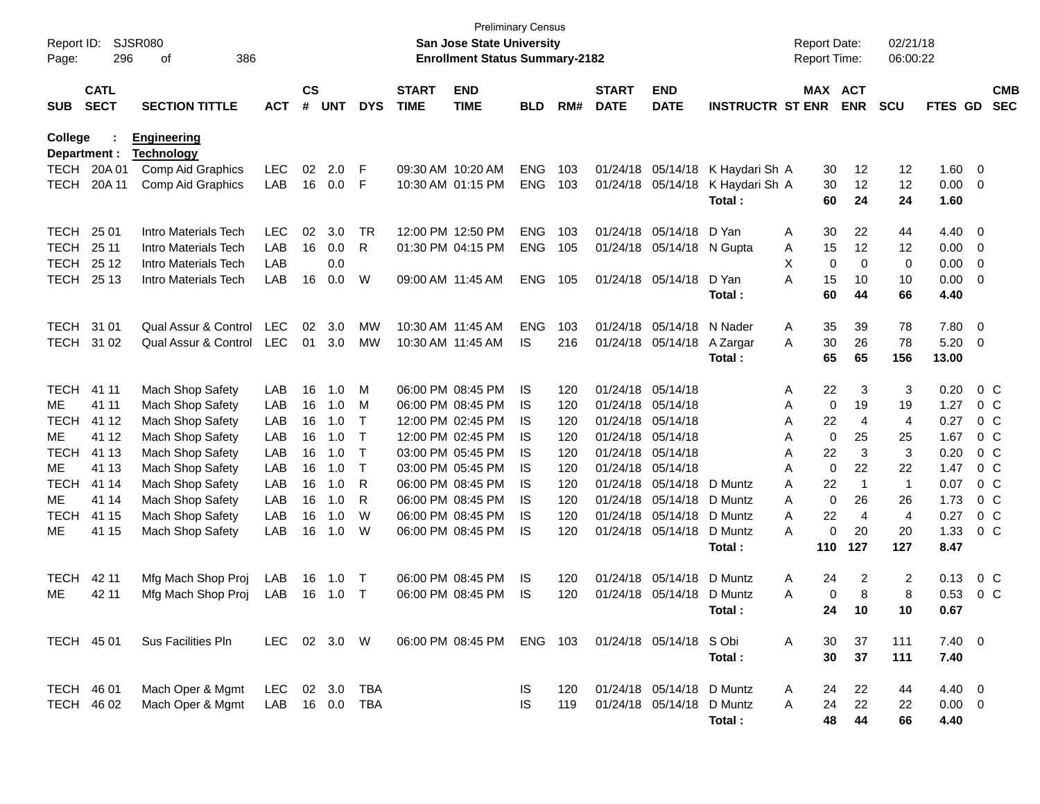Preliminary Census

**San Jose State University**

**Enrollment Status Summary-2182**

Report ID: SJSR080
Report Date: 02/21/18
Report Time: 06:00:22

**College : Engineering**
**Department : Technology**

| SUB | CATL SECT | SECTION TITTLE | ACT | CS # | UNT | DYS | START TIME | END TIME | BLD | RM# | START DATE | END DATE | INSTRUCTR | ST | MAX ENR | ACT ENR | SCU | FTES | GD | CMB SEC |
|---|---|---|---|---|---|---|---|---|---|---|---|---|---|---|---|---|---|---|---|---|
| TECH | 20A 01 | Comp Aid Graphics | LEC | 02 | 2.0 | F | 09:30 AM | 10:20 AM | ENG | 103 | 01/24/18 | 05/14/18 | K Haydari Sh | A | 30 | 12 | 12 | 1.60 | 0 | |
| TECH | 20A 11 | Comp Aid Graphics | LAB | 16 | 0.0 | F | 10:30 AM | 01:15 PM | ENG | 103 | 01/24/18 | 05/14/18 | K Haydari Sh | A | 30 | 12 | 12 | 0.00 | 0 | |
| | | | | | | | | | | | | | **Total :** | | **60** | **24** | **24** | **1.60** | | |
| TECH | 25 01 | Intro Materials Tech | LEC | 02 | 3.0 | TR | 12:00 PM | 12:50 PM | ENG | 103 | 01/24/18 | 05/14/18 | D Yan | A | 30 | 22 | 44 | 4.40 | 0 | |
| TECH | 25 11 | Intro Materials Tech | LAB | 16 | 0.0 | R | 01:30 PM | 04:15 PM | ENG | 105 | 01/24/18 | 05/14/18 | N Gupta | A | 15 | 12 | 12 | 0.00 | 0 | |
| TECH | 25 12 | Intro Materials Tech | LAB | | 0.0 | | | | | | | | | X | 0 | 0 | 0 | 0.00 | 0 | |
| TECH | 25 13 | Intro Materials Tech | LAB | 16 | 0.0 | W | 09:00 AM | 11:45 AM | ENG | 105 | 01/24/18 | 05/14/18 | D Yan | A | 15 | 10 | 10 | 0.00 | 0 | |
| | | | | | | | | | | | | | **Total :** | | **60** | **44** | **66** | **4.40** | | |
| TECH | 31 01 | Qual Assur & Control | LEC | 02 | 3.0 | MW | 10:30 AM | 11:45 AM | ENG | 103 | 01/24/18 | 05/14/18 | N Nader | A | 35 | 39 | 78 | 7.80 | 0 | |
| TECH | 31 02 | Qual Assur & Control | LEC | 01 | 3.0 | MW | 10:30 AM | 11:45 AM | IS | 216 | 01/24/18 | 05/14/18 | A Zargar | A | 30 | 26 | 78 | 5.20 | 0 | |
| | | | | | | | | | | | | | **Total :** | | **65** | **65** | **156** | **13.00** | | |
| TECH | 41 11 | Mach Shop Safety | LAB | 16 | 1.0 | M | 06:00 PM | 08:45 PM | IS | 120 | 01/24/18 | 05/14/18 | | A | 22 | 3 | 3 | 0.20 | 0 | C |
| ME | 41 11 | Mach Shop Safety | LAB | 16 | 1.0 | M | 06:00 PM | 08:45 PM | IS | 120 | 01/24/18 | 05/14/18 | | A | 0 | 19 | 19 | 1.27 | 0 | C |
| TECH | 41 12 | Mach Shop Safety | LAB | 16 | 1.0 | T | 12:00 PM | 02:45 PM | IS | 120 | 01/24/18 | 05/14/18 | | A | 22 | 4 | 4 | 0.27 | 0 | C |
| ME | 41 12 | Mach Shop Safety | LAB | 16 | 1.0 | T | 12:00 PM | 02:45 PM | IS | 120 | 01/24/18 | 05/14/18 | | A | 0 | 25 | 25 | 1.67 | 0 | C |
| TECH | 41 13 | Mach Shop Safety | LAB | 16 | 1.0 | T | 03:00 PM | 05:45 PM | IS | 120 | 01/24/18 | 05/14/18 | | A | 22 | 3 | 3 | 0.20 | 0 | C |
| ME | 41 13 | Mach Shop Safety | LAB | 16 | 1.0 | T | 03:00 PM | 05:45 PM | IS | 120 | 01/24/18 | 05/14/18 | | A | 0 | 22 | 22 | 1.47 | 0 | C |
| TECH | 41 14 | Mach Shop Safety | LAB | 16 | 1.0 | R | 06:00 PM | 08:45 PM | IS | 120 | 01/24/18 | 05/14/18 | D Muntz | A | 22 | 1 | 1 | 0.07 | 0 | C |
| ME | 41 14 | Mach Shop Safety | LAB | 16 | 1.0 | R | 06:00 PM | 08:45 PM | IS | 120 | 01/24/18 | 05/14/18 | D Muntz | A | 0 | 26 | 26 | 1.73 | 0 | C |
| TECH | 41 15 | Mach Shop Safety | LAB | 16 | 1.0 | W | 06:00 PM | 08:45 PM | IS | 120 | 01/24/18 | 05/14/18 | D Muntz | A | 22 | 4 | 4 | 0.27 | 0 | C |
| ME | 41 15 | Mach Shop Safety | LAB | 16 | 1.0 | W | 06:00 PM | 08:45 PM | IS | 120 | 01/24/18 | 05/14/18 | D Muntz | A | 0 | 20 | 20 | 1.33 | 0 | C |
| | | | | | | | | | | | | | **Total :** | | **110** | **127** | **127** | **8.47** | | |
| TECH | 42 11 | Mfg Mach Shop Proj | LAB | 16 | 1.0 | T | 06:00 PM | 08:45 PM | IS | 120 | 01/24/18 | 05/14/18 | D Muntz | A | 24 | 2 | 2 | 0.13 | 0 | C |
| ME | 42 11 | Mfg Mach Shop Proj | LAB | 16 | 1.0 | T | 06:00 PM | 08:45 PM | IS | 120 | 01/24/18 | 05/14/18 | D Muntz | A | 0 | 8 | 8 | 0.53 | 0 | C |
| | | | | | | | | | | | | | **Total :** | | **24** | **10** | **10** | **0.67** | | |
| TECH | 45 01 | Sus Facilities Pln | LEC | 02 | 3.0 | W | 06:00 PM | 08:45 PM | ENG | 103 | 01/24/18 | 05/14/18 | S Obi | A | 30 | 37 | 111 | 7.40 | 0 | |
| | | | | | | | | | | | | | **Total :** | | **30** | **37** | **111** | **7.40** | | |
| TECH | 46 01 | Mach Oper & Mgmt | LEC | 02 | 3.0 | TBA | | | IS | 120 | 01/24/18 | 05/14/18 | D Muntz | A | 24 | 22 | 44 | 4.40 | 0 | |
| TECH | 46 02 | Mach Oper & Mgmt | LAB | 16 | 0.0 | TBA | | | IS | 119 | 01/24/18 | 05/14/18 | D Muntz | A | 24 | 22 | 22 | 0.00 | 0 | |
| | | | | | | | | | | | | | **Total :** | | **48** | **44** | **66** | **4.40** | | |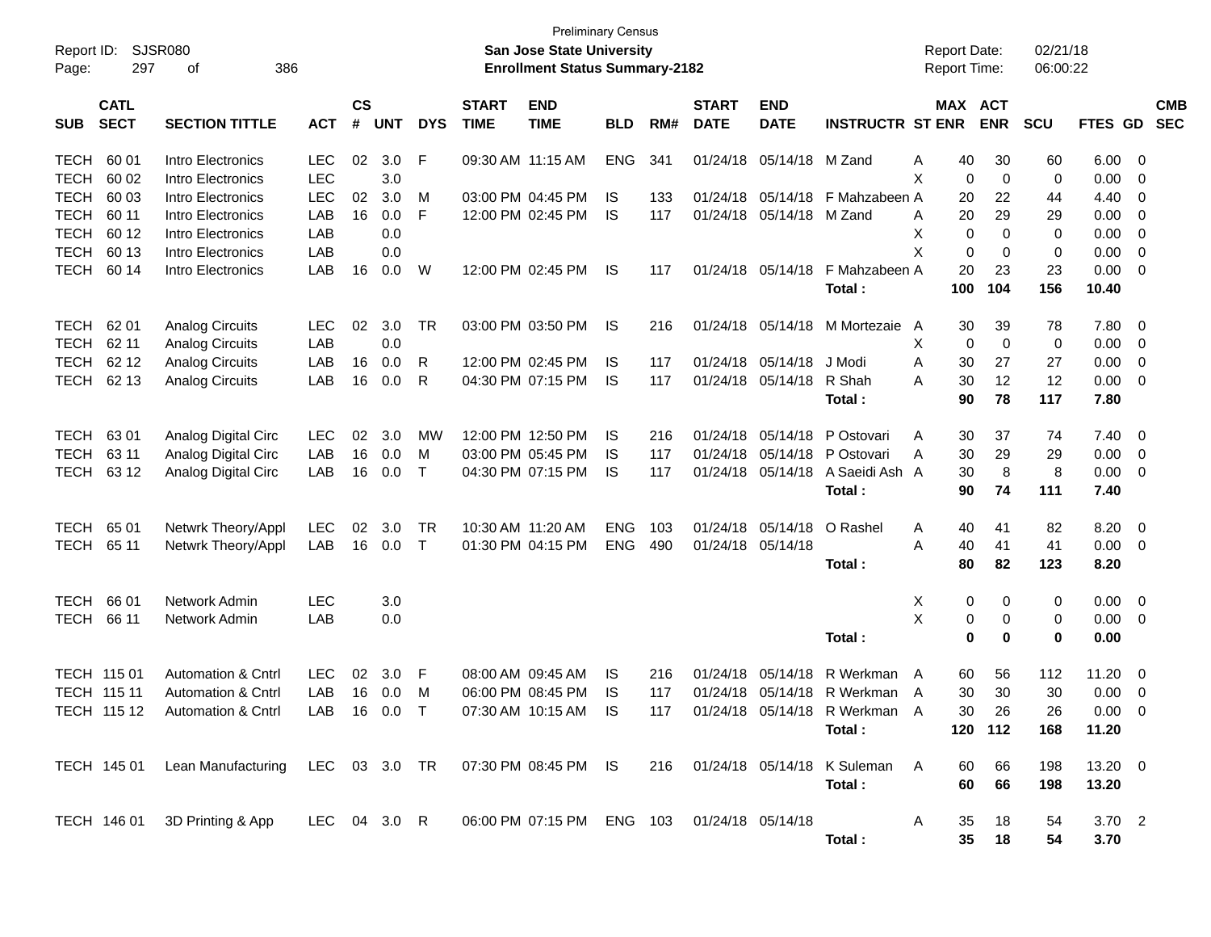Preliminary Census

**San Jose State University**

**Enrollment Status Summary-2182**

Report ID: SJSR080

Report Date: 02/21/18

Report Time: 06:00:22

| SUB | CATL SECT | SECTION TITTLE | ACT | CS # | UNT | DYS | START TIME | END TIME | BLD | RM# | START DATE | END DATE | INSTRUCTR | ST | MAX ENR | ACT ENR | SCU | FTES | GD | CMB SEC |
|---|---|---|---|---|---|---|---|---|---|---|---|---|---|---|---|---|---|---|---|---|
| TECH | 60 01 | Intro Electronics | LEC | 02 | 3.0 | F | 09:30 AM | 11:15 AM | ENG | 341 | 01/24/18 | 05/14/18 | M Zand | A | 40 | 30 | 60 | 6.00 | 0 | |
| TECH | 60 02 | Intro Electronics | LEC | | 3.0 | | | | | | | | | X | 0 | 0 | 0 | 0.00 | 0 | |
| TECH | 60 03 | Intro Electronics | LEC | 02 | 3.0 | M | 03:00 PM | 04:45 PM | IS | 133 | 01/24/18 | 05/14/18 | F Mahzabeen | A | 20 | 22 | 44 | 4.40 | 0 | |
| TECH | 60 11 | Intro Electronics | LAB | 16 | 0.0 | F | 12:00 PM | 02:45 PM | IS | 117 | 01/24/18 | 05/14/18 | M Zand | A | 20 | 29 | 29 | 0.00 | 0 | |
| TECH | 60 12 | Intro Electronics | LAB | | 0.0 | | | | | | | | | X | 0 | 0 | 0 | 0.00 | 0 | |
| TECH | 60 13 | Intro Electronics | LAB | | 0.0 | | | | | | | | | X | 0 | 0 | 0 | 0.00 | 0 | |
| TECH | 60 14 | Intro Electronics | LAB | 16 | 0.0 | W | 12:00 PM | 02:45 PM | IS | 117 | 01/24/18 | 05/14/18 | F Mahzabeen | A | 20 | 23 | 23 | 0.00 | 0 | |
| | | | | | | | | | | | | | **Total :** | | **100** | **104** | **156** | **10.40** | | |
| TECH | 62 01 | Analog Circuits | LEC | 02 | 3.0 | TR | 03:00 PM | 03:50 PM | IS | 216 | 01/24/18 | 05/14/18 | M Mortezaie | A | 30 | 39 | 78 | 7.80 | 0 | |
| TECH | 62 11 | Analog Circuits | LAB | | 0.0 | | | | | | | | | X | 0 | 0 | 0 | 0.00 | 0 | |
| TECH | 62 12 | Analog Circuits | LAB | 16 | 0.0 | R | 12:00 PM | 02:45 PM | IS | 117 | 01/24/18 | 05/14/18 | J Modi | A | 30 | 27 | 27 | 0.00 | 0 | |
| TECH | 62 13 | Analog Circuits | LAB | 16 | 0.0 | R | 04:30 PM | 07:15 PM | IS | 117 | 01/24/18 | 05/14/18 | R Shah | A | 30 | 12 | 12 | 0.00 | 0 | |
| | | | | | | | | | | | | | **Total :** | | **90** | **78** | **117** | **7.80** | | |
| TECH | 63 01 | Analog Digital Circ | LEC | 02 | 3.0 | MW | 12:00 PM | 12:50 PM | IS | 216 | 01/24/18 | 05/14/18 | P Ostovari | A | 30 | 37 | 74 | 7.40 | 0 | |
| TECH | 63 11 | Analog Digital Circ | LAB | 16 | 0.0 | M | 03:00 PM | 05:45 PM | IS | 117 | 01/24/18 | 05/14/18 | P Ostovari | A | 30 | 29 | 29 | 0.00 | 0 | |
| TECH | 63 12 | Analog Digital Circ | LAB | 16 | 0.0 | T | 04:30 PM | 07:15 PM | IS | 117 | 01/24/18 | 05/14/18 | A Saeidi Ash | A | 30 | 8 | 8 | 0.00 | 0 | |
| | | | | | | | | | | | | | **Total :** | | **90** | **74** | **111** | **7.40** | | |
| TECH | 65 01 | Netwrk Theory/Appl | LEC | 02 | 3.0 | TR | 10:30 AM | 11:20 AM | ENG | 103 | 01/24/18 | 05/14/18 | O Rashel | A | 40 | 41 | 82 | 8.20 | 0 | |
| TECH | 65 11 | Netwrk Theory/Appl | LAB | 16 | 0.0 | T | 01:30 PM | 04:15 PM | ENG | 490 | 01/24/18 | 05/14/18 | | A | 40 | 41 | 41 | 0.00 | 0 | |
| | | | | | | | | | | | | | **Total :** | | **80** | **82** | **123** | **8.20** | | |
| TECH | 66 01 | Network Admin | LEC | | 3.0 | | | | | | | | | X | 0 | 0 | 0 | 0.00 | 0 | |
| TECH | 66 11 | Network Admin | LAB | | 0.0 | | | | | | | | | X | 0 | 0 | 0 | 0.00 | 0 | |
| | | | | | | | | | | | | | **Total :** | | **0** | **0** | **0** | **0.00** | | |
| TECH | 115 01 | Automation & Cntrl | LEC | 02 | 3.0 | F | 08:00 AM | 09:45 AM | IS | 216 | 01/24/18 | 05/14/18 | R Werkman | A | 60 | 56 | 112 | 11.20 | 0 | |
| TECH | 115 11 | Automation & Cntrl | LAB | 16 | 0.0 | M | 06:00 PM | 08:45 PM | IS | 117 | 01/24/18 | 05/14/18 | R Werkman | A | 30 | 30 | 30 | 0.00 | 0 | |
| TECH | 115 12 | Automation & Cntrl | LAB | 16 | 0.0 | T | 07:30 AM | 10:15 AM | IS | 117 | 01/24/18 | 05/14/18 | R Werkman | A | 30 | 26 | 26 | 0.00 | 0 | |
| | | | | | | | | | | | | | **Total :** | | **120** | **112** | **168** | **11.20** | | |
| TECH | 145 01 | Lean Manufacturing | LEC | 03 | 3.0 | TR | 07:30 PM | 08:45 PM | IS | 216 | 01/24/18 | 05/14/18 | K Suleman | A | 60 | 66 | 198 | 13.20 | 0 | |
| | | | | | | | | | | | | | **Total :** | | **60** | **66** | **198** | **13.20** | | |
| TECH | 146 01 | 3D Printing & App | LEC | 04 | 3.0 | R | 06:00 PM | 07:15 PM | ENG | 103 | 01/24/18 | 05/14/18 | | A | 35 | 18 | 54 | 3.70 | 2 | |
| | | | | | | | | | | | | | **Total :** | | **35** | **18** | **54** | **3.70** | | |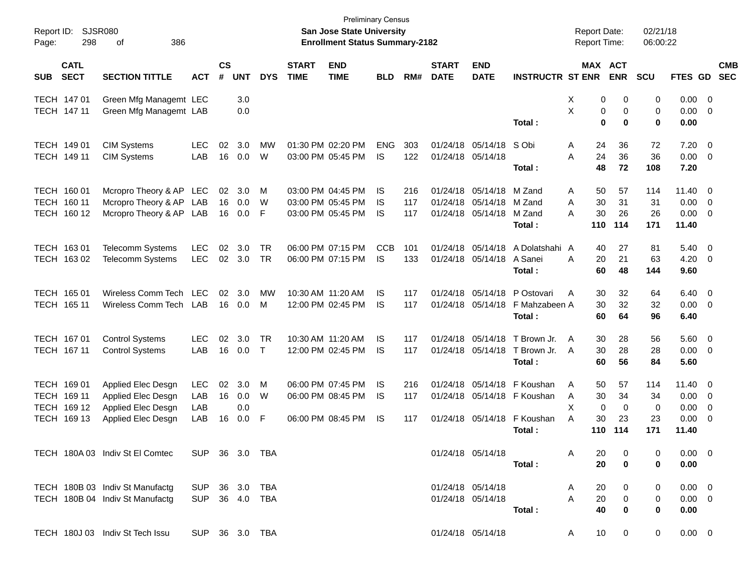Preliminary Census

**San Jose State University**

**Enrollment Status Summary-2182**

Report ID: SJSR080

Report Date: 02/21/18
Report Time: 06:00:22

| SUB | CATL SECT | SECTION TITTLE | ACT | CS # | UNT | DYS | START TIME | END TIME | BLD | RM# | START DATE | END DATE | INSTRUCTR | ST | MAX ENR | ACT ENR | SCU | FTES | GD | CMB SEC |
|---|---|---|---|---|---|---|---|---|---|---|---|---|---|---|---|---|---|---|---|---|
| TECH | 147 01 | Green Mfg Managemt | LEC | | 3.0 | | | | | | | | | X | 0 | 0 | 0 | 0.00 | 0 | |
| TECH | 147 11 | Green Mfg Managemt | LAB | | 0.0 | | | | | | | | | X | 0 | 0 | 0 | 0.00 | 0 | |
| | | | | | | | | | | | | | **Total :** | | **0** | **0** | **0** | **0.00** | | |
| TECH | 149 01 | CIM Systems | LEC | 02 | 3.0 | MW | 01:30 PM | 02:20 PM | ENG | 303 | 01/24/18 | 05/14/18 | S Obi | A | 24 | 36 | 72 | 7.20 | 0 | |
| TECH | 149 11 | CIM Systems | LAB | 16 | 0.0 | W | 03:00 PM | 05:45 PM | IS | 122 | 01/24/18 | 05/14/18 | | A | 24 | 36 | 36 | 0.00 | 0 | |
| | | | | | | | | | | | | | **Total :** | | **48** | **72** | **108** | **7.20** | | |
| TECH | 160 01 | Mcropro Theory & AP | LEC | 02 | 3.0 | M | 03:00 PM | 04:45 PM | IS | 216 | 01/24/18 | 05/14/18 | M Zand | A | 50 | 57 | 114 | 11.40 | 0 | |
| TECH | 160 11 | Mcropro Theory & AP | LAB | 16 | 0.0 | W | 03:00 PM | 05:45 PM | IS | 117 | 01/24/18 | 05/14/18 | M Zand | A | 30 | 31 | 31 | 0.00 | 0 | |
| TECH | 160 12 | Mcropro Theory & AP | LAB | 16 | 0.0 | F | 03:00 PM | 05:45 PM | IS | 117 | 01/24/18 | 05/14/18 | M Zand | A | 30 | 26 | 26 | 0.00 | 0 | |
| | | | | | | | | | | | | | **Total :** | | **110** | **114** | **171** | **11.40** | | |
| TECH | 163 01 | Telecomm Systems | LEC | 02 | 3.0 | TR | 06:00 PM | 07:15 PM | CCB | 101 | 01/24/18 | 05/14/18 | A Dolatshahi | A | 40 | 27 | 81 | 5.40 | 0 | |
| TECH | 163 02 | Telecomm Systems | LEC | 02 | 3.0 | TR | 06:00 PM | 07:15 PM | IS | 133 | 01/24/18 | 05/14/18 | A Sanei | A | 20 | 21 | 63 | 4.20 | 0 | |
| | | | | | | | | | | | | | **Total :** | | **60** | **48** | **144** | **9.60** | | |
| TECH | 165 01 | Wireless Comm Tech | LEC | 02 | 3.0 | MW | 10:30 AM | 11:20 AM | IS | 117 | 01/24/18 | 05/14/18 | P Ostovari | A | 30 | 32 | 64 | 6.40 | 0 | |
| TECH | 165 11 | Wireless Comm Tech | LAB | 16 | 0.0 | M | 12:00 PM | 02:45 PM | IS | 117 | 01/24/18 | 05/14/18 | F Mahzabeen | A | 30 | 32 | 32 | 0.00 | 0 | |
| | | | | | | | | | | | | | **Total :** | | **60** | **64** | **96** | **6.40** | | |
| TECH | 167 01 | Control Systems | LEC | 02 | 3.0 | TR | 10:30 AM | 11:20 AM | IS | 117 | 01/24/18 | 05/14/18 | T Brown Jr. | A | 30 | 28 | 56 | 5.60 | 0 | |
| TECH | 167 11 | Control Systems | LAB | 16 | 0.0 | T | 12:00 PM | 02:45 PM | IS | 117 | 01/24/18 | 05/14/18 | T Brown Jr. | A | 30 | 28 | 28 | 0.00 | 0 | |
| | | | | | | | | | | | | | **Total :** | | **60** | **56** | **84** | **5.60** | | |
| TECH | 169 01 | Applied Elec Desgn | LEC | 02 | 3.0 | M | 06:00 PM | 07:45 PM | IS | 216 | 01/24/18 | 05/14/18 | F Koushan | A | 50 | 57 | 114 | 11.40 | 0 | |
| TECH | 169 11 | Applied Elec Desgn | LAB | 16 | 0.0 | W | 06:00 PM | 08:45 PM | IS | 117 | 01/24/18 | 05/14/18 | F Koushan | A | 30 | 34 | 34 | 0.00 | 0 | |
| TECH | 169 12 | Applied Elec Desgn | LAB | | 0.0 | | | | | | | | | X | 0 | 0 | 0 | 0.00 | 0 | |
| TECH | 169 13 | Applied Elec Desgn | LAB | 16 | 0.0 | F | 06:00 PM | 08:45 PM | IS | 117 | 01/24/18 | 05/14/18 | F Koushan | A | 30 | 23 | 23 | 0.00 | 0 | |
| | | | | | | | | | | | | | **Total :** | | **110** | **114** | **171** | **11.40** | | |
| TECH | 180A 03 | Indiv St El Comtec | SUP | 36 | 3.0 | TBA | | | | | 01/24/18 | 05/14/18 | | A | 20 | 0 | 0 | 0.00 | 0 | |
| | | | | | | | | | | | | | **Total :** | | **20** | **0** | **0** | **0.00** | | |
| TECH | 180B 03 | Indiv St Manufactg | SUP | 36 | 3.0 | TBA | | | | | 01/24/18 | 05/14/18 | | A | 20 | 0 | 0 | 0.00 | 0 | |
| TECH | 180B 04 | Indiv St Manufactg | SUP | 36 | 4.0 | TBA | | | | | 01/24/18 | 05/14/18 | | A | 20 | 0 | 0 | 0.00 | 0 | |
| | | | | | | | | | | | | | **Total :** | | **40** | **0** | **0** | **0.00** | | |
| TECH | 180J 03 | Indiv St Tech Issu | SUP | 36 | 3.0 | TBA | | | | | 01/24/18 | 05/14/18 | | A | 10 | 0 | 0 | 0.00 | 0 | |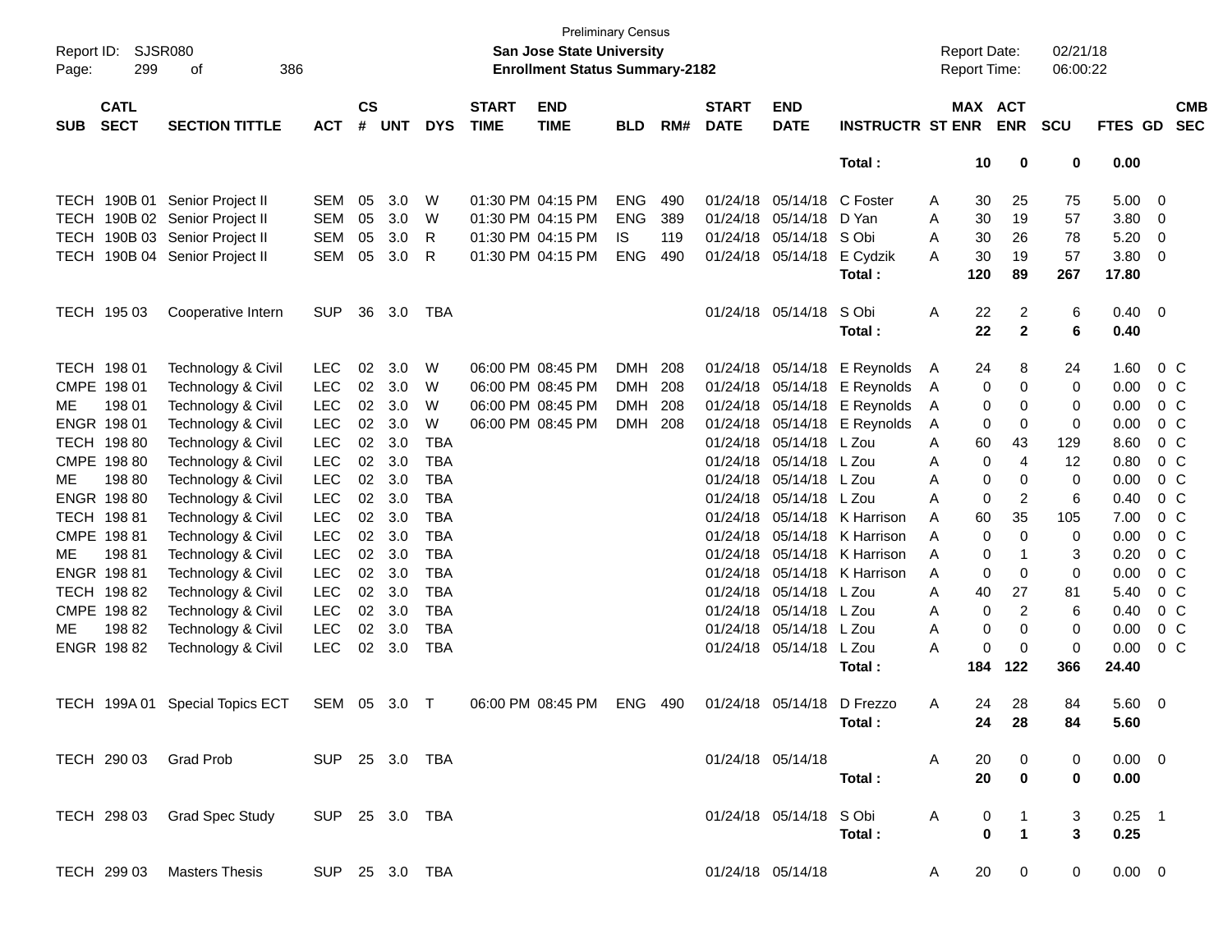Preliminary Census
**San Jose State University**
**Enrollment Status Summary-2182**

| SUB | CATL SECT | SECTION TITTLE | ACT | CS # | UNT | DYS | START TIME | END TIME | BLD | RM# | START DATE | END DATE | INSTRUCTR | ST | MAX ENR | ACT ENR | SCU | FTES | GD | CMB SEC |
|---|---|---|---|---|---|---|---|---|---|---|---|---|---|---|---|---|---|---|---|---|
| | | | | | | | | | | | | | **Total :** | | **10** | **0** | **0** | **0.00** | | |
| TECH | 190B 01 | Senior Project II | SEM | 05 | 3.0 | W | 01:30 PM | 04:15 PM | ENG | 490 | 01/24/18 | 05/14/18 | C Foster | A | 30 | 25 | 75 | 5.00 | 0 | |
| TECH | 190B 02 | Senior Project II | SEM | 05 | 3.0 | W | 01:30 PM | 04:15 PM | ENG | 389 | 01/24/18 | 05/14/18 | D Yan | A | 30 | 19 | 57 | 3.80 | 0 | |
| TECH | 190B 03 | Senior Project II | SEM | 05 | 3.0 | R | 01:30 PM | 04:15 PM | IS | 119 | 01/24/18 | 05/14/18 | S Obi | A | 30 | 26 | 78 | 5.20 | 0 | |
| TECH | 190B 04 | Senior Project II | SEM | 05 | 3.0 | R | 01:30 PM | 04:15 PM | ENG | 490 | 01/24/18 | 05/14/18 | E Cydzik | A | 30 | 19 | 57 | 3.80 | 0 | |
| | | | | | | | | | | | | | **Total :** | | **120** | **89** | **267** | **17.80** | | |
| TECH | 195 03 | Cooperative Intern | SUP | 36 | 3.0 | TBA | | | | | 01/24/18 | 05/14/18 | S Obi | A | 22 | 2 | 6 | 0.40 | 0 | |
| | | | | | | | | | | | | | **Total :** | | **22** | **2** | **6** | **0.40** | | |
| TECH | 198 01 | Technology & Civil | LEC | 02 | 3.0 | W | 06:00 PM | 08:45 PM | DMH | 208 | 01/24/18 | 05/14/18 | E Reynolds | A | 24 | 8 | 24 | 1.60 | 0 | C |
| CMPE | 198 01 | Technology & Civil | LEC | 02 | 3.0 | W | 06:00 PM | 08:45 PM | DMH | 208 | 01/24/18 | 05/14/18 | E Reynolds | A | 0 | 0 | 0 | 0.00 | 0 | C |
| ME | 198 01 | Technology & Civil | LEC | 02 | 3.0 | W | 06:00 PM | 08:45 PM | DMH | 208 | 01/24/18 | 05/14/18 | E Reynolds | A | 0 | 0 | 0 | 0.00 | 0 | C |
| ENGR | 198 01 | Technology & Civil | LEC | 02 | 3.0 | W | 06:00 PM | 08:45 PM | DMH | 208 | 01/24/18 | 05/14/18 | E Reynolds | A | 0 | 0 | 0 | 0.00 | 0 | C |
| TECH | 198 80 | Technology & Civil | LEC | 02 | 3.0 | TBA | | | | | 01/24/18 | 05/14/18 | L Zou | A | 60 | 43 | 129 | 8.60 | 0 | C |
| CMPE | 198 80 | Technology & Civil | LEC | 02 | 3.0 | TBA | | | | | 01/24/18 | 05/14/18 | L Zou | A | 0 | 4 | 12 | 0.80 | 0 | C |
| ME | 198 80 | Technology & Civil | LEC | 02 | 3.0 | TBA | | | | | 01/24/18 | 05/14/18 | L Zou | A | 0 | 0 | 0 | 0.00 | 0 | C |
| ENGR | 198 80 | Technology & Civil | LEC | 02 | 3.0 | TBA | | | | | 01/24/18 | 05/14/18 | L Zou | A | 0 | 2 | 6 | 0.40 | 0 | C |
| TECH | 198 81 | Technology & Civil | LEC | 02 | 3.0 | TBA | | | | | 01/24/18 | 05/14/18 | K Harrison | A | 60 | 35 | 105 | 7.00 | 0 | C |
| CMPE | 198 81 | Technology & Civil | LEC | 02 | 3.0 | TBA | | | | | 01/24/18 | 05/14/18 | K Harrison | A | 0 | 0 | 0 | 0.00 | 0 | C |
| ME | 198 81 | Technology & Civil | LEC | 02 | 3.0 | TBA | | | | | 01/24/18 | 05/14/18 | K Harrison | A | 0 | 1 | 3 | 0.20 | 0 | C |
| ENGR | 198 81 | Technology & Civil | LEC | 02 | 3.0 | TBA | | | | | 01/24/18 | 05/14/18 | K Harrison | A | 0 | 0 | 0 | 0.00 | 0 | C |
| TECH | 198 82 | Technology & Civil | LEC | 02 | 3.0 | TBA | | | | | 01/24/18 | 05/14/18 | L Zou | A | 40 | 27 | 81 | 5.40 | 0 | C |
| CMPE | 198 82 | Technology & Civil | LEC | 02 | 3.0 | TBA | | | | | 01/24/18 | 05/14/18 | L Zou | A | 0 | 2 | 6 | 0.40 | 0 | C |
| ME | 198 82 | Technology & Civil | LEC | 02 | 3.0 | TBA | | | | | 01/24/18 | 05/14/18 | L Zou | A | 0 | 0 | 0 | 0.00 | 0 | C |
| ENGR | 198 82 | Technology & Civil | LEC | 02 | 3.0 | TBA | | | | | 01/24/18 | 05/14/18 | L Zou | A | 0 | 0 | 0 | 0.00 | 0 | C |
| | | | | | | | | | | | | | **Total :** | | **184** | **122** | **366** | **24.40** | | |
| TECH | 199A 01 | Special Topics ECT | SEM | 05 | 3.0 | T | 06:00 PM | 08:45 PM | ENG | 490 | 01/24/18 | 05/14/18 | D Frezzo | A | 24 | 28 | 84 | 5.60 | 0 | |
| | | | | | | | | | | | | | **Total :** | | **24** | **28** | **84** | **5.60** | | |
| TECH | 290 03 | Grad Prob | SUP | 25 | 3.0 | TBA | | | | | 01/24/18 | 05/14/18 | | A | 20 | 0 | 0 | 0.00 | 0 | |
| | | | | | | | | | | | | | **Total :** | | **20** | **0** | **0** | **0.00** | | |
| TECH | 298 03 | Grad Spec Study | SUP | 25 | 3.0 | TBA | | | | | 01/24/18 | 05/14/18 | S Obi | A | 0 | 1 | 3 | 0.25 | 1 | |
| | | | | | | | | | | | | | **Total :** | | **0** | **1** | **3** | **0.25** | | |
| TECH | 299 03 | Masters Thesis | SUP | 25 | 3.0 | TBA | | | | | 01/24/18 | 05/14/18 | | A | 20 | 0 | 0 | 0.00 | 0 | |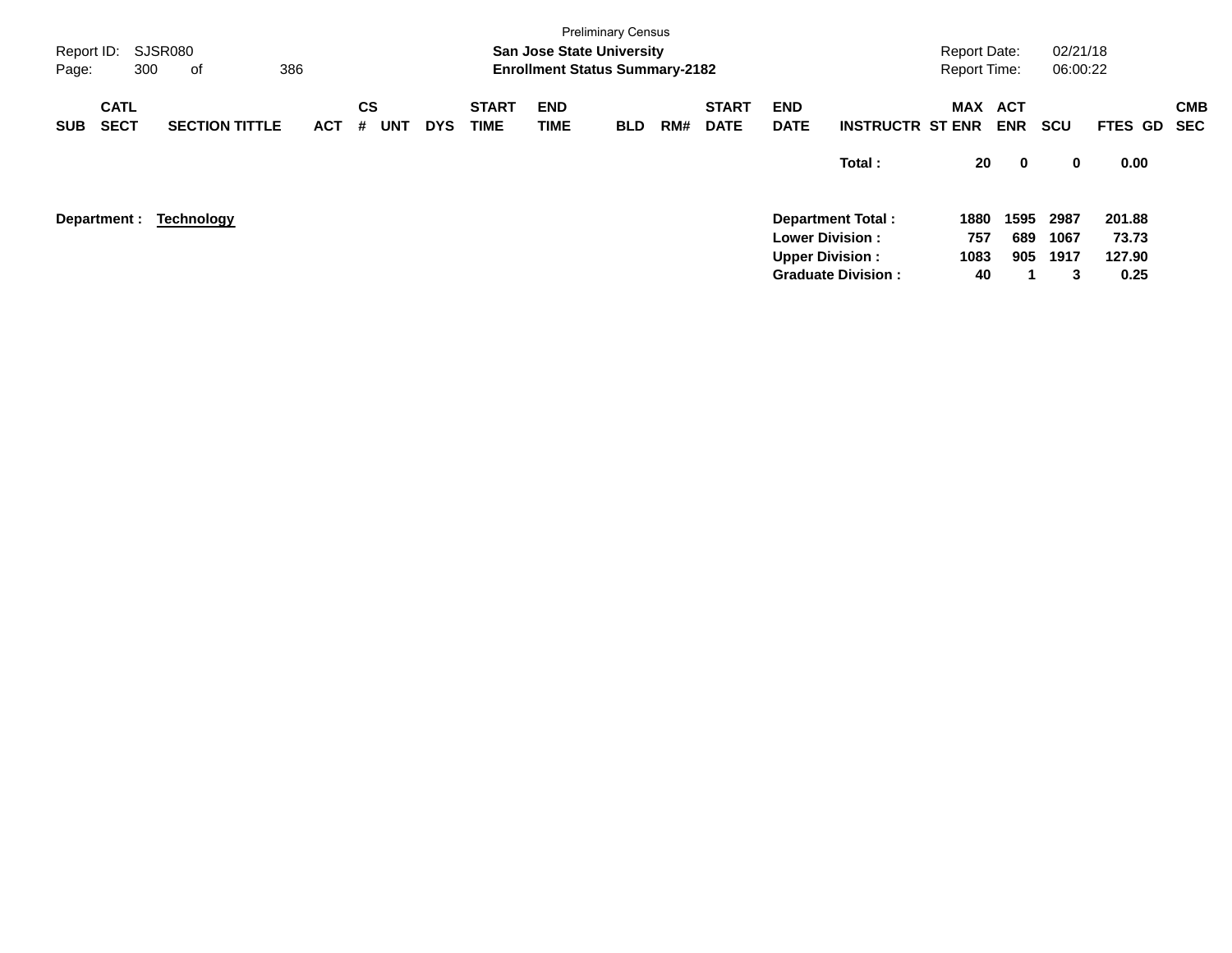Preliminary Census

**San Jose State University**
**Enrollment Status Summary-2182**

Report ID: SJSR080

Report Date: 02/21/18
Report Time: 06:00:22

| SUB | CATL SECT | SECTION TITTLE | ACT | CS # | UNT | DYS | START TIME | END TIME | BLD | RM# | START DATE | END DATE | INSTRUCTR | MAX ST ENR | ACT ENR | SCU | FTES | GD | CMB SEC |
|---|---|---|---|---|---|---|---|---|---|---|---|---|---|---|---|---|---|---|---|
| | | | | | | | | | | | | | **Total :** | **20** | **0** | **0** | **0.00** | | |

**Department : Technology**

| | MAX ST ENR | ACT ENR | SCU | FTES |
|---|---|---|---|---|
| **Department Total :** | **1880** | **1595** | **2987** | **201.88** |
| **Lower Division :** | **757** | **689** | **1067** | **73.73** |
| **Upper Division :** | **1083** | **905** | **1917** | **127.90** |
| **Graduate Division :** | **40** | **1** | **3** | **0.25** |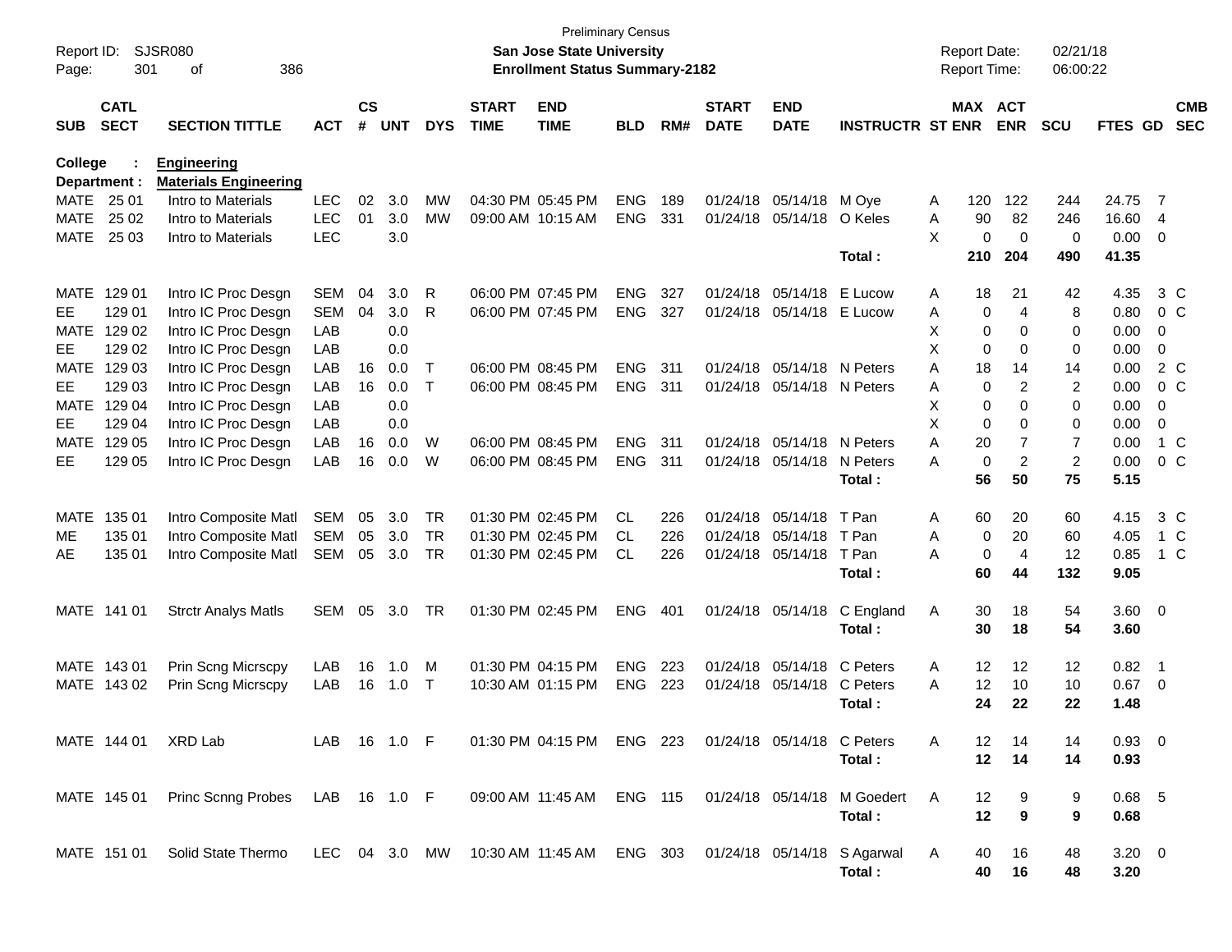Preliminary Census
**San Jose State University**
**Enrollment Status Summary-2182**

Report ID: SJSR080
Report Date: 02/21/18
Report Time: 06:00:22

**College : Engineering**
**Department : Materials Engineering**

| SUB | CATL SECT | SECTION TITTLE | ACT | CS # | UNT | DYS | START TIME | END TIME | BLD | RM# | START DATE | END DATE | INSTRUCTR | ST | MAX ENR | ACT ENR | SCU | FTES | GD | CMB SEC |
|---|---|---|---|---|---|---|---|---|---|---|---|---|---|---|---|---|---|---|---|---|
| MATE | 25 01 | Intro to Materials | LEC | 02 | 3.0 | MW | 04:30 PM | 05:45 PM | ENG | 189 | 01/24/18 | 05/14/18 | M Oye | A | 120 | 122 | 244 | 24.75 | 7 | |
| MATE | 25 02 | Intro to Materials | LEC | 01 | 3.0 | MW | 09:00 AM | 10:15 AM | ENG | 331 | 01/24/18 | 05/14/18 | O Keles | A | 90 | 82 | 246 | 16.60 | 4 | |
| MATE | 25 03 | Intro to Materials | LEC | | 3.0 | | | | | | | | | X | 0 | 0 | 0 | 0.00 | 0 | |
| | | | | | | | | | | | | | **Total :** | | **210** | **204** | **490** | **41.35** | | |
| MATE | 129 01 | Intro IC Proc Desgn | SEM | 04 | 3.0 | R | 06:00 PM | 07:45 PM | ENG | 327 | 01/24/18 | 05/14/18 | E Lucow | A | 18 | 21 | 42 | 4.35 | 3 | C |
| EE | 129 01 | Intro IC Proc Desgn | SEM | 04 | 3.0 | R | 06:00 PM | 07:45 PM | ENG | 327 | 01/24/18 | 05/14/18 | E Lucow | A | 0 | 4 | 8 | 0.80 | 0 | C |
| MATE | 129 02 | Intro IC Proc Desgn | LAB | | 0.0 | | | | | | | | | X | 0 | 0 | 0 | 0.00 | 0 | |
| EE | 129 02 | Intro IC Proc Desgn | LAB | | 0.0 | | | | | | | | | X | 0 | 0 | 0 | 0.00 | 0 | |
| MATE | 129 03 | Intro IC Proc Desgn | LAB | 16 | 0.0 | T | 06:00 PM | 08:45 PM | ENG | 311 | 01/24/18 | 05/14/18 | N Peters | A | 18 | 14 | 14 | 0.00 | 2 | C |
| EE | 129 03 | Intro IC Proc Desgn | LAB | 16 | 0.0 | T | 06:00 PM | 08:45 PM | ENG | 311 | 01/24/18 | 05/14/18 | N Peters | A | 0 | 2 | 2 | 0.00 | 0 | C |
| MATE | 129 04 | Intro IC Proc Desgn | LAB | | 0.0 | | | | | | | | | X | 0 | 0 | 0 | 0.00 | 0 | |
| EE | 129 04 | Intro IC Proc Desgn | LAB | | 0.0 | | | | | | | | | X | 0 | 0 | 0 | 0.00 | 0 | |
| MATE | 129 05 | Intro IC Proc Desgn | LAB | 16 | 0.0 | W | 06:00 PM | 08:45 PM | ENG | 311 | 01/24/18 | 05/14/18 | N Peters | A | 20 | 7 | 7 | 0.00 | 1 | C |
| EE | 129 05 | Intro IC Proc Desgn | LAB | 16 | 0.0 | W | 06:00 PM | 08:45 PM | ENG | 311 | 01/24/18 | 05/14/18 | N Peters | A | 0 | 2 | 2 | 0.00 | 0 | C |
| | | | | | | | | | | | | | **Total :** | | **56** | **50** | **75** | **5.15** | | |
| MATE | 135 01 | Intro Composite Matl | SEM | 05 | 3.0 | TR | 01:30 PM | 02:45 PM | CL | 226 | 01/24/18 | 05/14/18 | T Pan | A | 60 | 20 | 60 | 4.15 | 3 | C |
| ME | 135 01 | Intro Composite Matl | SEM | 05 | 3.0 | TR | 01:30 PM | 02:45 PM | CL | 226 | 01/24/18 | 05/14/18 | T Pan | A | 0 | 20 | 60 | 4.05 | 1 | C |
| AE | 135 01 | Intro Composite Matl | SEM | 05 | 3.0 | TR | 01:30 PM | 02:45 PM | CL | 226 | 01/24/18 | 05/14/18 | T Pan | A | 0 | 4 | 12 | 0.85 | 1 | C |
| | | | | | | | | | | | | | **Total :** | | **60** | **44** | **132** | **9.05** | | |
| MATE | 141 01 | Strctr Analys Matls | SEM | 05 | 3.0 | TR | 01:30 PM | 02:45 PM | ENG | 401 | 01/24/18 | 05/14/18 | C England | A | 30 | 18 | 54 | 3.60 | 0 | |
| | | | | | | | | | | | | | **Total :** | | **30** | **18** | **54** | **3.60** | | |
| MATE | 143 01 | Prin Scng Micrscpy | LAB | 16 | 1.0 | M | 01:30 PM | 04:15 PM | ENG | 223 | 01/24/18 | 05/14/18 | C Peters | A | 12 | 12 | 12 | 0.82 | 1 | |
| MATE | 143 02 | Prin Scng Micrscpy | LAB | 16 | 1.0 | T | 10:30 AM | 01:15 PM | ENG | 223 | 01/24/18 | 05/14/18 | C Peters | A | 12 | 10 | 10 | 0.67 | 0 | |
| | | | | | | | | | | | | | **Total :** | | **24** | **22** | **22** | **1.48** | | |
| MATE | 144 01 | XRD Lab | LAB | 16 | 1.0 | F | 01:30 PM | 04:15 PM | ENG | 223 | 01/24/18 | 05/14/18 | C Peters | A | 12 | 14 | 14 | 0.93 | 0 | |
| | | | | | | | | | | | | | **Total :** | | **12** | **14** | **14** | **0.93** | | |
| MATE | 145 01 | Princ Scnng Probes | LAB | 16 | 1.0 | F | 09:00 AM | 11:45 AM | ENG | 115 | 01/24/18 | 05/14/18 | M Goedert | A | 12 | 9 | 9 | 0.68 | 5 | |
| | | | | | | | | | | | | | **Total :** | | **12** | **9** | **9** | **0.68** | | |
| MATE | 151 01 | Solid State Thermo | LEC | 04 | 3.0 | MW | 10:30 AM | 11:45 AM | ENG | 303 | 01/24/18 | 05/14/18 | S Agarwal | A | 40 | 16 | 48 | 3.20 | 0 | |
| | | | | | | | | | | | | | **Total :** | | **40** | **16** | **48** | **3.20** | | |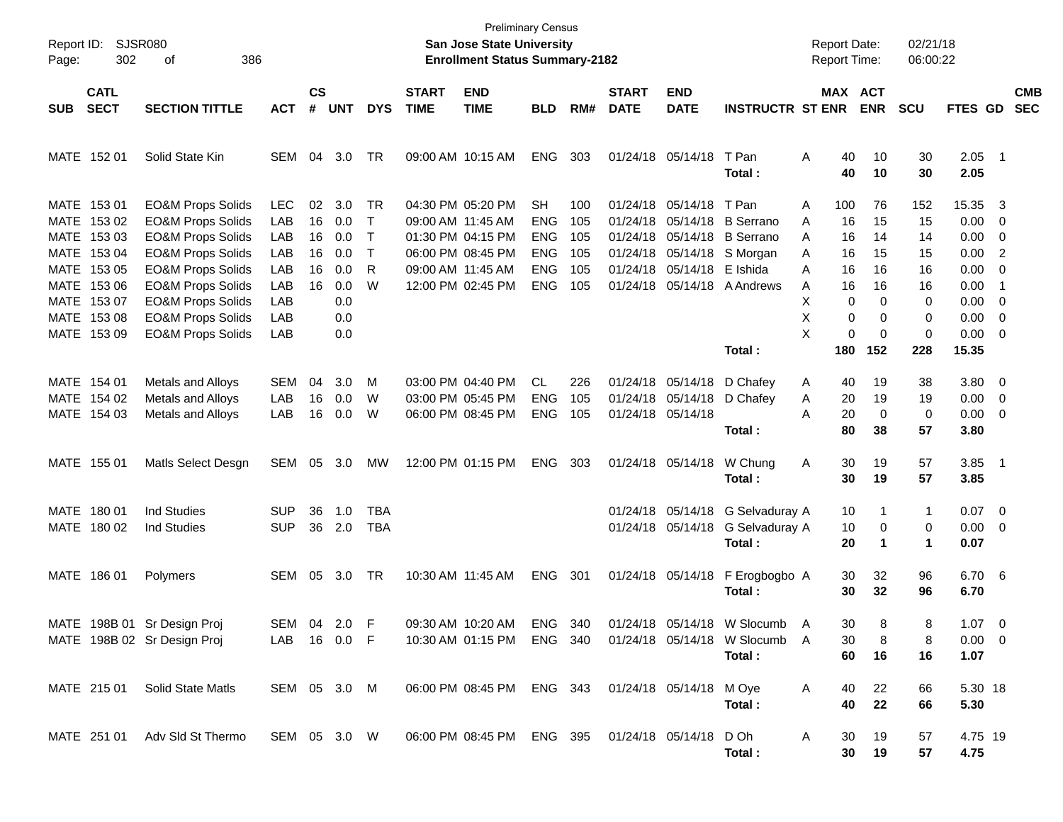Preliminary Census
**San Jose State University**
**Enrollment Status Summary-2182**

Report ID: SJSR080
Report Date: 02/21/18
Report Time: 06:00:22

| SUB | CATL SECT | SECTION TITTLE | ACT | CS # | UNT | DYS | START TIME | END TIME | BLD | RM# | START DATE | END DATE | INSTRUCTR | ST | MAX ENR | ACT ENR | SCU | FTES | GD | CMB SEC |
|---|---|---|---|---|---|---|---|---|---|---|---|---|---|---|---|---|---|---|---|---|
| MATE | 152 01 | Solid State Kin | SEM | 04 | 3.0 | TR | 09:00 AM | 10:15 AM | ENG | 303 | 01/24/18 | 05/14/18 | T Pan | A | 40 | 10 | 30 | 2.05 | 1 | |
| | | | | | | | | | | | | | **Total :** | | **40** | **10** | **30** | **2.05** | | |
| MATE | 153 01 | EO&M Props Solids | LEC | 02 | 3.0 | TR | 04:30 PM | 05:20 PM | SH | 100 | 01/24/18 | 05/14/18 | T Pan | A | 100 | 76 | 152 | 15.35 | 3 | |
| MATE | 153 02 | EO&M Props Solids | LAB | 16 | 0.0 | T | 09:00 AM | 11:45 AM | ENG | 105 | 01/24/18 | 05/14/18 | B Serrano | A | 16 | 15 | 15 | 0.00 | 0 | |
| MATE | 153 03 | EO&M Props Solids | LAB | 16 | 0.0 | T | 01:30 PM | 04:15 PM | ENG | 105 | 01/24/18 | 05/14/18 | B Serrano | A | 16 | 14 | 14 | 0.00 | 0 | |
| MATE | 153 04 | EO&M Props Solids | LAB | 16 | 0.0 | T | 06:00 PM | 08:45 PM | ENG | 105 | 01/24/18 | 05/14/18 | S Morgan | A | 16 | 15 | 15 | 0.00 | 2 | |
| MATE | 153 05 | EO&M Props Solids | LAB | 16 | 0.0 | R | 09:00 AM | 11:45 AM | ENG | 105 | 01/24/18 | 05/14/18 | E Ishida | A | 16 | 16 | 16 | 0.00 | 0 | |
| MATE | 153 06 | EO&M Props Solids | LAB | 16 | 0.0 | W | 12:00 PM | 02:45 PM | ENG | 105 | 01/24/18 | 05/14/18 | A Andrews | A | 16 | 16 | 16 | 0.00 | 1 | |
| MATE | 153 07 | EO&M Props Solids | LAB | | 0.0 | | | | | | | | | X | 0 | 0 | 0 | 0.00 | 0 | |
| MATE | 153 08 | EO&M Props Solids | LAB | | 0.0 | | | | | | | | | X | 0 | 0 | 0 | 0.00 | 0 | |
| MATE | 153 09 | EO&M Props Solids | LAB | | 0.0 | | | | | | | | | X | 0 | 0 | 0 | 0.00 | 0 | |
| | | | | | | | | | | | | | **Total :** | | **180** | **152** | **228** | **15.35** | | |
| MATE | 154 01 | Metals and Alloys | SEM | 04 | 3.0 | M | 03:00 PM | 04:40 PM | CL | 226 | 01/24/18 | 05/14/18 | D Chafey | A | 40 | 19 | 38 | 3.80 | 0 | |
| MATE | 154 02 | Metals and Alloys | LAB | 16 | 0.0 | W | 03:00 PM | 05:45 PM | ENG | 105 | 01/24/18 | 05/14/18 | D Chafey | A | 20 | 19 | 19 | 0.00 | 0 | |
| MATE | 154 03 | Metals and Alloys | LAB | 16 | 0.0 | W | 06:00 PM | 08:45 PM | ENG | 105 | 01/24/18 | 05/14/18 | | A | 20 | 0 | 0 | 0.00 | 0 | |
| | | | | | | | | | | | | | **Total :** | | **80** | **38** | **57** | **3.80** | | |
| MATE | 155 01 | Matls Select Desgn | SEM | 05 | 3.0 | MW | 12:00 PM | 01:15 PM | ENG | 303 | 01/24/18 | 05/14/18 | W Chung | A | 30 | 19 | 57 | 3.85 | 1 | |
| | | | | | | | | | | | | | **Total :** | | **30** | **19** | **57** | **3.85** | | |
| MATE | 180 01 | Ind Studies | SUP | 36 | 1.0 | TBA | | | | | 01/24/18 | 05/14/18 | G Selvaduray | A | 10 | 1 | 1 | 0.07 | 0 | |
| MATE | 180 02 | Ind Studies | SUP | 36 | 2.0 | TBA | | | | | 01/24/18 | 05/14/18 | G Selvaduray | A | 10 | 0 | 0 | 0.00 | 0 | |
| | | | | | | | | | | | | | **Total :** | | **20** | **1** | **1** | **0.07** | | |
| MATE | 186 01 | Polymers | SEM | 05 | 3.0 | TR | 10:30 AM | 11:45 AM | ENG | 301 | 01/24/18 | 05/14/18 | F Erogbogbo | A | 30 | 32 | 96 | 6.70 | 6 | |
| | | | | | | | | | | | | | **Total :** | | **30** | **32** | **96** | **6.70** | | |
| MATE | 198B 01 | Sr Design Proj | SEM | 04 | 2.0 | F | 09:30 AM | 10:20 AM | ENG | 340 | 01/24/18 | 05/14/18 | W Slocumb | A | 30 | 8 | 8 | 1.07 | 0 | |
| MATE | 198B 02 | Sr Design Proj | LAB | 16 | 0.0 | F | 10:30 AM | 01:15 PM | ENG | 340 | 01/24/18 | 05/14/18 | W Slocumb | A | 30 | 8 | 8 | 0.00 | 0 | |
| | | | | | | | | | | | | | **Total :** | | **60** | **16** | **16** | **1.07** | | |
| MATE | 215 01 | Solid State Matls | SEM | 05 | 3.0 | M | 06:00 PM | 08:45 PM | ENG | 343 | 01/24/18 | 05/14/18 | M Oye | A | 40 | 22 | 66 | 5.30 | 18 | |
| | | | | | | | | | | | | | **Total :** | | **40** | **22** | **66** | **5.30** | | |
| MATE | 251 01 | Adv Sld St Thermo | SEM | 05 | 3.0 | W | 06:00 PM | 08:45 PM | ENG | 395 | 01/24/18 | 05/14/18 | D Oh | A | 30 | 19 | 57 | 4.75 | 19 | |
| | | | | | | | | | | | | | **Total :** | | **30** | **19** | **57** | **4.75** | | |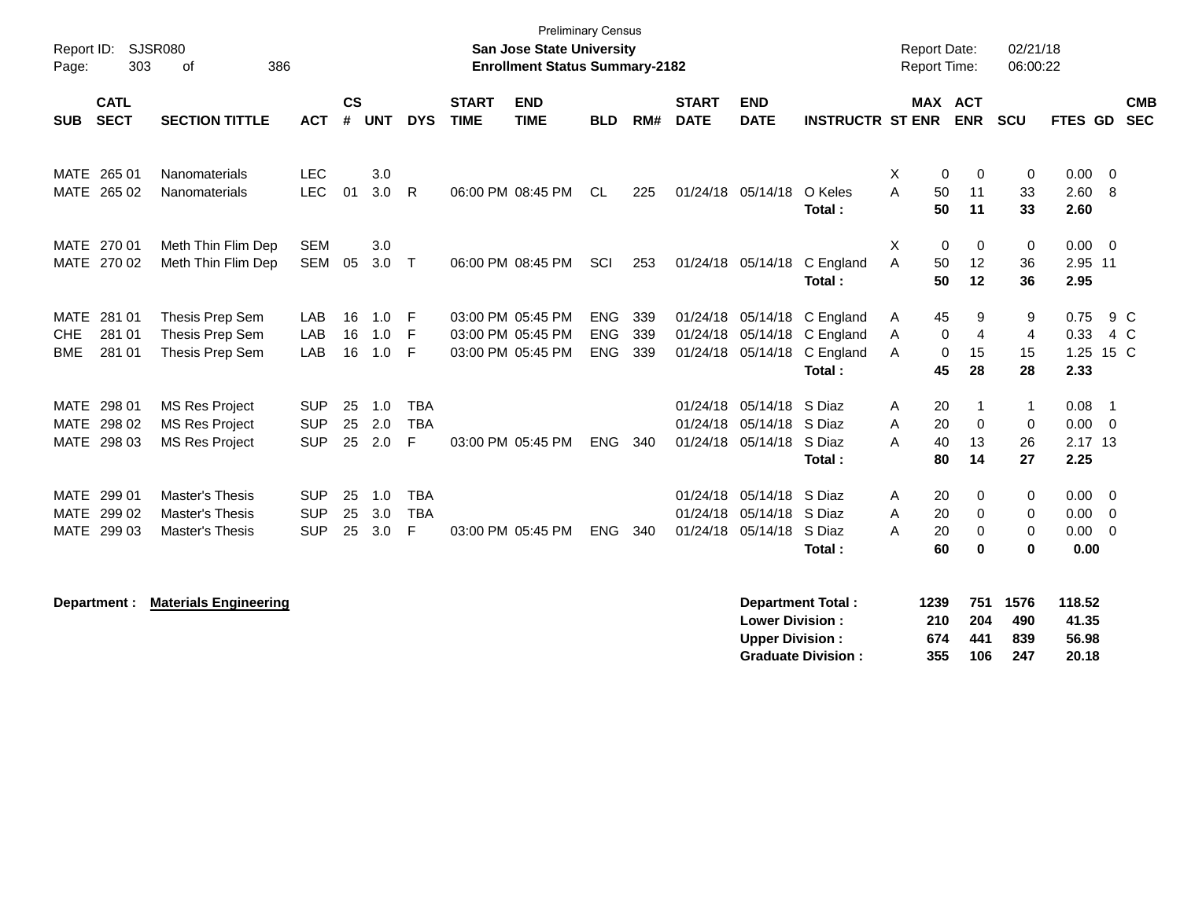Preliminary Census

**San Jose State University**
**Enrollment Status Summary-2182**

Report ID: SJSR080
Page: 303 of 386

Report Date: 02/21/18
Report Time: 06:00:22

| SUB | CATL SECT | SECTION TITTLE | ACT | CS # | UNT | DYS | START TIME | END TIME | BLD | RM# | START DATE | END DATE | INSTRUCTR | ST | MAX ENR | ACT ENR | SCU | FTES | GD | CMB SEC |
|---|---|---|---|---|---|---|---|---|---|---|---|---|---|---|---|---|---|---|---|---|
| MATE | 265 01 | Nanomaterials | LEC | | 3.0 | | | | | | | | | X | 0 | 0 | 0 | 0.00 | 0 | |
| MATE | 265 02 | Nanomaterials | LEC | 01 | 3.0 | R | 06:00 PM | 08:45 PM | CL | 225 | 01/24/18 | 05/14/18 | O Keles | A | 50 | 11 | 33 | 2.60 | 8 | |
| | | | | | | | | | | | | | **Total :** | | **50** | **11** | **33** | **2.60** | | |
| MATE | 270 01 | Meth Thin Flim Dep | SEM | | 3.0 | | | | | | | | | X | 0 | 0 | 0 | 0.00 | 0 | |
| MATE | 270 02 | Meth Thin Flim Dep | SEM | 05 | 3.0 | T | 06:00 PM | 08:45 PM | SCI | 253 | 01/24/18 | 05/14/18 | C England | A | 50 | 12 | 36 | 2.95 | 11 | |
| | | | | | | | | | | | | | **Total :** | | **50** | **12** | **36** | **2.95** | | |
| MATE | 281 01 | Thesis Prep Sem | LAB | 16 | 1.0 | F | 03:00 PM | 05:45 PM | ENG | 339 | 01/24/18 | 05/14/18 | C England | A | 45 | 9 | 9 | 0.75 | 9 | C |
| CHE | 281 01 | Thesis Prep Sem | LAB | 16 | 1.0 | F | 03:00 PM | 05:45 PM | ENG | 339 | 01/24/18 | 05/14/18 | C England | A | 0 | 4 | 4 | 0.33 | 4 | C |
| BME | 281 01 | Thesis Prep Sem | LAB | 16 | 1.0 | F | 03:00 PM | 05:45 PM | ENG | 339 | 01/24/18 | 05/14/18 | C England | A | 0 | 15 | 15 | 1.25 | 15 | C |
| | | | | | | | | | | | | | **Total :** | | **45** | **28** | **28** | **2.33** | | |
| MATE | 298 01 | MS Res Project | SUP | 25 | 1.0 | TBA | | | | | 01/24/18 | 05/14/18 | S Diaz | A | 20 | 1 | 1 | 0.08 | 1 | |
| MATE | 298 02 | MS Res Project | SUP | 25 | 2.0 | TBA | | | | | 01/24/18 | 05/14/18 | S Diaz | A | 20 | 0 | 0 | 0.00 | 0 | |
| MATE | 298 03 | MS Res Project | SUP | 25 | 2.0 | F | 03:00 PM | 05:45 PM | ENG | 340 | 01/24/18 | 05/14/18 | S Diaz | A | 40 | 13 | 26 | 2.17 | 13 | |
| | | | | | | | | | | | | | **Total :** | | **80** | **14** | **27** | **2.25** | | |
| MATE | 299 01 | Master's Thesis | SUP | 25 | 1.0 | TBA | | | | | 01/24/18 | 05/14/18 | S Diaz | A | 20 | 0 | 0 | 0.00 | 0 | |
| MATE | 299 02 | Master's Thesis | SUP | 25 | 3.0 | TBA | | | | | 01/24/18 | 05/14/18 | S Diaz | A | 20 | 0 | 0 | 0.00 | 0 | |
| MATE | 299 03 | Master's Thesis | SUP | 25 | 3.0 | F | 03:00 PM | 05:45 PM | ENG | 340 | 01/24/18 | 05/14/18 | S Diaz | A | 20 | 0 | 0 | 0.00 | 0 | |
| | | | | | | | | | | | | | **Total :** | | **60** | **0** | **0** | **0.00** | | |

**Department :** **Materials Engineering**

| | MAX ENR | ACT ENR | SCU | FTES |
|---|---|---|---|---|
| **Department Total :** | **1239** | **751** | **1576** | **118.52** |
| **Lower Division :** | **210** | **204** | **490** | **41.35** |
| **Upper Division :** | **674** | **441** | **839** | **56.98** |
| **Graduate Division :** | **355** | **106** | **247** | **20.18** |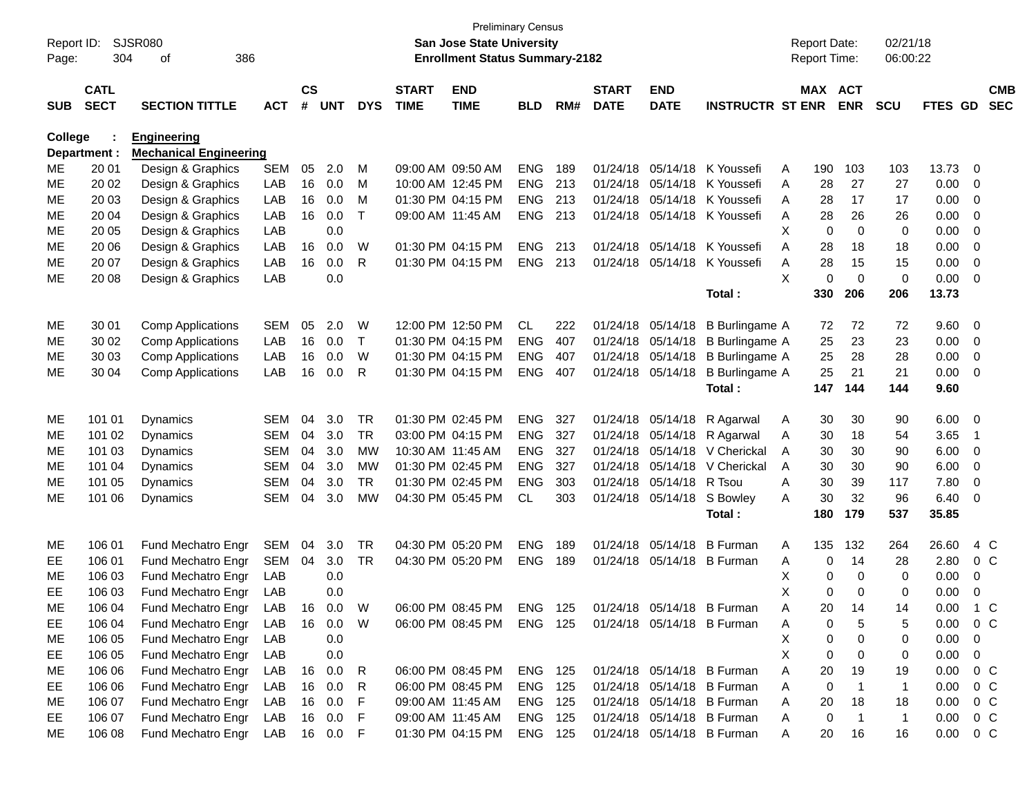Preliminary Census

**San Jose State University**

**Enrollment Status Summary-2182**

Report ID: SJSR080
Report Date: 02/21/18
Report Time: 06:00:22

| SUB | CATL SECT | SECTION TITTLE | ACT | CS # | UNT | DYS | START TIME | END TIME | BLD | RM# | START DATE | END DATE | INSTRUCTR | ST | MAX ENR | ACT ENR | SCU | FTES | GD | CMB SEC |
|---|---|---|---|---|---|---|---|---|---|---|---|---|---|---|---|---|---|---|---|---|
| **College :** | | **Engineering** | | | | | | | | | | | | | | | | | | |
| **Department :** | | **Mechanical Engineering** | | | | | | | | | | | | | | | | | | |
| ME | 20 01 | Design & Graphics | SEM | 05 | 2.0 | M | 09:00 AM | 09:50 AM | ENG | 189 | 01/24/18 | 05/14/18 | K Youssefi | A | 190 | 103 | 103 | 13.73 | 0 | |
| ME | 20 02 | Design & Graphics | LAB | 16 | 0.0 | M | 10:00 AM | 12:45 PM | ENG | 213 | 01/24/18 | 05/14/18 | K Youssefi | A | 28 | 27 | 27 | 0.00 | 0 | |
| ME | 20 03 | Design & Graphics | LAB | 16 | 0.0 | M | 01:30 PM | 04:15 PM | ENG | 213 | 01/24/18 | 05/14/18 | K Youssefi | A | 28 | 17 | 17 | 0.00 | 0 | |
| ME | 20 04 | Design & Graphics | LAB | 16 | 0.0 | T | 09:00 AM | 11:45 AM | ENG | 213 | 01/24/18 | 05/14/18 | K Youssefi | A | 28 | 26 | 26 | 0.00 | 0 | |
| ME | 20 05 | Design & Graphics | LAB | | 0.0 | | | | | | | | | X | 0 | 0 | 0 | 0.00 | 0 | |
| ME | 20 06 | Design & Graphics | LAB | 16 | 0.0 | W | 01:30 PM | 04:15 PM | ENG | 213 | 01/24/18 | 05/14/18 | K Youssefi | A | 28 | 18 | 18 | 0.00 | 0 | |
| ME | 20 07 | Design & Graphics | LAB | 16 | 0.0 | R | 01:30 PM | 04:15 PM | ENG | 213 | 01/24/18 | 05/14/18 | K Youssefi | A | 28 | 15 | 15 | 0.00 | 0 | |
| ME | 20 08 | Design & Graphics | LAB | | 0.0 | | | | | | | | | X | 0 | 0 | 0 | 0.00 | 0 | |
| | | | | | | | | | | | | | **Total :** | | **330** | **206** | **206** | **13.73** | | |
| ME | 30 01 | Comp Applications | SEM | 05 | 2.0 | W | 12:00 PM | 12:50 PM | CL | 222 | 01/24/18 | 05/14/18 | B Burlingame | A | 72 | 72 | 72 | 9.60 | 0 | |
| ME | 30 02 | Comp Applications | LAB | 16 | 0.0 | T | 01:30 PM | 04:15 PM | ENG | 407 | 01/24/18 | 05/14/18 | B Burlingame | A | 25 | 23 | 23 | 0.00 | 0 | |
| ME | 30 03 | Comp Applications | LAB | 16 | 0.0 | W | 01:30 PM | 04:15 PM | ENG | 407 | 01/24/18 | 05/14/18 | B Burlingame | A | 25 | 28 | 28 | 0.00 | 0 | |
| ME | 30 04 | Comp Applications | LAB | 16 | 0.0 | R | 01:30 PM | 04:15 PM | ENG | 407 | 01/24/18 | 05/14/18 | B Burlingame | A | 25 | 21 | 21 | 0.00 | 0 | |
| | | | | | | | | | | | | | **Total :** | | **147** | **144** | **144** | **9.60** | | |
| ME | 101 01 | Dynamics | SEM | 04 | 3.0 | TR | 01:30 PM | 02:45 PM | ENG | 327 | 01/24/18 | 05/14/18 | R Agarwal | A | 30 | 30 | 90 | 6.00 | 0 | |
| ME | 101 02 | Dynamics | SEM | 04 | 3.0 | TR | 03:00 PM | 04:15 PM | ENG | 327 | 01/24/18 | 05/14/18 | R Agarwal | A | 30 | 18 | 54 | 3.65 | 1 | |
| ME | 101 03 | Dynamics | SEM | 04 | 3.0 | MW | 10:30 AM | 11:45 AM | ENG | 327 | 01/24/18 | 05/14/18 | V Cherickal | A | 30 | 30 | 90 | 6.00 | 0 | |
| ME | 101 04 | Dynamics | SEM | 04 | 3.0 | MW | 01:30 PM | 02:45 PM | ENG | 327 | 01/24/18 | 05/14/18 | V Cherickal | A | 30 | 30 | 90 | 6.00 | 0 | |
| ME | 101 05 | Dynamics | SEM | 04 | 3.0 | TR | 01:30 PM | 02:45 PM | ENG | 303 | 01/24/18 | 05/14/18 | R Tsou | A | 30 | 39 | 117 | 7.80 | 0 | |
| ME | 101 06 | Dynamics | SEM | 04 | 3.0 | MW | 04:30 PM | 05:45 PM | CL | 303 | 01/24/18 | 05/14/18 | S Bowley | A | 30 | 32 | 96 | 6.40 | 0 | |
| | | | | | | | | | | | | | **Total :** | | **180** | **179** | **537** | **35.85** | | |
| ME | 106 01 | Fund Mechatro Engr | SEM | 04 | 3.0 | TR | 04:30 PM | 05:20 PM | ENG | 189 | 01/24/18 | 05/14/18 | B Furman | A | 135 | 132 | 264 | 26.60 | 4 | C |
| EE | 106 01 | Fund Mechatro Engr | SEM | 04 | 3.0 | TR | 04:30 PM | 05:20 PM | ENG | 189 | 01/24/18 | 05/14/18 | B Furman | A | 0 | 14 | 28 | 2.80 | 0 | C |
| ME | 106 03 | Fund Mechatro Engr | LAB | | 0.0 | | | | | | | | | X | 0 | 0 | 0 | 0.00 | 0 | |
| EE | 106 03 | Fund Mechatro Engr | LAB | | 0.0 | | | | | | | | | X | 0 | 0 | 0 | 0.00 | 0 | |
| ME | 106 04 | Fund Mechatro Engr | LAB | 16 | 0.0 | W | 06:00 PM | 08:45 PM | ENG | 125 | 01/24/18 | 05/14/18 | B Furman | A | 20 | 14 | 14 | 0.00 | 1 | C |
| EE | 106 04 | Fund Mechatro Engr | LAB | 16 | 0.0 | W | 06:00 PM | 08:45 PM | ENG | 125 | 01/24/18 | 05/14/18 | B Furman | A | 0 | 5 | 5 | 0.00 | 0 | C |
| ME | 106 05 | Fund Mechatro Engr | LAB | | 0.0 | | | | | | | | | X | 0 | 0 | 0 | 0.00 | 0 | |
| EE | 106 05 | Fund Mechatro Engr | LAB | | 0.0 | | | | | | | | | X | 0 | 0 | 0 | 0.00 | 0 | |
| ME | 106 06 | Fund Mechatro Engr | LAB | 16 | 0.0 | R | 06:00 PM | 08:45 PM | ENG | 125 | 01/24/18 | 05/14/18 | B Furman | A | 20 | 19 | 19 | 0.00 | 0 | C |
| EE | 106 06 | Fund Mechatro Engr | LAB | 16 | 0.0 | R | 06:00 PM | 08:45 PM | ENG | 125 | 01/24/18 | 05/14/18 | B Furman | A | 0 | 1 | 1 | 0.00 | 0 | C |
| ME | 106 07 | Fund Mechatro Engr | LAB | 16 | 0.0 | F | 09:00 AM | 11:45 AM | ENG | 125 | 01/24/18 | 05/14/18 | B Furman | A | 20 | 18 | 18 | 0.00 | 0 | C |
| EE | 106 07 | Fund Mechatro Engr | LAB | 16 | 0.0 | F | 09:00 AM | 11:45 AM | ENG | 125 | 01/24/18 | 05/14/18 | B Furman | A | 0 | 1 | 1 | 0.00 | 0 | C |
| ME | 106 08 | Fund Mechatro Engr | LAB | 16 | 0.0 | F | 01:30 PM | 04:15 PM | ENG | 125 | 01/24/18 | 05/14/18 | B Furman | A | 20 | 16 | 16 | 0.00 | 0 | C |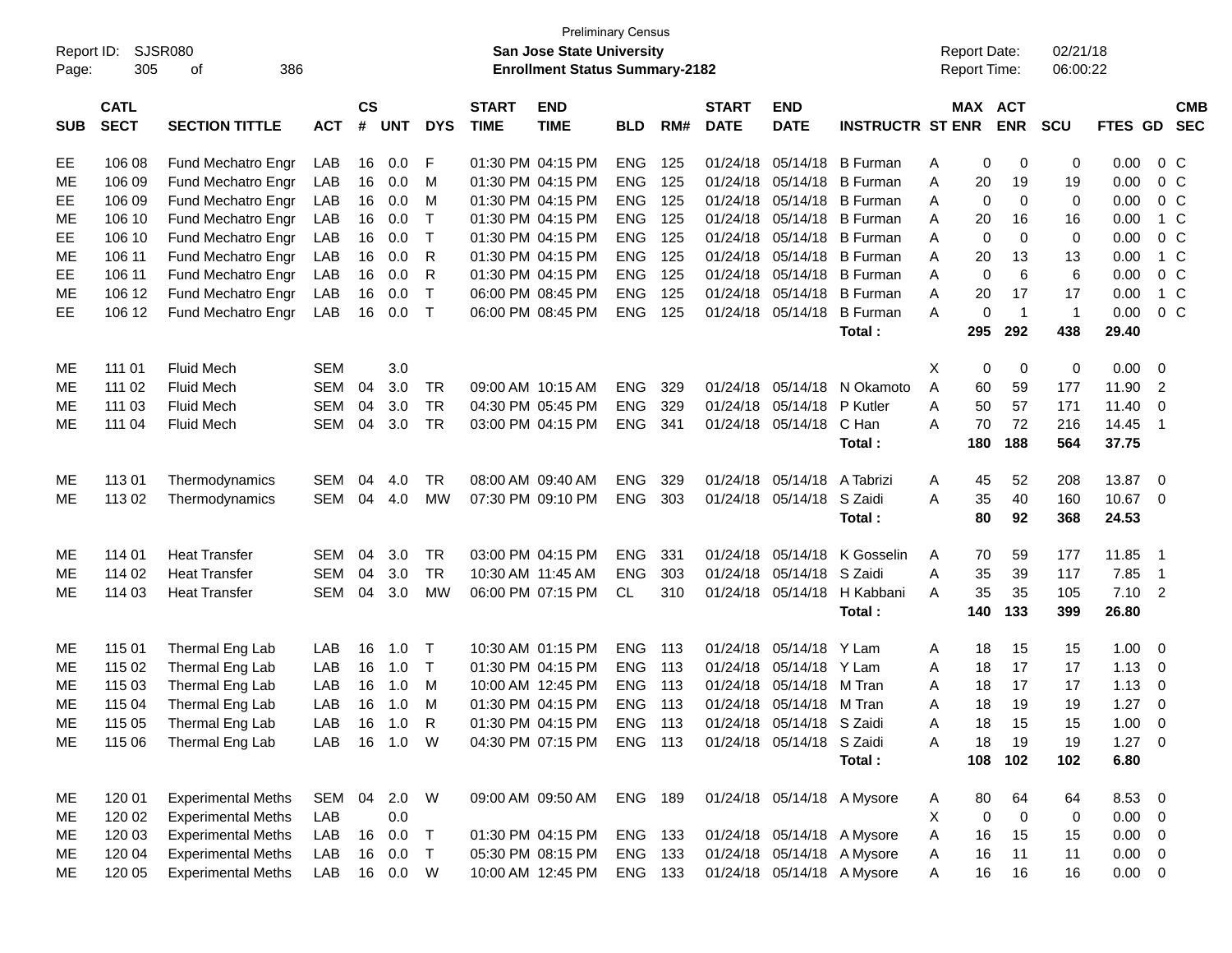Preliminary Census

Report ID: SJSR080
**San Jose State University**
**Enrollment Status Summary-2182**

Report Date: 02/21/18
Report Time: 06:00:22

| SUB | CATL SECT | SECTION TITTLE | ACT | CS # | UNT | DYS | START TIME | END TIME | BLD | RM# | START DATE | END DATE | INSTRUCTR | ST | MAX ENR | ACT ENR | SCU | FTES | GD | CMB SEC |
|---|---|---|---|---|---|---|---|---|---|---|---|---|---|---|---|---|---|---|---|---|
| EE | 106 08 | Fund Mechatro Engr | LAB | 16 | 0.0 | F | 01:30 PM | 04:15 PM | ENG | 125 | 01/24/18 | 05/14/18 | B Furman | A | 0 | 0 | 0 | 0.00 | 0 | C |
| ME | 106 09 | Fund Mechatro Engr | LAB | 16 | 0.0 | M | 01:30 PM | 04:15 PM | ENG | 125 | 01/24/18 | 05/14/18 | B Furman | A | 20 | 19 | 19 | 0.00 | 0 | C |
| EE | 106 09 | Fund Mechatro Engr | LAB | 16 | 0.0 | M | 01:30 PM | 04:15 PM | ENG | 125 | 01/24/18 | 05/14/18 | B Furman | A | 0 | 0 | 0 | 0.00 | 0 | C |
| ME | 106 10 | Fund Mechatro Engr | LAB | 16 | 0.0 | T | 01:30 PM | 04:15 PM | ENG | 125 | 01/24/18 | 05/14/18 | B Furman | A | 20 | 16 | 16 | 0.00 | 1 | C |
| EE | 106 10 | Fund Mechatro Engr | LAB | 16 | 0.0 | T | 01:30 PM | 04:15 PM | ENG | 125 | 01/24/18 | 05/14/18 | B Furman | A | 0 | 0 | 0 | 0.00 | 0 | C |
| ME | 106 11 | Fund Mechatro Engr | LAB | 16 | 0.0 | R | 01:30 PM | 04:15 PM | ENG | 125 | 01/24/18 | 05/14/18 | B Furman | A | 20 | 13 | 13 | 0.00 | 1 | C |
| EE | 106 11 | Fund Mechatro Engr | LAB | 16 | 0.0 | R | 01:30 PM | 04:15 PM | ENG | 125 | 01/24/18 | 05/14/18 | B Furman | A | 0 | 6 | 6 | 0.00 | 0 | C |
| ME | 106 12 | Fund Mechatro Engr | LAB | 16 | 0.0 | T | 06:00 PM | 08:45 PM | ENG | 125 | 01/24/18 | 05/14/18 | B Furman | A | 20 | 17 | 17 | 0.00 | 1 | C |
| EE | 106 12 | Fund Mechatro Engr | LAB | 16 | 0.0 | T | 06:00 PM | 08:45 PM | ENG | 125 | 01/24/18 | 05/14/18 | B Furman | A | 0 | 1 | 1 | 0.00 | 0 | C |
| | | | | | | | | | | | | | **Total :** | | **295** | **292** | **438** | **29.40** | | |
| ME | 111 01 | Fluid Mech | SEM | | 3.0 | | | | | | | | | X | 0 | 0 | 0 | 0.00 | 0 | |
| ME | 111 02 | Fluid Mech | SEM | 04 | 3.0 | TR | 09:00 AM | 10:15 AM | ENG | 329 | 01/24/18 | 05/14/18 | N Okamoto | A | 60 | 59 | 177 | 11.90 | 2 | |
| ME | 111 03 | Fluid Mech | SEM | 04 | 3.0 | TR | 04:30 PM | 05:45 PM | ENG | 329 | 01/24/18 | 05/14/18 | P Kutler | A | 50 | 57 | 171 | 11.40 | 0 | |
| ME | 111 04 | Fluid Mech | SEM | 04 | 3.0 | TR | 03:00 PM | 04:15 PM | ENG | 341 | 01/24/18 | 05/14/18 | C Han | A | 70 | 72 | 216 | 14.45 | 1 | |
| | | | | | | | | | | | | | **Total :** | | **180** | **188** | **564** | **37.75** | | |
| ME | 113 01 | Thermodynamics | SEM | 04 | 4.0 | TR | 08:00 AM | 09:40 AM | ENG | 329 | 01/24/18 | 05/14/18 | A Tabrizi | A | 45 | 52 | 208 | 13.87 | 0 | |
| ME | 113 02 | Thermodynamics | SEM | 04 | 4.0 | MW | 07:30 PM | 09:10 PM | ENG | 303 | 01/24/18 | 05/14/18 | S Zaidi | A | 35 | 40 | 160 | 10.67 | 0 | |
| | | | | | | | | | | | | | **Total :** | | **80** | **92** | **368** | **24.53** | | |
| ME | 114 01 | Heat Transfer | SEM | 04 | 3.0 | TR | 03:00 PM | 04:15 PM | ENG | 331 | 01/24/18 | 05/14/18 | K Gosselin | A | 70 | 59 | 177 | 11.85 | 1 | |
| ME | 114 02 | Heat Transfer | SEM | 04 | 3.0 | TR | 10:30 AM | 11:45 AM | ENG | 303 | 01/24/18 | 05/14/18 | S Zaidi | A | 35 | 39 | 117 | 7.85 | 1 | |
| ME | 114 03 | Heat Transfer | SEM | 04 | 3.0 | MW | 06:00 PM | 07:15 PM | CL | 310 | 01/24/18 | 05/14/18 | H Kabbani | A | 35 | 35 | 105 | 7.10 | 2 | |
| | | | | | | | | | | | | | **Total :** | | **140** | **133** | **399** | **26.80** | | |
| ME | 115 01 | Thermal Eng Lab | LAB | 16 | 1.0 | T | 10:30 AM | 01:15 PM | ENG | 113 | 01/24/18 | 05/14/18 | Y Lam | A | 18 | 15 | 15 | 1.00 | 0 | |
| ME | 115 02 | Thermal Eng Lab | LAB | 16 | 1.0 | T | 01:30 PM | 04:15 PM | ENG | 113 | 01/24/18 | 05/14/18 | Y Lam | A | 18 | 17 | 17 | 1.13 | 0 | |
| ME | 115 03 | Thermal Eng Lab | LAB | 16 | 1.0 | M | 10:00 AM | 12:45 PM | ENG | 113 | 01/24/18 | 05/14/18 | M Tran | A | 18 | 17 | 17 | 1.13 | 0 | |
| ME | 115 04 | Thermal Eng Lab | LAB | 16 | 1.0 | M | 01:30 PM | 04:15 PM | ENG | 113 | 01/24/18 | 05/14/18 | M Tran | A | 18 | 19 | 19 | 1.27 | 0 | |
| ME | 115 05 | Thermal Eng Lab | LAB | 16 | 1.0 | R | 01:30 PM | 04:15 PM | ENG | 113 | 01/24/18 | 05/14/18 | S Zaidi | A | 18 | 15 | 15 | 1.00 | 0 | |
| ME | 115 06 | Thermal Eng Lab | LAB | 16 | 1.0 | W | 04:30 PM | 07:15 PM | ENG | 113 | 01/24/18 | 05/14/18 | S Zaidi | A | 18 | 19 | 19 | 1.27 | 0 | |
| | | | | | | | | | | | | | **Total :** | | **108** | **102** | **102** | **6.80** | | |
| ME | 120 01 | Experimental Meths | SEM | 04 | 2.0 | W | 09:00 AM | 09:50 AM | ENG | 189 | 01/24/18 | 05/14/18 | A Mysore | A | 80 | 64 | 64 | 8.53 | 0 | |
| ME | 120 02 | Experimental Meths | LAB | | 0.0 | | | | | | | | | X | 0 | 0 | 0 | 0.00 | 0 | |
| ME | 120 03 | Experimental Meths | LAB | 16 | 0.0 | T | 01:30 PM | 04:15 PM | ENG | 133 | 01/24/18 | 05/14/18 | A Mysore | A | 16 | 15 | 15 | 0.00 | 0 | |
| ME | 120 04 | Experimental Meths | LAB | 16 | 0.0 | T | 05:30 PM | 08:15 PM | ENG | 133 | 01/24/18 | 05/14/18 | A Mysore | A | 16 | 11 | 11 | 0.00 | 0 | |
| ME | 120 05 | Experimental Meths | LAB | 16 | 0.0 | W | 10:00 AM | 12:45 PM | ENG | 133 | 01/24/18 | 05/14/18 | A Mysore | A | 16 | 16 | 16 | 0.00 | 0 | |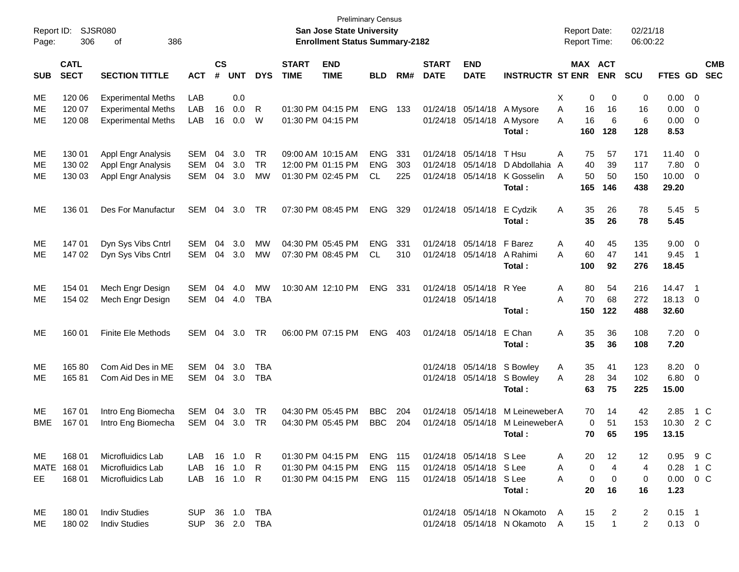Preliminary Census
**San Jose State University**
**Enrollment Status Summary-2182**

Report ID: SJSR080
Report Date: 02/21/18
Report Time: 06:00:22

| SUB | CATL SECT | SECTION TITTLE | ACT | CS # | UNT | DYS | START TIME | END TIME | BLD | RM# | START DATE | END DATE | INSTRUCTR | ST | MAX ENR | ACT ENR | SCU | FTES | GD | CMB SEC |
|---|---|---|---|---|---|---|---|---|---|---|---|---|---|---|---|---|---|---|---|---|
| ME | 120 06 | Experimental Meths | LAB | | 0.0 | | | | | | | | | X | 0 | 0 | 0 | 0.00 | 0 | |
| ME | 120 07 | Experimental Meths | LAB | 16 | 0.0 | R | 01:30 PM | 04:15 PM | ENG | 133 | 01/24/18 | 05/14/18 | A Mysore | A | 16 | 16 | 16 | 0.00 | 0 | |
| ME | 120 08 | Experimental Meths | LAB | 16 | 0.0 | W | 01:30 PM | 04:15 PM | | | 01/24/18 | 05/14/18 | A Mysore | A | 16 | 6 | 6 | 0.00 | 0 | |
| | | | | | | | | | | | | | **Total :** | | **160** | **128** | **128** | **8.53** | | |
| ME | 130 01 | Appl Engr Analysis | SEM | 04 | 3.0 | TR | 09:00 AM | 10:15 AM | ENG | 331 | 01/24/18 | 05/14/18 | T Hsu | A | 75 | 57 | 171 | 11.40 | 0 | |
| ME | 130 02 | Appl Engr Analysis | SEM | 04 | 3.0 | TR | 12:00 PM | 01:15 PM | ENG | 303 | 01/24/18 | 05/14/18 | D Abdollahia | A | 40 | 39 | 117 | 7.80 | 0 | |
| ME | 130 03 | Appl Engr Analysis | SEM | 04 | 3.0 | MW | 01:30 PM | 02:45 PM | CL | 225 | 01/24/18 | 05/14/18 | K Gosselin | A | 50 | 50 | 150 | 10.00 | 0 | |
| | | | | | | | | | | | | | **Total :** | | **165** | **146** | **438** | **29.20** | | |
| ME | 136 01 | Des For Manufactur | SEM | 04 | 3.0 | TR | 07:30 PM | 08:45 PM | ENG | 329 | 01/24/18 | 05/14/18 | E Cydzik | A | 35 | 26 | 78 | 5.45 | 5 | |
| | | | | | | | | | | | | | **Total :** | | **35** | **26** | **78** | **5.45** | | |
| ME | 147 01 | Dyn Sys Vibs Cntrl | SEM | 04 | 3.0 | MW | 04:30 PM | 05:45 PM | ENG | 331 | 01/24/18 | 05/14/18 | F Barez | A | 40 | 45 | 135 | 9.00 | 0 | |
| ME | 147 02 | Dyn Sys Vibs Cntrl | SEM | 04 | 3.0 | MW | 07:30 PM | 08:45 PM | CL | 310 | 01/24/18 | 05/14/18 | A Rahimi | A | 60 | 47 | 141 | 9.45 | 1 | |
| | | | | | | | | | | | | | **Total :** | | **100** | **92** | **276** | **18.45** | | |
| ME | 154 01 | Mech Engr Design | SEM | 04 | 4.0 | MW | 10:30 AM | 12:10 PM | ENG | 331 | 01/24/18 | 05/14/18 | R Yee | A | 80 | 54 | 216 | 14.47 | 1 | |
| ME | 154 02 | Mech Engr Design | SEM | 04 | 4.0 | TBA | | | | | 01/24/18 | 05/14/18 | | A | 70 | 68 | 272 | 18.13 | 0 | |
| | | | | | | | | | | | | | **Total :** | | **150** | **122** | **488** | **32.60** | | |
| ME | 160 01 | Finite Ele Methods | SEM | 04 | 3.0 | TR | 06:00 PM | 07:15 PM | ENG | 403 | 01/24/18 | 05/14/18 | E Chan | A | 35 | 36 | 108 | 7.20 | 0 | |
| | | | | | | | | | | | | | **Total :** | | **35** | **36** | **108** | **7.20** | | |
| ME | 165 80 | Com Aid Des in ME | SEM | 04 | 3.0 | TBA | | | | | 01/24/18 | 05/14/18 | S Bowley | A | 35 | 41 | 123 | 8.20 | 0 | |
| ME | 165 81 | Com Aid Des in ME | SEM | 04 | 3.0 | TBA | | | | | 01/24/18 | 05/14/18 | S Bowley | A | 28 | 34 | 102 | 6.80 | 0 | |
| | | | | | | | | | | | | | **Total :** | | **63** | **75** | **225** | **15.00** | | |
| ME | 167 01 | Intro Eng Biomecha | SEM | 04 | 3.0 | TR | 04:30 PM | 05:45 PM | BBC | 204 | 01/24/18 | 05/14/18 | M Leineweber | A | 70 | 14 | 42 | 2.85 | 1 | C |
| BME | 167 01 | Intro Eng Biomecha | SEM | 04 | 3.0 | TR | 04:30 PM | 05:45 PM | BBC | 204 | 01/24/18 | 05/14/18 | M Leineweber | A | 0 | 51 | 153 | 10.30 | 2 | C |
| | | | | | | | | | | | | | **Total :** | | **70** | **65** | **195** | **13.15** | | |
| ME | 168 01 | Microfluidics Lab | LAB | 16 | 1.0 | R | 01:30 PM | 04:15 PM | ENG | 115 | 01/24/18 | 05/14/18 | S Lee | A | 20 | 12 | 12 | 0.95 | 9 | C |
| MATE | 168 01 | Microfluidics Lab | LAB | 16 | 1.0 | R | 01:30 PM | 04:15 PM | ENG | 115 | 01/24/18 | 05/14/18 | S Lee | A | 0 | 4 | 4 | 0.28 | 1 | C |
| EE | 168 01 | Microfluidics Lab | LAB | 16 | 1.0 | R | 01:30 PM | 04:15 PM | ENG | 115 | 01/24/18 | 05/14/18 | S Lee | A | 0 | 0 | 0 | 0.00 | 0 | C |
| | | | | | | | | | | | | | **Total :** | | **20** | **16** | **16** | **1.23** | | |
| ME | 180 01 | Indiv Studies | SUP | 36 | 1.0 | TBA | | | | | 01/24/18 | 05/14/18 | N Okamoto | A | 15 | 2 | 2 | 0.15 | 1 | |
| ME | 180 02 | Indiv Studies | SUP | 36 | 2.0 | TBA | | | | | 01/24/18 | 05/14/18 | N Okamoto | A | 15 | 1 | 2 | 0.13 | 0 | |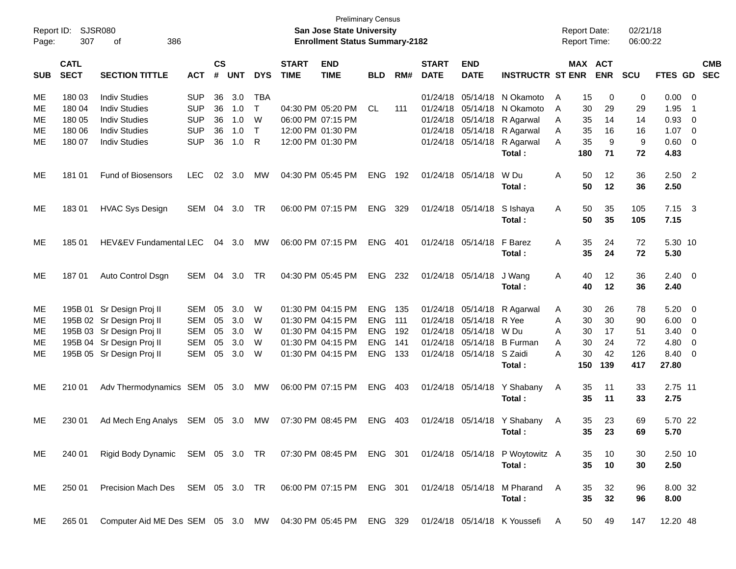Preliminary Census
**San Jose State University**
**Enrollment Status Summary-2182**

Report ID: SJSR080
Report Date: 02/21/18
Report Time: 06:00:22

| SUB | CATL SECT | SECTION TITTLE | ACT | CS # | UNT | DYS | START TIME | END TIME | BLD | RM# | START DATE | END DATE | INSTRUCTR | ST | MAX ENR | ACT ENR | SCU | FTES | GD | CMB SEC |
|---|---|---|---|---|---|---|---|---|---|---|---|---|---|---|---|---|---|---|---|---|
| ME | 180 03 | Indiv Studies | SUP | 36 | 3.0 | TBA | | | | | 01/24/18 | 05/14/18 | N Okamoto | A | 15 | 0 | 0 | 0.00 | 0 | |
| ME | 180 04 | Indiv Studies | SUP | 36 | 1.0 | T | 04:30 PM | 05:20 PM | CL | 111 | 01/24/18 | 05/14/18 | N Okamoto | A | 30 | 29 | 29 | 1.95 | 1 | |
| ME | 180 05 | Indiv Studies | SUP | 36 | 1.0 | W | 06:00 PM | 07:15 PM | | | 01/24/18 | 05/14/18 | R Agarwal | A | 35 | 14 | 14 | 0.93 | 0 | |
| ME | 180 06 | Indiv Studies | SUP | 36 | 1.0 | T | 12:00 PM | 01:30 PM | | | 01/24/18 | 05/14/18 | R Agarwal | A | 35 | 16 | 16 | 1.07 | 0 | |
| ME | 180 07 | Indiv Studies | SUP | 36 | 1.0 | R | 12:00 PM | 01:30 PM | | | 01/24/18 | 05/14/18 | R Agarwal | A | 35 | 9 | 9 | 0.60 | 0 | |
| | | | | | | | | | | | | | **Total :** | | **180** | **71** | **72** | **4.83** | | |
| ME | 181 01 | Fund of Biosensors | LEC | 02 | 3.0 | MW | 04:30 PM | 05:45 PM | ENG | 192 | 01/24/18 | 05/14/18 | W Du | A | 50 | 12 | 36 | 2.50 | 2 | |
| | | | | | | | | | | | | | **Total :** | | **50** | **12** | **36** | **2.50** | | |
| ME | 183 01 | HVAC Sys Design | SEM | 04 | 3.0 | TR | 06:00 PM | 07:15 PM | ENG | 329 | 01/24/18 | 05/14/18 | S Ishaya | A | 50 | 35 | 105 | 7.15 | 3 | |
| | | | | | | | | | | | | | **Total :** | | **50** | **35** | **105** | **7.15** | | |
| ME | 185 01 | HEV&EV Fundamental | LEC | 04 | 3.0 | MW | 06:00 PM | 07:15 PM | ENG | 401 | 01/24/18 | 05/14/18 | F Barez | A | 35 | 24 | 72 | 5.30 | 10 | |
| | | | | | | | | | | | | | **Total :** | | **35** | **24** | **72** | **5.30** | | |
| ME | 187 01 | Auto Control Dsgn | SEM | 04 | 3.0 | TR | 04:30 PM | 05:45 PM | ENG | 232 | 01/24/18 | 05/14/18 | J Wang | A | 40 | 12 | 36 | 2.40 | 0 | |
| | | | | | | | | | | | | | **Total :** | | **40** | **12** | **36** | **2.40** | | |
| ME | 195B 01 | Sr Design Proj II | SEM | 05 | 3.0 | W | 01:30 PM | 04:15 PM | ENG | 135 | 01/24/18 | 05/14/18 | R Agarwal | A | 30 | 26 | 78 | 5.20 | 0 | |
| ME | 195B 02 | Sr Design Proj II | SEM | 05 | 3.0 | W | 01:30 PM | 04:15 PM | ENG | 111 | 01/24/18 | 05/14/18 | R Yee | A | 30 | 30 | 90 | 6.00 | 0 | |
| ME | 195B 03 | Sr Design Proj II | SEM | 05 | 3.0 | W | 01:30 PM | 04:15 PM | ENG | 192 | 01/24/18 | 05/14/18 | W Du | A | 30 | 17 | 51 | 3.40 | 0 | |
| ME | 195B 04 | Sr Design Proj II | SEM | 05 | 3.0 | W | 01:30 PM | 04:15 PM | ENG | 141 | 01/24/18 | 05/14/18 | B Furman | A | 30 | 24 | 72 | 4.80 | 0 | |
| ME | 195B 05 | Sr Design Proj II | SEM | 05 | 3.0 | W | 01:30 PM | 04:15 PM | ENG | 133 | 01/24/18 | 05/14/18 | S Zaidi | A | 30 | 42 | 126 | 8.40 | 0 | |
| | | | | | | | | | | | | | **Total :** | | **150** | **139** | **417** | **27.80** | | |
| ME | 210 01 | Adv Thermodynamics | SEM | 05 | 3.0 | MW | 06:00 PM | 07:15 PM | ENG | 403 | 01/24/18 | 05/14/18 | Y Shabany | A | 35 | 11 | 33 | 2.75 | 11 | |
| | | | | | | | | | | | | | **Total :** | | **35** | **11** | **33** | **2.75** | | |
| ME | 230 01 | Ad Mech Eng Analys | SEM | 05 | 3.0 | MW | 07:30 PM | 08:45 PM | ENG | 403 | 01/24/18 | 05/14/18 | Y Shabany | A | 35 | 23 | 69 | 5.70 | 22 | |
| | | | | | | | | | | | | | **Total :** | | **35** | **23** | **69** | **5.70** | | |
| ME | 240 01 | Rigid Body Dynamic | SEM | 05 | 3.0 | TR | 07:30 PM | 08:45 PM | ENG | 301 | 01/24/18 | 05/14/18 | P Woytowitz | A | 35 | 10 | 30 | 2.50 | 10 | |
| | | | | | | | | | | | | | **Total :** | | **35** | **10** | **30** | **2.50** | | |
| ME | 250 01 | Precision Mach Des | SEM | 05 | 3.0 | TR | 06:00 PM | 07:15 PM | ENG | 301 | 01/24/18 | 05/14/18 | M Pharand | A | 35 | 32 | 96 | 8.00 | 32 | |
| | | | | | | | | | | | | | **Total :** | | **35** | **32** | **96** | **8.00** | | |
| ME | 265 01 | Computer Aid ME Des | SEM | 05 | 3.0 | MW | 04:30 PM | 05:45 PM | ENG | 329 | 01/24/18 | 05/14/18 | K Youssefi | A | 50 | 49 | 147 | 12.20 | 48 | |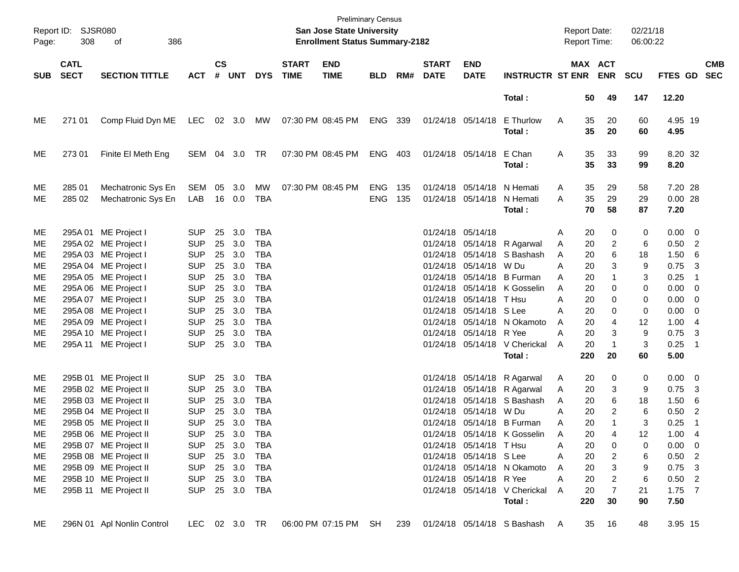| SUB | CATL SECT | SECTION TITTLE | ACT | CS # | UNT | DYS | START TIME | END TIME | BLD | RM# | START DATE | END DATE | INSTRUCTR | ST | MAX ENR | ACT ENR | SCU | FTES | GD | CMB SEC |
|---|---|---|---|---|---|---|---|---|---|---|---|---|---|---|---|---|---|---|---|---|
| | | | | | | | | | | | | | **Total :** | | **50** | **49** | **147** | **12.20** | | |
| ME | 271 01 | Comp Fluid Dyn ME | LEC | 02 | 3.0 | MW | 07:30 PM | 08:45 PM | ENG | 339 | 01/24/18 | 05/14/18 | E Thurlow | A | 35 | 20 | 60 | 4.95 | 19 | |
| | | | | | | | | | | | | | **Total :** | | **35** | **20** | **60** | **4.95** | | |
| ME | 273 01 | Finite El Meth Eng | SEM | 04 | 3.0 | TR | 07:30 PM | 08:45 PM | ENG | 403 | 01/24/18 | 05/14/18 | E Chan | A | 35 | 33 | 99 | 8.20 | 32 | |
| | | | | | | | | | | | | | **Total :** | | **35** | **33** | **99** | **8.20** | | |
| ME | 285 01 | Mechatronic Sys En | SEM | 05 | 3.0 | MW | 07:30 PM | 08:45 PM | ENG | 135 | 01/24/18 | 05/14/18 | N Hemati | A | 35 | 29 | 58 | 7.20 | 28 | |
| ME | 285 02 | Mechatronic Sys En | LAB | 16 | 0.0 | TBA | | | ENG | 135 | 01/24/18 | 05/14/18 | N Hemati | A | 35 | 29 | 29 | 0.00 | 28 | |
| | | | | | | | | | | | | | **Total :** | | **70** | **58** | **87** | **7.20** | | |
| ME | 295A 01 | ME Project I | SUP | 25 | 3.0 | TBA | | | | | 01/24/18 | 05/14/18 | | A | 20 | 0 | 0 | 0.00 | 0 | |
| ME | 295A 02 | ME Project I | SUP | 25 | 3.0 | TBA | | | | | 01/24/18 | 05/14/18 | R Agarwal | A | 20 | 2 | 6 | 0.50 | 2 | |
| ME | 295A 03 | ME Project I | SUP | 25 | 3.0 | TBA | | | | | 01/24/18 | 05/14/18 | S Bashash | A | 20 | 6 | 18 | 1.50 | 6 | |
| ME | 295A 04 | ME Project I | SUP | 25 | 3.0 | TBA | | | | | 01/24/18 | 05/14/18 | W Du | A | 20 | 3 | 9 | 0.75 | 3 | |
| ME | 295A 05 | ME Project I | SUP | 25 | 3.0 | TBA | | | | | 01/24/18 | 05/14/18 | B Furman | A | 20 | 1 | 3 | 0.25 | 1 | |
| ME | 295A 06 | ME Project I | SUP | 25 | 3.0 | TBA | | | | | 01/24/18 | 05/14/18 | K Gosselin | A | 20 | 0 | 0 | 0.00 | 0 | |
| ME | 295A 07 | ME Project I | SUP | 25 | 3.0 | TBA | | | | | 01/24/18 | 05/14/18 | T Hsu | A | 20 | 0 | 0 | 0.00 | 0 | |
| ME | 295A 08 | ME Project I | SUP | 25 | 3.0 | TBA | | | | | 01/24/18 | 05/14/18 | S Lee | A | 20 | 0 | 0 | 0.00 | 0 | |
| ME | 295A 09 | ME Project I | SUP | 25 | 3.0 | TBA | | | | | 01/24/18 | 05/14/18 | N Okamoto | A | 20 | 4 | 12 | 1.00 | 4 | |
| ME | 295A 10 | ME Project I | SUP | 25 | 3.0 | TBA | | | | | 01/24/18 | 05/14/18 | R Yee | A | 20 | 3 | 9 | 0.75 | 3 | |
| ME | 295A 11 | ME Project I | SUP | 25 | 3.0 | TBA | | | | | 01/24/18 | 05/14/18 | V Cherickal | A | 20 | 1 | 3 | 0.25 | 1 | |
| | | | | | | | | | | | | | **Total :** | | **220** | **20** | **60** | **5.00** | | |
| ME | 295B 01 | ME Project II | SUP | 25 | 3.0 | TBA | | | | | 01/24/18 | 05/14/18 | R Agarwal | A | 20 | 0 | 0 | 0.00 | 0 | |
| ME | 295B 02 | ME Project II | SUP | 25 | 3.0 | TBA | | | | | 01/24/18 | 05/14/18 | R Agarwal | A | 20 | 3 | 9 | 0.75 | 3 | |
| ME | 295B 03 | ME Project II | SUP | 25 | 3.0 | TBA | | | | | 01/24/18 | 05/14/18 | S Bashash | A | 20 | 6 | 18 | 1.50 | 6 | |
| ME | 295B 04 | ME Project II | SUP | 25 | 3.0 | TBA | | | | | 01/24/18 | 05/14/18 | W Du | A | 20 | 2 | 6 | 0.50 | 2 | |
| ME | 295B 05 | ME Project II | SUP | 25 | 3.0 | TBA | | | | | 01/24/18 | 05/14/18 | B Furman | A | 20 | 1 | 3 | 0.25 | 1 | |
| ME | 295B 06 | ME Project II | SUP | 25 | 3.0 | TBA | | | | | 01/24/18 | 05/14/18 | K Gosselin | A | 20 | 4 | 12 | 1.00 | 4 | |
| ME | 295B 07 | ME Project II | SUP | 25 | 3.0 | TBA | | | | | 01/24/18 | 05/14/18 | T Hsu | A | 20 | 0 | 0 | 0.00 | 0 | |
| ME | 295B 08 | ME Project II | SUP | 25 | 3.0 | TBA | | | | | 01/24/18 | 05/14/18 | S Lee | A | 20 | 2 | 6 | 0.50 | 2 | |
| ME | 295B 09 | ME Project II | SUP | 25 | 3.0 | TBA | | | | | 01/24/18 | 05/14/18 | N Okamoto | A | 20 | 3 | 9 | 0.75 | 3 | |
| ME | 295B 10 | ME Project II | SUP | 25 | 3.0 | TBA | | | | | 01/24/18 | 05/14/18 | R Yee | A | 20 | 2 | 6 | 0.50 | 2 | |
| ME | 295B 11 | ME Project II | SUP | 25 | 3.0 | TBA | | | | | 01/24/18 | 05/14/18 | V Cherickal | A | 20 | 7 | 21 | 1.75 | 7 | |
| | | | | | | | | | | | | | **Total :** | | **220** | **30** | **90** | **7.50** | | |
| ME | 296N 01 | Apl Nonlin Control | LEC | 02 | 3.0 | TR | 06:00 PM | 07:15 PM | SH | 239 | 01/24/18 | 05/14/18 | S Bashash | A | 35 | 16 | 48 | 3.95 | 15 | |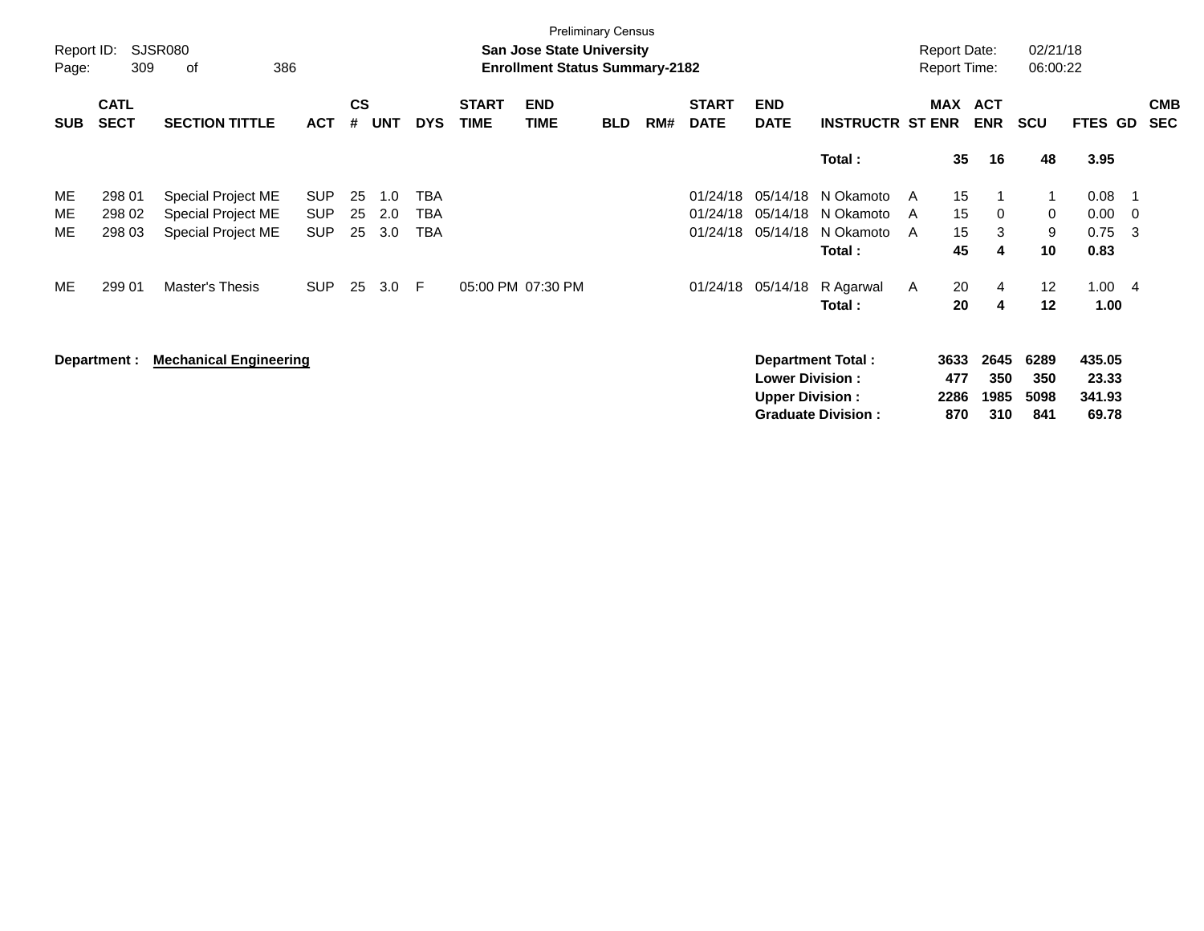Preliminary Census

**San Jose State University**

**Enrollment Status Summary-2182**

Report ID: SJSR080

Report Date: 02/21/18

Report Time: 06:00:22

| SUB | CATL SECT | SECTION TITTLE | ACT | CS # | UNT | DYS | START TIME | END TIME | BLD | RM# | START DATE | END DATE | INSTRUCTR | ST | MAX ENR | ACT ENR | SCU | FTES | GD | CMB SEC |
|---|---|---|---|---|---|---|---|---|---|---|---|---|---|---|---|---|---|---|---|---|
| | | | | | | | | | | | | | **Total :** | | **35** | **16** | **48** | **3.95** | | |
| ME | 298 01 | Special Project ME | SUP | 25 | 1.0 | TBA | | | | | 01/24/18 | 05/14/18 | N Okamoto | A | 15 | 1 | 1 | 0.08 | 1 | |
| ME | 298 02 | Special Project ME | SUP | 25 | 2.0 | TBA | | | | | 01/24/18 | 05/14/18 | N Okamoto | A | 15 | 0 | 0 | 0.00 | 0 | |
| ME | 298 03 | Special Project ME | SUP | 25 | 3.0 | TBA | | | | | 01/24/18 | 05/14/18 | N Okamoto | A | 15 | 3 | 9 | 0.75 | 3 | |
| | | | | | | | | | | | | | **Total :** | | **45** | **4** | **10** | **0.83** | | |
| ME | 299 01 | Master's Thesis | SUP | 25 | 3.0 | F | 05:00 PM | 07:30 PM | | | 01/24/18 | 05/14/18 | R Agarwal | A | 20 | 4 | 12 | 1.00 | 4 | |
| | | | | | | | | | | | | | **Total :** | | **20** | **4** | **12** | **1.00** | | |

**Department :** **Mechanical Engineering**

| | MAX ENR | ACT ENR | SCU | FTES |
|---|---|---|---|---|
| **Department Total :** | **3633** | **2645** | **6289** | **435.05** |
| **Lower Division :** | **477** | **350** | **350** | **23.33** |
| **Upper Division :** | **2286** | **1985** | **5098** | **341.93** |
| **Graduate Division :** | **870** | **310** | **841** | **69.78** |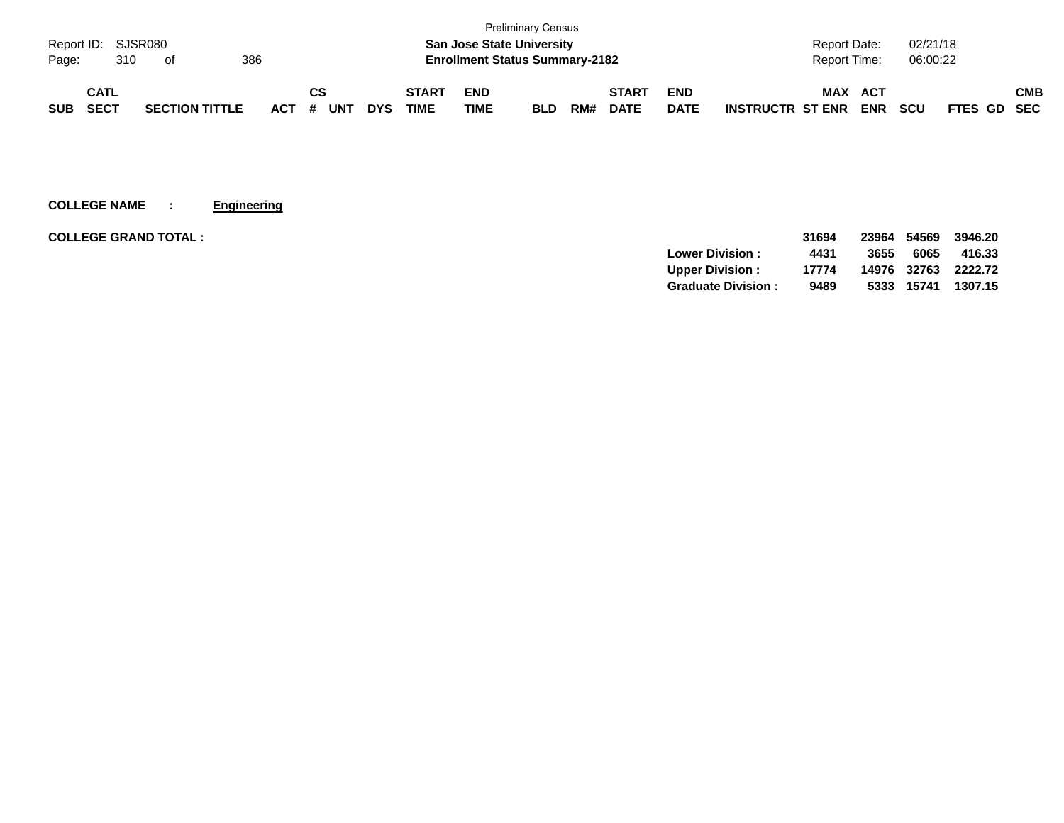Preliminary Census

**San Jose State University**

**Enrollment Status Summary-2182**

Report ID: SJSR080

Report Date: 02/21/18

Report Time: 06:00:22

| SUB | CATL SECT | SECTION TITTLE | ACT | CS # | UNT | DYS | START TIME | END TIME | BLD | RM# | START DATE | END DATE | INSTRUCTR | MAX ST ENR | ACT ENR | SCU | FTES | GD | CMB SEC |
|---|---|---|---|---|---|---|---|---|---|---|---|---|---|---|---|---|---|---|---|

**COLLEGE NAME : Engineering**

**COLLEGE GRAND TOTAL :**

| | MAX ST ENR | ACT ENR | SCU | FTES |
|---|---|---|---|---|
| **COLLEGE GRAND TOTAL :** | **31694** | **23964** | **54569** | **3946.20** |
| **Lower Division :** | **4431** | **3655** | **6065** | **416.33** |
| **Upper Division :** | **17774** | **14976** | **32763** | **2222.72** |
| **Graduate Division :** | **9489** | **5333** | **15741** | **1307.15** |